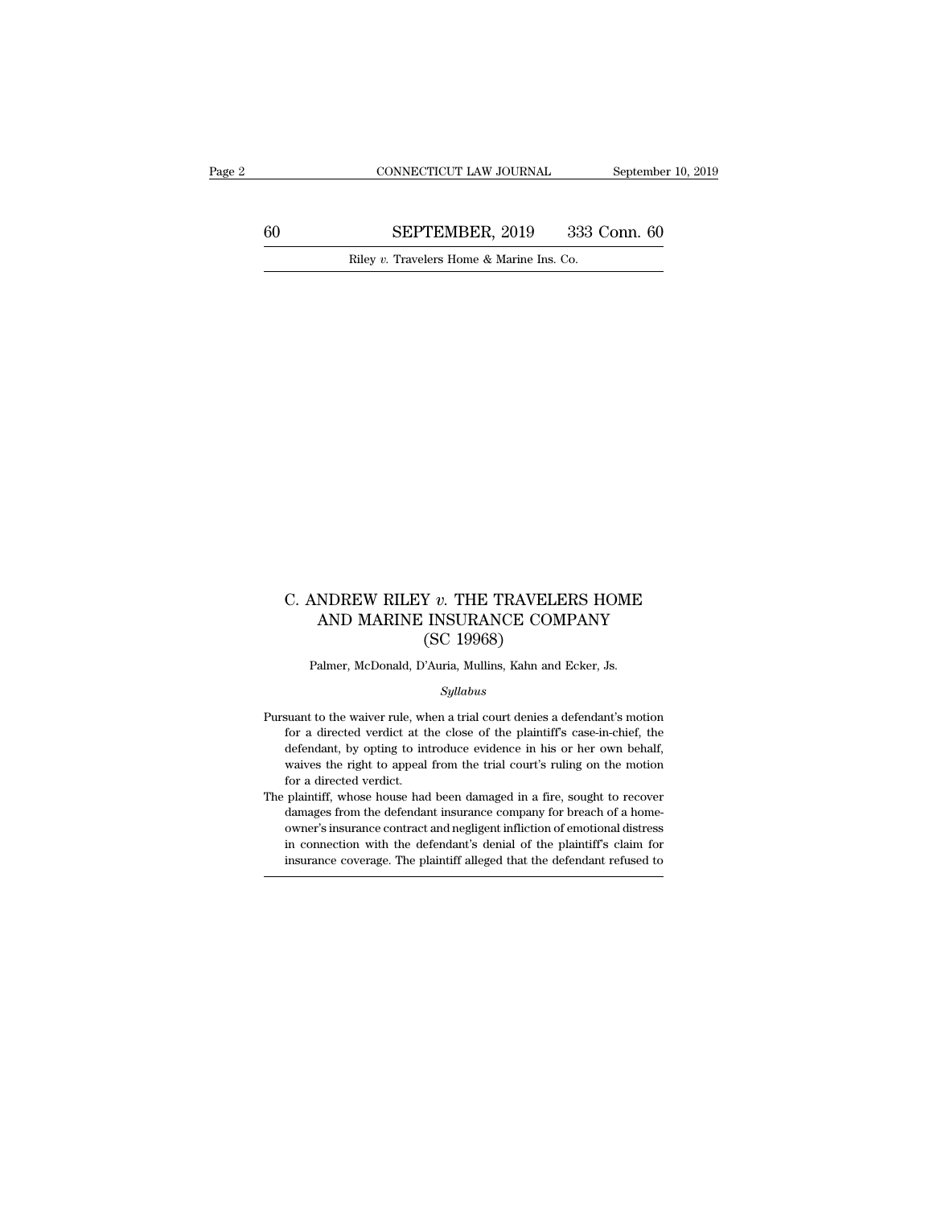# C. ANDREW RILEY *v.* THE TRAVELERS HOME AND MARINE INSURANCE COMPANY (SC 19968)

Palmer, McDonald, D'Auria, Mullins, Kahn and Ecker, Js.

*Syllabus*

Pursuant to the waiver rule, when a trial court denies a defendant's motion for a directed verdict at the close of the plaintiff's case-in-chief, the defendant, by opting to introduce evidence in his or her own behalf, waives the right to appeal from the trial court's ruling on the motion for a directed verdict.

The plaintiff, whose house had been damaged in a fire, sought to recover damages from the defendant insurance company for breach of a homeowner's insurance contract and negligent infliction of emotional distress in connection with the defendant's denial of the plaintiff's claim for insurance coverage. The plaintiff alleged that the defendant refused to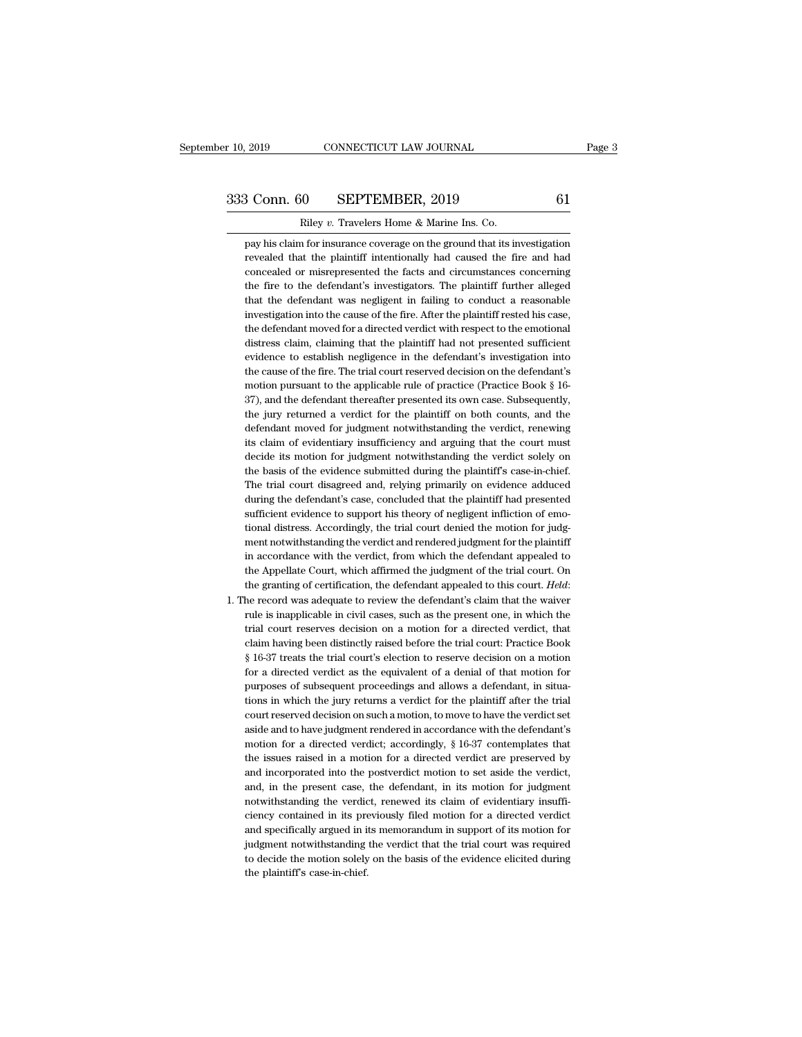pay his claim for insurance coverage on the ground that its investigation revealed that the plaintiff intentionally had caused the fire and had concealed or misrepresented the facts and circumstances concerning the fire to the defendant's investigators. The plaintiff further alleged that the defendant was negligent in failing to conduct a reasonable investigation into the cause of the fire. After the plaintiff rested his case, the defendant moved for a directed verdict with respect to the emotional distress claim, claiming that the plaintiff had not presented sufficient evidence to establish negligence in the defendant's investigation into the cause of the fire. The trial court reserved decision on the defendant's motion pursuant to the applicable rule of practice (Practice Book § 16-37), and the defendant thereafter presented its own case. Subsequently, the jury returned a verdict for the plaintiff on both counts, and the defendant moved for judgment notwithstanding the verdict, renewing its claim of evidentiary insufficiency and arguing that the court must decide its motion for judgment notwithstanding the verdict solely on the basis of the evidence submitted during the plaintiff's case-in-chief. The trial court disagreed and, relying primarily on evidence adduced during the defendant's case, concluded that the plaintiff had presented sufficient evidence to support his theory of negligent infliction of emotional distress. Accordingly, the trial court denied the motion for judgment notwithstanding the verdict and rendered judgment for the plaintiff in accordance with the verdict, from which the defendant appealed to the Appellate Court, which affirmed the judgment of the trial court. On the granting of certification, the defendant appealed to this court. *Held*:

1. The record was adequate to review the defendant's claim that the waiver rule is inapplicable in civil cases, such as the present one, in which the trial court reserves decision on a motion for a directed verdict, that claim having been distinctly raised before the trial court: Practice Book § 16-37 treats the trial court's election to reserve decision on a motion for a directed verdict as the equivalent of a denial of that motion for purposes of subsequent proceedings and allows a defendant, in situations in which the jury returns a verdict for the plaintiff after the trial court reserved decision on such a motion, to move to have the verdict set aside and to have judgment rendered in accordance with the defendant's motion for a directed verdict; accordingly, § 16-37 contemplates that the issues raised in a motion for a directed verdict are preserved by and incorporated into the postverdict motion to set aside the verdict, and, in the present case, the defendant, in its motion for judgment notwithstanding the verdict, renewed its claim of evidentiary insufficiency contained in its previously filed motion for a directed verdict and specifically argued in its memorandum in support of its motion for judgment notwithstanding the verdict that the trial court was required to decide the motion solely on the basis of the evidence elicited during the plaintiff's case-in-chief.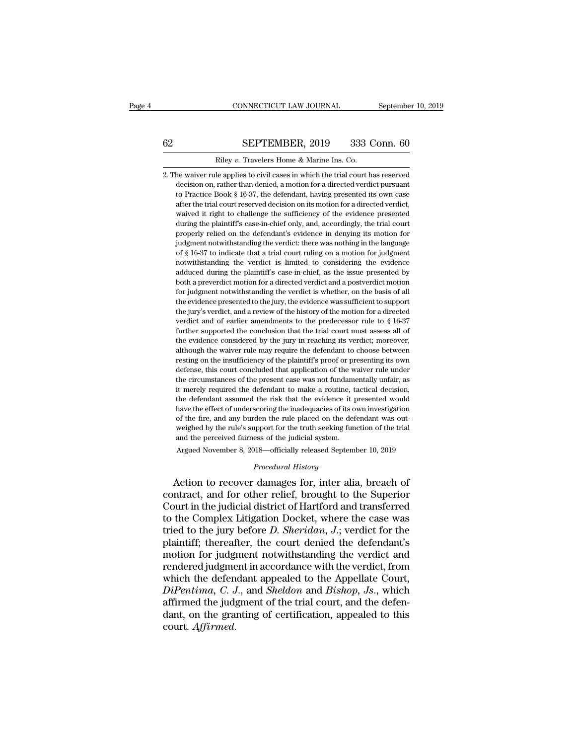2. The waiver rule applies to civil cases in which the trial court has reserved decision on, rather than denied, a motion for a directed verdict pursuant to Practice Book § 16-37, the defendant, having presented its own case after the trial court reserved decision on its motion for a directed verdict, waived it right to challenge the sufficiency of the evidence presented during the plaintiff's case-in-chief only, and, accordingly, the trial court properly relied on the defendant's evidence in denying its motion for judgment notwithstanding the verdict: there was nothing in the language of § 16-37 to indicate that a trial court ruling on a motion for judgment notwithstanding the verdict is limited to considering the evidence adduced during the plaintiff's case-in-chief, as the issue presented by both a preverdict motion for a directed verdict and a postverdict motion for judgment notwithstanding the verdict is whether, on the basis of all the evidence presented to the jury, the evidence was sufficient to support the jury's verdict, and a review of the history of the motion for a directed verdict and of earlier amendments to the predecessor rule to § 16-37 further supported the conclusion that the trial court must assess all of the evidence considered by the jury in reaching its verdict; moreover, although the waiver rule may require the defendant to choose between resting on the insufficiency of the plaintiff's proof or presenting its own defense, this court concluded that application of the waiver rule under the circumstances of the present case was not fundamentally unfair, as it merely required the defendant to make a routine, tactical decision, the defendant assumed the risk that the evidence it presented would have the effect of underscoring the inadequacies of its own investigation of the fire, and any burden the rule placed on the defendant was outweighed by the rule's support for the truth seeking function of the trial and the perceived fairness of the judicial system.

Argued November 8, 2018—officially released September 10, 2019

*Procedural History*

Action to recover damages for, inter alia, breach of contract, and for other relief, brought to the Superior Court in the judicial district of Hartford and transferred to the Complex Litigation Docket, where the case was tried to the jury before *D. Sheridan*, *J.*; verdict for the plaintiff; thereafter, the court denied the defendant's motion for judgment notwithstanding the verdict and rendered judgment in accordance with the verdict, from which the defendant appealed to the Appellate Court, *DiPentima*, *C. J.*, and *Sheldon* and *Bishop*, *Js.*, which affirmed the judgment of the trial court, and the defendant, on the granting of certification, appealed to this court. *Affirmed.*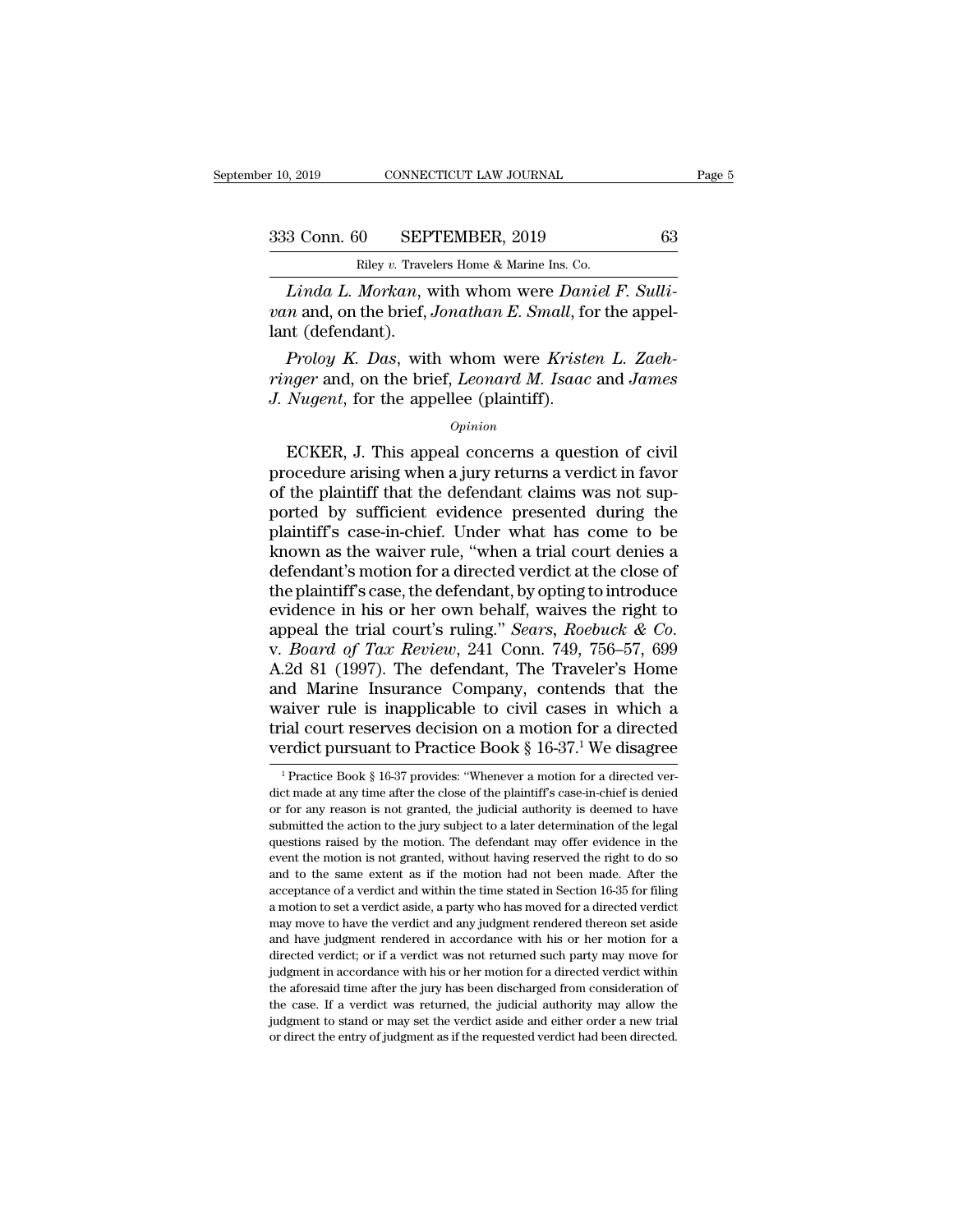*Linda L. Morkan*, with whom were *Daniel F. Sullivan* and, on the brief, *Jonathan E. Small*, for the appellant (defendant).

*Proloy K. Das*, with whom were *Kristen L. Zaehringer* and, on the brief, *Leonard M. Isaac* and *James J. Nugent*, for the appellee (plaintiff).

*Opinion*

ECKER, J. This appeal concerns a question of civil procedure arising when a jury returns a verdict in favor of the plaintiff that the defendant claims was not supported by sufficient evidence presented during the plaintiff's case-in-chief. Under what has come to be known as the waiver rule, "when a trial court denies a defendant's motion for a directed verdict at the close of the plaintiff's case, the defendant, by opting to introduce evidence in his or her own behalf, waives the right to appeal the trial court's ruling." *Sears, Roebuck & Co.* v. *Board of Tax Review*, 241 Conn. 749, 756–57, 699 A.2d 81 (1997). The defendant, The Traveler's Home and Marine Insurance Company, contends that the waiver rule is inapplicable to civil cases in which a trial court reserves decision on a motion for a directed verdict pursuant to Practice Book § 16-37.[1] We disagree

[1] Practice Book § 16-37 provides: "Whenever a motion for a directed verdict made at any time after the close of the plaintiff's case-in-chief is denied or for any reason is not granted, the judicial authority is deemed to have submitted the action to the jury subject to a later determination of the legal questions raised by the motion. The defendant may offer evidence in the event the motion is not granted, without having reserved the right to do so and to the same extent as if the motion had not been made. After the acceptance of a verdict and within the time stated in Section 16-35 for filing a motion to set a verdict aside, a party who has moved for a directed verdict may move to have the verdict and any judgment rendered thereon set aside and have judgment rendered in accordance with his or her motion for a directed verdict; or if a verdict was not returned such party may move for judgment in accordance with his or her motion for a directed verdict within the aforesaid time after the jury has been discharged from consideration of the case. If a verdict was returned, the judicial authority may allow the judgment to stand or may set the verdict aside and either order a new trial or direct the entry of judgment as if the requested verdict had been directed.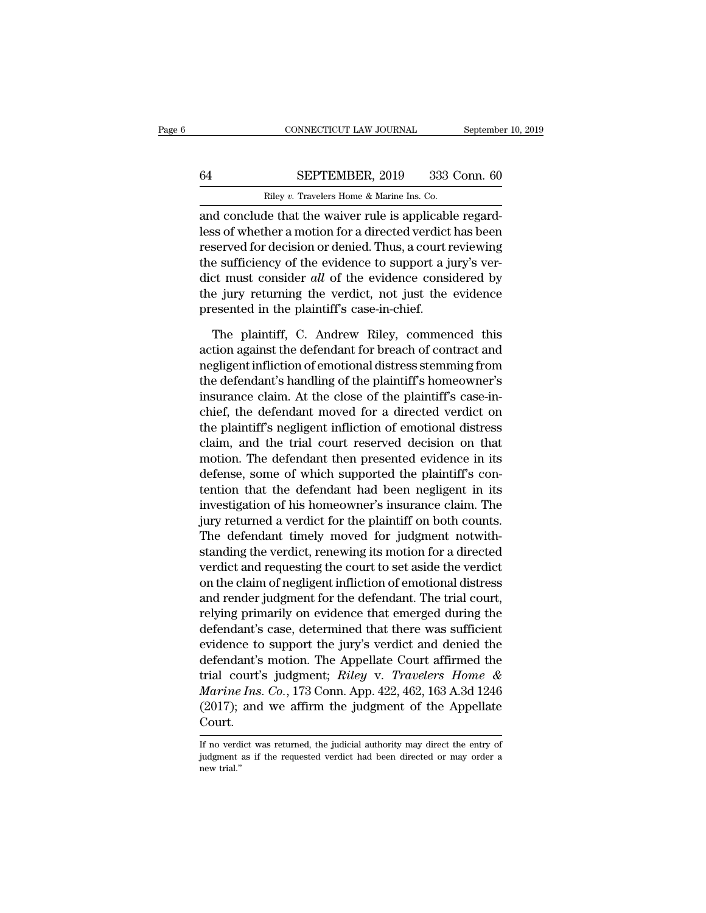and conclude that the waiver rule is applicable regardless of whether a motion for a directed verdict has been reserved for decision or denied. Thus, a court reviewing the sufficiency of the evidence to support a jury's verdict must consider *all* of the evidence considered by the jury returning the verdict, not just the evidence presented in the plaintiff's case-in-chief.

The plaintiff, C. Andrew Riley, commenced this action against the defendant for breach of contract and negligent infliction of emotional distress stemming from the defendant's handling of the plaintiff's homeowner's insurance claim. At the close of the plaintiff's case-in-chief, the defendant moved for a directed verdict on the plaintiff's negligent infliction of emotional distress claim, and the trial court reserved decision on that motion. The defendant then presented evidence in its defense, some of which supported the plaintiff's contention that the defendant had been negligent in its investigation of his homeowner's insurance claim. The jury returned a verdict for the plaintiff on both counts. The defendant timely moved for judgment notwithstanding the verdict, renewing its motion for a directed verdict and requesting the court to set aside the verdict on the claim of negligent infliction of emotional distress and render judgment for the defendant. The trial court, relying primarily on evidence that emerged during the defendant's case, determined that there was sufficient evidence to support the jury's verdict and denied the defendant's motion. The Appellate Court affirmed the trial court's judgment; *Riley* v. *Travelers Home & Marine Ins. Co.*, 173 Conn. App. 422, 462, 163 A.3d 1246 (2017); and we affirm the judgment of the Appellate Court.

If no verdict was returned, the judicial authority may direct the entry of judgment as if the requested verdict had been directed or may order a new trial."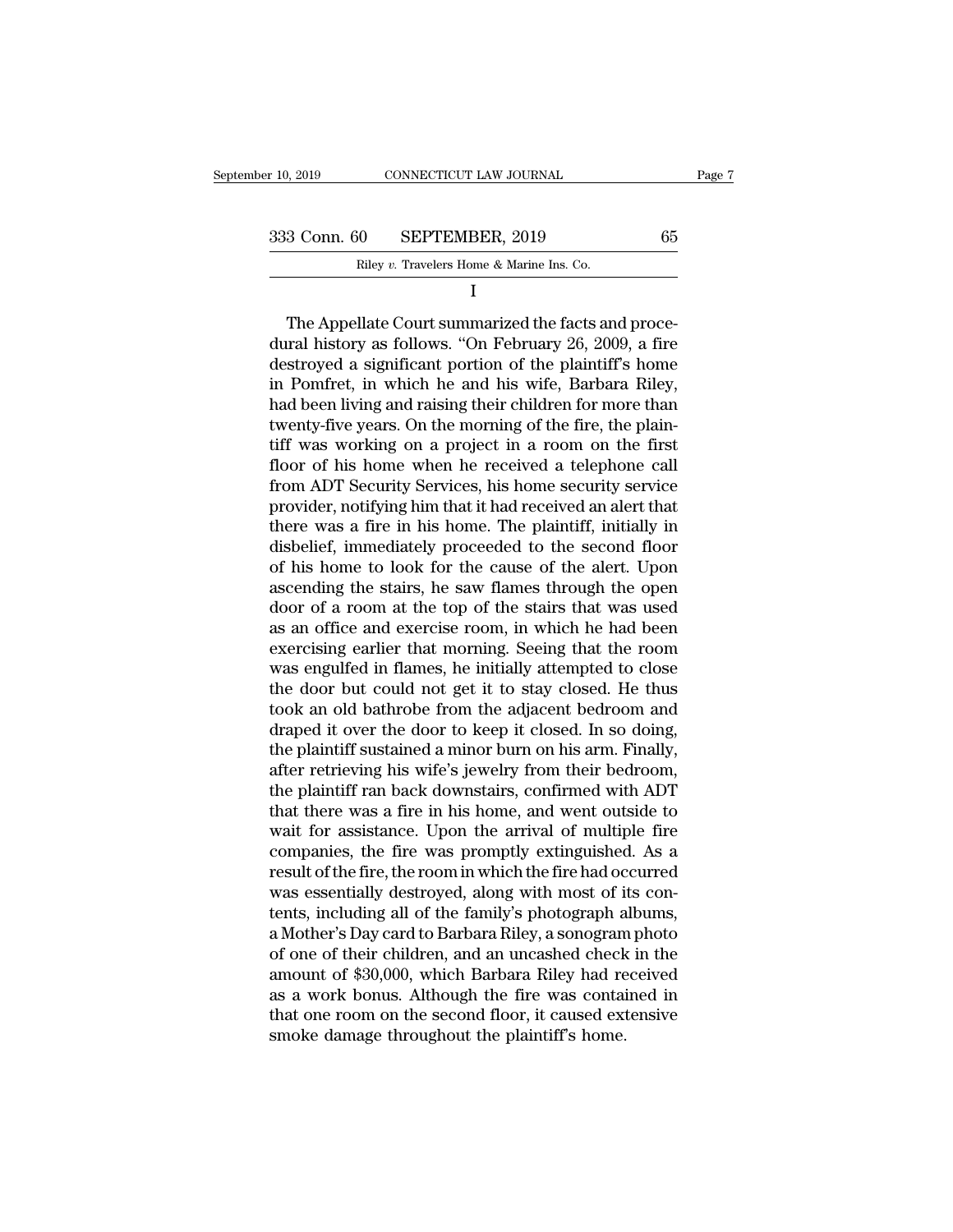I

The Appellate Court summarized the facts and procedural history as follows. "On February 26, 2009, a fire destroyed a significant portion of the plaintiff's home in Pomfret, in which he and his wife, Barbara Riley, had been living and raising their children for more than twenty-five years. On the morning of the fire, the plaintiff was working on a project in a room on the first floor of his home when he received a telephone call from ADT Security Services, his home security service provider, notifying him that it had received an alert that there was a fire in his home. The plaintiff, initially in disbelief, immediately proceeded to the second floor of his home to look for the cause of the alert. Upon ascending the stairs, he saw flames through the open door of a room at the top of the stairs that was used as an office and exercise room, in which he had been exercising earlier that morning. Seeing that the room was engulfed in flames, he initially attempted to close the door but could not get it to stay closed. He thus took an old bathrobe from the adjacent bedroom and draped it over the door to keep it closed. In so doing, the plaintiff sustained a minor burn on his arm. Finally, after retrieving his wife's jewelry from their bedroom, the plaintiff ran back downstairs, confirmed with ADT that there was a fire in his home, and went outside to wait for assistance. Upon the arrival of multiple fire companies, the fire was promptly extinguished. As a result of the fire, the room in which the fire had occurred was essentially destroyed, along with most of its contents, including all of the family's photograph albums, a Mother's Day card to Barbara Riley, a sonogram photo of one of their children, and an uncashed check in the amount of $30,000, which Barbara Riley had received as a work bonus. Although the fire was contained in that one room on the second floor, it caused extensive smoke damage throughout the plaintiff's home.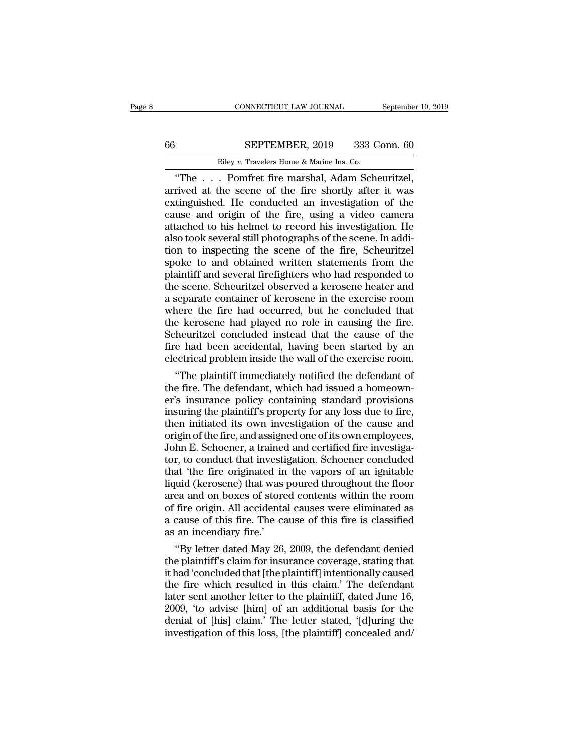"The . . . Pomfret fire marshal, Adam Scheuritzel, arrived at the scene of the fire shortly after it was extinguished. He conducted an investigation of the cause and origin of the fire, using a video camera attached to his helmet to record his investigation. He also took several still photographs of the scene. In addition to inspecting the scene of the fire, Scheuritzel spoke to and obtained written statements from the plaintiff and several firefighters who had responded to the scene. Scheuritzel observed a kerosene heater and a separate container of kerosene in the exercise room where the fire had occurred, but he concluded that the kerosene had played no role in causing the fire. Scheuritzel concluded instead that the cause of the fire had been accidental, having been started by an electrical problem inside the wall of the exercise room.

"The plaintiff immediately notified the defendant of the fire. The defendant, which had issued a homeowner's insurance policy containing standard provisions insuring the plaintiff's property for any loss due to fire, then initiated its own investigation of the cause and origin of the fire, and assigned one of its own employees, John E. Schoener, a trained and certified fire investigator, to conduct that investigation. Schoener concluded that 'the fire originated in the vapors of an ignitable liquid (kerosene) that was poured throughout the floor area and on boxes of stored contents within the room of fire origin. All accidental causes were eliminated as a cause of this fire. The cause of this fire is classified as an incendiary fire.'

"By letter dated May 26, 2009, the defendant denied the plaintiff's claim for insurance coverage, stating that it had 'concluded that [the plaintiff] intentionally caused the fire which resulted in this claim.' The defendant later sent another letter to the plaintiff, dated June 16, 2009, 'to advise [him] of an additional basis for the denial of [his] claim.' The letter stated, '[d]uring the investigation of this loss, [the plaintiff] concealed and/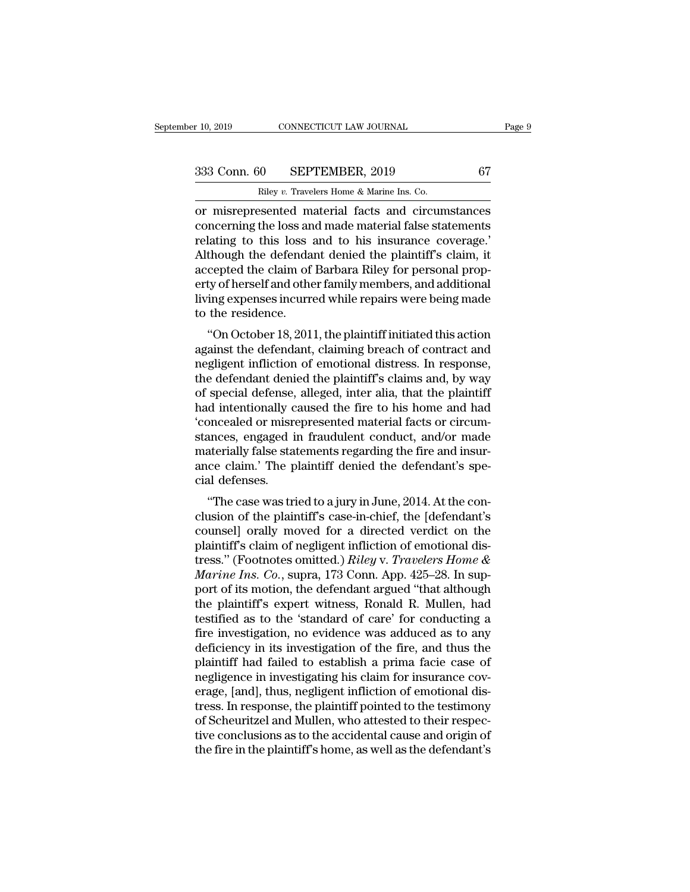or misrepresented material facts and circumstances concerning the loss and made material false statements relating to this loss and to his insurance coverage.' Although the defendant denied the plaintiff's claim, it accepted the claim of Barbara Riley for personal property of herself and other family members, and additional living expenses incurred while repairs were being made to the residence.

"On October 18, 2011, the plaintiff initiated this action against the defendant, claiming breach of contract and negligent infliction of emotional distress. In response, the defendant denied the plaintiff's claims and, by way of special defense, alleged, inter alia, that the plaintiff had intentionally caused the fire to his home and had 'concealed or misrepresented material facts or circumstances, engaged in fraudulent conduct, and/or made materially false statements regarding the fire and insurance claim.' The plaintiff denied the defendant's special defenses.

"The case was tried to a jury in June, 2014. At the conclusion of the plaintiff's case-in-chief, the [defendant's counsel] orally moved for a directed verdict on the plaintiff's claim of negligent infliction of emotional distress." (Footnotes omitted.) *Riley* v. *Travelers Home & Marine Ins. Co.*, supra, 173 Conn. App. 425–28. In support of its motion, the defendant argued "that although the plaintiff's expert witness, Ronald R. Mullen, had testified as to the 'standard of care' for conducting a fire investigation, no evidence was adduced as to any deficiency in its investigation of the fire, and thus the plaintiff had failed to establish a prima facie case of negligence in investigating his claim for insurance coverage, [and], thus, negligent infliction of emotional distress. In response, the plaintiff pointed to the testimony of Scheuritzel and Mullen, who attested to their respective conclusions as to the accidental cause and origin of the fire in the plaintiff's home, as well as the defendant's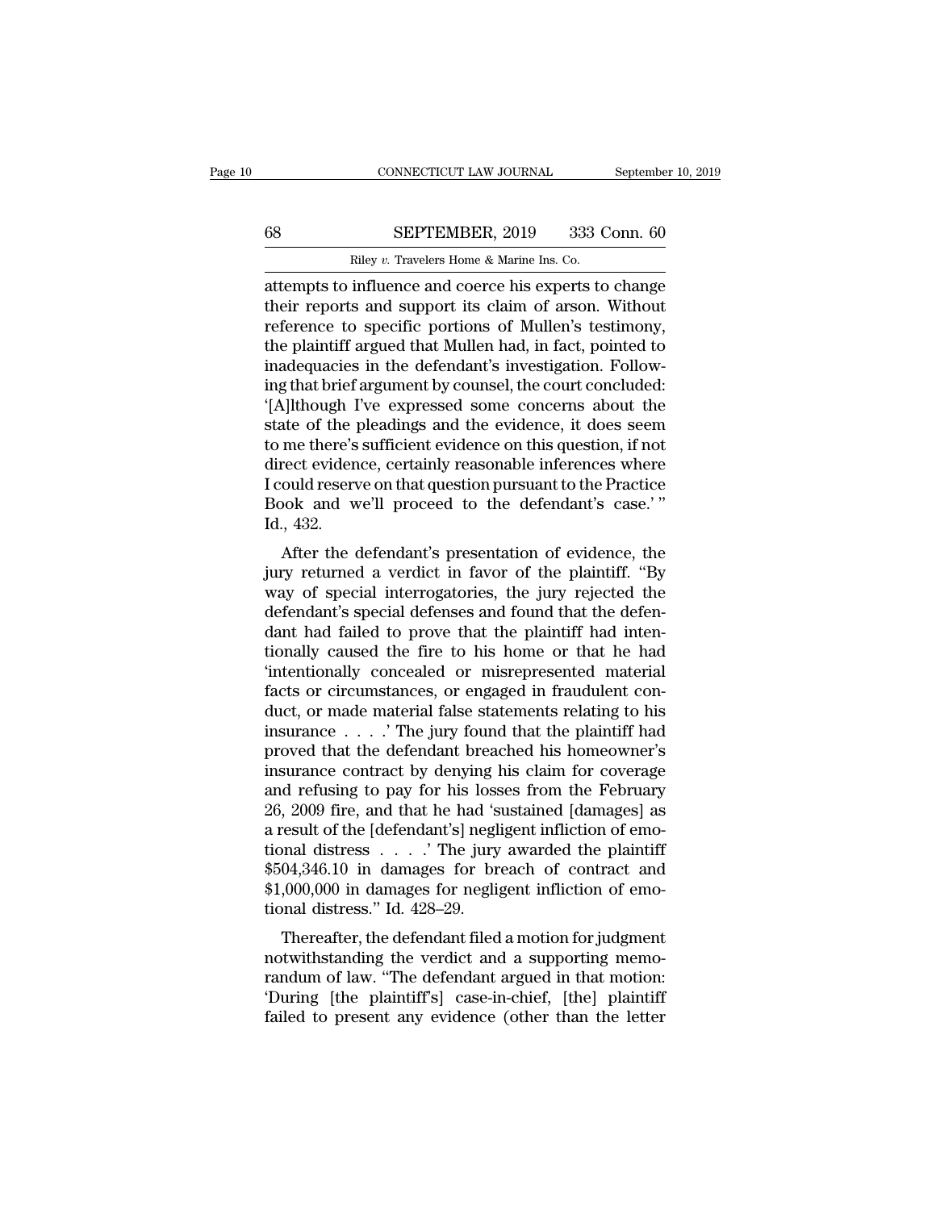attempts to influence and coerce his experts to change their reports and support its claim of arson. Without reference to specific portions of Mullen's testimony, the plaintiff argued that Mullen had, in fact, pointed to inadequacies in the defendant's investigation. Following that brief argument by counsel, the court concluded: '[A]lthough I've expressed some concerns about the state of the pleadings and the evidence, it does seem to me there's sufficient evidence on this question, if not direct evidence, certainly reasonable inferences where I could reserve on that question pursuant to the Practice Book and we'll proceed to the defendant's case.' " Id., 432.

After the defendant's presentation of evidence, the jury returned a verdict in favor of the plaintiff. "By way of special interrogatories, the jury rejected the defendant's special defenses and found that the defendant had failed to prove that the plaintiff had intentionally caused the fire to his home or that he had 'intentionally concealed or misrepresented material facts or circumstances, or engaged in fraudulent conduct, or made material false statements relating to his insurance . . . .' The jury found that the plaintiff had proved that the defendant breached his homeowner's insurance contract by denying his claim for coverage and refusing to pay for his losses from the February 26, 2009 fire, and that he had 'sustained [damages] as a result of the [defendant's] negligent infliction of emotional distress . . . .' The jury awarded the plaintiff $504,346.10 in damages for breach of contract and $1,000,000 in damages for negligent infliction of emotional distress." Id. 428–29.

Thereafter, the defendant filed a motion for judgment notwithstanding the verdict and a supporting memorandum of law. "The defendant argued in that motion: 'During [the plaintiff's] case-in-chief, [the] plaintiff failed to present any evidence (other than the letter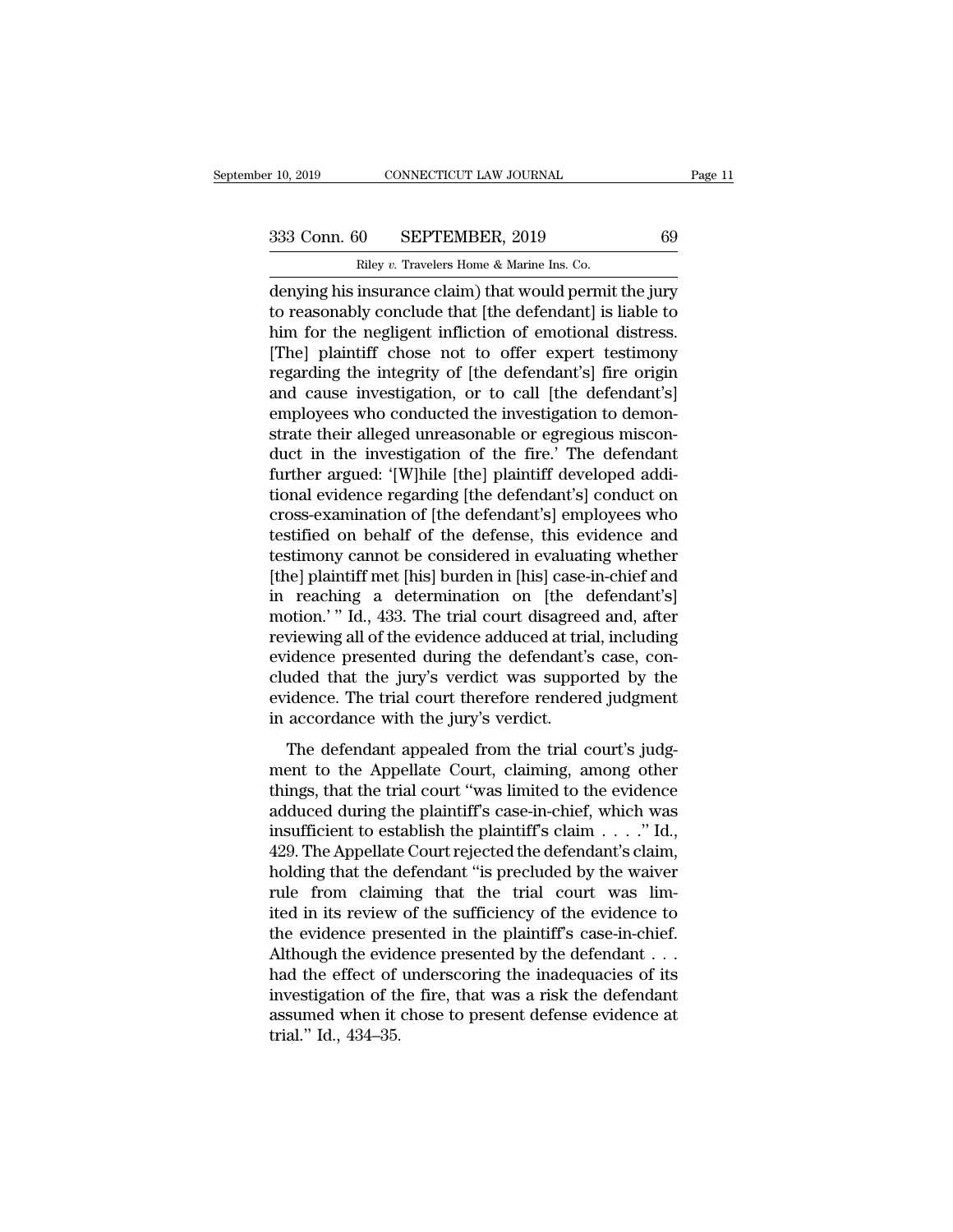denying his insurance claim) that would permit the jury to reasonably conclude that [the defendant] is liable to him for the negligent infliction of emotional distress. [The] plaintiff chose not to offer expert testimony regarding the integrity of [the defendant's] fire origin and cause investigation, or to call [the defendant's] employees who conducted the investigation to demonstrate their alleged unreasonable or egregious misconduct in the investigation of the fire.' The defendant further argued: '[W]hile [the] plaintiff developed additional evidence regarding [the defendant's] conduct on cross-examination of [the defendant's] employees who testified on behalf of the defense, this evidence and testimony cannot be considered in evaluating whether [the] plaintiff met [his] burden in [his] case-in-chief and in reaching a determination on [the defendant's] motion.' " Id., 433. The trial court disagreed and, after reviewing all of the evidence adduced at trial, including evidence presented during the defendant's case, concluded that the jury's verdict was supported by the evidence. The trial court therefore rendered judgment in accordance with the jury's verdict.

The defendant appealed from the trial court's judgment to the Appellate Court, claiming, among other things, that the trial court "was limited to the evidence adduced during the plaintiff's case-in-chief, which was insufficient to establish the plaintiff's claim . . . ." Id., 429. The Appellate Court rejected the defendant's claim, holding that the defendant "is precluded by the waiver rule from claiming that the trial court was limited in its review of the sufficiency of the evidence to the evidence presented in the plaintiff's case-in-chief. Although the evidence presented by the defendant . . . had the effect of underscoring the inadequacies of its investigation of the fire, that was a risk the defendant assumed when it chose to present defense evidence at trial." Id., 434–35.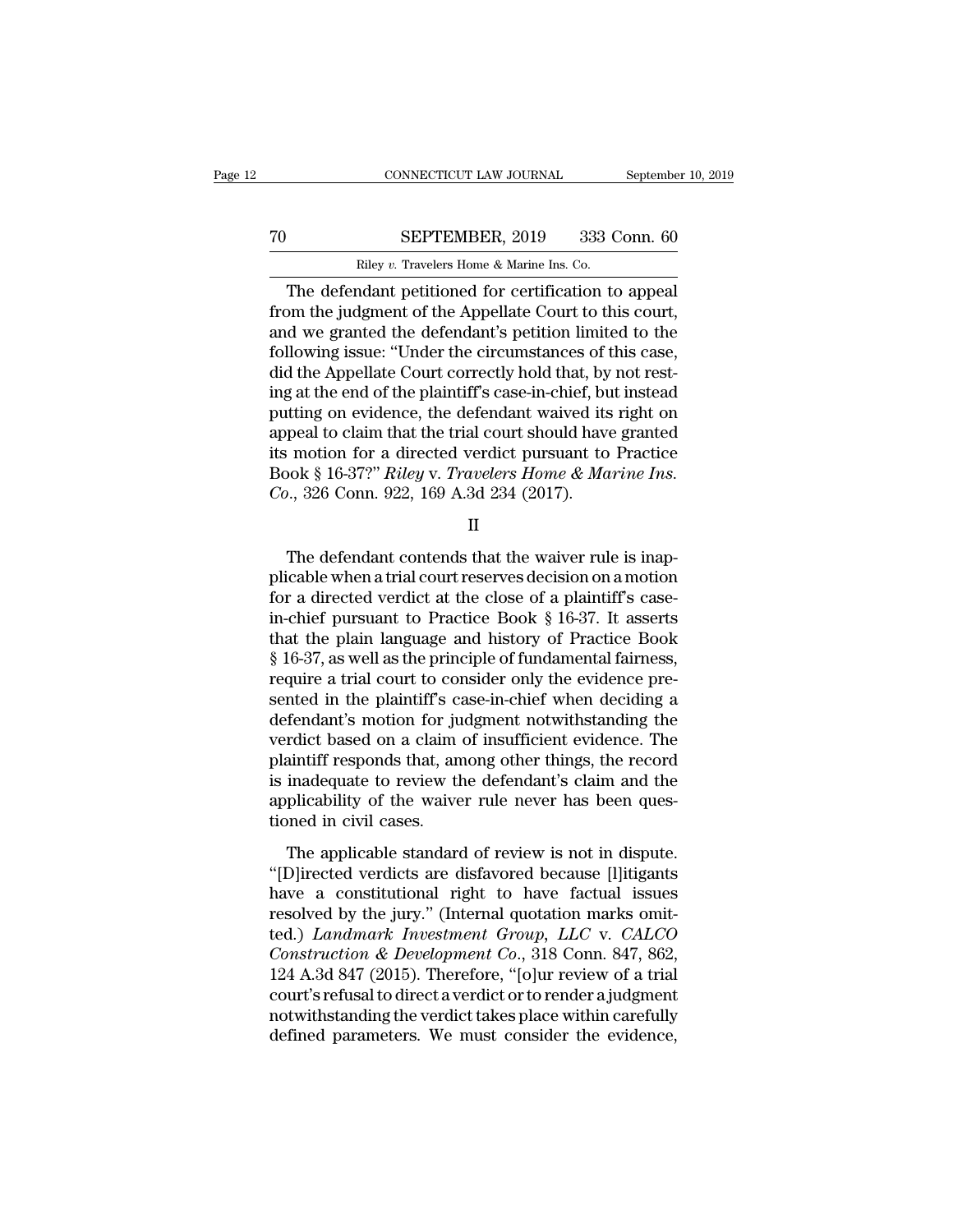The defendant petitioned for certification to appeal from the judgment of the Appellate Court to this court, and we granted the defendant's petition limited to the following issue: "Under the circumstances of this case, did the Appellate Court correctly hold that, by not resting at the end of the plaintiff's case-in-chief, but instead putting on evidence, the defendant waived its right on appeal to claim that the trial court should have granted its motion for a directed verdict pursuant to Practice Book § 16-37?" *Riley* v. *Travelers Home & Marine Ins. Co.*, 326 Conn. 922, 169 A.3d 234 (2017).

II

The defendant contends that the waiver rule is inapplicable when a trial court reserves decision on a motion for a directed verdict at the close of a plaintiff's case-in-chief pursuant to Practice Book § 16-37. It asserts that the plain language and history of Practice Book § 16-37, as well as the principle of fundamental fairness, require a trial court to consider only the evidence presented in the plaintiff's case-in-chief when deciding a defendant's motion for judgment notwithstanding the verdict based on a claim of insufficient evidence. The plaintiff responds that, among other things, the record is inadequate to review the defendant's claim and the applicability of the waiver rule never has been questioned in civil cases.

The applicable standard of review is not in dispute. "[D]irected verdicts are disfavored because [l]itigants have a constitutional right to have factual issues resolved by the jury." (Internal quotation marks omitted.) *Landmark Investment Group, LLC* v. *CALCO Construction & Development Co.*, 318 Conn. 847, 862, 124 A.3d 847 (2015). Therefore, "[o]ur review of a trial court's refusal to direct a verdict or to render a judgment notwithstanding the verdict takes place within carefully defined parameters. We must consider the evidence,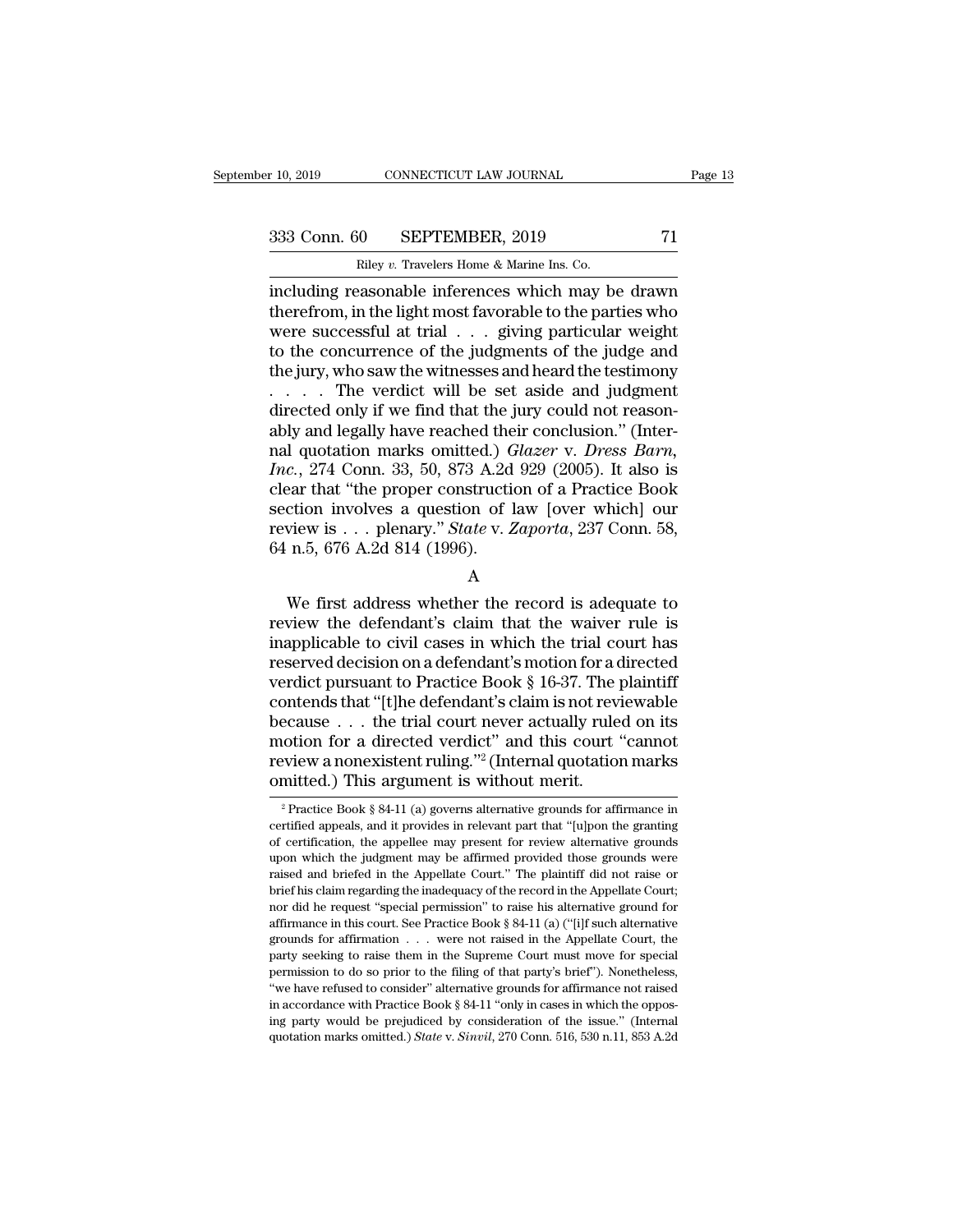including reasonable inferences which may be drawn therefrom, in the light most favorable to the parties who were successful at trial . . . giving particular weight to the concurrence of the judgments of the judge and the jury, who saw the witnesses and heard the testimony . . . . The verdict will be set aside and judgment directed only if we find that the jury could not reasonably and legally have reached their conclusion." (Internal quotation marks omitted.) *Glazer* v. *Dress Barn, Inc.*, 274 Conn. 33, 50, 873 A.2d 929 (2005). It also is clear that "the proper construction of a Practice Book section involves a question of law [over which] our review is . . . plenary." *State* v. *Zaporta*, 237 Conn. 58, 64 n.5, 676 A.2d 814 (1996).

A

We first address whether the record is adequate to review the defendant's claim that the waiver rule is inapplicable to civil cases in which the trial court has reserved decision on a defendant's motion for a directed verdict pursuant to Practice Book § 16-37. The plaintiff contends that "[t]he defendant's claim is not reviewable because . . . the trial court never actually ruled on its motion for a directed verdict" and this court "cannot review a nonexistent ruling."[2] (Internal quotation marks omitted.) This argument is without merit.

[2] Practice Book § 84-11 (a) governs alternative grounds for affirmance in certified appeals, and it provides in relevant part that "[u]pon the granting of certification, the appellee may present for review alternative grounds upon which the judgment may be affirmed provided those grounds were raised and briefed in the Appellate Court." The plaintiff did not raise or brief his claim regarding the inadequacy of the record in the Appellate Court; nor did he request "special permission" to raise his alternative ground for affirmance in this court. See Practice Book § 84-11 (a) ("[i]f such alternative grounds for affirmation . . . were not raised in the Appellate Court, the party seeking to raise them in the Supreme Court must move for special permission to do so prior to the filing of that party's brief"). Nonetheless, "we have refused to consider" alternative grounds for affirmance not raised in accordance with Practice Book § 84-11 "only in cases in which the opposing party would be prejudiced by consideration of the issue." (Internal quotation marks omitted.) *State* v. *Sinvil*, 270 Conn. 516, 530 n.11, 853 A.2d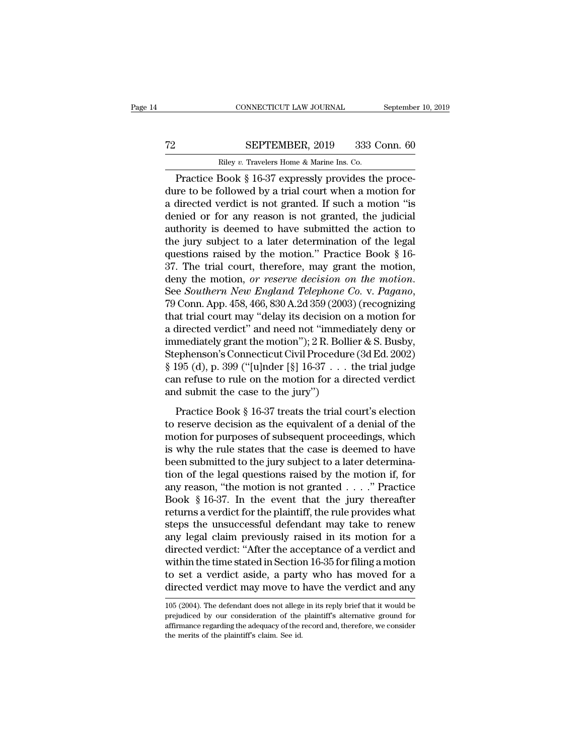Practice Book § 16-37 expressly provides the procedure to be followed by a trial court when a motion for a directed verdict is not granted. If such a motion "is denied or for any reason is not granted, the judicial authority is deemed to have submitted the action to the jury subject to a later determination of the legal questions raised by the motion." Practice Book § 16-37. The trial court, therefore, may grant the motion, deny the motion, *or reserve decision on the motion.* See *Southern New England Telephone Co.* v. *Pagano*, 79 Conn. App. 458, 466, 830 A.2d 359 (2003) (recognizing that trial court may "delay its decision on a motion for a directed verdict" and need not "immediately deny or immediately grant the motion"); 2 R. Bollier & S. Busby, Stephenson's Connecticut Civil Procedure (3d Ed. 2002) § 195 (d), p. 399 ("[u]nder [§] 16-37 . . . the trial judge can refuse to rule on the motion for a directed verdict and submit the case to the jury")

Practice Book § 16-37 treats the trial court's election to reserve decision as the equivalent of a denial of the motion for purposes of subsequent proceedings, which is why the rule states that the case is deemed to have been submitted to the jury subject to a later determination of the legal questions raised by the motion if, for any reason, "the motion is not granted . . . ." Practice Book § 16-37. In the event that the jury thereafter returns a verdict for the plaintiff, the rule provides what steps the unsuccessful defendant may take to renew any legal claim previously raised in its motion for a directed verdict: "After the acceptance of a verdict and within the time stated in Section 16-35 for filing a motion to set a verdict aside, a party who has moved for a directed verdict may move to have the verdict and any

105 (2004). The defendant does not allege in its reply brief that it would be prejudiced by our consideration of the plaintiff's alternative ground for affirmance regarding the adequacy of the record and, therefore, we consider the merits of the plaintiff's claim. See id.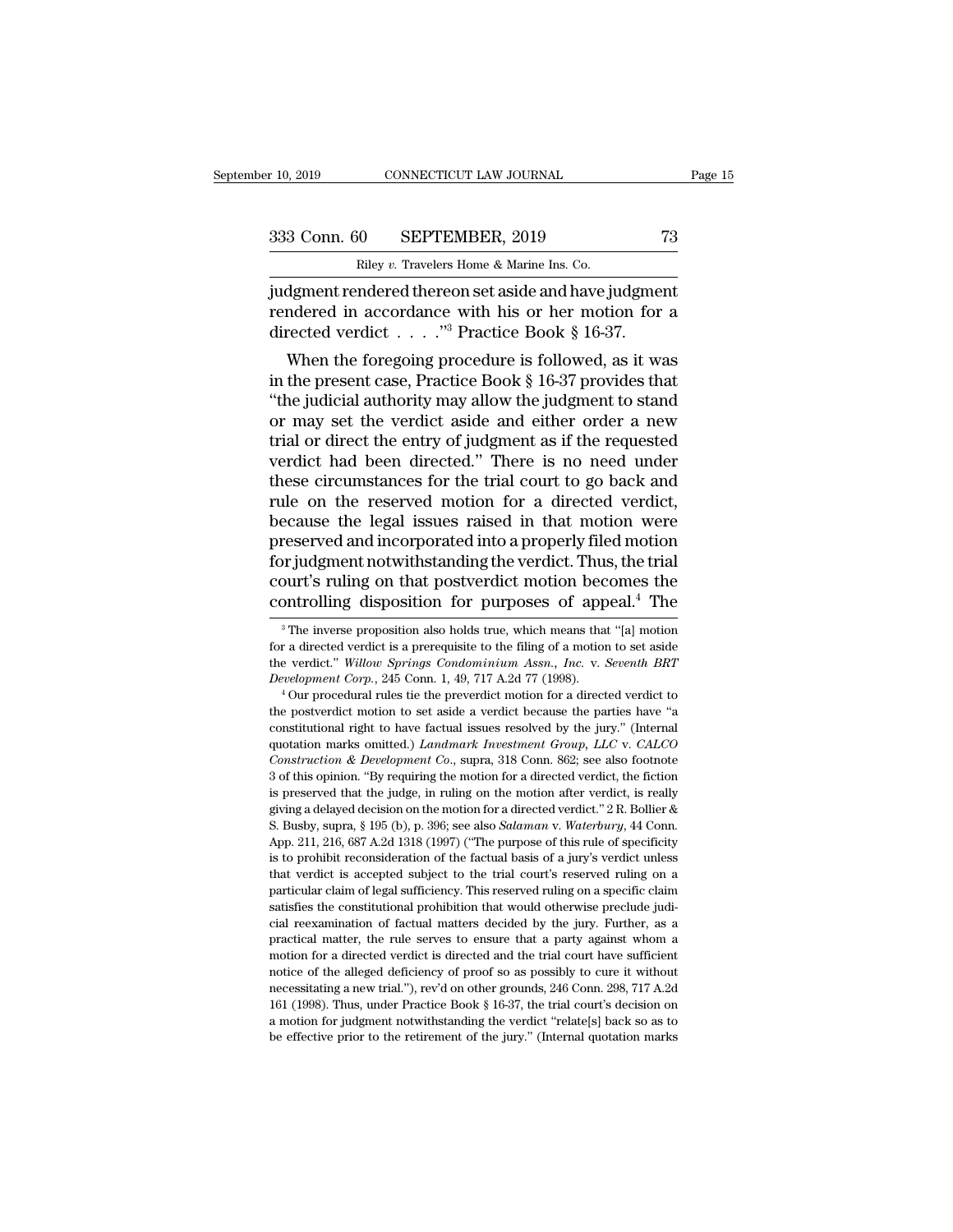judgment rendered thereon set aside and have judgment rendered in accordance with his or her motion for a directed verdict . . . ."[3] Practice Book § 16-37.

When the foregoing procedure is followed, as it was in the present case, Practice Book § 16-37 provides that "the judicial authority may allow the judgment to stand or may set the verdict aside and either order a new trial or direct the entry of judgment as if the requested verdict had been directed." There is no need under these circumstances for the trial court to go back and rule on the reserved motion for a directed verdict, because the legal issues raised in that motion were preserved and incorporated into a properly filed motion for judgment notwithstanding the verdict. Thus, the trial court's ruling on that postverdict motion becomes the controlling disposition for purposes of appeal.[4] The

---

[3] The inverse proposition also holds true, which means that "[a] motion for a directed verdict is a prerequisite to the filing of a motion to set aside the verdict." *Willow Springs Condominium Assn., Inc.* v. *Seventh BRT Development Corp.*, 245 Conn. 1, 49, 717 A.2d 77 (1998).

[4] Our procedural rules tie the preverdict motion for a directed verdict to the postverdict motion to set aside a verdict because the parties have "a constitutional right to have factual issues resolved by the jury." (Internal quotation marks omitted.) *Landmark Investment Group, LLC* v. *CALCO Construction & Development Co.*, supra, 318 Conn. 862; see also footnote 3 of this opinion. "By requiring the motion for a directed verdict, the fiction is preserved that the judge, in ruling on the motion after verdict, is really giving a delayed decision on the motion for a directed verdict." 2 R. Bollier & S. Busby, supra, § 195 (b), p. 396; see also *Salaman* v. *Waterbury*, 44 Conn. App. 211, 216, 687 A.2d 1318 (1997) ("The purpose of this rule of specificity is to prohibit reconsideration of the factual basis of a jury's verdict unless that verdict is accepted subject to the trial court's reserved ruling on a particular claim of legal sufficiency. This reserved ruling on a specific claim satisfies the constitutional prohibition that would otherwise preclude judicial reexamination of factual matters decided by the jury. Further, as a practical matter, the rule serves to ensure that a party against whom a motion for a directed verdict is directed and the trial court have sufficient notice of the alleged deficiency of proof so as possibly to cure it without necessitating a new trial."), rev'd on other grounds, 246 Conn. 298, 717 A.2d 161 (1998). Thus, under Practice Book § 16-37, the trial court's decision on a motion for judgment notwithstanding the verdict "relate[s] back so as to be effective prior to the retirement of the jury." (Internal quotation marks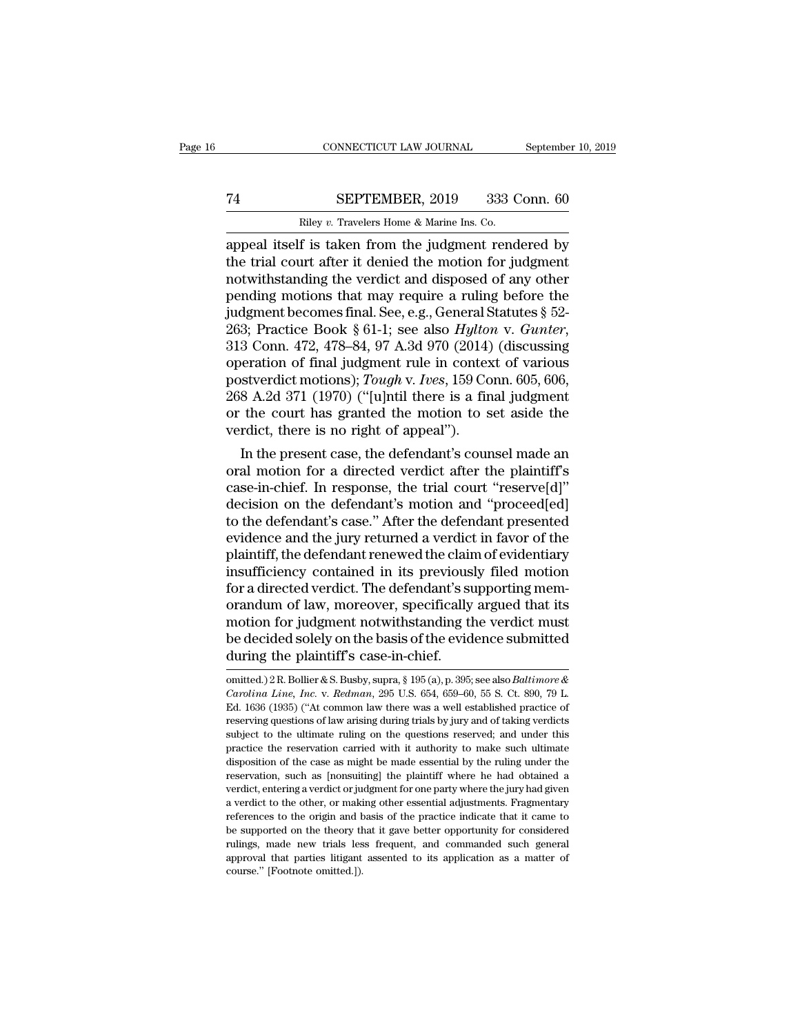appeal itself is taken from the judgment rendered by the trial court after it denied the motion for judgment notwithstanding the verdict and disposed of any other pending motions that may require a ruling before the judgment becomes final. See, e.g., General Statutes § 52-263; Practice Book § 61-1; see also *Hylton* v. *Gunter*, 313 Conn. 472, 478–84, 97 A.3d 970 (2014) (discussing operation of final judgment rule in context of various postverdict motions); *Tough* v. *Ives*, 159 Conn. 605, 606, 268 A.2d 371 (1970) ("[u]ntil there is a final judgment or the court has granted the motion to set aside the verdict, there is no right of appeal").

In the present case, the defendant's counsel made an oral motion for a directed verdict after the plaintiff's case-in-chief. In response, the trial court "reserve[d]" decision on the defendant's motion and "proceed[ed] to the defendant's case." After the defendant presented evidence and the jury returned a verdict in favor of the plaintiff, the defendant renewed the claim of evidentiary insufficiency contained in its previously filed motion for a directed verdict. The defendant's supporting memorandum of law, moreover, specifically argued that its motion for judgment notwithstanding the verdict must be decided solely on the basis of the evidence submitted during the plaintiff's case-in-chief.

---

omitted.) 2 R. Bollier & S. Busby, supra, § 195 (a), p. 395; see also *Baltimore & Carolina Line, Inc.* v. *Redman*, 295 U.S. 654, 659–60, 55 S. Ct. 890, 79 L. Ed. 1636 (1935) ("At common law there was a well established practice of reserving questions of law arising during trials by jury and of taking verdicts subject to the ultimate ruling on the questions reserved; and under this practice the reservation carried with it authority to make such ultimate disposition of the case as might be made essential by the ruling under the reservation, such as [nonsuiting] the plaintiff where he had obtained a verdict, entering a verdict or judgment for one party where the jury had given a verdict to the other, or making other essential adjustments. Fragmentary references to the origin and basis of the practice indicate that it came to be supported on the theory that it gave better opportunity for considered rulings, made new trials less frequent, and commanded such general approval that parties litigant assented to its application as a matter of course." [Footnote omitted.]).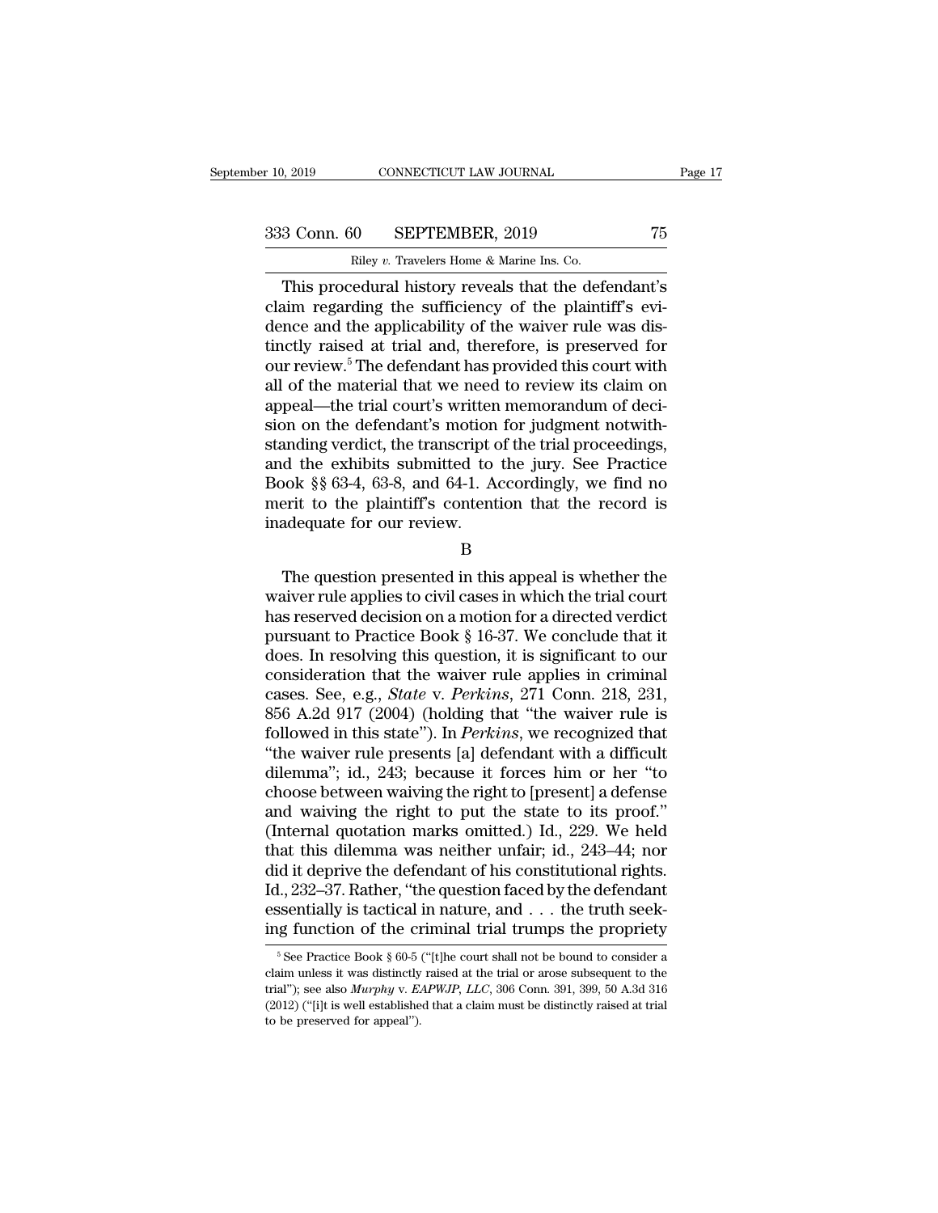This procedural history reveals that the defendant's claim regarding the sufficiency of the plaintiff's evidence and the applicability of the waiver rule was distinctly raised at trial and, therefore, is preserved for our review.[5] The defendant has provided this court with all of the material that we need to review its claim on appeal—the trial court's written memorandum of decision on the defendant's motion for judgment notwithstanding verdict, the transcript of the trial proceedings, and the exhibits submitted to the jury. See Practice Book §§ 63-4, 63-8, and 64-1. Accordingly, we find no merit to the plaintiff's contention that the record is inadequate for our review.

B

The question presented in this appeal is whether the waiver rule applies to civil cases in which the trial court has reserved decision on a motion for a directed verdict pursuant to Practice Book § 16-37. We conclude that it does. In resolving this question, it is significant to our consideration that the waiver rule applies in criminal cases. See, e.g., *State* v. *Perkins*, 271 Conn. 218, 231, 856 A.2d 917 (2004) (holding that "the waiver rule is followed in this state"). In *Perkins*, we recognized that "the waiver rule presents [a] defendant with a difficult dilemma"; id., 243; because it forces him or her "to choose between waiving the right to [present] a defense and waiving the right to put the state to its proof." (Internal quotation marks omitted.) Id., 229. We held that this dilemma was neither unfair; id., 243–44; nor did it deprive the defendant of his constitutional rights. Id., 232–37. Rather, "the question faced by the defendant essentially is tactical in nature, and . . . the truth seeking function of the criminal trial trumps the propriety

---

[5] See Practice Book § 60-5 ("[t]he court shall not be bound to consider a claim unless it was distinctly raised at the trial or arose subsequent to the trial"); see also *Murphy* v. *EAPWJP, LLC*, 306 Conn. 391, 399, 50 A.3d 316 (2012) ("[i]t is well established that a claim must be distinctly raised at trial to be preserved for appeal").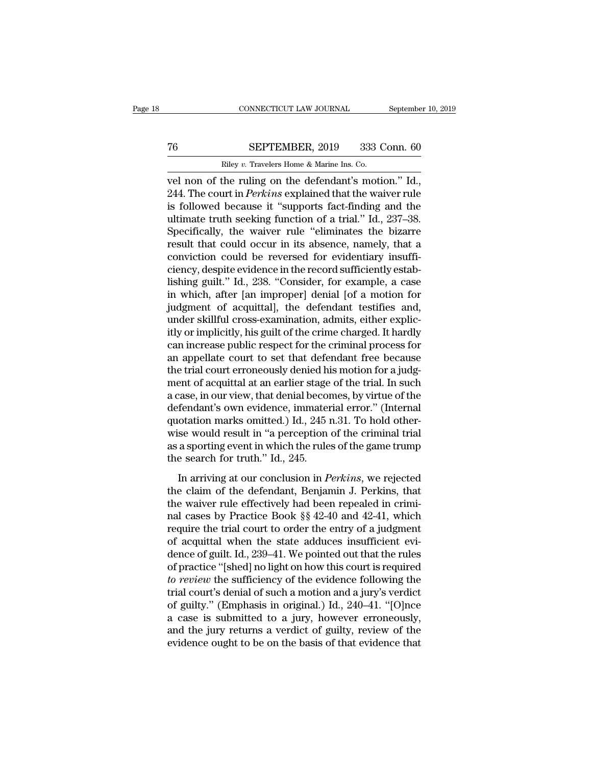vel non of the ruling on the defendant's motion." Id., 244. The court in *Perkins* explained that the waiver rule is followed because it "supports fact-finding and the ultimate truth seeking function of a trial." Id., 237–38. Specifically, the waiver rule "eliminates the bizarre result that could occur in its absence, namely, that a conviction could be reversed for evidentiary insufficiency, despite evidence in the record sufficiently establishing guilt." Id., 238. "Consider, for example, a case in which, after [an improper] denial [of a motion for judgment of acquittal], the defendant testifies and, under skillful cross-examination, admits, either explicitly or implicitly, his guilt of the crime charged. It hardly can increase public respect for the criminal process for an appellate court to set that defendant free because the trial court erroneously denied his motion for a judgment of acquittal at an earlier stage of the trial. In such a case, in our view, that denial becomes, by virtue of the defendant's own evidence, immaterial error." (Internal quotation marks omitted.) Id., 245 n.31. To hold otherwise would result in "a perception of the criminal trial as a sporting event in which the rules of the game trump the search for truth." Id., 245.

In arriving at our conclusion in *Perkins*, we rejected the claim of the defendant, Benjamin J. Perkins, that the waiver rule effectively had been repealed in criminal cases by Practice Book §§ 42-40 and 42-41, which require the trial court to order the entry of a judgment of acquittal when the state adduces insufficient evidence of guilt. Id., 239–41. We pointed out that the rules of practice "[shed] no light on how this court is required *to review* the sufficiency of the evidence following the trial court's denial of such a motion and a jury's verdict of guilty." (Emphasis in original.) Id., 240–41. "[O]nce a case is submitted to a jury, however erroneously, and the jury returns a verdict of guilty, review of the evidence ought to be on the basis of that evidence that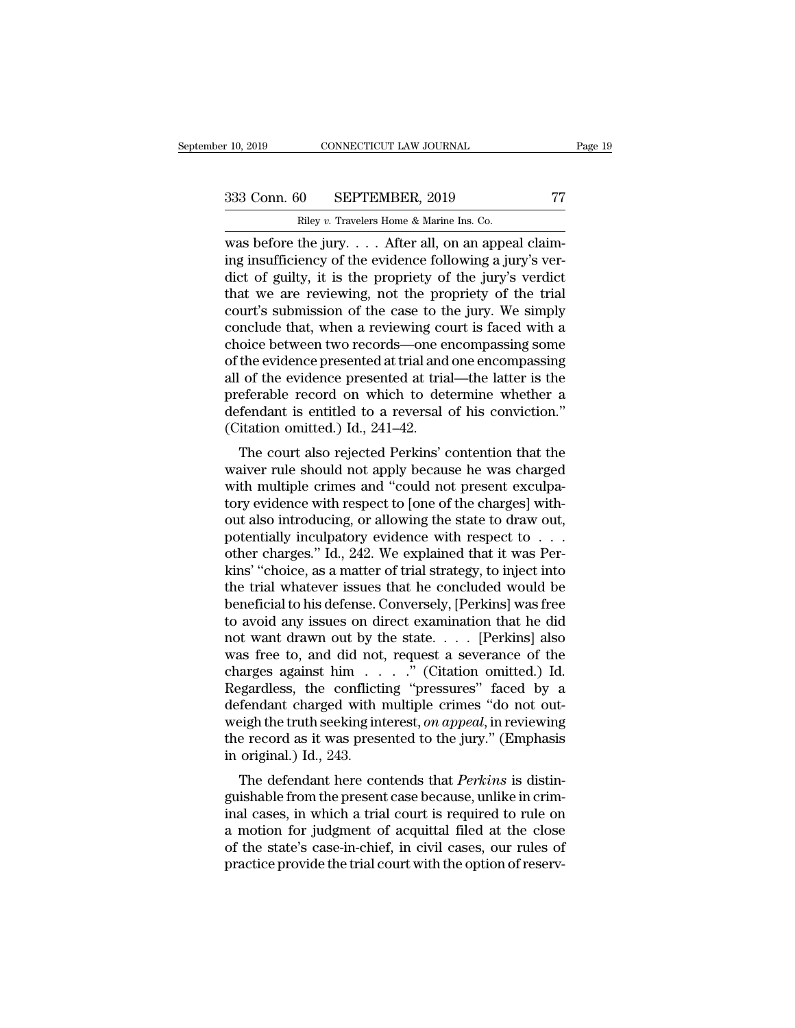was before the jury. . . . After all, on an appeal claiming insufficiency of the evidence following a jury's verdict of guilty, it is the propriety of the jury's verdict that we are reviewing, not the propriety of the trial court's submission of the case to the jury. We simply conclude that, when a reviewing court is faced with a choice between two records—one encompassing some of the evidence presented at trial and one encompassing all of the evidence presented at trial—the latter is the preferable record on which to determine whether a defendant is entitled to a reversal of his conviction." (Citation omitted.) Id., 241–42.

The court also rejected Perkins' contention that the waiver rule should not apply because he was charged with multiple crimes and "could not present exculpatory evidence with respect to [one of the charges] without also introducing, or allowing the state to draw out, potentially inculpatory evidence with respect to . . . other charges." Id., 242. We explained that it was Perkins' "choice, as a matter of trial strategy, to inject into the trial whatever issues that he concluded would be beneficial to his defense. Conversely, [Perkins] was free to avoid any issues on direct examination that he did not want drawn out by the state. . . . [Perkins] also was free to, and did not, request a severance of the charges against him . . . ." (Citation omitted.) Id. Regardless, the conflicting "pressures" faced by a defendant charged with multiple crimes "do not outweigh the truth seeking interest, *on appeal*, in reviewing the record as it was presented to the jury." (Emphasis in original.) Id., 243.

The defendant here contends that *Perkins* is distinguishable from the present case because, unlike in criminal cases, in which a trial court is required to rule on a motion for judgment of acquittal filed at the close of the state's case-in-chief, in civil cases, our rules of practice provide the trial court with the option of reserv-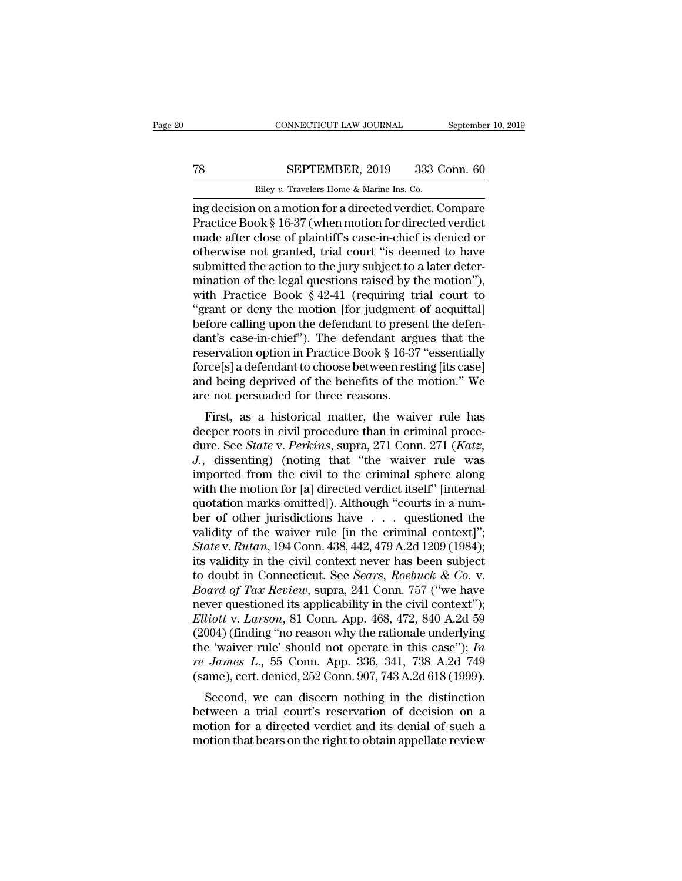ing decision on a motion for a directed verdict. Compare Practice Book § 16-37 (when motion for directed verdict made after close of plaintiff's case-in-chief is denied or otherwise not granted, trial court "is deemed to have submitted the action to the jury subject to a later determination of the legal questions raised by the motion"), with Practice Book § 42-41 (requiring trial court to "grant or deny the motion [for judgment of acquittal] before calling upon the defendant to present the defendant's case-in-chief"). The defendant argues that the reservation option in Practice Book § 16-37 "essentially force[s] a defendant to choose between resting [its case] and being deprived of the benefits of the motion." We are not persuaded for three reasons.

First, as a historical matter, the waiver rule has deeper roots in civil procedure than in criminal procedure. See *State* v. *Perkins*, supra, 271 Conn. 271 (*Katz, J.*, dissenting) (noting that "the waiver rule was imported from the civil to the criminal sphere along with the motion for [a] directed verdict itself" [internal quotation marks omitted]). Although "courts in a number of other jurisdictions have . . . questioned the validity of the waiver rule [in the criminal context]"; *State* v. *Rutan*, 194 Conn. 438, 442, 479 A.2d 1209 (1984); its validity in the civil context never has been subject to doubt in Connecticut. See *Sears, Roebuck & Co.* v. *Board of Tax Review*, supra, 241 Conn. 757 ("we have never questioned its applicability in the civil context"); *Elliott* v. *Larson*, 81 Conn. App. 468, 472, 840 A.2d 59 (2004) (finding "no reason why the rationale underlying the 'waiver rule' should not operate in this case"); *In re James L.*, 55 Conn. App. 336, 341, 738 A.2d 749 (same), cert. denied, 252 Conn. 907, 743 A.2d 618 (1999).

Second, we can discern nothing in the distinction between a trial court's reservation of decision on a motion for a directed verdict and its denial of such a motion that bears on the right to obtain appellate review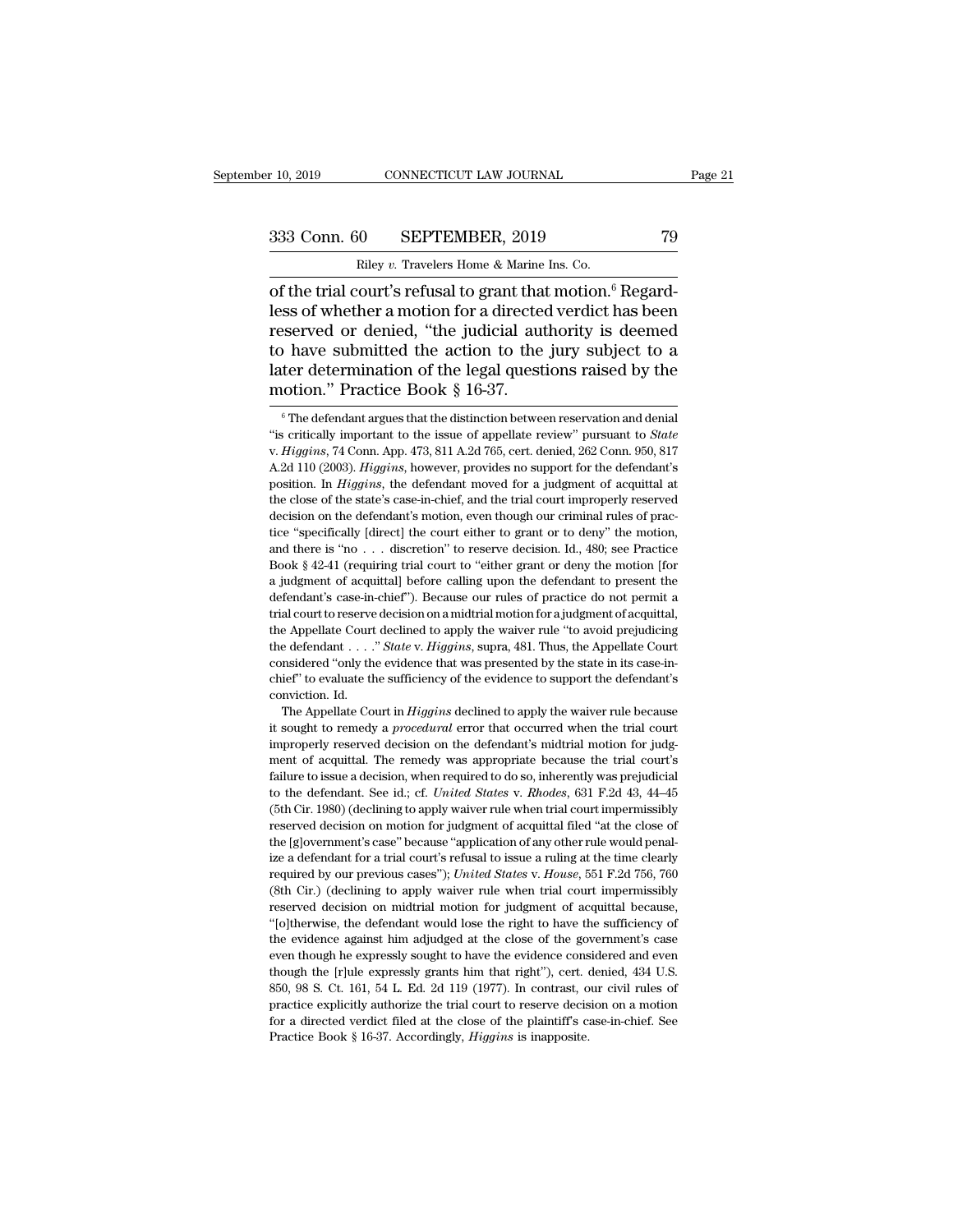of the trial court's refusal to grant that motion.[6] Regardless of whether a motion for a directed verdict has been reserved or denied, "the judicial authority is deemed to have submitted the action to the jury subject to a later determination of the legal questions raised by the motion." Practice Book § 16-37.

[6] The defendant argues that the distinction between reservation and denial "is critically important to the issue of appellate review" pursuant to *State* v. *Higgins*, 74 Conn. App. 473, 811 A.2d 765, cert. denied, 262 Conn. 950, 817 A.2d 110 (2003). *Higgins*, however, provides no support for the defendant's position. In *Higgins*, the defendant moved for a judgment of acquittal at the close of the state's case-in-chief, and the trial court improperly reserved decision on the defendant's motion, even though our criminal rules of practice "specifically [direct] the court either to grant or to deny" the motion, and there is "no . . . discretion" to reserve decision. Id., 480; see Practice Book § 42-41 (requiring trial court to "either grant or deny the motion [for a judgment of acquittal] before calling upon the defendant to present the defendant's case-in-chief"). Because our rules of practice do not permit a trial court to reserve decision on a midtrial motion for a judgment of acquittal, the Appellate Court declined to apply the waiver rule "to avoid prejudicing the defendant . . . ." *State* v. *Higgins*, supra, 481. Thus, the Appellate Court considered "only the evidence that was presented by the state in its case-in-chief" to evaluate the sufficiency of the evidence to support the defendant's conviction. Id.

The Appellate Court in *Higgins* declined to apply the waiver rule because it sought to remedy a *procedural* error that occurred when the trial court improperly reserved decision on the defendant's midtrial motion for judgment of acquittal. The remedy was appropriate because the trial court's failure to issue a decision, when required to do so, inherently was prejudicial to the defendant. See id.; cf. *United States* v. *Rhodes*, 631 F.2d 43, 44–45 (5th Cir. 1980) (declining to apply waiver rule when trial court impermissibly reserved decision on motion for judgment of acquittal filed "at the close of the [g]overnment's case" because "application of any other rule would penalize a defendant for a trial court's refusal to issue a ruling at the time clearly required by our previous cases"); *United States* v. *House*, 551 F.2d 756, 760 (8th Cir.) (declining to apply waiver rule when trial court impermissibly reserved decision on midtrial motion for judgment of acquittal because, "[o]therwise, the defendant would lose the right to have the sufficiency of the evidence against him adjudged at the close of the government's case even though he expressly sought to have the evidence considered and even though the [r]ule expressly grants him that right"), cert. denied, 434 U.S. 850, 98 S. Ct. 161, 54 L. Ed. 2d 119 (1977). In contrast, our civil rules of practice explicitly authorize the trial court to reserve decision on a motion for a directed verdict filed at the close of the plaintiff's case-in-chief. See Practice Book § 16-37. Accordingly, *Higgins* is inapposite.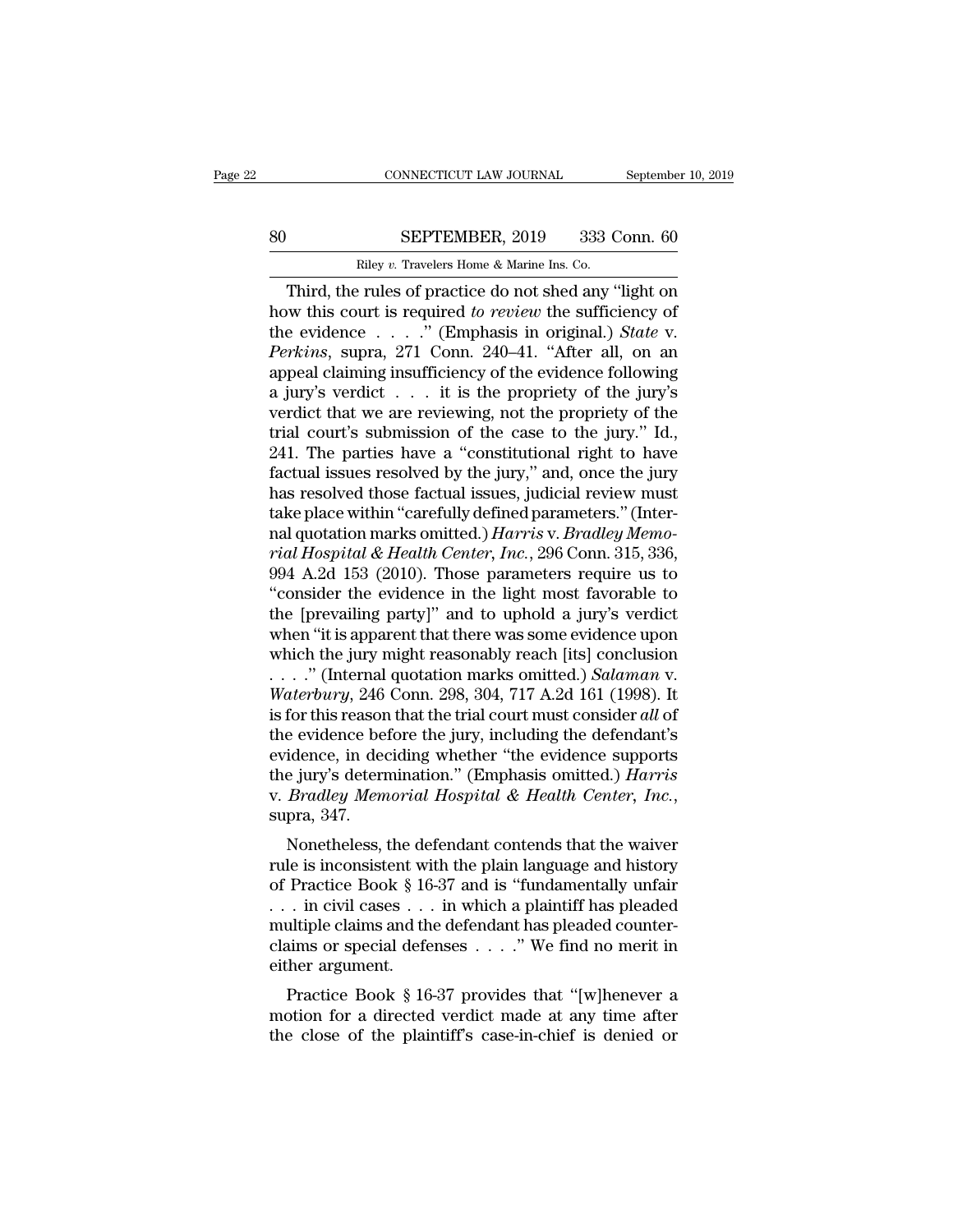Third, the rules of practice do not shed any "light on how this court is required *to review* the sufficiency of the evidence . . . ." (Emphasis in original.) *State* v. *Perkins*, supra, 271 Conn. 240–41. "After all, on an appeal claiming insufficiency of the evidence following a jury's verdict . . . it is the propriety of the jury's verdict that we are reviewing, not the propriety of the trial court's submission of the case to the jury." Id., 241. The parties have a "constitutional right to have factual issues resolved by the jury," and, once the jury has resolved those factual issues, judicial review must take place within "carefully defined parameters." (Internal quotation marks omitted.) *Harris* v. *Bradley Memorial Hospital & Health Center, Inc.*, 296 Conn. 315, 336, 994 A.2d 153 (2010). Those parameters require us to "consider the evidence in the light most favorable to the [prevailing party]" and to uphold a jury's verdict when "it is apparent that there was some evidence upon which the jury might reasonably reach [its] conclusion . . . ." (Internal quotation marks omitted.) *Salaman* v. *Waterbury*, 246 Conn. 298, 304, 717 A.2d 161 (1998). It is for this reason that the trial court must consider *all* of the evidence before the jury, including the defendant's evidence, in deciding whether "the evidence supports the jury's determination." (Emphasis omitted.) *Harris* v. *Bradley Memorial Hospital & Health Center, Inc.*, supra, 347.

Nonetheless, the defendant contends that the waiver rule is inconsistent with the plain language and history of Practice Book § 16-37 and is "fundamentally unfair . . . in civil cases . . . in which a plaintiff has pleaded multiple claims and the defendant has pleaded counterclaims or special defenses . . . ." We find no merit in either argument.

Practice Book § 16-37 provides that "[w]henever a motion for a directed verdict made at any time after the close of the plaintiff's case-in-chief is denied or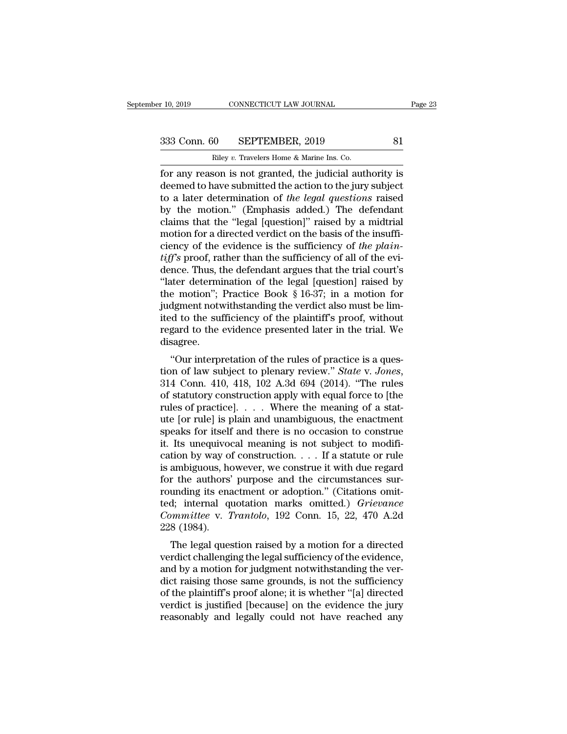for any reason is not granted, the judicial authority is deemed to have submitted the action to the jury subject to a later determination of *the legal questions* raised by the motion." (Emphasis added.) The defendant claims that the "legal [question]" raised by a midtrial motion for a directed verdict on the basis of the insufficiency of the evidence is the sufficiency of *the plaintiff's* proof, rather than the sufficiency of all of the evidence. Thus, the defendant argues that the trial court's "later determination of the legal [question] raised by the motion"; Practice Book § 16-37; in a motion for judgment notwithstanding the verdict also must be limited to the sufficiency of the plaintiff's proof, without regard to the evidence presented later in the trial. We disagree.

"Our interpretation of the rules of practice is a question of law subject to plenary review." *State* v. *Jones*, 314 Conn. 410, 418, 102 A.3d 694 (2014). "The rules of statutory construction apply with equal force to [the rules of practice]. . . . Where the meaning of a statute [or rule] is plain and unambiguous, the enactment speaks for itself and there is no occasion to construe it. Its unequivocal meaning is not subject to modification by way of construction. . . . If a statute or rule is ambiguous, however, we construe it with due regard for the authors' purpose and the circumstances surrounding its enactment or adoption." (Citations omitted; internal quotation marks omitted.) *Grievance Committee* v. *Trantolo*, 192 Conn. 15, 22, 470 A.2d 228 (1984).

The legal question raised by a motion for a directed verdict challenging the legal sufficiency of the evidence, and by a motion for judgment notwithstanding the verdict raising those same grounds, is not the sufficiency of the plaintiff's proof alone; it is whether "[a] directed verdict is justified [because] on the evidence the jury reasonably and legally could not have reached any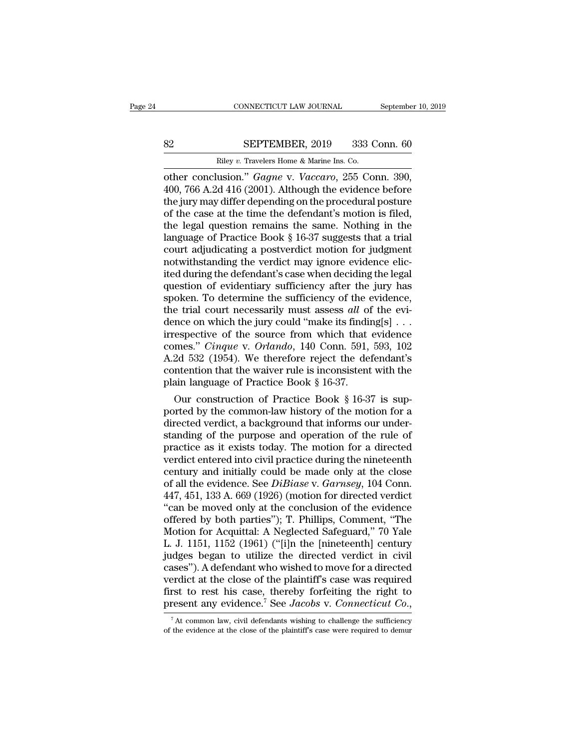other conclusion." *Gagne* v. *Vaccaro*, 255 Conn. 390, 400, 766 A.2d 416 (2001). Although the evidence before the jury may differ depending on the procedural posture of the case at the time the defendant's motion is filed, the legal question remains the same. Nothing in the language of Practice Book § 16-37 suggests that a trial court adjudicating a postverdict motion for judgment notwithstanding the verdict may ignore evidence elicited during the defendant's case when deciding the legal question of evidentiary sufficiency after the jury has spoken. To determine the sufficiency of the evidence, the trial court necessarily must assess *all* of the evidence on which the jury could "make its finding[s] . . . irrespective of the source from which that evidence comes." *Cinque* v. *Orlando*, 140 Conn. 591, 593, 102 A.2d 532 (1954). We therefore reject the defendant's contention that the waiver rule is inconsistent with the plain language of Practice Book § 16-37.

Our construction of Practice Book § 16-37 is supported by the common-law history of the motion for a directed verdict, a background that informs our understanding of the purpose and operation of the rule of practice as it exists today. The motion for a directed verdict entered into civil practice during the nineteenth century and initially could be made only at the close of all the evidence. See *DiBiase* v. *Garnsey*, 104 Conn. 447, 451, 133 A. 669 (1926) (motion for directed verdict "can be moved only at the conclusion of the evidence offered by both parties"); T. Phillips, Comment, "The Motion for Acquittal: A Neglected Safeguard," 70 Yale L. J. 1151, 1152 (1961) ("[i]n the [nineteenth] century judges began to utilize the directed verdict in civil cases"). A defendant who wished to move for a directed verdict at the close of the plaintiff's case was required first to rest his case, thereby forfeiting the right to present any evidence.[7] See *Jacobs* v. *Connecticut Co.*,

[7] At common law, civil defendants wishing to challenge the sufficiency of the evidence at the close of the plaintiff's case were required to demur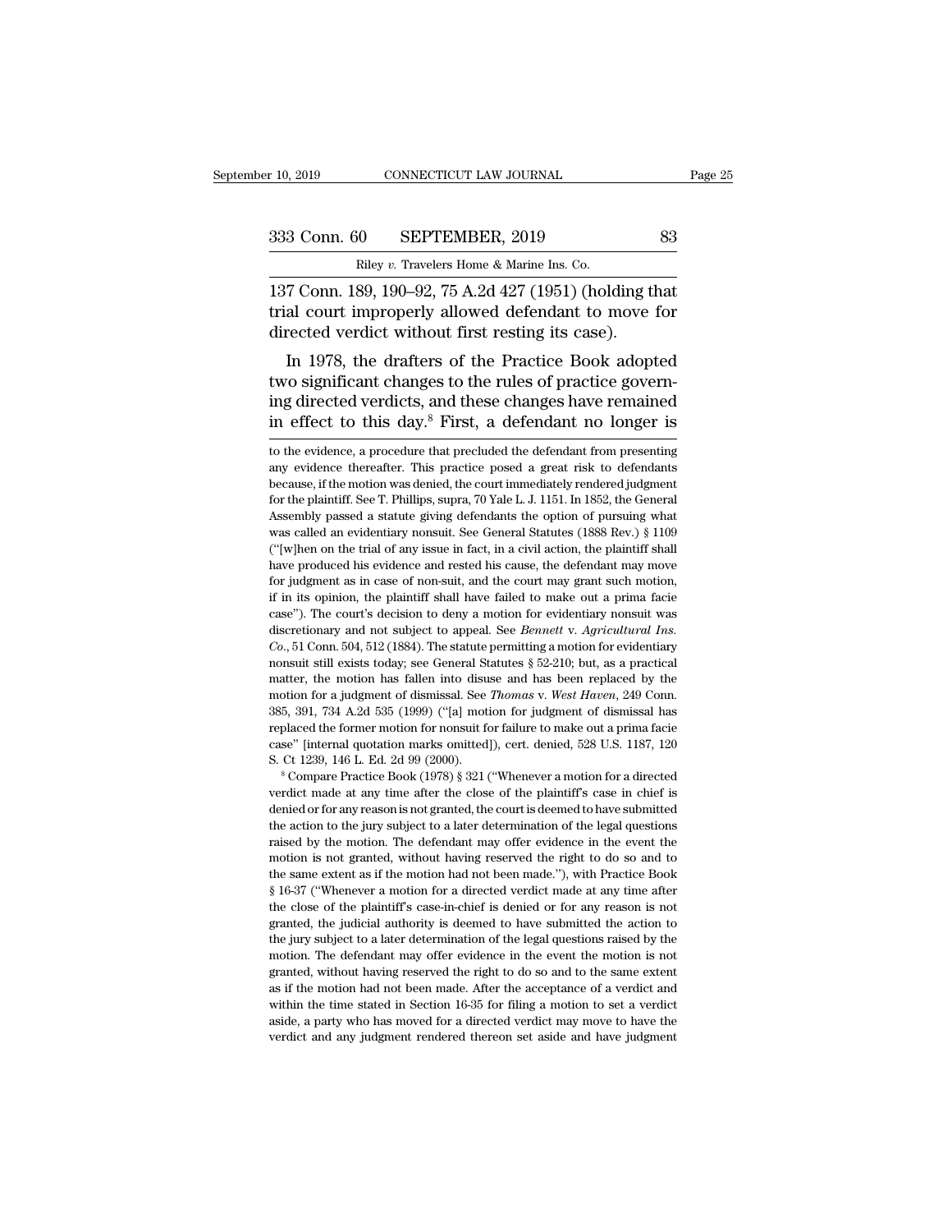137 Conn. 189, 190–92, 75 A.2d 427 (1951) (holding that trial court improperly allowed defendant to move for directed verdict without first resting its case).

In 1978, the drafters of the Practice Book adopted two significant changes to the rules of practice governing directed verdicts, and these changes have remained in effect to this day.[8] First, a defendant no longer is

to the evidence, a procedure that precluded the defendant from presenting any evidence thereafter. This practice posed a great risk to defendants because, if the motion was denied, the court immediately rendered judgment for the plaintiff. See T. Phillips, supra, 70 Yale L. J. 1151. In 1852, the General Assembly passed a statute giving defendants the option of pursuing what was called an evidentiary nonsuit. See General Statutes (1888 Rev.) § 1109 ("[w]hen on the trial of any issue in fact, in a civil action, the plaintiff shall have produced his evidence and rested his cause, the defendant may move for judgment as in case of non-suit, and the court may grant such motion, if in its opinion, the plaintiff shall have failed to make out a prima facie case"). The court's decision to deny a motion for evidentiary nonsuit was discretionary and not subject to appeal. See *Bennett* v. *Agricultural Ins. Co.*, 51 Conn. 504, 512 (1884). The statute permitting a motion for evidentiary nonsuit still exists today; see General Statutes § 52-210; but, as a practical matter, the motion has fallen into disuse and has been replaced by the motion for a judgment of dismissal. See *Thomas* v. *West Haven*, 249 Conn. 385, 391, 734 A.2d 535 (1999) ("[a] motion for judgment of dismissal has replaced the former motion for nonsuit for failure to make out a prima facie case" [internal quotation marks omitted]), cert. denied, 528 U.S. 1187, 120 S. Ct 1239, 146 L. Ed. 2d 99 (2000).

[8] Compare Practice Book (1978) § 321 ("Whenever a motion for a directed verdict made at any time after the close of the plaintiff's case in chief is denied or for any reason is not granted, the court is deemed to have submitted the action to the jury subject to a later determination of the legal questions raised by the motion. The defendant may offer evidence in the event the motion is not granted, without having reserved the right to do so and to the same extent as if the motion had not been made."), with Practice Book § 16-37 ("Whenever a motion for a directed verdict made at any time after the close of the plaintiff's case-in-chief is denied or for any reason is not granted, the judicial authority is deemed to have submitted the action to the jury subject to a later determination of the legal questions raised by the motion. The defendant may offer evidence in the event the motion is not granted, without having reserved the right to do so and to the same extent as if the motion had not been made. After the acceptance of a verdict and within the time stated in Section 16-35 for filing a motion to set a verdict aside, a party who has moved for a directed verdict may move to have the verdict and any judgment rendered thereon set aside and have judgment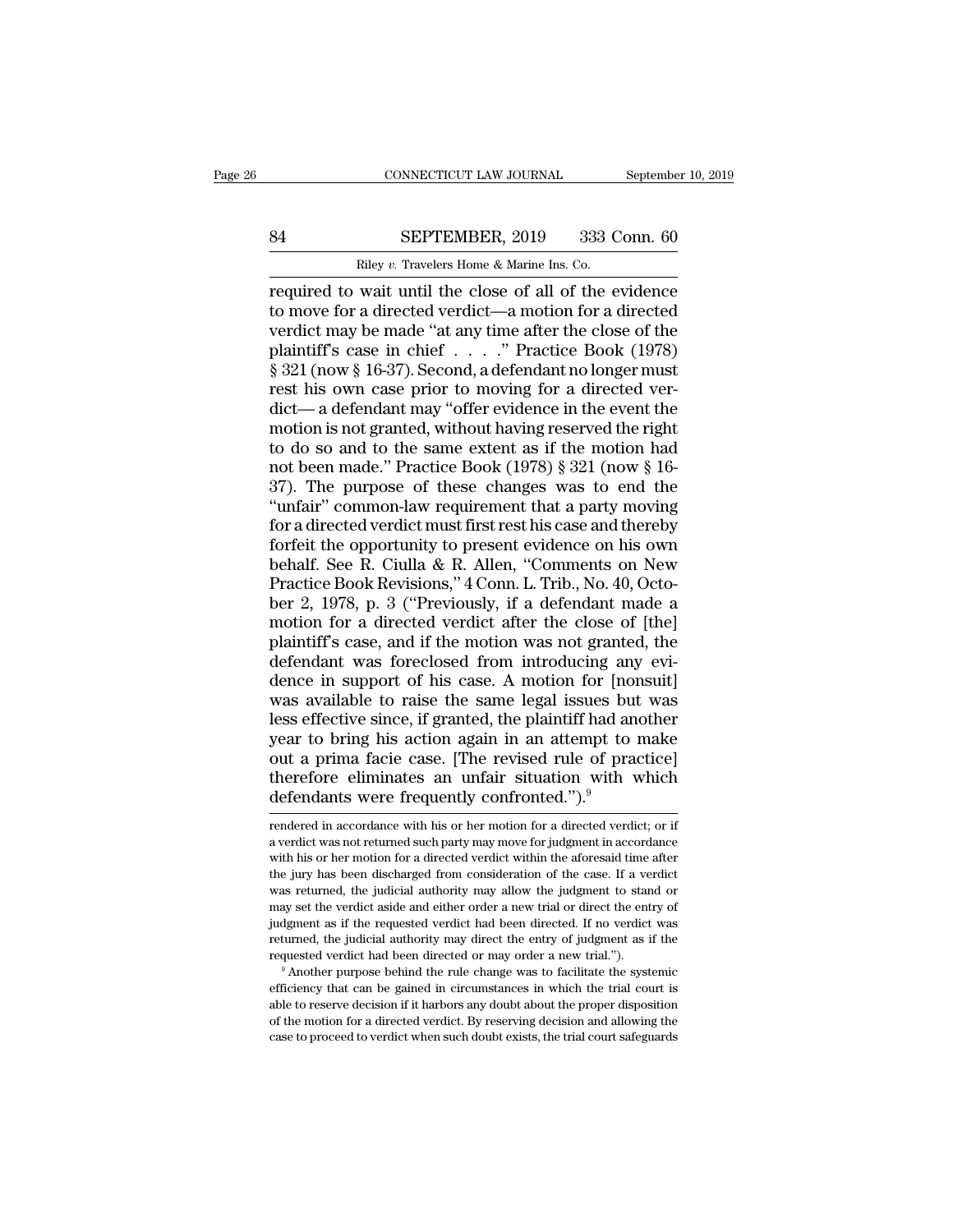required to wait until the close of all of the evidence to move for a directed verdict—a motion for a directed verdict may be made "at any time after the close of the plaintiff's case in chief . . . ." Practice Book (1978) § 321 (now § 16-37). Second, a defendant no longer must rest his own case prior to moving for a directed verdict— a defendant may "offer evidence in the event the motion is not granted, without having reserved the right to do so and to the same extent as if the motion had not been made." Practice Book (1978) § 321 (now § 16-37). The purpose of these changes was to end the "unfair" common-law requirement that a party moving for a directed verdict must first rest his case and thereby forfeit the opportunity to present evidence on his own behalf. See R. Ciulla & R. Allen, "Comments on New Practice Book Revisions," 4 Conn. L. Trib., No. 40, October 2, 1978, p. 3 ("Previously, if a defendant made a motion for a directed verdict after the close of [the] plaintiff's case, and if the motion was not granted, the defendant was foreclosed from introducing any evidence in support of his case. A motion for [nonsuit] was available to raise the same legal issues but was less effective since, if granted, the plaintiff had another year to bring his action again in an attempt to make out a prima facie case. [The revised rule of practice] therefore eliminates an unfair situation with which defendants were frequently confronted.").[9]

rendered in accordance with his or her motion for a directed verdict; or if a verdict was not returned such party may move for judgment in accordance with his or her motion for a directed verdict within the aforesaid time after the jury has been discharged from consideration of the case. If a verdict was returned, the judicial authority may allow the judgment to stand or may set the verdict aside and either order a new trial or direct the entry of judgment as if the requested verdict had been directed. If no verdict was returned, the judicial authority may direct the entry of judgment as if the requested verdict had been directed or may order a new trial.").

[9] Another purpose behind the rule change was to facilitate the systemic efficiency that can be gained in circumstances in which the trial court is able to reserve decision if it harbors any doubt about the proper disposition of the motion for a directed verdict. By reserving decision and allowing the case to proceed to verdict when such doubt exists, the trial court safeguards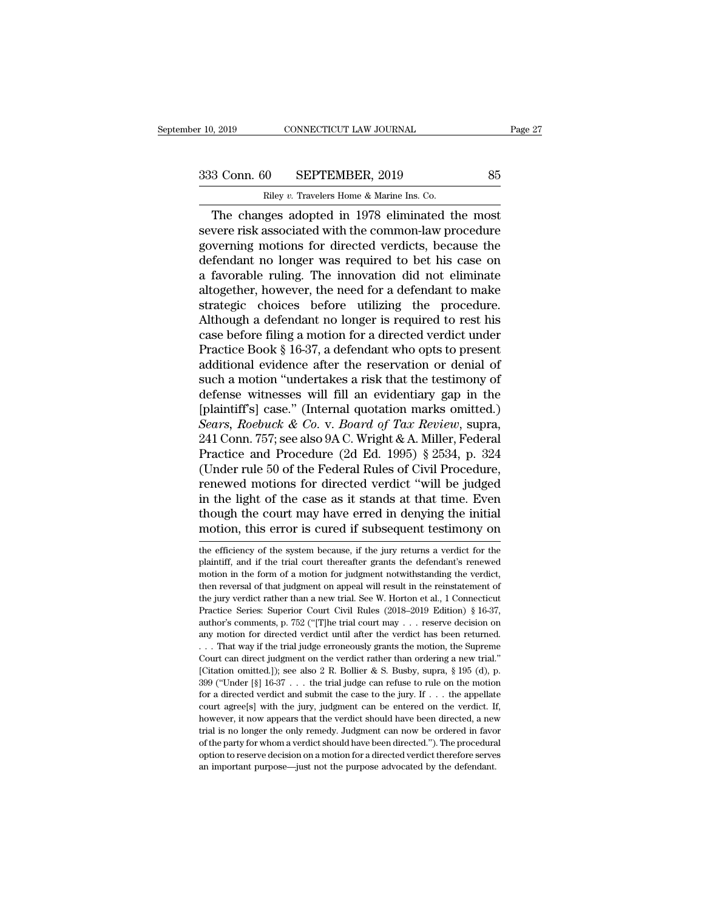The changes adopted in 1978 eliminated the most severe risk associated with the common-law procedure governing motions for directed verdicts, because the defendant no longer was required to bet his case on a favorable ruling. The innovation did not eliminate altogether, however, the need for a defendant to make strategic choices before utilizing the procedure. Although a defendant no longer is required to rest his case before filing a motion for a directed verdict under Practice Book § 16-37, a defendant who opts to present additional evidence after the reservation or denial of such a motion "undertakes a risk that the testimony of defense witnesses will fill an evidentiary gap in the [plaintiff's] case." (Internal quotation marks omitted.) *Sears, Roebuck & Co.* v. *Board of Tax Review*, supra, 241 Conn. 757; see also 9A C. Wright & A. Miller, Federal Practice and Procedure (2d Ed. 1995) § 2534, p. 324 (Under rule 50 of the Federal Rules of Civil Procedure, renewed motions for directed verdict "will be judged in the light of the case as it stands at that time. Even though the court may have erred in denying the initial motion, this error is cured if subsequent testimony on

the efficiency of the system because, if the jury returns a verdict for the plaintiff, and if the trial court thereafter grants the defendant's renewed motion in the form of a motion for judgment notwithstanding the verdict, then reversal of that judgment on appeal will result in the reinstatement of the jury verdict rather than a new trial. See W. Horton et al., 1 Connecticut Practice Series: Superior Court Civil Rules (2018–2019 Edition) § 16-37, author's comments, p. 752 ("[T]he trial court may . . . reserve decision on any motion for directed verdict until after the verdict has been returned. . . . That way if the trial judge erroneously grants the motion, the Supreme Court can direct judgment on the verdict rather than ordering a new trial." [Citation omitted.]); see also 2 R. Bollier & S. Busby, supra, § 195 (d), p. 399 ("Under [§] 16-37 . . . the trial judge can refuse to rule on the motion for a directed verdict and submit the case to the jury. If . . . the appellate court agree[s] with the jury, judgment can be entered on the verdict. If, however, it now appears that the verdict should have been directed, a new trial is no longer the only remedy. Judgment can now be ordered in favor of the party for whom a verdict should have been directed."). The procedural option to reserve decision on a motion for a directed verdict therefore serves an important purpose—just not the purpose advocated by the defendant.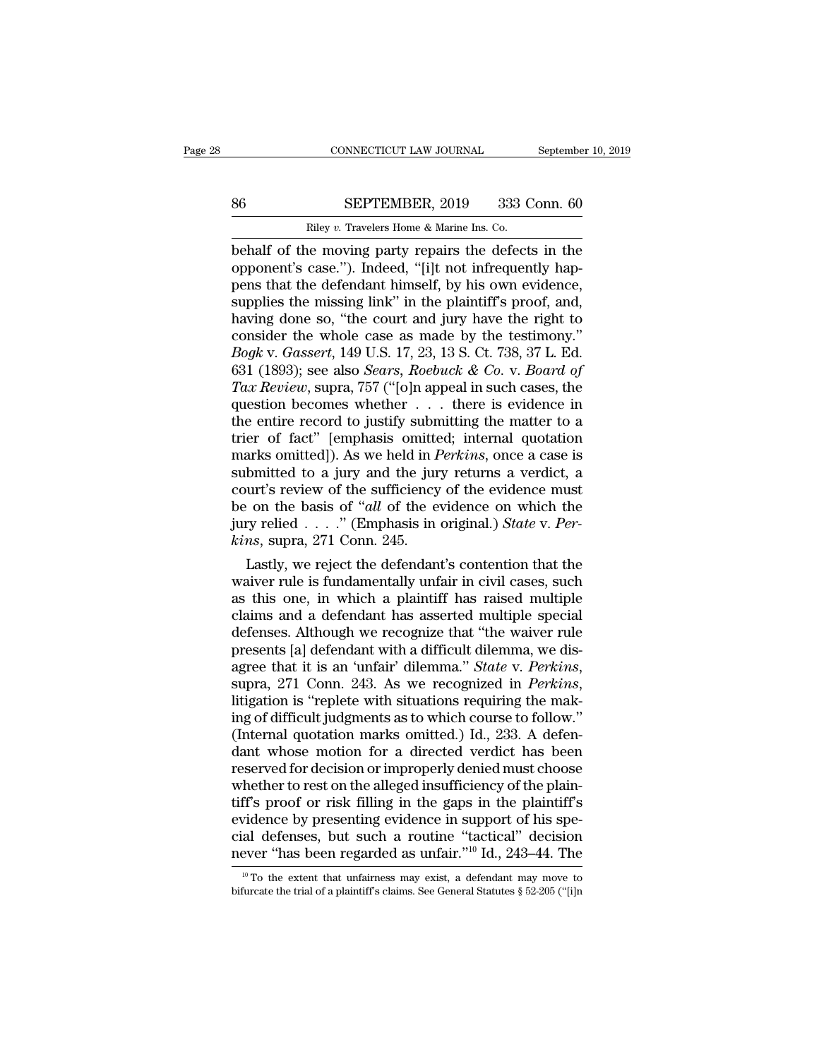behalf of the moving party repairs the defects in the opponent's case."). Indeed, "[i]t not infrequently happens that the defendant himself, by his own evidence, supplies the missing link" in the plaintiff's proof, and, having done so, "the court and jury have the right to consider the whole case as made by the testimony." *Bogk* v. *Gassert*, 149 U.S. 17, 23, 13 S. Ct. 738, 37 L. Ed. 631 (1893); see also *Sears, Roebuck & Co.* v. *Board of Tax Review*, supra, 757 ("[o]n appeal in such cases, the question becomes whether . . . there is evidence in the entire record to justify submitting the matter to a trier of fact" [emphasis omitted; internal quotation marks omitted]). As we held in *Perkins*, once a case is submitted to a jury and the jury returns a verdict, a court's review of the sufficiency of the evidence must be on the basis of "*all* of the evidence on which the jury relied . . . ." (Emphasis in original.) *State* v. *Perkins*, supra, 271 Conn. 245.

Lastly, we reject the defendant's contention that the waiver rule is fundamentally unfair in civil cases, such as this one, in which a plaintiff has raised multiple claims and a defendant has asserted multiple special defenses. Although we recognize that "the waiver rule presents [a] defendant with a difficult dilemma, we disagree that it is an 'unfair' dilemma." *State* v. *Perkins*, supra, 271 Conn. 243. As we recognized in *Perkins*, litigation is "replete with situations requiring the making of difficult judgments as to which course to follow." (Internal quotation marks omitted.) Id., 233. A defendant whose motion for a directed verdict has been reserved for decision or improperly denied must choose whether to rest on the alleged insufficiency of the plaintiff's proof or risk filling in the gaps in the plaintiff's evidence by presenting evidence in support of his special defenses, but such a routine "tactical" decision never "has been regarded as unfair."[10] Id., 243–44. The

[10] To the extent that unfairness may exist, a defendant may move to bifurcate the trial of a plaintiff's claims. See General Statutes § 52-205 ("[i]n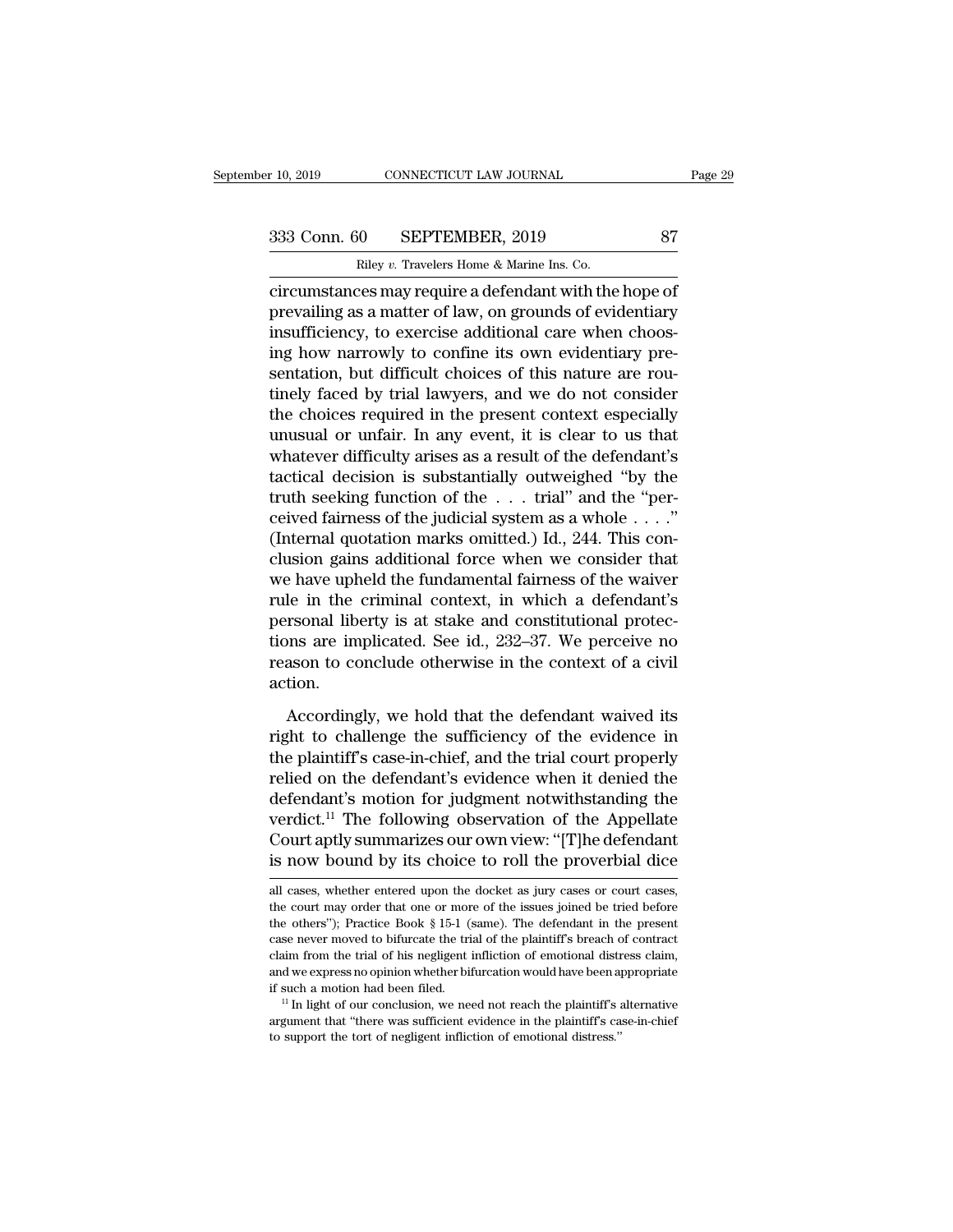circumstances may require a defendant with the hope of prevailing as a matter of law, on grounds of evidentiary insufficiency, to exercise additional care when choosing how narrowly to confine its own evidentiary presentation, but difficult choices of this nature are routinely faced by trial lawyers, and we do not consider the choices required in the present context especially unusual or unfair. In any event, it is clear to us that whatever difficulty arises as a result of the defendant's tactical decision is substantially outweighed "by the truth seeking function of the . . . trial" and the "perceived fairness of the judicial system as a whole . . . ." (Internal quotation marks omitted.) Id., 244. This conclusion gains additional force when we consider that we have upheld the fundamental fairness of the waiver rule in the criminal context, in which a defendant's personal liberty is at stake and constitutional protections are implicated. See id., 232–37. We perceive no reason to conclude otherwise in the context of a civil action.

Accordingly, we hold that the defendant waived its right to challenge the sufficiency of the evidence in the plaintiff's case-in-chief, and the trial court properly relied on the defendant's evidence when it denied the defendant's motion for judgment notwithstanding the verdict.[11] The following observation of the Appellate Court aptly summarizes our own view: "[T]he defendant is now bound by its choice to roll the proverbial dice

all cases, whether entered upon the docket as jury cases or court cases, the court may order that one or more of the issues joined be tried before the others"); Practice Book § 15-1 (same). The defendant in the present case never moved to bifurcate the trial of the plaintiff's breach of contract claim from the trial of his negligent infliction of emotional distress claim, and we express no opinion whether bifurcation would have been appropriate if such a motion had been filed.

[11] In light of our conclusion, we need not reach the plaintiff's alternative argument that "there was sufficient evidence in the plaintiff's case-in-chief to support the tort of negligent infliction of emotional distress."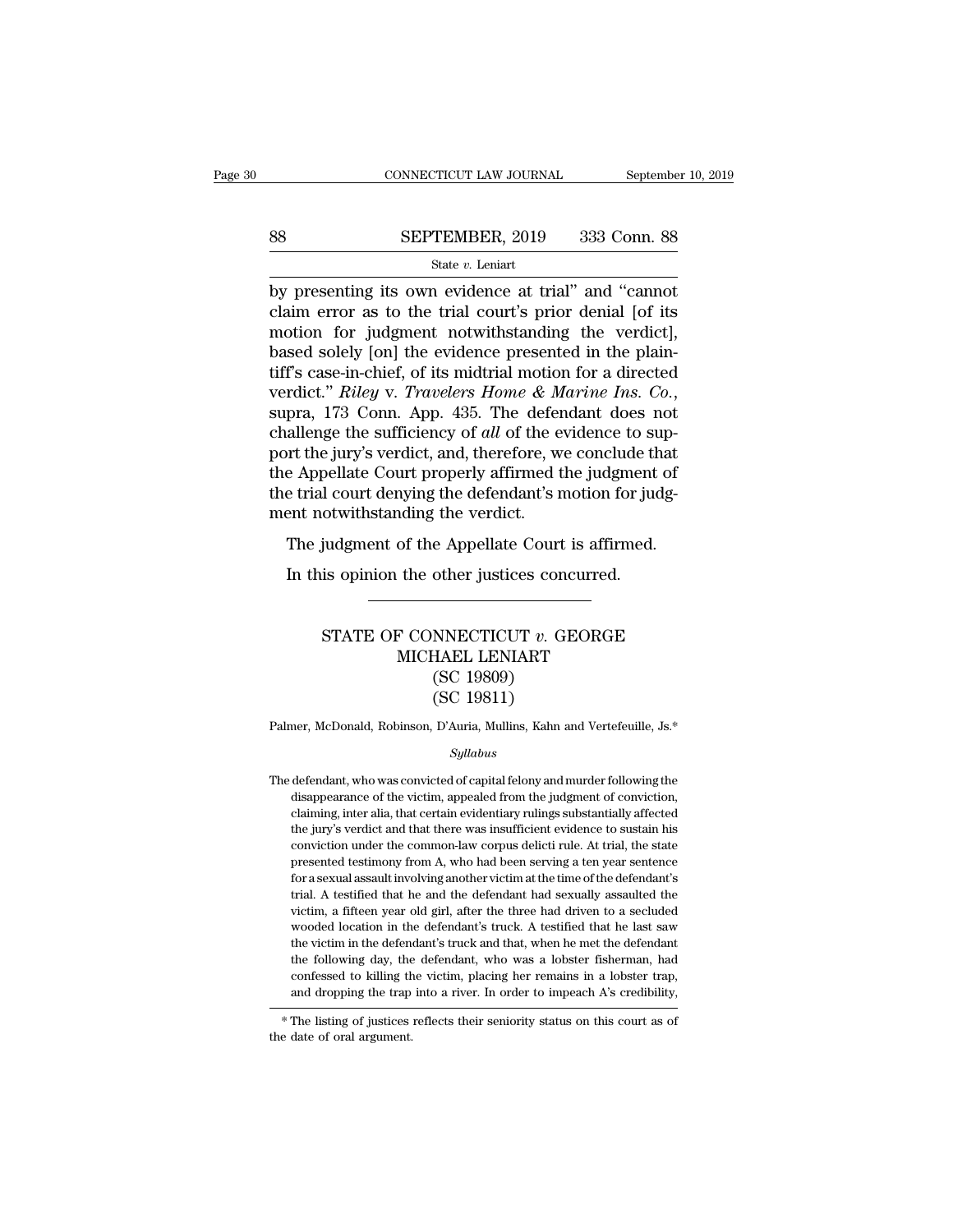by presenting its own evidence at trial" and "cannot claim error as to the trial court's prior denial [of its motion for judgment notwithstanding the verdict], based solely [on] the evidence presented in the plaintiff's case-in-chief, of its midtrial motion for a directed verdict." *Riley* v. *Travelers Home & Marine Ins. Co.*, supra, 173 Conn. App. 435. The defendant does not challenge the sufficiency of *all* of the evidence to support the jury's verdict, and, therefore, we conclude that the Appellate Court properly affirmed the judgment of the trial court denying the defendant's motion for judgment notwithstanding the verdict.

The judgment of the Appellate Court is affirmed.

In this opinion the other justices concurred.

---

# STATE OF CONNECTICUT *v.* GEORGE MICHAEL LENIART
## (SC 19809)
## (SC 19811)

Palmer, McDonald, Robinson, D'Auria, Mullins, Kahn and Vertefeuille, Js.*

*Syllabus*

The defendant, who was convicted of capital felony and murder following the disappearance of the victim, appealed from the judgment of conviction, claiming, inter alia, that certain evidentiary rulings substantially affected the jury's verdict and that there was insufficient evidence to sustain his conviction under the common-law corpus delicti rule. At trial, the state presented testimony from A, who had been serving a ten year sentence for a sexual assault involving another victim at the time of the defendant's trial. A testified that he and the defendant had sexually assaulted the victim, a fifteen year old girl, after the three had driven to a secluded wooded location in the defendant's truck. A testified that he last saw the victim in the defendant's truck and that, when he met the defendant the following day, the defendant, who was a lobster fisherman, had confessed to killing the victim, placing her remains in a lobster trap, and dropping the trap into a river. In order to impeach A's credibility,

\* The listing of justices reflects their seniority status on this court as of the date of oral argument.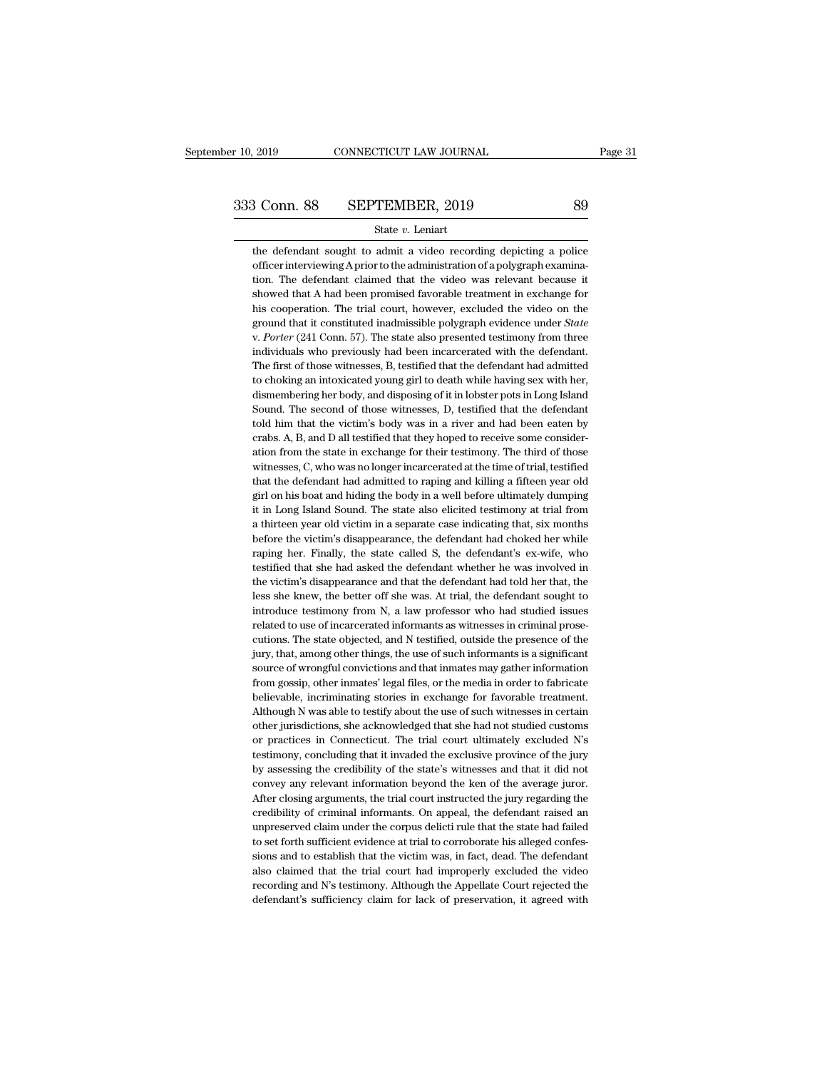the defendant sought to admit a video recording depicting a police officer interviewing A prior to the administration of a polygraph examination. The defendant claimed that the video was relevant because it showed that A had been promised favorable treatment in exchange for his cooperation. The trial court, however, excluded the video on the ground that it constituted inadmissible polygraph evidence under *State* v. *Porter* (241 Conn. 57). The state also presented testimony from three individuals who previously had been incarcerated with the defendant. The first of those witnesses, B, testified that the defendant had admitted to choking an intoxicated young girl to death while having sex with her, dismembering her body, and disposing of it in lobster pots in Long Island Sound. The second of those witnesses, D, testified that the defendant told him that the victim's body was in a river and had been eaten by crabs. A, B, and D all testified that they hoped to receive some consideration from the state in exchange for their testimony. The third of those witnesses, C, who was no longer incarcerated at the time of trial, testified that the defendant had admitted to raping and killing a fifteen year old girl on his boat and hiding the body in a well before ultimately dumping it in Long Island Sound. The state also elicited testimony at trial from a thirteen year old victim in a separate case indicating that, six months before the victim's disappearance, the defendant had choked her while raping her. Finally, the state called S, the defendant's ex-wife, who testified that she had asked the defendant whether he was involved in the victim's disappearance and that the defendant had told her that, the less she knew, the better off she was. At trial, the defendant sought to introduce testimony from N, a law professor who had studied issues related to use of incarcerated informants as witnesses in criminal prosecutions. The state objected, and N testified, outside the presence of the jury, that, among other things, the use of such informants is a significant source of wrongful convictions and that inmates may gather information from gossip, other inmates' legal files, or the media in order to fabricate believable, incriminating stories in exchange for favorable treatment. Although N was able to testify about the use of such witnesses in certain other jurisdictions, she acknowledged that she had not studied customs or practices in Connecticut. The trial court ultimately excluded N's testimony, concluding that it invaded the exclusive province of the jury by assessing the credibility of the state's witnesses and that it did not convey any relevant information beyond the ken of the average juror. After closing arguments, the trial court instructed the jury regarding the credibility of criminal informants. On appeal, the defendant raised an unpreserved claim under the corpus delicti rule that the state had failed to set forth sufficient evidence at trial to corroborate his alleged confessions and to establish that the victim was, in fact, dead. The defendant also claimed that the trial court had improperly excluded the video recording and N's testimony. Although the Appellate Court rejected the defendant's sufficiency claim for lack of preservation, it agreed with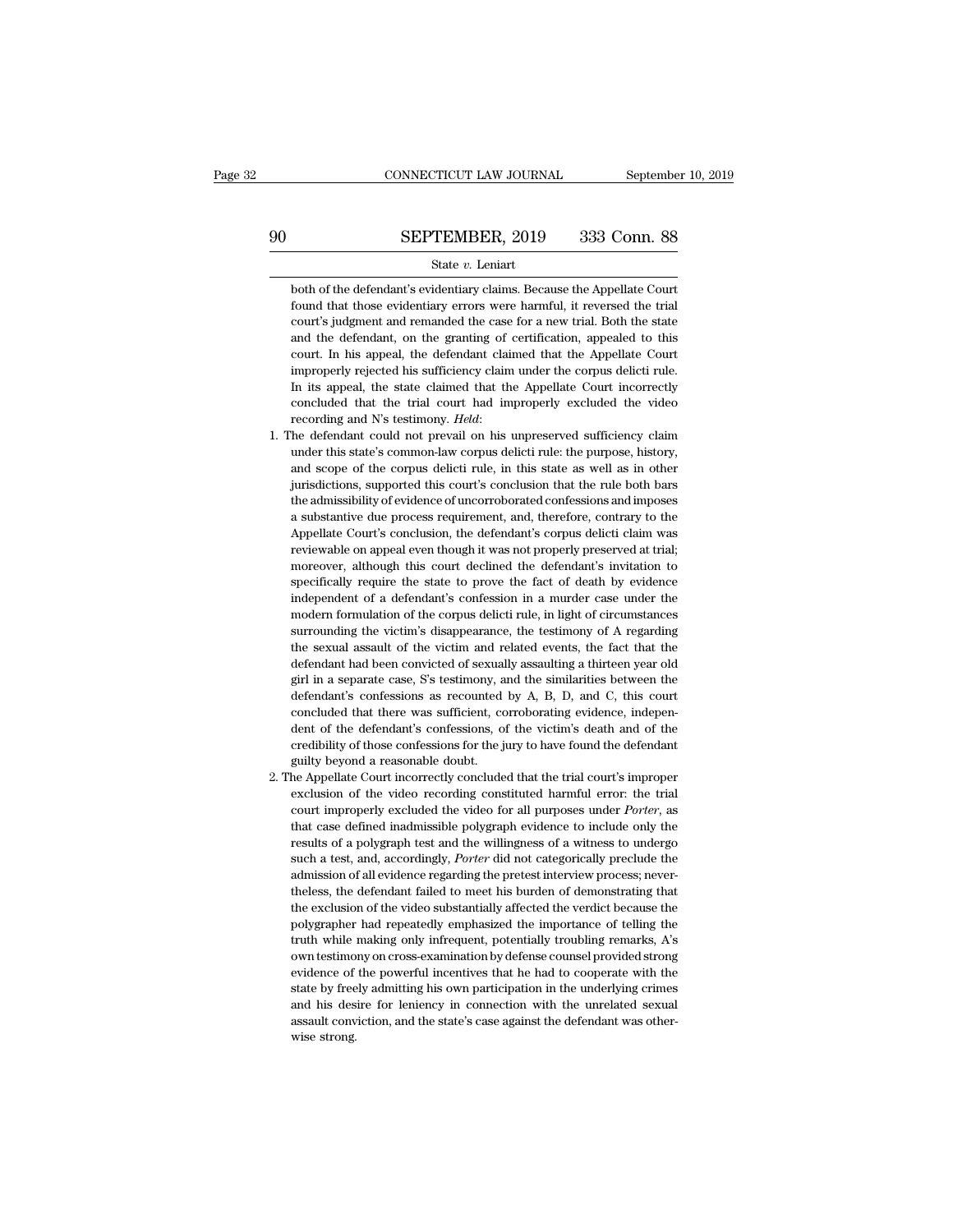both of the defendant's evidentiary claims. Because the Appellate Court found that those evidentiary errors were harmful, it reversed the trial court's judgment and remanded the case for a new trial. Both the state and the defendant, on the granting of certification, appealed to this court. In his appeal, the defendant claimed that the Appellate Court improperly rejected his sufficiency claim under the corpus delicti rule. In its appeal, the state claimed that the Appellate Court incorrectly concluded that the trial court had improperly excluded the video recording and N's testimony. *Held*:

1. The defendant could not prevail on his unpreserved sufficiency claim under this state's common-law corpus delicti rule: the purpose, history, and scope of the corpus delicti rule, in this state as well as in other jurisdictions, supported this court's conclusion that the rule both bars the admissibility of evidence of uncorroborated confessions and imposes a substantive due process requirement, and, therefore, contrary to the Appellate Court's conclusion, the defendant's corpus delicti claim was reviewable on appeal even though it was not properly preserved at trial; moreover, although this court declined the defendant's invitation to specifically require the state to prove the fact of death by evidence independent of a defendant's confession in a murder case under the modern formulation of the corpus delicti rule, in light of circumstances surrounding the victim's disappearance, the testimony of A regarding the sexual assault of the victim and related events, the fact that the defendant had been convicted of sexually assaulting a thirteen year old girl in a separate case, S's testimony, and the similarities between the defendant's confessions as recounted by A, B, D, and C, this court concluded that there was sufficient, corroborating evidence, independent of the defendant's confessions, of the victim's death and of the credibility of those confessions for the jury to have found the defendant guilty beyond a reasonable doubt.

2. The Appellate Court incorrectly concluded that the trial court's improper exclusion of the video recording constituted harmful error: the trial court improperly excluded the video for all purposes under *Porter*, as that case defined inadmissible polygraph evidence to include only the results of a polygraph test and the willingness of a witness to undergo such a test, and, accordingly, *Porter* did not categorically preclude the admission of all evidence regarding the pretest interview process; nevertheless, the defendant failed to meet his burden of demonstrating that the exclusion of the video substantially affected the verdict because the polygrapher had repeatedly emphasized the importance of telling the truth while making only infrequent, potentially troubling remarks, A's own testimony on cross-examination by defense counsel provided strong evidence of the powerful incentives that he had to cooperate with the state by freely admitting his own participation in the underlying crimes and his desire for leniency in connection with the unrelated sexual assault conviction, and the state's case against the defendant was otherwise strong.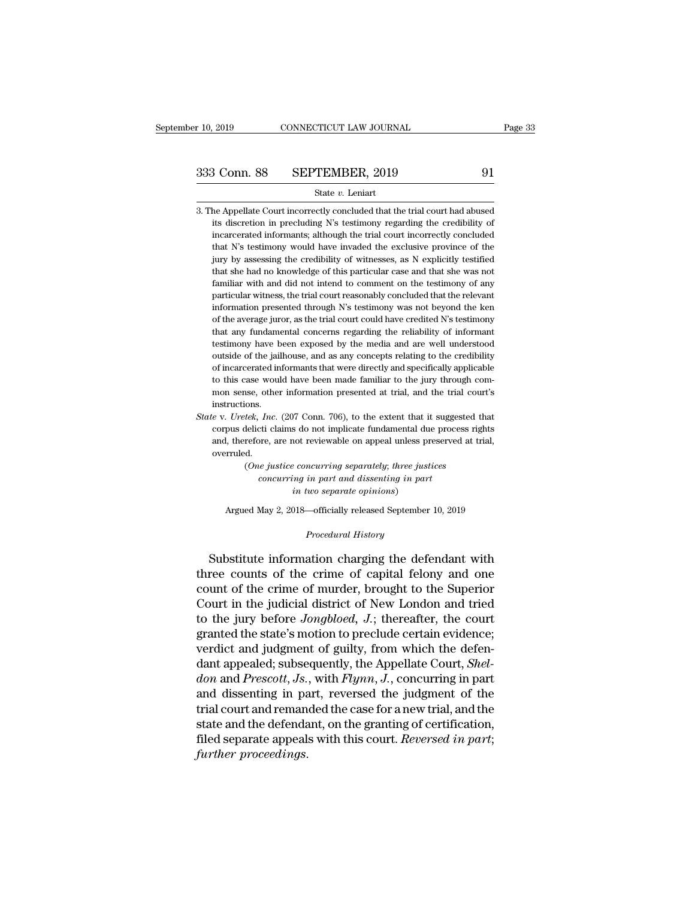3. The Appellate Court incorrectly concluded that the trial court had abused its discretion in precluding N's testimony regarding the credibility of incarcerated informants; although the trial court incorrectly concluded that N's testimony would have invaded the exclusive province of the jury by assessing the credibility of witnesses, as N explicitly testified that she had no knowledge of this particular case and that she was not familiar with and did not intend to comment on the testimony of any particular witness, the trial court reasonably concluded that the relevant information presented through N's testimony was not beyond the ken of the average juror, as the trial court could have credited N's testimony that any fundamental concerns regarding the reliability of informant testimony have been exposed by the media and are well understood outside of the jailhouse, and as any concepts relating to the credibility of incarcerated informants that were directly and specifically applicable to this case would have been made familiar to the jury through common sense, other information presented at trial, and the trial court's instructions.

*State* v. *Uretek, Inc.* (207 Conn. 706), to the extent that it suggested that corpus delicti claims do not implicate fundamental due process rights and, therefore, are not reviewable on appeal unless preserved at trial, overruled.

(*One justice concurring separately; three justices concurring in part and dissenting in part in two separate opinions*)

Argued May 2, 2018—officially released September 10, 2019

*Procedural History*

Substitute information charging the defendant with three counts of the crime of capital felony and one count of the crime of murder, brought to the Superior Court in the judicial district of New London and tried to the jury before *Jongbloed, J.*; thereafter, the court granted the state's motion to preclude certain evidence; verdict and judgment of guilty, from which the defendant appealed; subsequently, the Appellate Court, *Sheldon* and *Prescott, Js.*, with *Flynn, J.*, concurring in part and dissenting in part, reversed the judgment of the trial court and remanded the case for a new trial, and the state and the defendant, on the granting of certification, filed separate appeals with this court. *Reversed in part*; *further proceedings*.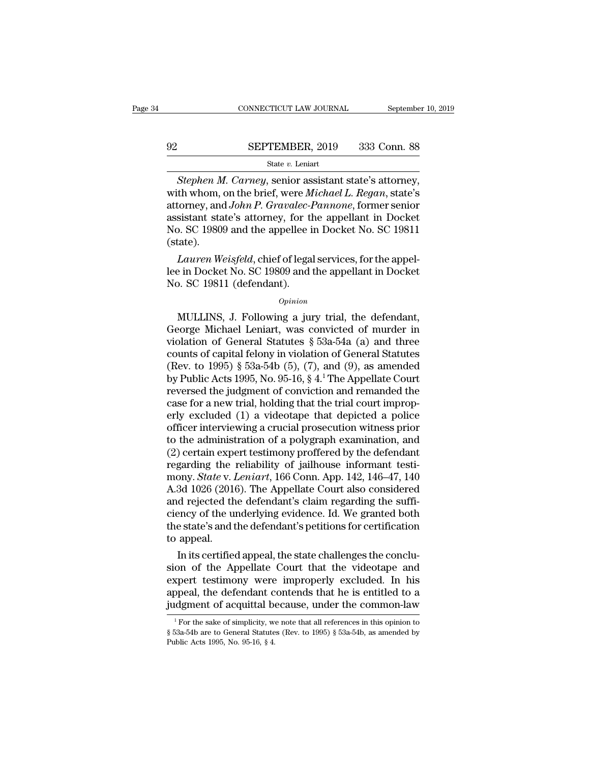*Stephen M. Carney*, senior assistant state's attorney, with whom, on the brief, were *Michael L. Regan*, state's attorney, and *John P. Gravalec-Pannone*, former senior assistant state's attorney, for the appellant in Docket No. SC 19809 and the appellee in Docket No. SC 19811 (state).

*Lauren Weisfeld*, chief of legal services, for the appellee in Docket No. SC 19809 and the appellant in Docket No. SC 19811 (defendant).

*Opinion*

MULLINS, J. Following a jury trial, the defendant, George Michael Leniart, was convicted of murder in violation of General Statutes § 53a-54a (a) and three counts of capital felony in violation of General Statutes (Rev. to 1995) § 53a-54b (5), (7), and (9), as amended by Public Acts 1995, No. 95-16, § 4.[1] The Appellate Court reversed the judgment of conviction and remanded the case for a new trial, holding that the trial court improperly excluded (1) a videotape that depicted a police officer interviewing a crucial prosecution witness prior to the administration of a polygraph examination, and (2) certain expert testimony proffered by the defendant regarding the reliability of jailhouse informant testimony. *State* v. *Leniart*, 166 Conn. App. 142, 146–47, 140 A.3d 1026 (2016). The Appellate Court also considered and rejected the defendant's claim regarding the sufficiency of the underlying evidence. Id. We granted both the state's and the defendant's petitions for certification to appeal.

In its certified appeal, the state challenges the conclusion of the Appellate Court that the videotape and expert testimony were improperly excluded. In his appeal, the defendant contends that he is entitled to a judgment of acquittal because, under the common-law

[1] For the sake of simplicity, we note that all references in this opinion to § 53a-54b are to General Statutes (Rev. to 1995) § 53a-54b, as amended by Public Acts 1995, No. 95-16, § 4.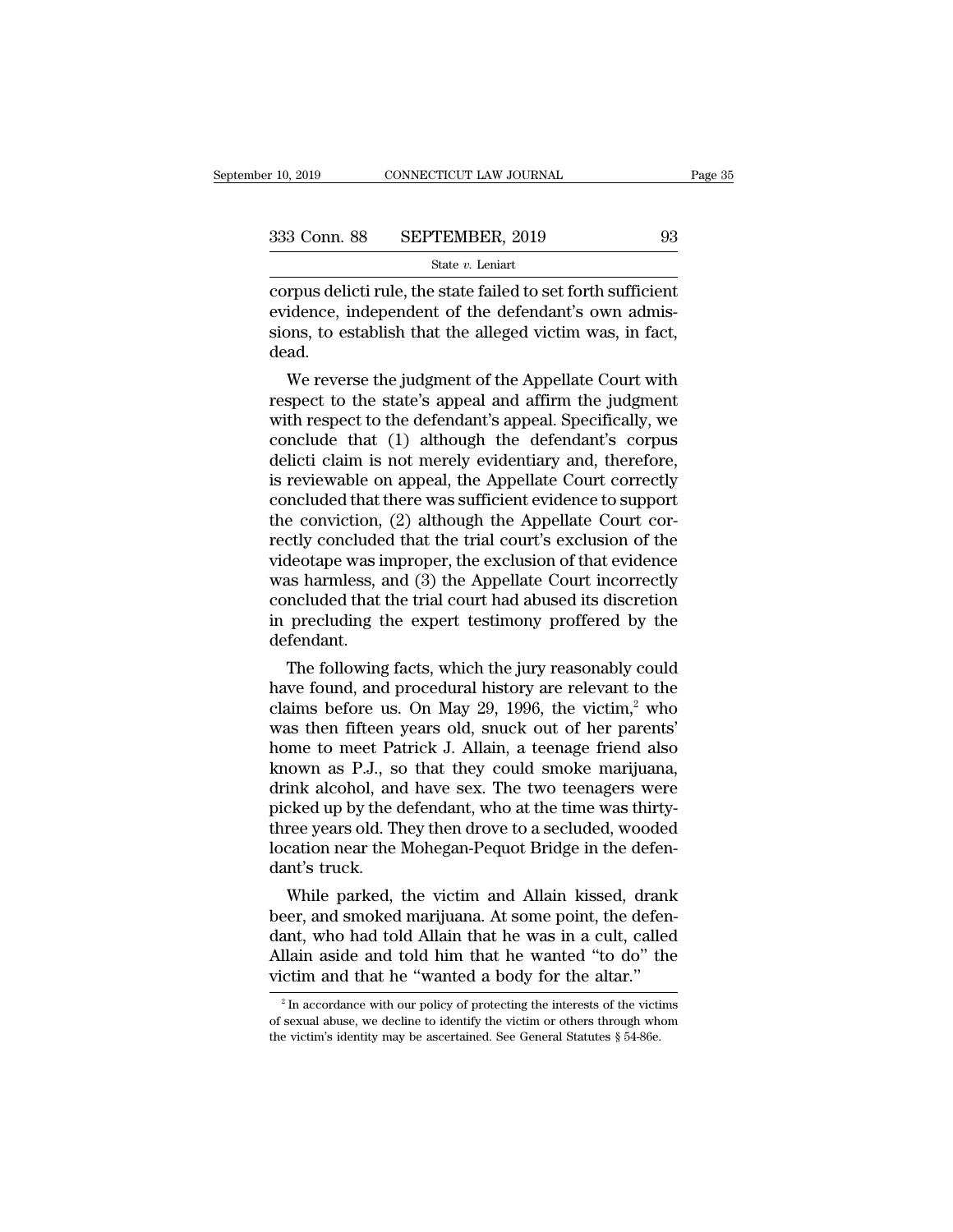corpus delicti rule, the state failed to set forth sufficient evidence, independent of the defendant's own admissions, to establish that the alleged victim was, in fact, dead.

We reverse the judgment of the Appellate Court with respect to the state's appeal and affirm the judgment with respect to the defendant's appeal. Specifically, we conclude that (1) although the defendant's corpus delicti claim is not merely evidentiary and, therefore, is reviewable on appeal, the Appellate Court correctly concluded that there was sufficient evidence to support the conviction, (2) although the Appellate Court correctly concluded that the trial court's exclusion of the videotape was improper, the exclusion of that evidence was harmless, and (3) the Appellate Court incorrectly concluded that the trial court had abused its discretion in precluding the expert testimony proffered by the defendant.

The following facts, which the jury reasonably could have found, and procedural history are relevant to the claims before us. On May 29, 1996, the victim,[2] who was then fifteen years old, snuck out of her parents' home to meet Patrick J. Allain, a teenage friend also known as P.J., so that they could smoke marijuana, drink alcohol, and have sex. The two teenagers were picked up by the defendant, who at the time was thirty-three years old. They then drove to a secluded, wooded location near the Mohegan-Pequot Bridge in the defendant's truck.

While parked, the victim and Allain kissed, drank beer, and smoked marijuana. At some point, the defendant, who had told Allain that he was in a cult, called Allain aside and told him that he wanted "to do" the victim and that he "wanted a body for the altar."

[2] In accordance with our policy of protecting the interests of the victims of sexual abuse, we decline to identify the victim or others through whom the victim's identity may be ascertained. See General Statutes § 54-86e.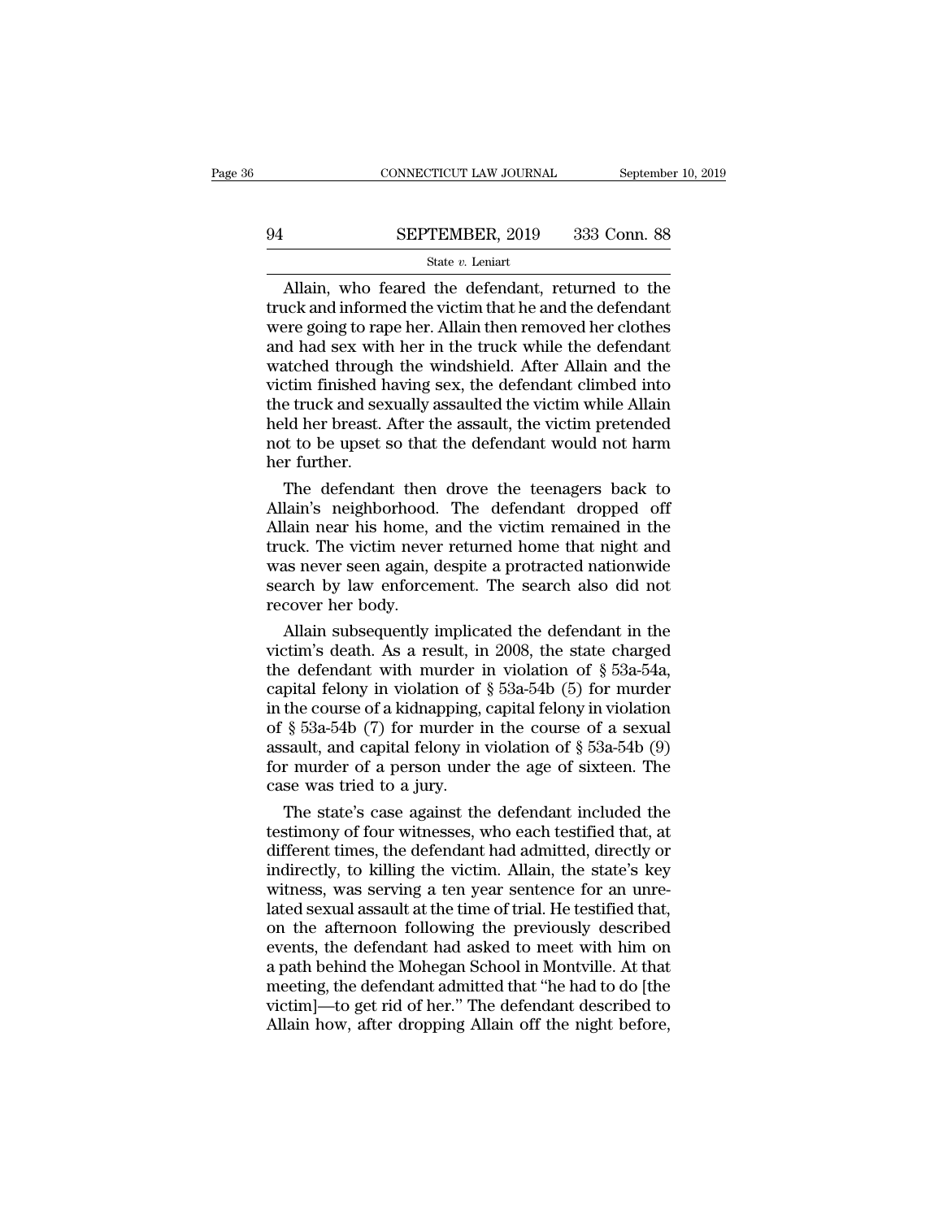Allain, who feared the defendant, returned to the truck and informed the victim that he and the defendant were going to rape her. Allain then removed her clothes and had sex with her in the truck while the defendant watched through the windshield. After Allain and the victim finished having sex, the defendant climbed into the truck and sexually assaulted the victim while Allain held her breast. After the assault, the victim pretended not to be upset so that the defendant would not harm her further.

The defendant then drove the teenagers back to Allain's neighborhood. The defendant dropped off Allain near his home, and the victim remained in the truck. The victim never returned home that night and was never seen again, despite a protracted nationwide search by law enforcement. The search also did not recover her body.

Allain subsequently implicated the defendant in the victim's death. As a result, in 2008, the state charged the defendant with murder in violation of § 53a-54a, capital felony in violation of § 53a-54b (5) for murder in the course of a kidnapping, capital felony in violation of § 53a-54b (7) for murder in the course of a sexual assault, and capital felony in violation of § 53a-54b (9) for murder of a person under the age of sixteen. The case was tried to a jury.

The state's case against the defendant included the testimony of four witnesses, who each testified that, at different times, the defendant had admitted, directly or indirectly, to killing the victim. Allain, the state's key witness, was serving a ten year sentence for an unrelated sexual assault at the time of trial. He testified that, on the afternoon following the previously described events, the defendant had asked to meet with him on a path behind the Mohegan School in Montville. At that meeting, the defendant admitted that "he had to do [the victim]—to get rid of her." The defendant described to Allain how, after dropping Allain off the night before,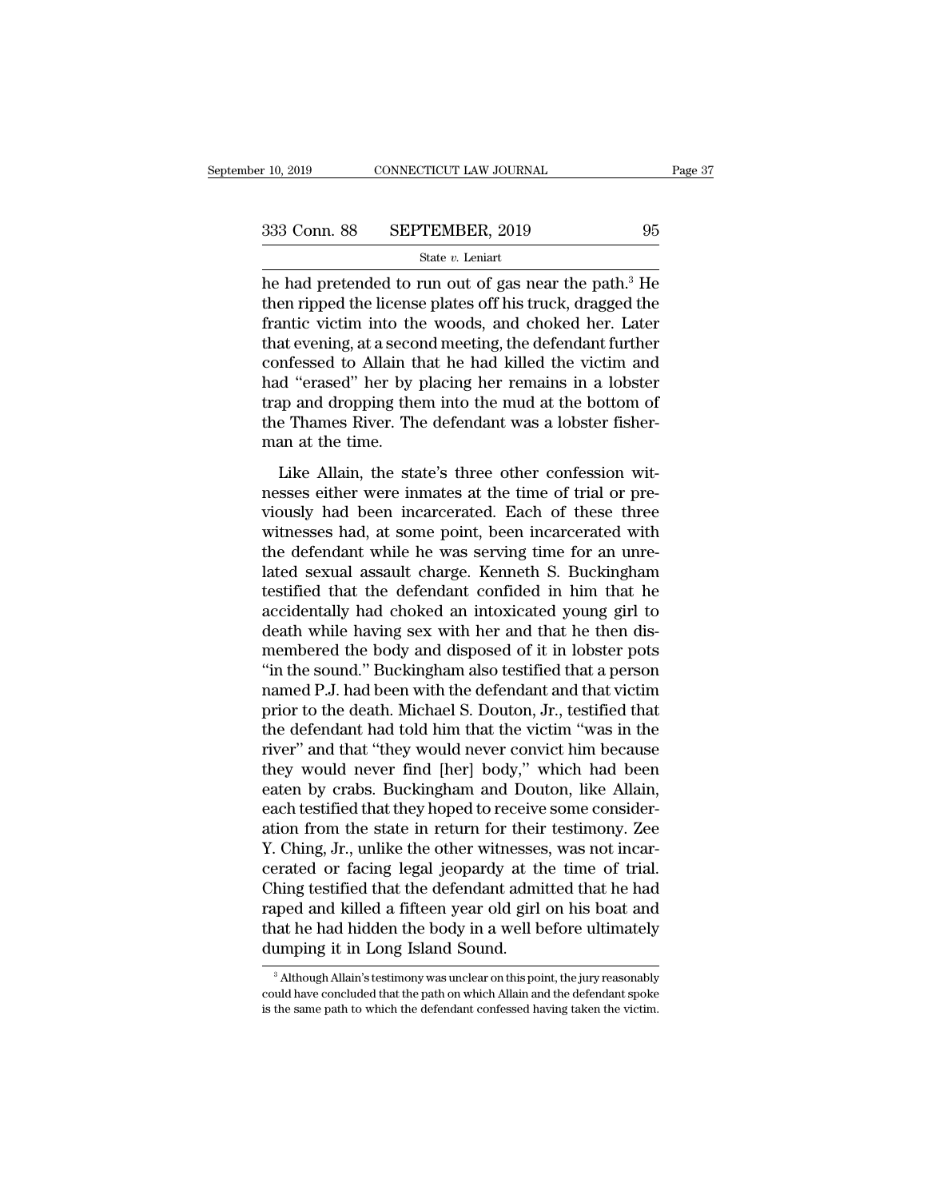he had pretended to run out of gas near the path.[3] He then ripped the license plates off his truck, dragged the frantic victim into the woods, and choked her. Later that evening, at a second meeting, the defendant further confessed to Allain that he had killed the victim and had "erased" her by placing her remains in a lobster trap and dropping them into the mud at the bottom of the Thames River. The defendant was a lobster fisherman at the time.

Like Allain, the state's three other confession witnesses either were inmates at the time of trial or previously had been incarcerated. Each of these three witnesses had, at some point, been incarcerated with the defendant while he was serving time for an unrelated sexual assault charge. Kenneth S. Buckingham testified that the defendant confided in him that he accidentally had choked an intoxicated young girl to death while having sex with her and that he then dismembered the body and disposed of it in lobster pots "in the sound." Buckingham also testified that a person named P.J. had been with the defendant and that victim prior to the death. Michael S. Douton, Jr., testified that the defendant had told him that the victim "was in the river" and that "they would never convict him because they would never find [her] body," which had been eaten by crabs. Buckingham and Douton, like Allain, each testified that they hoped to receive some consideration from the state in return for their testimony. Zee Y. Ching, Jr., unlike the other witnesses, was not incarcerated or facing legal jeopardy at the time of trial. Ching testified that the defendant admitted that he had raped and killed a fifteen year old girl on his boat and that he had hidden the body in a well before ultimately dumping it in Long Island Sound.

[3] Although Allain's testimony was unclear on this point, the jury reasonably could have concluded that the path on which Allain and the defendant spoke is the same path to which the defendant confessed having taken the victim.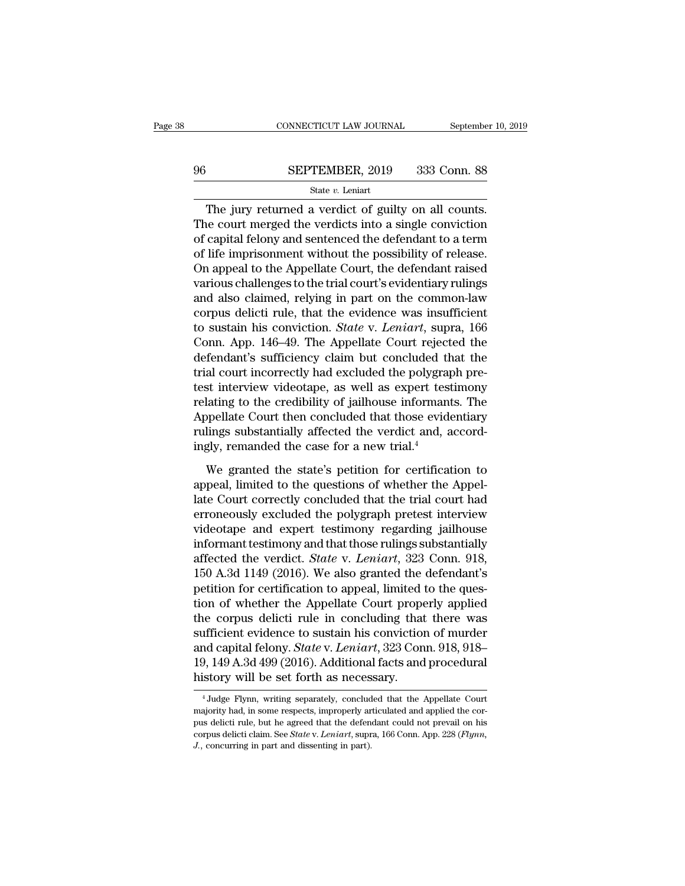The jury returned a verdict of guilty on all counts. The court merged the verdicts into a single conviction of capital felony and sentenced the defendant to a term of life imprisonment without the possibility of release. On appeal to the Appellate Court, the defendant raised various challenges to the trial court's evidentiary rulings and also claimed, relying in part on the common-law corpus delicti rule, that the evidence was insufficient to sustain his conviction. *State* v. *Leniart*, supra, 166 Conn. App. 146–49. The Appellate Court rejected the defendant's sufficiency claim but concluded that the trial court incorrectly had excluded the polygraph pretest interview videotape, as well as expert testimony relating to the credibility of jailhouse informants. The Appellate Court then concluded that those evidentiary rulings substantially affected the verdict and, accordingly, remanded the case for a new trial.[4]

We granted the state's petition for certification to appeal, limited to the questions of whether the Appellate Court correctly concluded that the trial court had erroneously excluded the polygraph pretest interview videotape and expert testimony regarding jailhouse informant testimony and that those rulings substantially affected the verdict. *State* v. *Leniart*, 323 Conn. 918, 150 A.3d 1149 (2016). We also granted the defendant's petition for certification to appeal, limited to the question of whether the Appellate Court properly applied the corpus delicti rule in concluding that there was sufficient evidence to sustain his conviction of murder and capital felony. *State* v. *Leniart*, 323 Conn. 918, 918–19, 149 A.3d 499 (2016). Additional facts and procedural history will be set forth as necessary.

[4] Judge Flynn, writing separately, concluded that the Appellate Court majority had, in some respects, improperly articulated and applied the corpus delicti rule, but he agreed that the defendant could not prevail on his corpus delicti claim. See *State* v. *Leniart*, supra, 166 Conn. App. 228 (*Flynn, J.*, concurring in part and dissenting in part).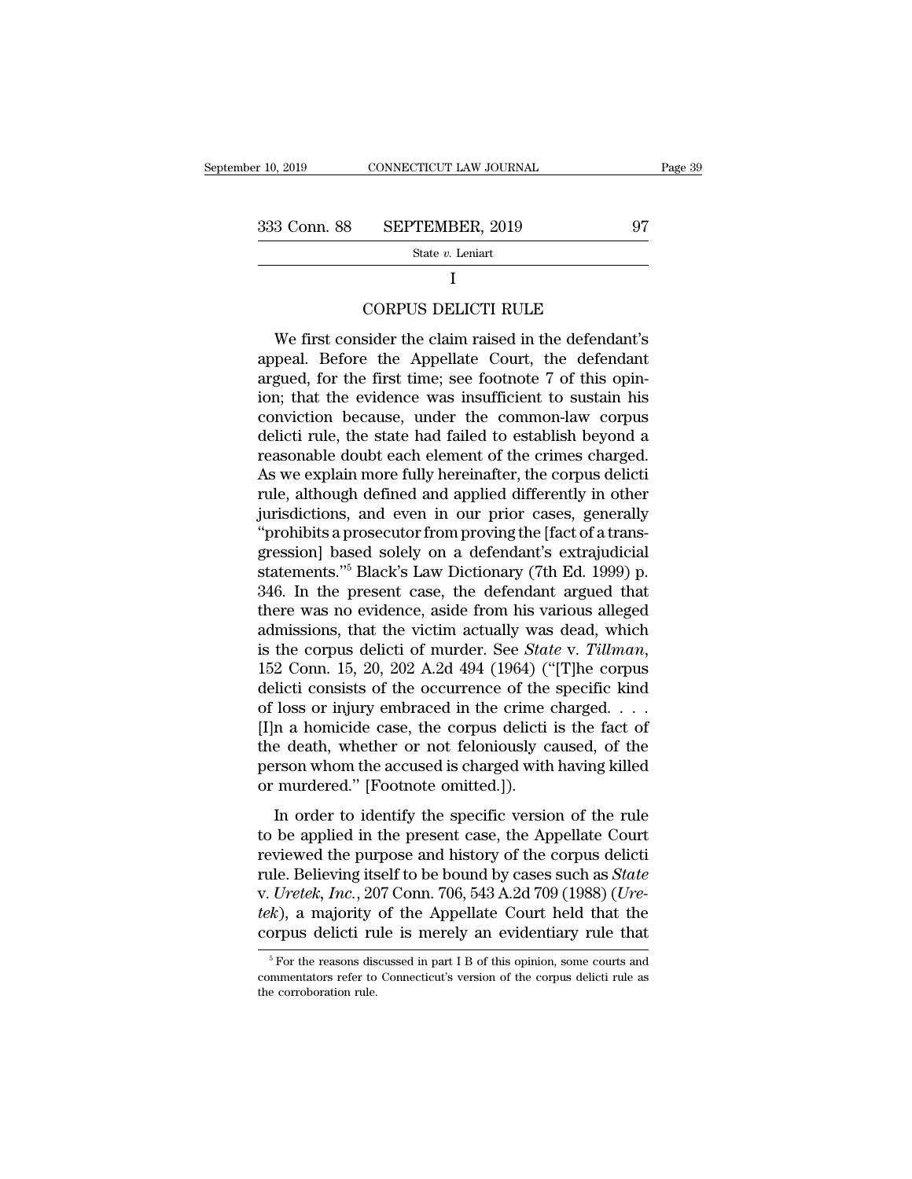# I

## CORPUS DELICTI RULE

We first consider the claim raised in the defendant's appeal. Before the Appellate Court, the defendant argued, for the first time; see footnote 7 of this opinion; that the evidence was insufficient to sustain his conviction because, under the common-law corpus delicti rule, the state had failed to establish beyond a reasonable doubt each element of the crimes charged. As we explain more fully hereinafter, the corpus delicti rule, although defined and applied differently in other jurisdictions, and even in our prior cases, generally "prohibits a prosecutor from proving the [fact of a transgression] based solely on a defendant's extrajudicial statements."[5] Black's Law Dictionary (7th Ed. 1999) p. 346. In the present case, the defendant argued that there was no evidence, aside from his various alleged admissions, that the victim actually was dead, which is the corpus delicti of murder. See *State* v. *Tillman*, 152 Conn. 15, 20, 202 A.2d 494 (1964) ("[T]he corpus delicti consists of the occurrence of the specific kind of loss or injury embraced in the crime charged. . . . [I]n a homicide case, the corpus delicti is the fact of the death, whether or not feloniously caused, of the person whom the accused is charged with having killed or murdered." [Footnote omitted.]).

In order to identify the specific version of the rule to be applied in the present case, the Appellate Court reviewed the purpose and history of the corpus delicti rule. Believing itself to be bound by cases such as *State* v. *Uretek, Inc.*, 207 Conn. 706, 543 A.2d 709 (1988) (*Uretek*), a majority of the Appellate Court held that the corpus delicti rule is merely an evidentiary rule that

[5] For the reasons discussed in part I B of this opinion, some courts and commentators refer to Connecticut's version of the corpus delicti rule as the corroboration rule.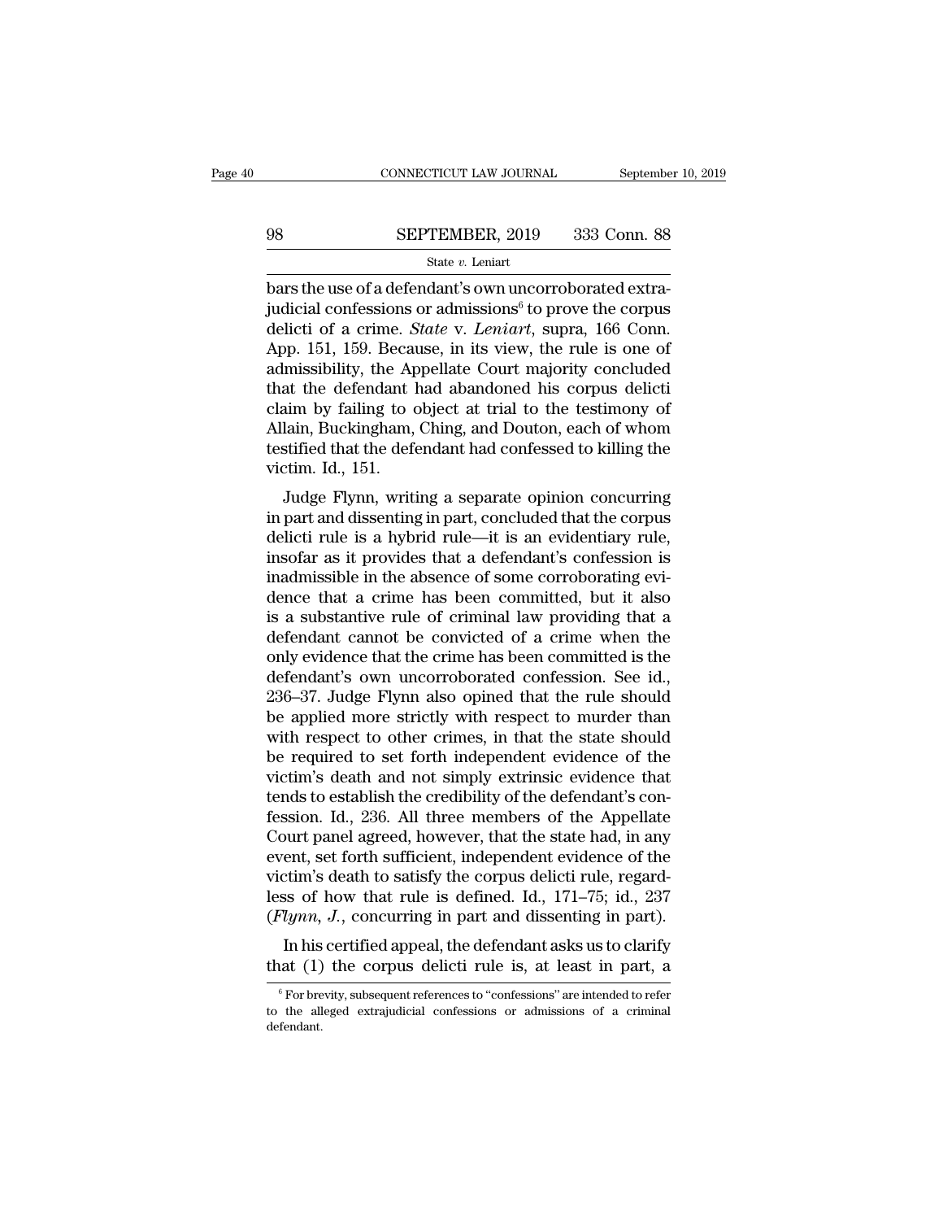bars the use of a defendant's own uncorroborated extrajudicial confessions or admissions[6] to prove the corpus delicti of a crime. *State* v. *Leniart*, supra, 166 Conn. App. 151, 159. Because, in its view, the rule is one of admissibility, the Appellate Court majority concluded that the defendant had abandoned his corpus delicti claim by failing to object at trial to the testimony of Allain, Buckingham, Ching, and Douton, each of whom testified that the defendant had confessed to killing the victim. Id., 151.

Judge Flynn, writing a separate opinion concurring in part and dissenting in part, concluded that the corpus delicti rule is a hybrid rule—it is an evidentiary rule, insofar as it provides that a defendant's confession is inadmissible in the absence of some corroborating evidence that a crime has been committed, but it also is a substantive rule of criminal law providing that a defendant cannot be convicted of a crime when the only evidence that the crime has been committed is the defendant's own uncorroborated confession. See id., 236–37. Judge Flynn also opined that the rule should be applied more strictly with respect to murder than with respect to other crimes, in that the state should be required to set forth independent evidence of the victim's death and not simply extrinsic evidence that tends to establish the credibility of the defendant's confession. Id., 236. All three members of the Appellate Court panel agreed, however, that the state had, in any event, set forth sufficient, independent evidence of the victim's death to satisfy the corpus delicti rule, regardless of how that rule is defined. Id., 171–75; id., 237 (*Flynn, J.*, concurring in part and dissenting in part).

In his certified appeal, the defendant asks us to clarify that (1) the corpus delicti rule is, at least in part, a

[6] For brevity, subsequent references to "confessions" are intended to refer to the alleged extrajudicial confessions or admissions of a criminal defendant.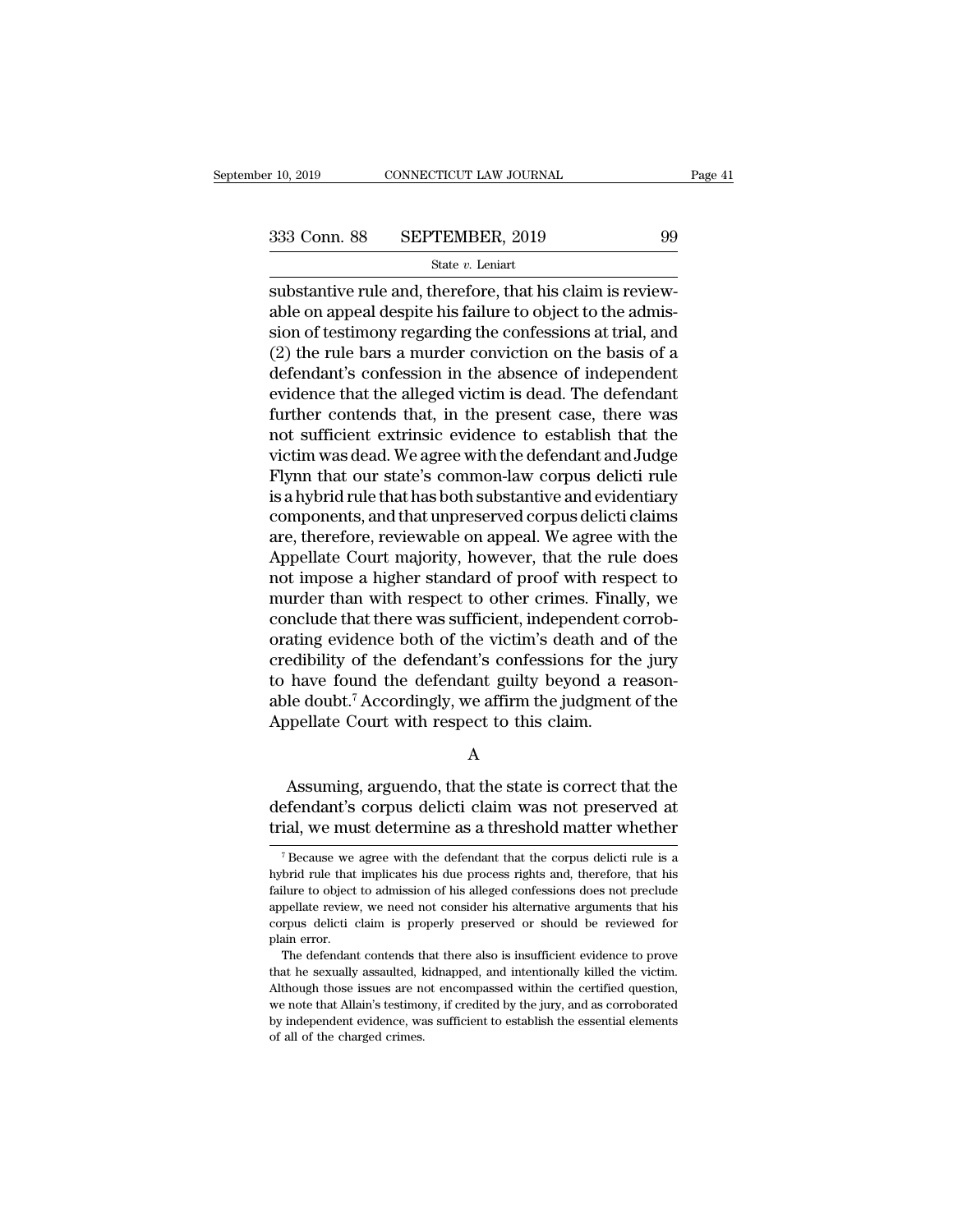substantive rule and, therefore, that his claim is reviewable on appeal despite his failure to object to the admission of testimony regarding the confessions at trial, and (2) the rule bars a murder conviction on the basis of a defendant's confession in the absence of independent evidence that the alleged victim is dead. The defendant further contends that, in the present case, there was not sufficient extrinsic evidence to establish that the victim was dead. We agree with the defendant and Judge Flynn that our state's common-law corpus delicti rule is a hybrid rule that has both substantive and evidentiary components, and that unpreserved corpus delicti claims are, therefore, reviewable on appeal. We agree with the Appellate Court majority, however, that the rule does not impose a higher standard of proof with respect to murder than with respect to other crimes. Finally, we conclude that there was sufficient, independent corroborating evidence both of the victim's death and of the credibility of the defendant's confessions for the jury to have found the defendant guilty beyond a reasonable doubt.[7] Accordingly, we affirm the judgment of the Appellate Court with respect to this claim.

A

Assuming, arguendo, that the state is correct that the defendant's corpus delicti claim was not preserved at trial, we must determine as a threshold matter whether

---

[7] Because we agree with the defendant that the corpus delicti rule is a hybrid rule that implicates his due process rights and, therefore, that his failure to object to admission of his alleged confessions does not preclude appellate review, we need not consider his alternative arguments that his corpus delicti claim is properly preserved or should be reviewed for plain error.

The defendant contends that there also is insufficient evidence to prove that he sexually assaulted, kidnapped, and intentionally killed the victim. Although those issues are not encompassed within the certified question, we note that Allain's testimony, if credited by the jury, and as corroborated by independent evidence, was sufficient to establish the essential elements of all of the charged crimes.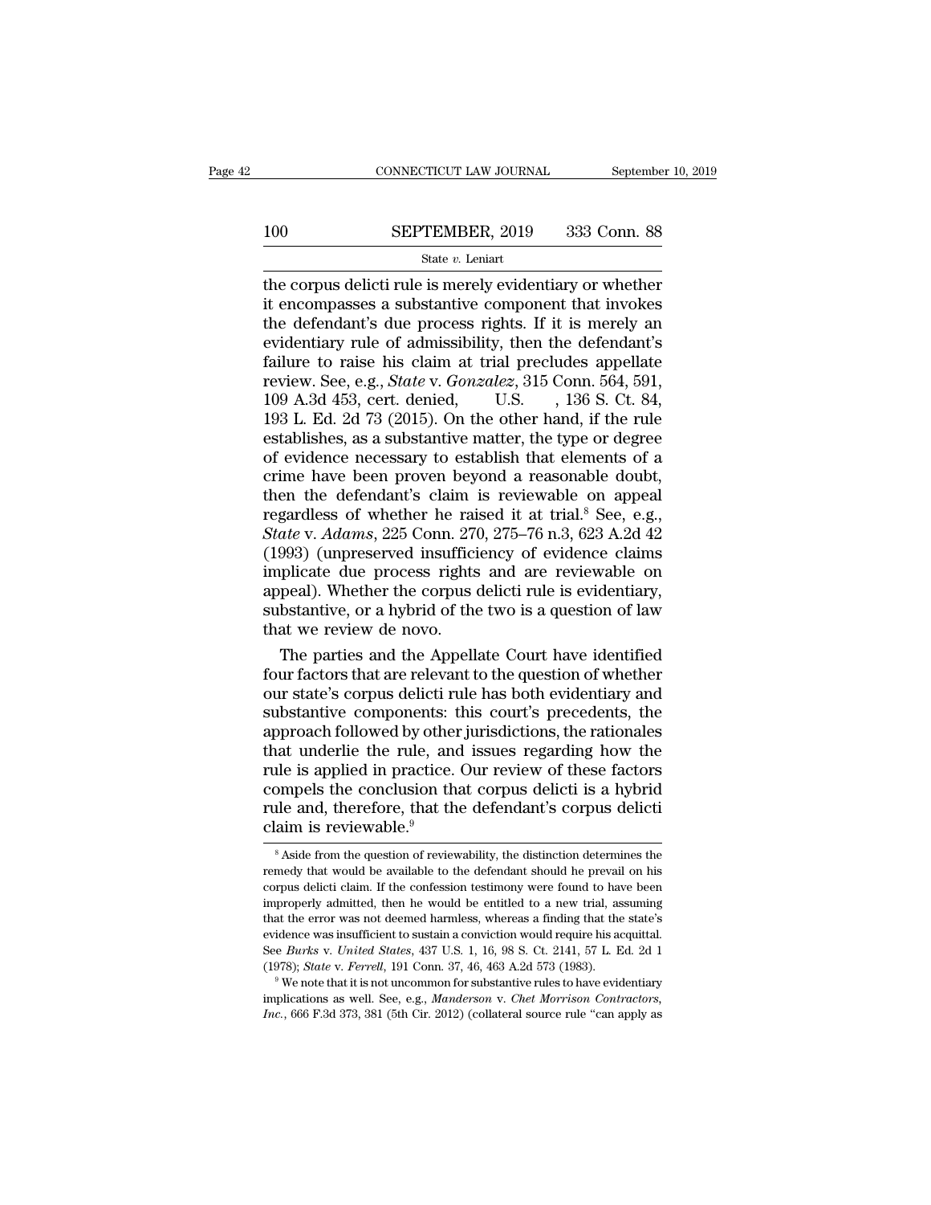the corpus delicti rule is merely evidentiary or whether it encompasses a substantive component that invokes the defendant's due process rights. If it is merely an evidentiary rule of admissibility, then the defendant's failure to raise his claim at trial precludes appellate review. See, e.g., *State* v. *Gonzalez*, 315 Conn. 564, 591, 109 A.3d 453, cert. denied, U.S. , 136 S. Ct. 84, 193 L. Ed. 2d 73 (2015). On the other hand, if the rule establishes, as a substantive matter, the type or degree of evidence necessary to establish that elements of a crime have been proven beyond a reasonable doubt, then the defendant's claim is reviewable on appeal regardless of whether he raised it at trial.[8] See, e.g., *State* v. *Adams*, 225 Conn. 270, 275–76 n.3, 623 A.2d 42 (1993) (unpreserved insufficiency of evidence claims implicate due process rights and are reviewable on appeal). Whether the corpus delicti rule is evidentiary, substantive, or a hybrid of the two is a question of law that we review de novo.

The parties and the Appellate Court have identified four factors that are relevant to the question of whether our state's corpus delicti rule has both evidentiary and substantive components: this court's precedents, the approach followed by other jurisdictions, the rationales that underlie the rule, and issues regarding how the rule is applied in practice. Our review of these factors compels the conclusion that corpus delicti is a hybrid rule and, therefore, that the defendant's corpus delicti claim is reviewable.[9]

[8] Aside from the question of reviewability, the distinction determines the remedy that would be available to the defendant should he prevail on his corpus delicti claim. If the confession testimony were found to have been improperly admitted, then he would be entitled to a new trial, assuming that the error was not deemed harmless, whereas a finding that the state's evidence was insufficient to sustain a conviction would require his acquittal. See *Burks* v. *United States*, 437 U.S. 1, 16, 98 S. Ct. 2141, 57 L. Ed. 2d 1 (1978); *State* v. *Ferrell*, 191 Conn. 37, 46, 463 A.2d 573 (1983).

[9] We note that it is not uncommon for substantive rules to have evidentiary implications as well. See, e.g., *Manderson* v. *Chet Morrison Contractors, Inc.*, 666 F.3d 373, 381 (5th Cir. 2012) (collateral source rule "can apply as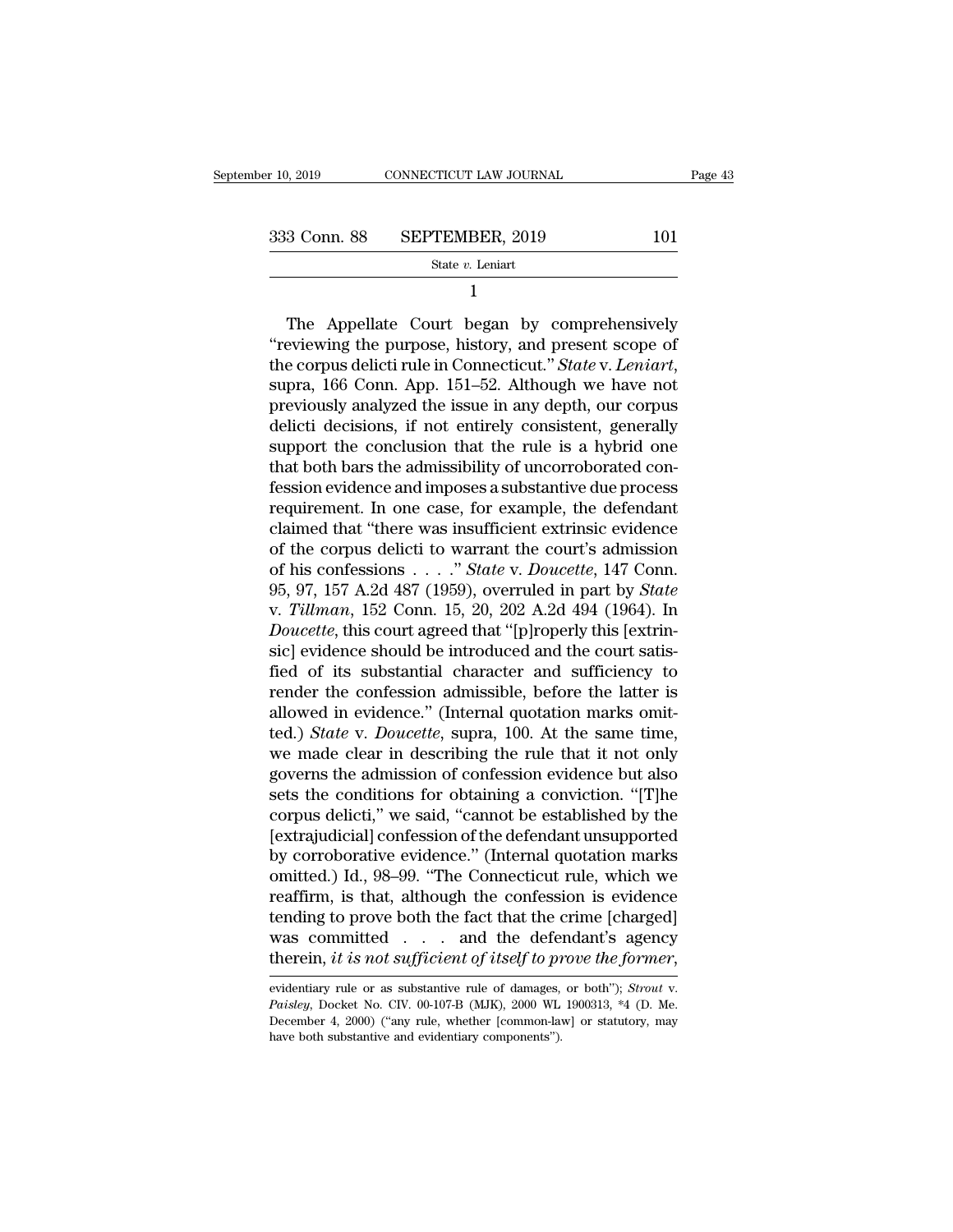1

The Appellate Court began by comprehensively "reviewing the purpose, history, and present scope of the corpus delicti rule in Connecticut." *State* v. *Leniart*, supra, 166 Conn. App. 151–52. Although we have not previously analyzed the issue in any depth, our corpus delicti decisions, if not entirely consistent, generally support the conclusion that the rule is a hybrid one that both bars the admissibility of uncorroborated confession evidence and imposes a substantive due process requirement. In one case, for example, the defendant claimed that "there was insufficient extrinsic evidence of the corpus delicti to warrant the court's admission of his confessions . . . ." *State* v. *Doucette*, 147 Conn. 95, 97, 157 A.2d 487 (1959), overruled in part by *State* v. *Tillman*, 152 Conn. 15, 20, 202 A.2d 494 (1964). In *Doucette*, this court agreed that "[p]roperly this [extrinsic] evidence should be introduced and the court satisfied of its substantial character and sufficiency to render the confession admissible, before the latter is allowed in evidence." (Internal quotation marks omitted.) *State* v. *Doucette*, supra, 100. At the same time, we made clear in describing the rule that it not only governs the admission of confession evidence but also sets the conditions for obtaining a conviction. "[T]he corpus delicti," we said, "cannot be established by the [extrajudicial] confession of the defendant unsupported by corroborative evidence." (Internal quotation marks omitted.) Id., 98–99. "The Connecticut rule, which we reaffirm, is that, although the confession is evidence tending to prove both the fact that the crime [charged] was committed . . . and the defendant's agency therein, *it is not sufficient of itself to prove the former*,

evidentiary rule or as substantive rule of damages, or both"); *Strout* v. *Paisley*, Docket No. CIV. 00-107-B (MJK), 2000 WL 1900313, *4 (D. Me. December 4, 2000) ("any rule, whether [common-law] or statutory, may have both substantive and evidentiary components").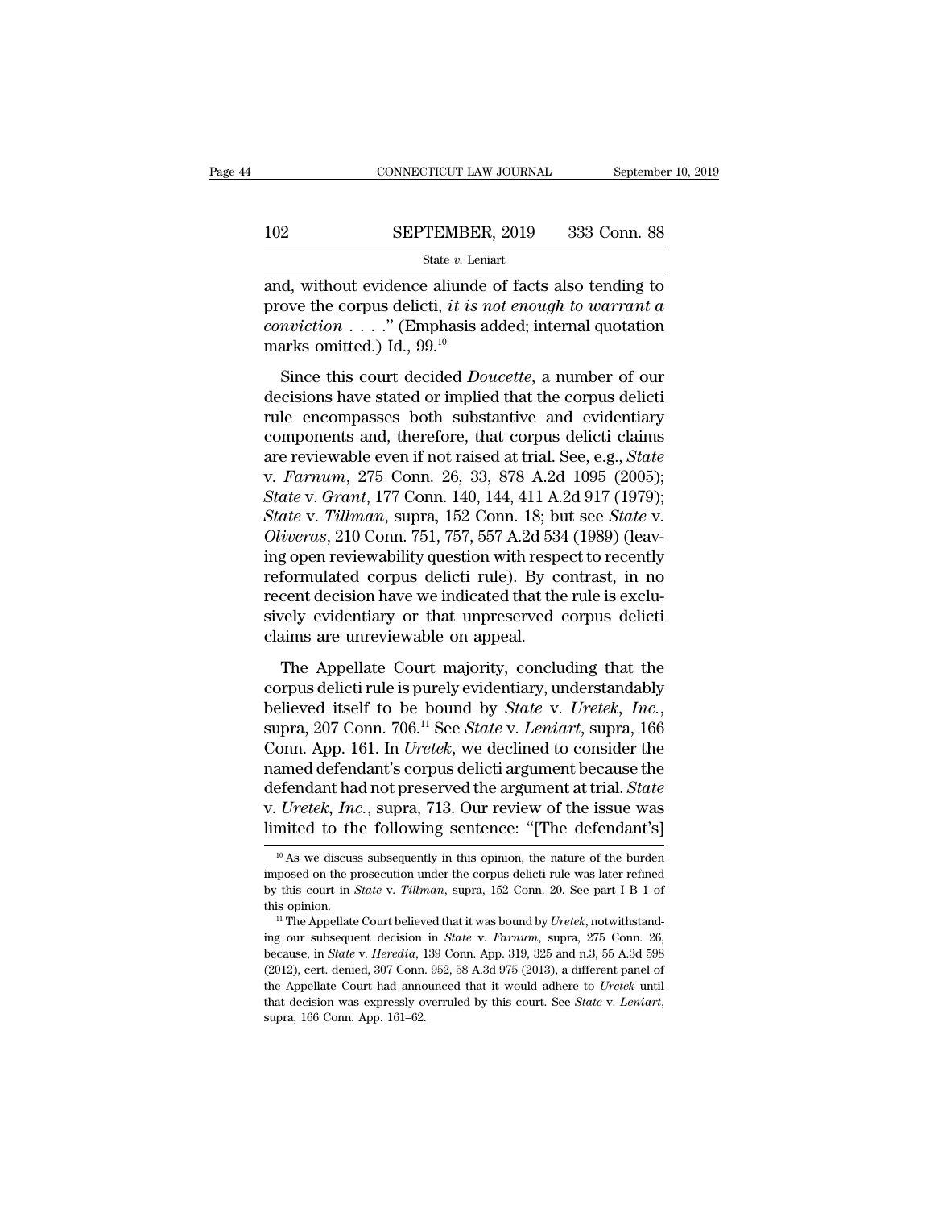and, without evidence aliunde of facts also tending to prove the corpus delicti, *it is not enough to warrant a conviction* . . . ." (Emphasis added; internal quotation marks omitted.) Id., 99.[10]

Since this court decided *Doucette*, a number of our decisions have stated or implied that the corpus delicti rule encompasses both substantive and evidentiary components and, therefore, that corpus delicti claims are reviewable even if not raised at trial. See, e.g., *State* v. *Farnum*, 275 Conn. 26, 33, 878 A.2d 1095 (2005); *State* v. *Grant*, 177 Conn. 140, 144, 411 A.2d 917 (1979); *State* v. *Tillman*, supra, 152 Conn. 18; but see *State* v. *Oliveras*, 210 Conn. 751, 757, 557 A.2d 534 (1989) (leaving open reviewability question with respect to recently reformulated corpus delicti rule). By contrast, in no recent decision have we indicated that the rule is exclusively evidentiary or that unpreserved corpus delicti claims are unreviewable on appeal.

The Appellate Court majority, concluding that the corpus delicti rule is purely evidentiary, understandably believed itself to be bound by *State* v. *Uretek, Inc.*, supra, 207 Conn. 706.[11] See *State* v. *Leniart*, supra, 166 Conn. App. 161. In *Uretek*, we declined to consider the named defendant's corpus delicti argument because the defendant had not preserved the argument at trial. *State* v. *Uretek, Inc.*, supra, 713. Our review of the issue was limited to the following sentence: "[The defendant's]

[10] As we discuss subsequently in this opinion, the nature of the burden imposed on the prosecution under the corpus delicti rule was later refined by this court in *State* v. *Tillman*, supra, 152 Conn. 20. See part I B 1 of this opinion.

[11] The Appellate Court believed that it was bound by *Uretek*, notwithstanding our subsequent decision in *State* v. *Farnum*, supra, 275 Conn. 26, because, in *State* v. *Heredia*, 139 Conn. App. 319, 325 and n.3, 55 A.3d 598 (2012), cert. denied, 307 Conn. 952, 58 A.3d 975 (2013), a different panel of the Appellate Court had announced that it would adhere to *Uretek* until that decision was expressly overruled by this court. See *State* v. *Leniart*, supra, 166 Conn. App. 161–62.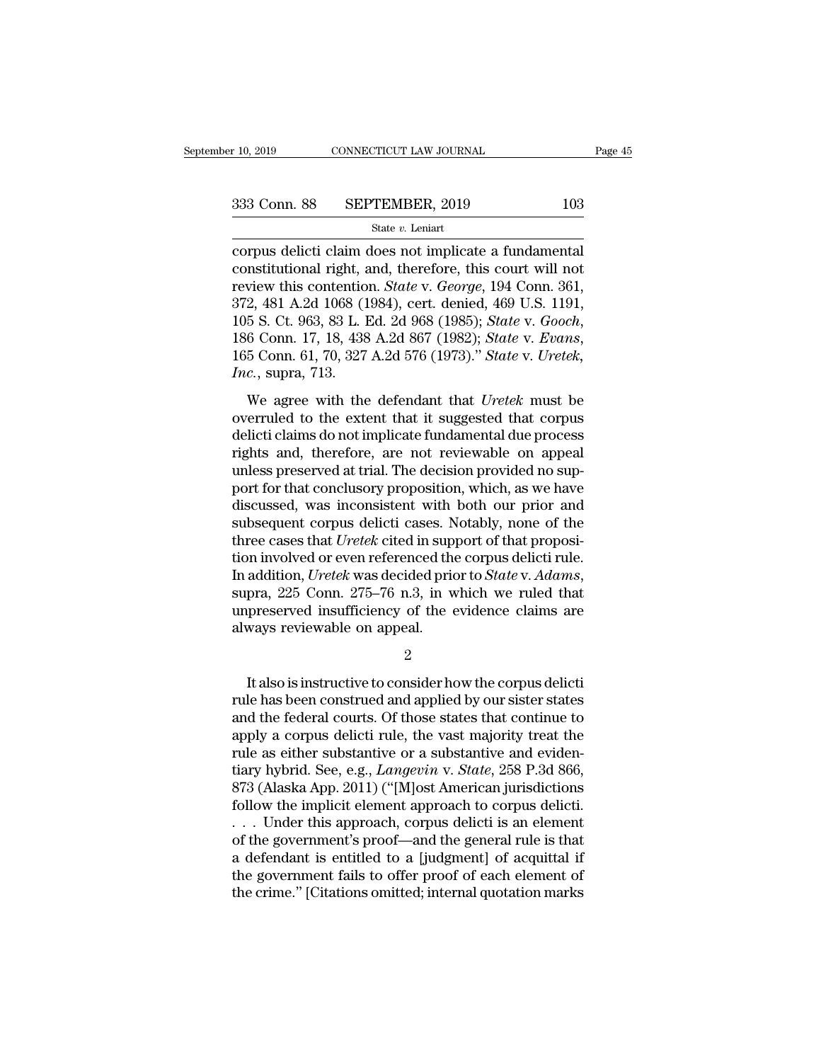corpus delicti claim does not implicate a fundamental constitutional right, and, therefore, this court will not review this contention. *State* v. *George*, 194 Conn. 361, 372, 481 A.2d 1068 (1984), cert. denied, 469 U.S. 1191, 105 S. Ct. 963, 83 L. Ed. 2d 968 (1985); *State* v. *Gooch*, 186 Conn. 17, 18, 438 A.2d 867 (1982); *State* v. *Evans*, 165 Conn. 61, 70, 327 A.2d 576 (1973)." *State* v. *Uretek, Inc.*, supra, 713.

We agree with the defendant that *Uretek* must be overruled to the extent that it suggested that corpus delicti claims do not implicate fundamental due process rights and, therefore, are not reviewable on appeal unless preserved at trial. The decision provided no support for that conclusory proposition, which, as we have discussed, was inconsistent with both our prior and subsequent corpus delicti cases. Notably, none of the three cases that *Uretek* cited in support of that proposition involved or even referenced the corpus delicti rule. In addition, *Uretek* was decided prior to *State* v. *Adams*, supra, 225 Conn. 275–76 n.3, in which we ruled that unpreserved insufficiency of the evidence claims are always reviewable on appeal.

2

It also is instructive to consider how the corpus delicti rule has been construed and applied by our sister states and the federal courts. Of those states that continue to apply a corpus delicti rule, the vast majority treat the rule as either substantive or a substantive and evidentiary hybrid. See, e.g., *Langevin* v. *State*, 258 P.3d 866, 873 (Alaska App. 2011) ("[M]ost American jurisdictions follow the implicit element approach to corpus delicti. . . . Under this approach, corpus delicti is an element of the government's proof—and the general rule is that a defendant is entitled to a [judgment] of acquittal if the government fails to offer proof of each element of the crime." [Citations omitted; internal quotation marks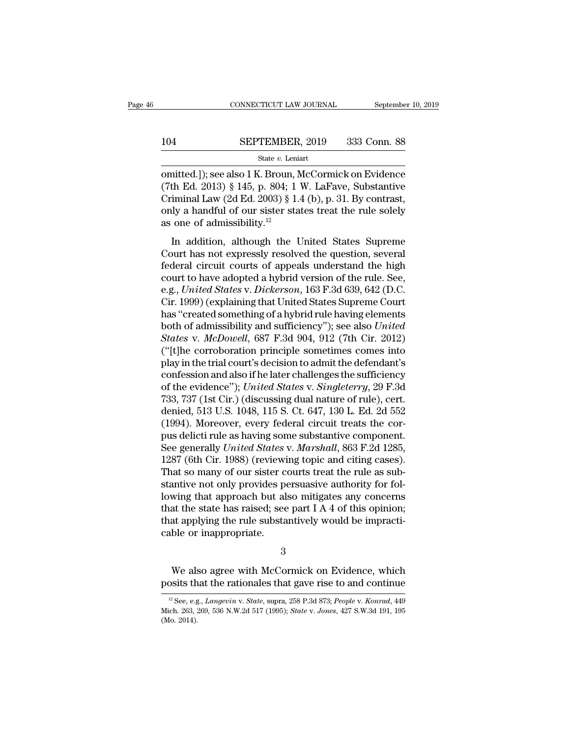omitted.]); see also 1 K. Broun, McCormick on Evidence (7th Ed. 2013) § 145, p. 804; 1 W. LaFave, Substantive Criminal Law (2d Ed. 2003) § 1.4 (b), p. 31. By contrast, only a handful of our sister states treat the rule solely as one of admissibility.[12]

In addition, although the United States Supreme Court has not expressly resolved the question, several federal circuit courts of appeals understand the high court to have adopted a hybrid version of the rule. See, e.g., *United States* v. *Dickerson*, 163 F.3d 639, 642 (D.C. Cir. 1999) (explaining that United States Supreme Court has "created something of a hybrid rule having elements both of admissibility and sufficiency"); see also *United States* v. *McDowell*, 687 F.3d 904, 912 (7th Cir. 2012) ("[t]he corroboration principle sometimes comes into play in the trial court's decision to admit the defendant's confession and also if he later challenges the sufficiency of the evidence"); *United States* v. *Singleterry*, 29 F.3d 733, 737 (1st Cir.) (discussing dual nature of rule), cert. denied, 513 U.S. 1048, 115 S. Ct. 647, 130 L. Ed. 2d 552 (1994). Moreover, every federal circuit treats the corpus delicti rule as having some substantive component. See generally *United States* v. *Marshall*, 863 F.2d 1285, 1287 (6th Cir. 1988) (reviewing topic and citing cases). That so many of our sister courts treat the rule as substantive not only provides persuasive authority for following that approach but also mitigates any concerns that the state has raised; see part I A 4 of this opinion; that applying the rule substantively would be impracticable or inappropriate.

3

We also agree with McCormick on Evidence, which posits that the rationales that gave rise to and continue

[12] See, e.g., *Langevin* v. *State*, supra, 258 P.3d 873; *People* v. *Konrad*, 449 Mich. 263, 269, 536 N.W.2d 517 (1995); *State* v. *Jones*, 427 S.W.3d 191, 195 (Mo. 2014).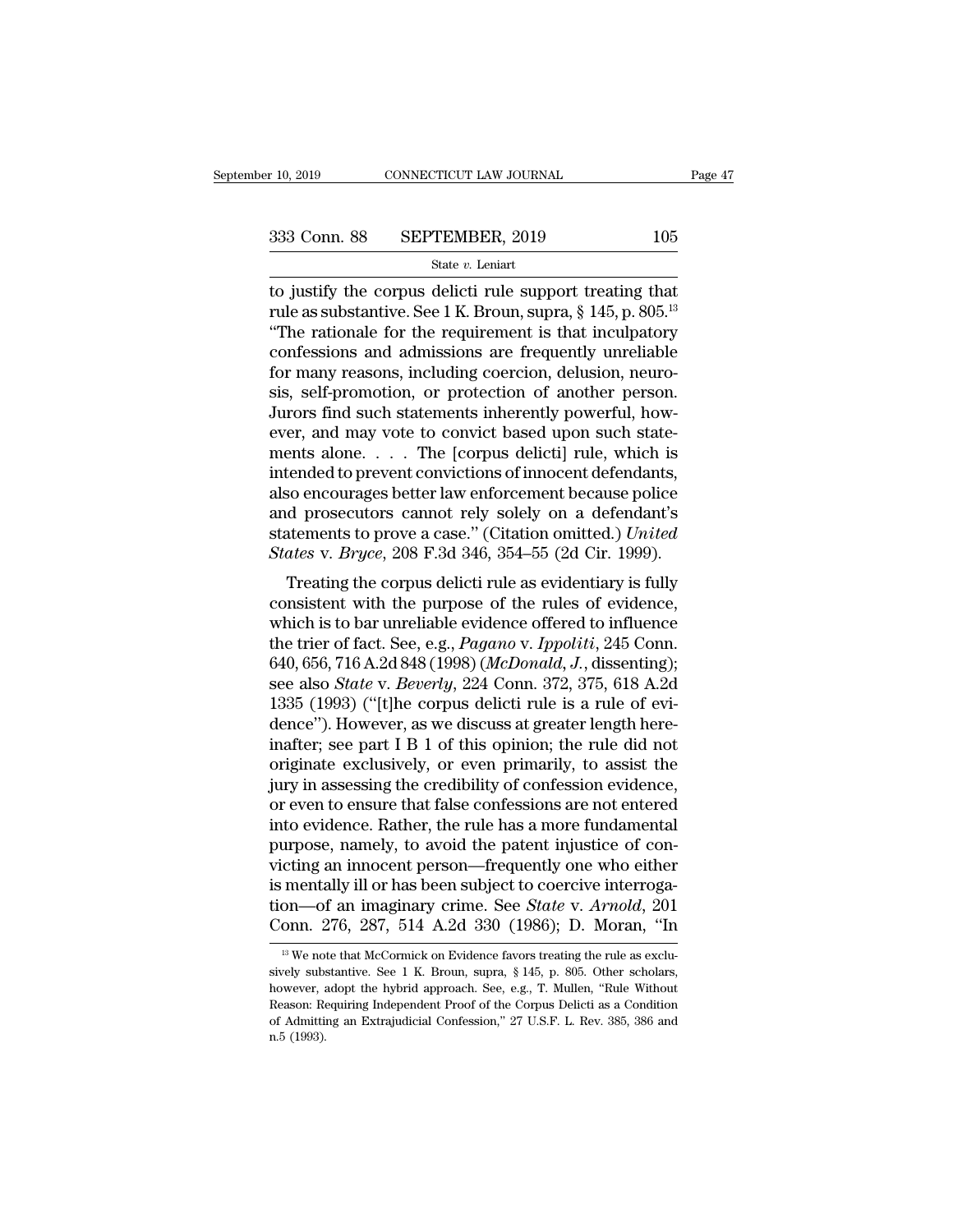to justify the corpus delicti rule support treating that rule as substantive. See 1 K. Broun, supra, § 145, p. 805.[13] "The rationale for the requirement is that inculpatory confessions and admissions are frequently unreliable for many reasons, including coercion, delusion, neurosis, self-promotion, or protection of another person. Jurors find such statements inherently powerful, however, and may vote to convict based upon such statements alone. . . . The [corpus delicti] rule, which is intended to prevent convictions of innocent defendants, also encourages better law enforcement because police and prosecutors cannot rely solely on a defendant's statements to prove a case." (Citation omitted.) *United States* v. *Bryce*, 208 F.3d 346, 354–55 (2d Cir. 1999).

Treating the corpus delicti rule as evidentiary is fully consistent with the purpose of the rules of evidence, which is to bar unreliable evidence offered to influence the trier of fact. See, e.g., *Pagano* v. *Ippoliti*, 245 Conn. 640, 656, 716 A.2d 848 (1998) (*McDonald, J.*, dissenting); see also *State* v. *Beverly*, 224 Conn. 372, 375, 618 A.2d 1335 (1993) ("[t]he corpus delicti rule is a rule of evidence"). However, as we discuss at greater length hereinafter; see part I B 1 of this opinion; the rule did not originate exclusively, or even primarily, to assist the jury in assessing the credibility of confession evidence, or even to ensure that false confessions are not entered into evidence. Rather, the rule has a more fundamental purpose, namely, to avoid the patent injustice of convicting an innocent person—frequently one who either is mentally ill or has been subject to coercive interrogation—of an imaginary crime. See *State* v. *Arnold*, 201 Conn. 276, 287, 514 A.2d 330 (1986); D. Moran, "In

[13] We note that McCormick on Evidence favors treating the rule as exclusively substantive. See 1 K. Broun, supra, § 145, p. 805. Other scholars, however, adopt the hybrid approach. See, e.g., T. Mullen, "Rule Without Reason: Requiring Independent Proof of the Corpus Delicti as a Condition of Admitting an Extrajudicial Confession," 27 U.S.F. L. Rev. 385, 386 and n.5 (1993).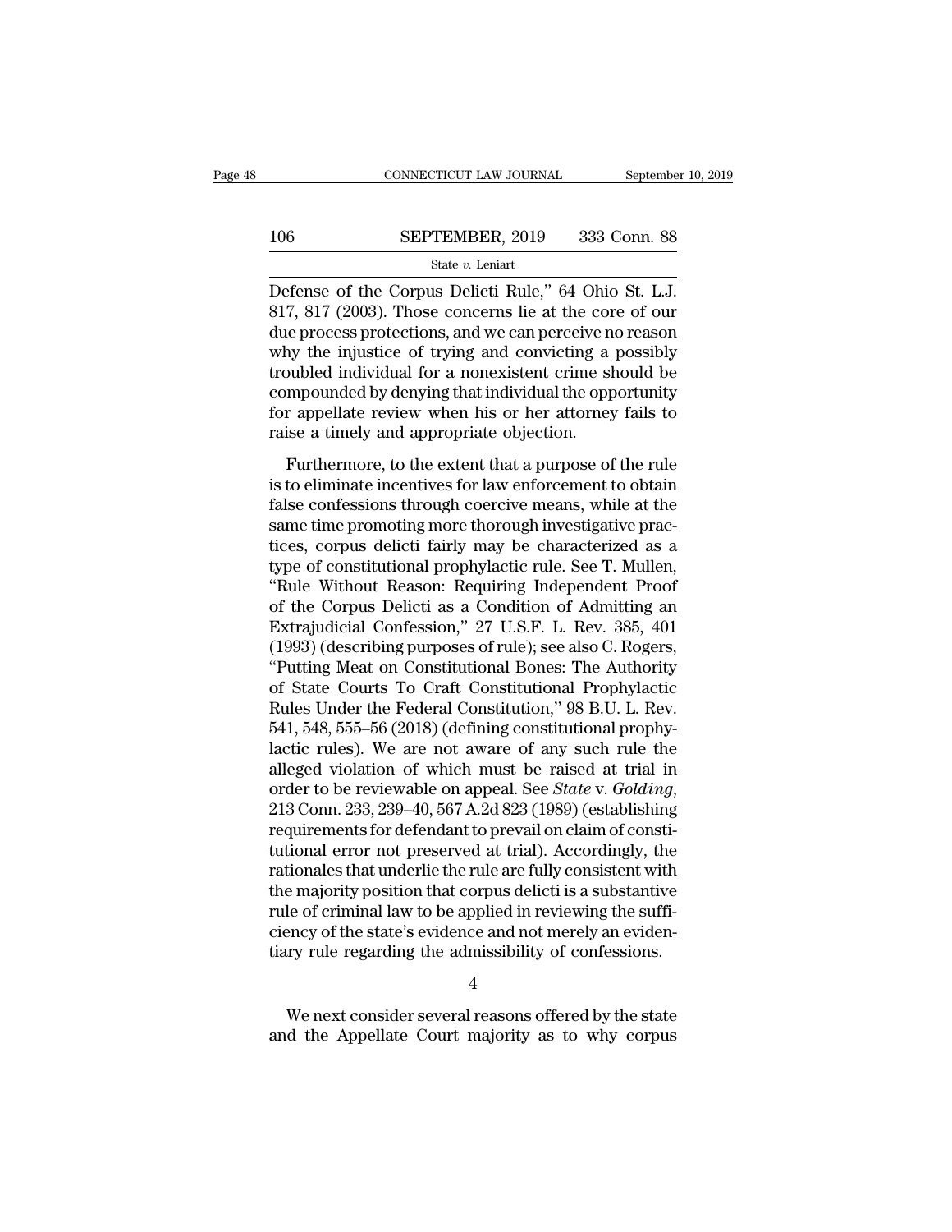Defense of the Corpus Delicti Rule," 64 Ohio St. L.J. 817, 817 (2003). Those concerns lie at the core of our due process protections, and we can perceive no reason why the injustice of trying and convicting a possibly troubled individual for a nonexistent crime should be compounded by denying that individual the opportunity for appellate review when his or her attorney fails to raise a timely and appropriate objection.

Furthermore, to the extent that a purpose of the rule is to eliminate incentives for law enforcement to obtain false confessions through coercive means, while at the same time promoting more thorough investigative practices, corpus delicti fairly may be characterized as a type of constitutional prophylactic rule. See T. Mullen, "Rule Without Reason: Requiring Independent Proof of the Corpus Delicti as a Condition of Admitting an Extrajudicial Confession," 27 U.S.F. L. Rev. 385, 401 (1993) (describing purposes of rule); see also C. Rogers, "Putting Meat on Constitutional Bones: The Authority of State Courts To Craft Constitutional Prophylactic Rules Under the Federal Constitution," 98 B.U. L. Rev. 541, 548, 555–56 (2018) (defining constitutional prophylactic rules). We are not aware of any such rule the alleged violation of which must be raised at trial in order to be reviewable on appeal. See *State* v. *Golding*, 213 Conn. 233, 239–40, 567 A.2d 823 (1989) (establishing requirements for defendant to prevail on claim of constitutional error not preserved at trial). Accordingly, the rationales that underlie the rule are fully consistent with the majority position that corpus delicti is a substantive rule of criminal law to be applied in reviewing the sufficiency of the state's evidence and not merely an evidentiary rule regarding the admissibility of confessions.

4

We next consider several reasons offered by the state and the Appellate Court majority as to why corpus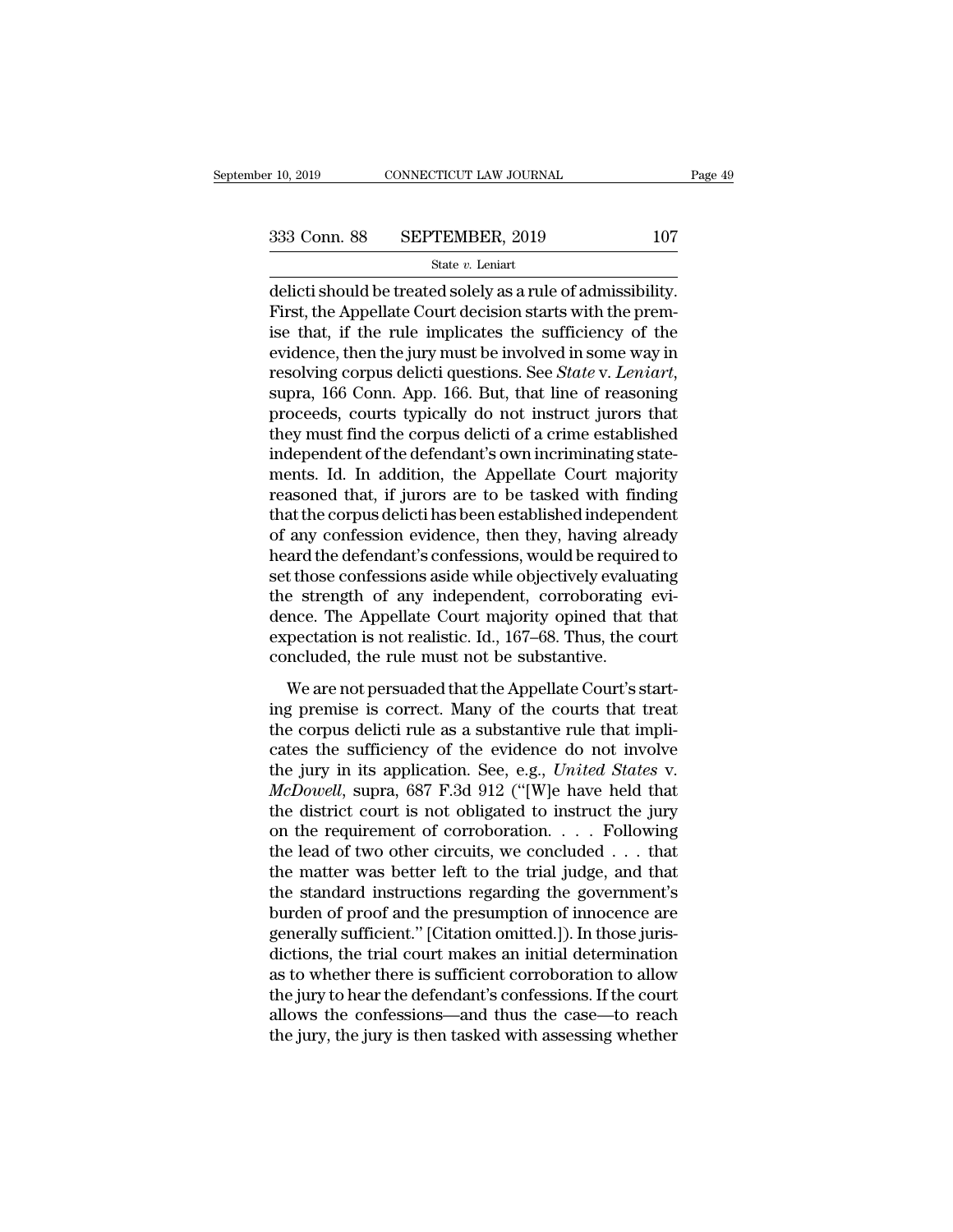delicti should be treated solely as a rule of admissibility. First, the Appellate Court decision starts with the premise that, if the rule implicates the sufficiency of the evidence, then the jury must be involved in some way in resolving corpus delicti questions. See *State* v. *Leniart*, supra, 166 Conn. App. 166. But, that line of reasoning proceeds, courts typically do not instruct jurors that they must find the corpus delicti of a crime established independent of the defendant's own incriminating statements. Id. In addition, the Appellate Court majority reasoned that, if jurors are to be tasked with finding that the corpus delicti has been established independent of any confession evidence, then they, having already heard the defendant's confessions, would be required to set those confessions aside while objectively evaluating the strength of any independent, corroborating evidence. The Appellate Court majority opined that that expectation is not realistic. Id., 167–68. Thus, the court concluded, the rule must not be substantive.

We are not persuaded that the Appellate Court's starting premise is correct. Many of the courts that treat the corpus delicti rule as a substantive rule that implicates the sufficiency of the evidence do not involve the jury in its application. See, e.g., *United States* v. *McDowell*, supra, 687 F.3d 912 ("[W]e have held that the district court is not obligated to instruct the jury on the requirement of corroboration. . . . Following the lead of two other circuits, we concluded . . . that the matter was better left to the trial judge, and that the standard instructions regarding the government's burden of proof and the presumption of innocence are generally sufficient." [Citation omitted.]). In those jurisdictions, the trial court makes an initial determination as to whether there is sufficient corroboration to allow the jury to hear the defendant's confessions. If the court allows the confessions—and thus the case—to reach the jury, the jury is then tasked with assessing whether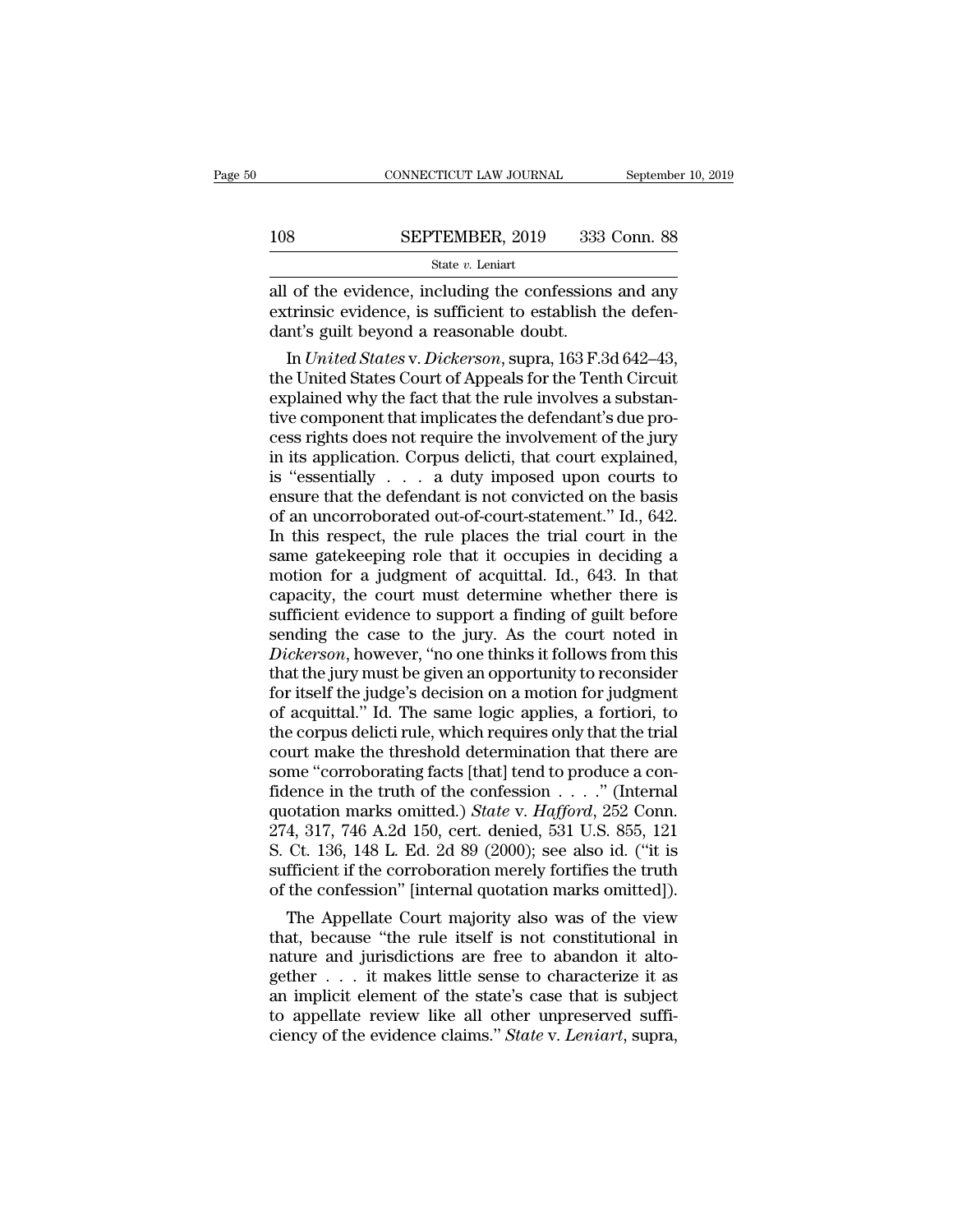all of the evidence, including the confessions and any extrinsic evidence, is sufficient to establish the defendant's guilt beyond a reasonable doubt.

In *United States* v. *Dickerson*, supra, 163 F.3d 642–43, the United States Court of Appeals for the Tenth Circuit explained why the fact that the rule involves a substantive component that implicates the defendant's due process rights does not require the involvement of the jury in its application. Corpus delicti, that court explained, is "essentially . . . a duty imposed upon courts to ensure that the defendant is not convicted on the basis of an uncorroborated out-of-court-statement." Id., 642. In this respect, the rule places the trial court in the same gatekeeping role that it occupies in deciding a motion for a judgment of acquittal. Id., 643. In that capacity, the court must determine whether there is sufficient evidence to support a finding of guilt before sending the case to the jury. As the court noted in *Dickerson*, however, "no one thinks it follows from this that the jury must be given an opportunity to reconsider for itself the judge's decision on a motion for judgment of acquittal." Id. The same logic applies, a fortiori, to the corpus delicti rule, which requires only that the trial court make the threshold determination that there are some "corroborating facts [that] tend to produce a confidence in the truth of the confession . . . ." (Internal quotation marks omitted.) *State* v. *Hafford*, 252 Conn. 274, 317, 746 A.2d 150, cert. denied, 531 U.S. 855, 121 S. Ct. 136, 148 L. Ed. 2d 89 (2000); see also id. ("it is sufficient if the corroboration merely fortifies the truth of the confession" [internal quotation marks omitted]).

The Appellate Court majority also was of the view that, because "the rule itself is not constitutional in nature and jurisdictions are free to abandon it altogether . . . it makes little sense to characterize it as an implicit element of the state's case that is subject to appellate review like all other unpreserved sufficiency of the evidence claims." *State* v. *Leniart*, supra,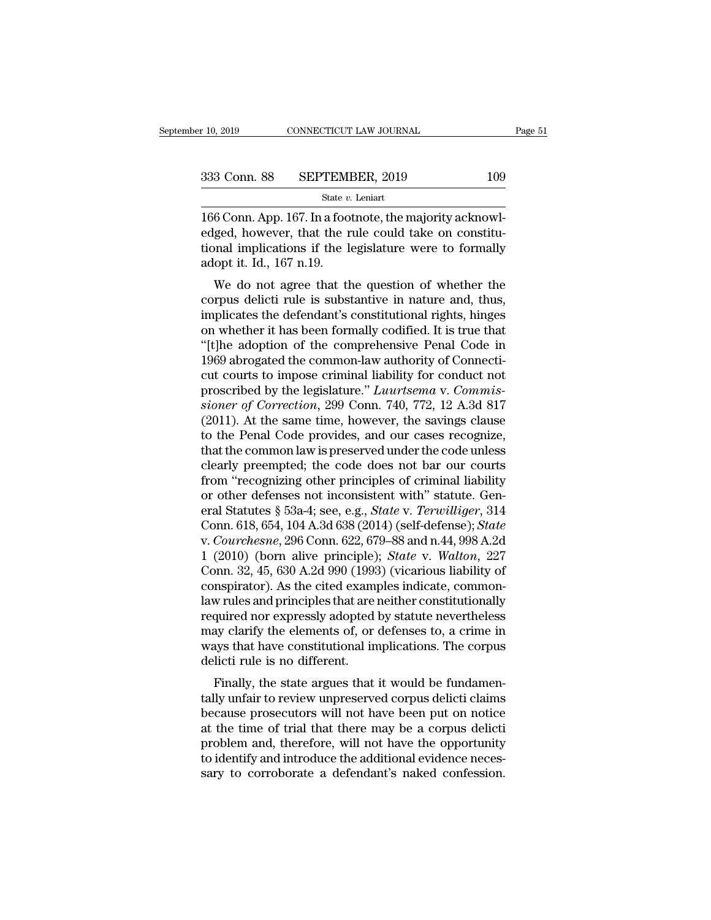166 Conn. App. 167. In a footnote, the majority acknowledged, however, that the rule could take on constitutional implications if the legislature were to formally adopt it. Id., 167 n.19.

We do not agree that the question of whether the corpus delicti rule is substantive in nature and, thus, implicates the defendant's constitutional rights, hinges on whether it has been formally codified. It is true that "[t]he adoption of the comprehensive Penal Code in 1969 abrogated the common-law authority of Connecticut courts to impose criminal liability for conduct not proscribed by the legislature." *Luurtsema* v. *Commissioner of Correction*, 299 Conn. 740, 772, 12 A.3d 817 (2011). At the same time, however, the savings clause to the Penal Code provides, and our cases recognize, that the common law is preserved under the code unless clearly preempted; the code does not bar our courts from "recognizing other principles of criminal liability or other defenses not inconsistent with" statute. General Statutes § 53a-4; see, e.g., *State* v. *Terwilliger*, 314 Conn. 618, 654, 104 A.3d 638 (2014) (self-defense); *State* v. *Courchesne*, 296 Conn. 622, 679–88 and n.44, 998 A.2d 1 (2010) (born alive principle); *State* v. *Walton*, 227 Conn. 32, 45, 630 A.2d 990 (1993) (vicarious liability of conspirator). As the cited examples indicate, common-law rules and principles that are neither constitutionally required nor expressly adopted by statute nevertheless may clarify the elements of, or defenses to, a crime in ways that have constitutional implications. The corpus delicti rule is no different.

Finally, the state argues that it would be fundamentally unfair to review unpreserved corpus delicti claims because prosecutors will not have been put on notice at the time of trial that there may be a corpus delicti problem and, therefore, will not have the opportunity to identify and introduce the additional evidence necessary to corroborate a defendant's naked confession.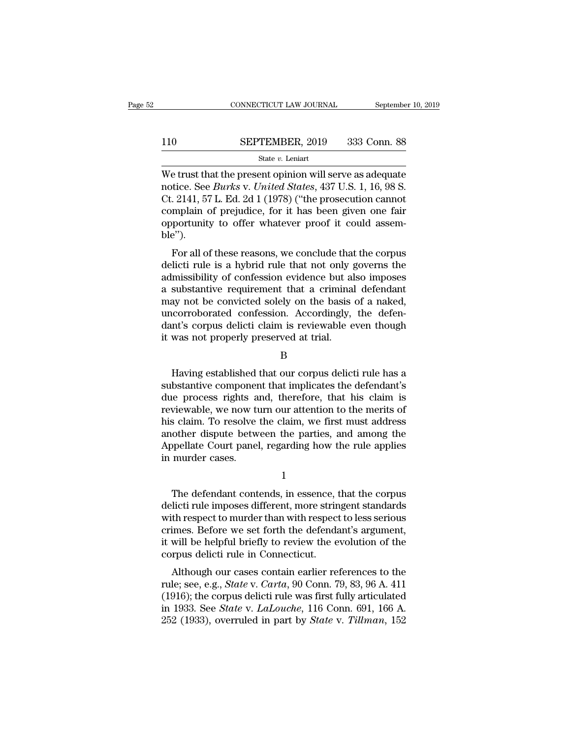We trust that the present opinion will serve as adequate notice. See *Burks* v. *United States*, 437 U.S. 1, 16, 98 S. Ct. 2141, 57 L. Ed. 2d 1 (1978) ("the prosecution cannot complain of prejudice, for it has been given one fair opportunity to offer whatever proof it could assemble").

For all of these reasons, we conclude that the corpus delicti rule is a hybrid rule that not only governs the admissibility of confession evidence but also imposes a substantive requirement that a criminal defendant may not be convicted solely on the basis of a naked, uncorroborated confession. Accordingly, the defendant's corpus delicti claim is reviewable even though it was not properly preserved at trial.

### B

Having established that our corpus delicti rule has a substantive component that implicates the defendant's due process rights and, therefore, that his claim is reviewable, we now turn our attention to the merits of his claim. To resolve the claim, we first must address another dispute between the parties, and among the Appellate Court panel, regarding how the rule applies in murder cases.

#### 1

The defendant contends, in essence, that the corpus delicti rule imposes different, more stringent standards with respect to murder than with respect to less serious crimes. Before we set forth the defendant's argument, it will be helpful briefly to review the evolution of the corpus delicti rule in Connecticut.

Although our cases contain earlier references to the rule; see, e.g., *State* v. *Carta*, 90 Conn. 79, 83, 96 A. 411 (1916); the corpus delicti rule was first fully articulated in 1933. See *State* v. *LaLouche*, 116 Conn. 691, 166 A. 252 (1933), overruled in part by *State* v. *Tillman*, 152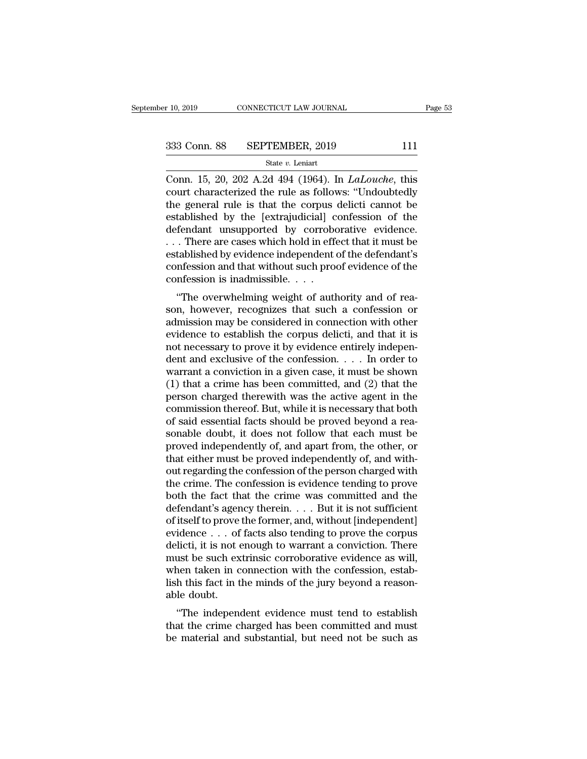Conn. 15, 20, 202 A.2d 494 (1964). In *LaLouche*, this court characterized the rule as follows: "Undoubtedly the general rule is that the corpus delicti cannot be established by the [extrajudicial] confession of the defendant unsupported by corroborative evidence. . . . There are cases which hold in effect that it must be established by evidence independent of the defendant's confession and that without such proof evidence of the confession is inadmissible. . . .

"The overwhelming weight of authority and of reason, however, recognizes that such a confession or admission may be considered in connection with other evidence to establish the corpus delicti, and that it is not necessary to prove it by evidence entirely independent and exclusive of the confession. . . . In order to warrant a conviction in a given case, it must be shown (1) that a crime has been committed, and (2) that the person charged therewith was the active agent in the commission thereof. But, while it is necessary that both of said essential facts should be proved beyond a reasonable doubt, it does not follow that each must be proved independently of, and apart from, the other, or that either must be proved independently of, and without regarding the confession of the person charged with the crime. The confession is evidence tending to prove both the fact that the crime was committed and the defendant's agency therein. . . . But it is not sufficient of itself to prove the former, and, without [independent] evidence . . . of facts also tending to prove the corpus delicti, it is not enough to warrant a conviction. There must be such extrinsic corroborative evidence as will, when taken in connection with the confession, establish this fact in the minds of the jury beyond a reasonable doubt.

"The independent evidence must tend to establish that the crime charged has been committed and must be material and substantial, but need not be such as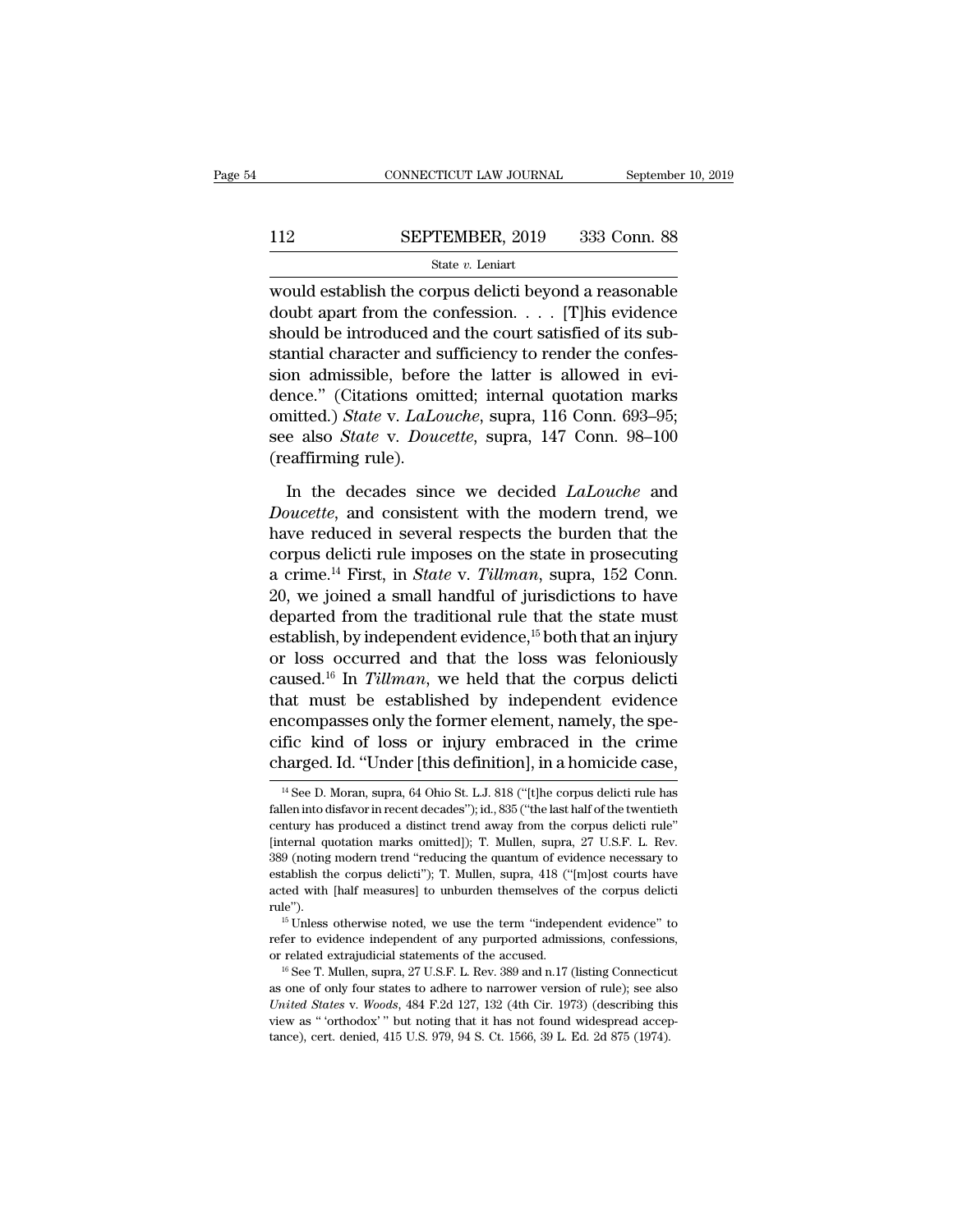would establish the corpus delicti beyond a reasonable doubt apart from the confession. . . . [T]his evidence should be introduced and the court satisfied of its substantial character and sufficiency to render the confession admissible, before the latter is allowed in evidence." (Citations omitted; internal quotation marks omitted.) *State* v. *LaLouche*, supra, 116 Conn. 693–95; see also *State* v. *Doucette*, supra, 147 Conn. 98–100 (reaffirming rule).

In the decades since we decided *LaLouche* and *Doucette*, and consistent with the modern trend, we have reduced in several respects the burden that the corpus delicti rule imposes on the state in prosecuting a crime.[14] First, in *State* v. *Tillman*, supra, 152 Conn. 20, we joined a small handful of jurisdictions to have departed from the traditional rule that the state must establish, by independent evidence,[15] both that an injury or loss occurred and that the loss was feloniously caused.[16] In *Tillman*, we held that the corpus delicti that must be established by independent evidence encompasses only the former element, namely, the specific kind of loss or injury embraced in the crime charged. Id. "Under [this definition], in a homicide case,

---

[14] See D. Moran, supra, 64 Ohio St. L.J. 818 ("[t]he corpus delicti rule has fallen into disfavor in recent decades"); id., 835 ("the last half of the twentieth century has produced a distinct trend away from the corpus delicti rule" [internal quotation marks omitted]); T. Mullen, supra, 27 U.S.F. L. Rev. 389 (noting modern trend "reducing the quantum of evidence necessary to establish the corpus delicti"); T. Mullen, supra, 418 ("[m]ost courts have acted with [half measures] to unburden themselves of the corpus delicti rule").

[15] Unless otherwise noted, we use the term "independent evidence" to refer to evidence independent of any purported admissions, confessions, or related extrajudicial statements of the accused.

[16] See T. Mullen, supra, 27 U.S.F. L. Rev. 389 and n.17 (listing Connecticut as one of only four states to adhere to narrower version of rule); see also *United States* v. *Woods*, 484 F.2d 127, 132 (4th Cir. 1973) (describing this view as " 'orthodox' " but noting that it has not found widespread acceptance), cert. denied, 415 U.S. 979, 94 S. Ct. 1566, 39 L. Ed. 2d 875 (1974).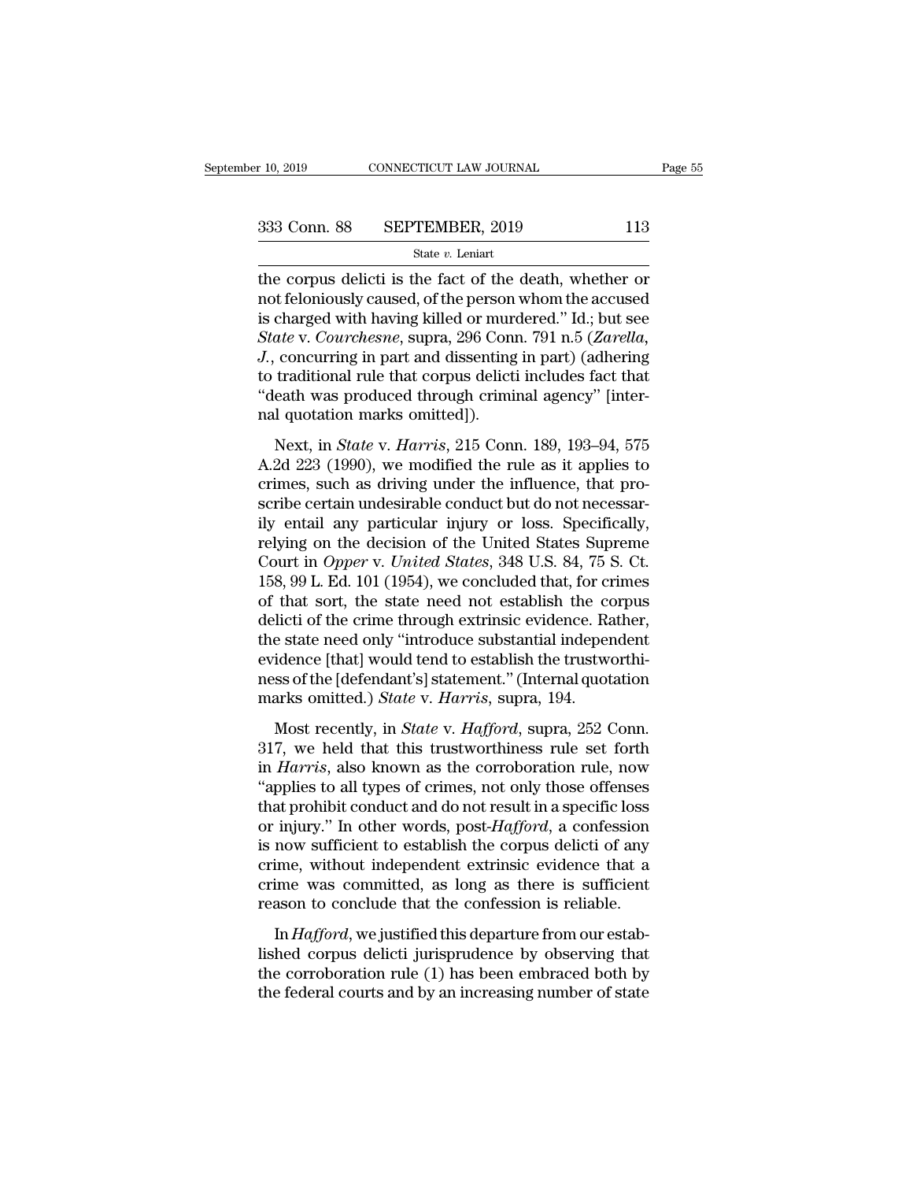the corpus delicti is the fact of the death, whether or not feloniously caused, of the person whom the accused is charged with having killed or murdered." Id.; but see *State* v. *Courchesne*, supra, 296 Conn. 791 n.5 (*Zarella, J.*, concurring in part and dissenting in part) (adhering to traditional rule that corpus delicti includes fact that "death was produced through criminal agency" [internal quotation marks omitted]).

Next, in *State* v. *Harris*, 215 Conn. 189, 193–94, 575 A.2d 223 (1990), we modified the rule as it applies to crimes, such as driving under the influence, that proscribe certain undesirable conduct but do not necessarily entail any particular injury or loss. Specifically, relying on the decision of the United States Supreme Court in *Opper* v. *United States*, 348 U.S. 84, 75 S. Ct. 158, 99 L. Ed. 101 (1954), we concluded that, for crimes of that sort, the state need not establish the corpus delicti of the crime through extrinsic evidence. Rather, the state need only "introduce substantial independent evidence [that] would tend to establish the trustworthiness of the [defendant's] statement." (Internal quotation marks omitted.) *State* v. *Harris*, supra, 194.

Most recently, in *State* v. *Hafford*, supra, 252 Conn. 317, we held that this trustworthiness rule set forth in *Harris*, also known as the corroboration rule, now "applies to all types of crimes, not only those offenses that prohibit conduct and do not result in a specific loss or injury." In other words, post-*Hafford*, a confession is now sufficient to establish the corpus delicti of any crime, without independent extrinsic evidence that a crime was committed, as long as there is sufficient reason to conclude that the confession is reliable.

In *Hafford*, we justified this departure from our established corpus delicti jurisprudence by observing that the corroboration rule (1) has been embraced both by the federal courts and by an increasing number of state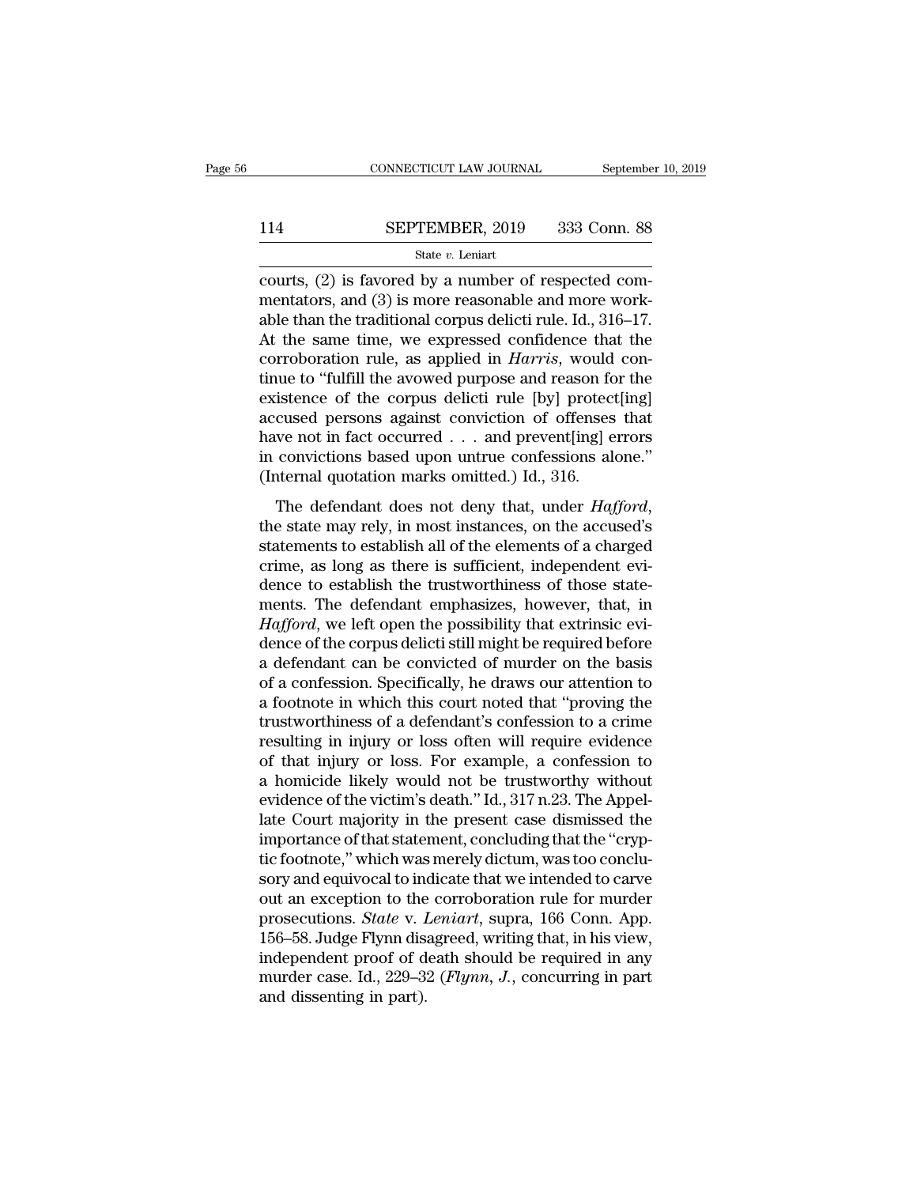courts, (2) is favored by a number of respected commentators, and (3) is more reasonable and more workable than the traditional corpus delicti rule. Id., 316–17. At the same time, we expressed confidence that the corroboration rule, as applied in *Harris*, would continue to "fulfill the avowed purpose and reason for the existence of the corpus delicti rule [by] protect[ing] accused persons against conviction of offenses that have not in fact occurred . . . and prevent[ing] errors in convictions based upon untrue confessions alone." (Internal quotation marks omitted.) Id., 316.

The defendant does not deny that, under *Hafford*, the state may rely, in most instances, on the accused's statements to establish all of the elements of a charged crime, as long as there is sufficient, independent evidence to establish the trustworthiness of those statements. The defendant emphasizes, however, that, in *Hafford*, we left open the possibility that extrinsic evidence of the corpus delicti still might be required before a defendant can be convicted of murder on the basis of a confession. Specifically, he draws our attention to a footnote in which this court noted that "proving the trustworthiness of a defendant's confession to a crime resulting in injury or loss often will require evidence of that injury or loss. For example, a confession to a homicide likely would not be trustworthy without evidence of the victim's death." Id., 317 n.23. The Appellate Court majority in the present case dismissed the importance of that statement, concluding that the "cryptic footnote," which was merely dictum, was too conclusory and equivocal to indicate that we intended to carve out an exception to the corroboration rule for murder prosecutions. *State* v. *Leniart*, supra, 166 Conn. App. 156–58. Judge Flynn disagreed, writing that, in his view, independent proof of death should be required in any murder case. Id., 229–32 (*Flynn, J.*, concurring in part and dissenting in part).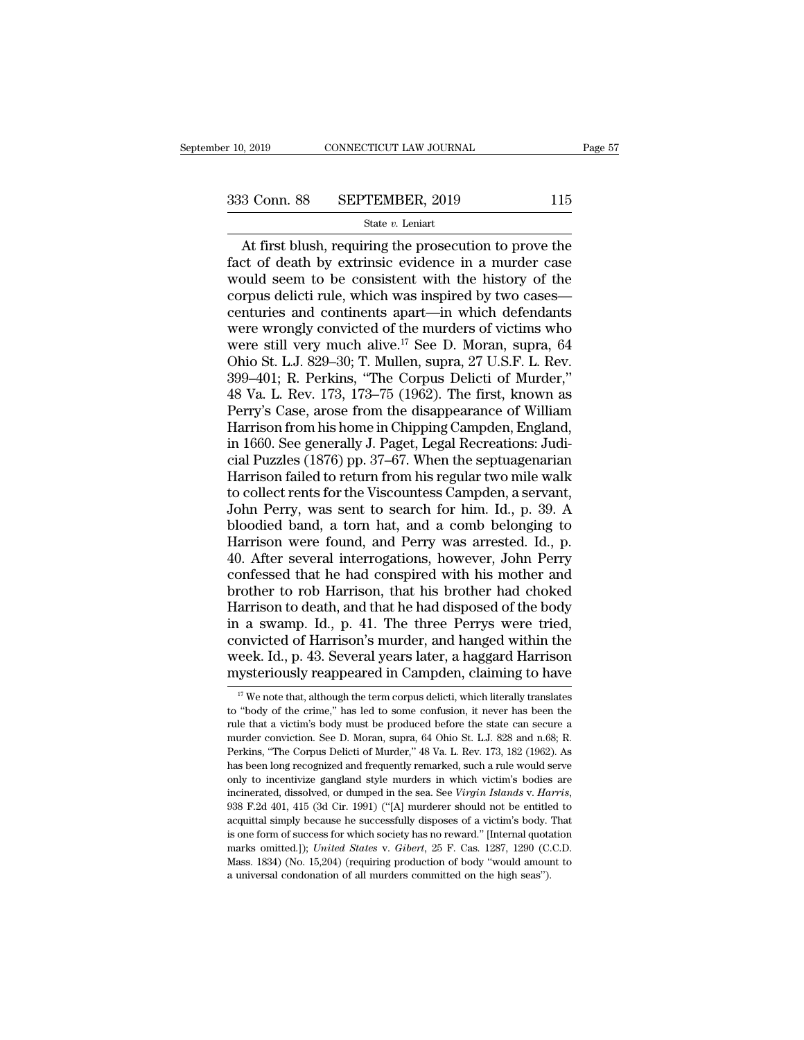At first blush, requiring the prosecution to prove the fact of death by extrinsic evidence in a murder case would seem to be consistent with the history of the corpus delicti rule, which was inspired by two cases—centuries and continents apart—in which defendants were wrongly convicted of the murders of victims who were still very much alive.[17] See D. Moran, supra, 64 Ohio St. L.J. 829–30; T. Mullen, supra, 27 U.S.F. L. Rev. 399–401; R. Perkins, "The Corpus Delicti of Murder," 48 Va. L. Rev. 173, 173–75 (1962). The first, known as Perry's Case, arose from the disappearance of William Harrison from his home in Chipping Campden, England, in 1660. See generally J. Paget, Legal Recreations: Judicial Puzzles (1876) pp. 37–67. When the septuagenarian Harrison failed to return from his regular two mile walk to collect rents for the Viscountess Campden, a servant, John Perry, was sent to search for him. Id., p. 39. A bloodied band, a torn hat, and a comb belonging to Harrison were found, and Perry was arrested. Id., p. 40. After several interrogations, however, John Perry confessed that he had conspired with his mother and brother to rob Harrison, that his brother had choked Harrison to death, and that he had disposed of the body in a swamp. Id., p. 41. The three Perrys were tried, convicted of Harrison's murder, and hanged within the week. Id., p. 43. Several years later, a haggard Harrison mysteriously reappeared in Campden, claiming to have

---

[17] We note that, although the term corpus delicti, which literally translates to "body of the crime," has led to some confusion, it never has been the rule that a victim's body must be produced before the state can secure a murder conviction. See D. Moran, supra, 64 Ohio St. L.J. 828 and n.68; R. Perkins, "The Corpus Delicti of Murder," 48 Va. L. Rev. 173, 182 (1962). As has been long recognized and frequently remarked, such a rule would serve only to incentivize gangland style murders in which victim's bodies are incinerated, dissolved, or dumped in the sea. See *Virgin Islands* v. *Harris*, 938 F.2d 401, 415 (3d Cir. 1991) ("[A] murderer should not be entitled to acquittal simply because he successfully disposes of a victim's body. That is one form of success for which society has no reward." [Internal quotation marks omitted.]); *United States* v. *Gibert*, 25 F. Cas. 1287, 1290 (C.C.D. Mass. 1834) (No. 15,204) (requiring production of body "would amount to a universal condonation of all murders committed on the high seas").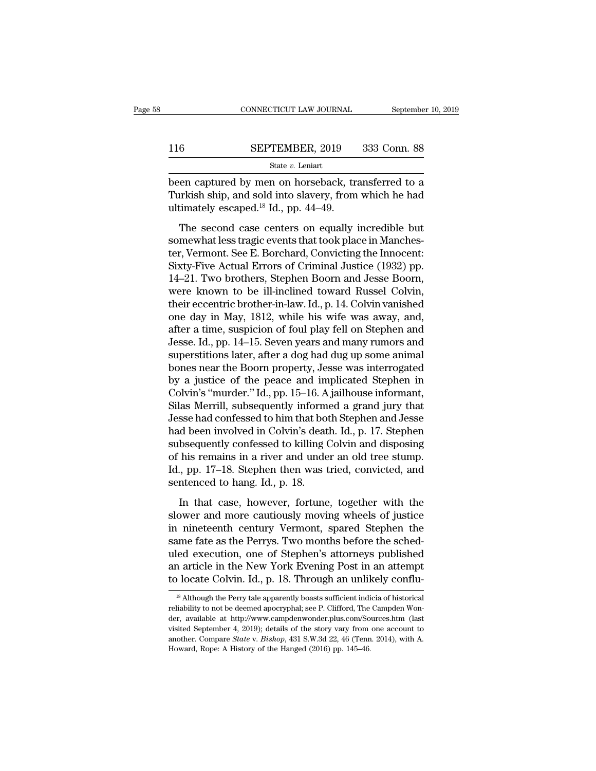been captured by men on horseback, transferred to a Turkish ship, and sold into slavery, from which he had ultimately escaped.[18] Id., pp. 44–49.

The second case centers on equally incredible but somewhat less tragic events that took place in Manchester, Vermont. See E. Borchard, Convicting the Innocent: Sixty-Five Actual Errors of Criminal Justice (1932) pp. 14–21. Two brothers, Stephen Boorn and Jesse Boorn, were known to be ill-inclined toward Russel Colvin, their eccentric brother-in-law. Id., p. 14. Colvin vanished one day in May, 1812, while his wife was away, and, after a time, suspicion of foul play fell on Stephen and Jesse. Id., pp. 14–15. Seven years and many rumors and superstitions later, after a dog had dug up some animal bones near the Boorn property, Jesse was interrogated by a justice of the peace and implicated Stephen in Colvin's "murder." Id., pp. 15–16. A jailhouse informant, Silas Merrill, subsequently informed a grand jury that Jesse had confessed to him that both Stephen and Jesse had been involved in Colvin's death. Id., p. 17. Stephen subsequently confessed to killing Colvin and disposing of his remains in a river and under an old tree stump. Id., pp. 17–18. Stephen then was tried, convicted, and sentenced to hang. Id., p. 18.

In that case, however, fortune, together with the slower and more cautiously moving wheels of justice in nineteenth century Vermont, spared Stephen the same fate as the Perrys. Two months before the scheduled execution, one of Stephen's attorneys published an article in the New York Evening Post in an attempt to locate Colvin. Id., p. 18. Through an unlikely conflu-

[18] Although the Perry tale apparently boasts sufficient indicia of historical reliability to not be deemed apocryphal; see P. Clifford, The Campden Wonder, available at http://www.campdenwonder.plus.com/Sources.htm (last visited September 4, 2019); details of the story vary from one account to another. Compare *State* v. *Bishop*, 431 S.W.3d 22, 46 (Tenn. 2014), with A. Howard, Rope: A History of the Hanged (2016) pp. 145–46.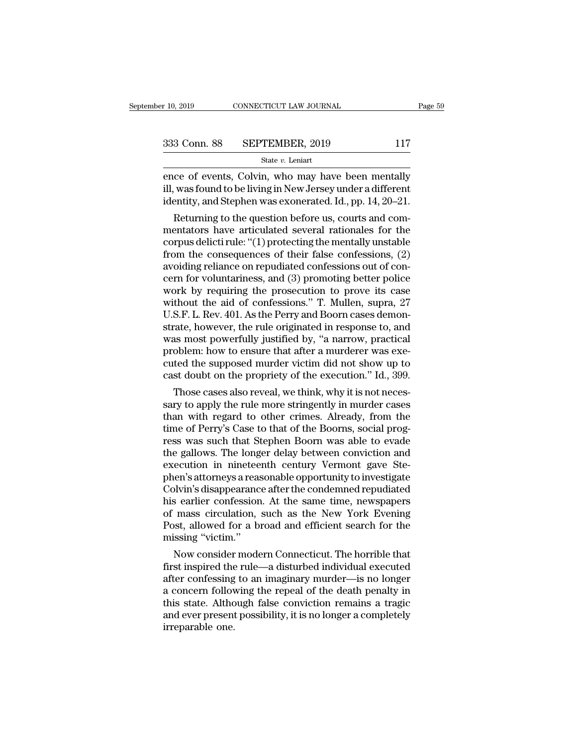ence of events, Colvin, who may have been mentally ill, was found to be living in New Jersey under a different identity, and Stephen was exonerated. Id., pp. 14, 20–21.

Returning to the question before us, courts and commentators have articulated several rationales for the corpus delicti rule: "(1) protecting the mentally unstable from the consequences of their false confessions, (2) avoiding reliance on repudiated confessions out of concern for voluntariness, and (3) promoting better police work by requiring the prosecution to prove its case without the aid of confessions." T. Mullen, supra, 27 U.S.F. L. Rev. 401. As the Perry and Boorn cases demonstrate, however, the rule originated in response to, and was most powerfully justified by, "a narrow, practical problem: how to ensure that after a murderer was executed the supposed murder victim did not show up to cast doubt on the propriety of the execution." Id., 399.

Those cases also reveal, we think, why it is not necessary to apply the rule more stringently in murder cases than with regard to other crimes. Already, from the time of Perry's Case to that of the Boorns, social progress was such that Stephen Boorn was able to evade the gallows. The longer delay between conviction and execution in nineteenth century Vermont gave Stephen's attorneys a reasonable opportunity to investigate Colvin's disappearance after the condemned repudiated his earlier confession. At the same time, newspapers of mass circulation, such as the New York Evening Post, allowed for a broad and efficient search for the missing "victim."

Now consider modern Connecticut. The horrible that first inspired the rule—a disturbed individual executed after confessing to an imaginary murder—is no longer a concern following the repeal of the death penalty in this state. Although false conviction remains a tragic and ever present possibility, it is no longer a completely irreparable one.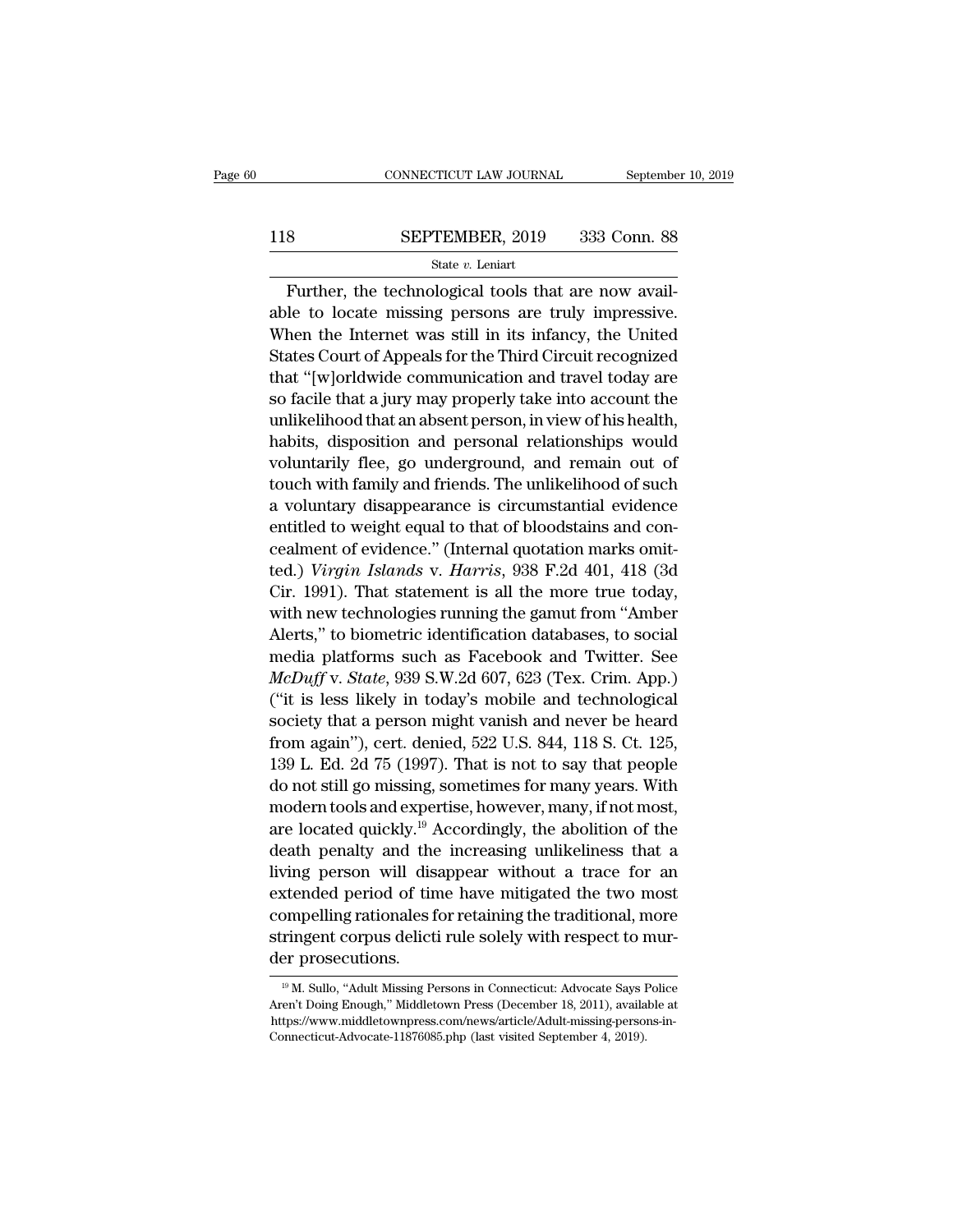Further, the technological tools that are now available to locate missing persons are truly impressive. When the Internet was still in its infancy, the United States Court of Appeals for the Third Circuit recognized that "[w]orldwide communication and travel today are so facile that a jury may properly take into account the unlikelihood that an absent person, in view of his health, habits, disposition and personal relationships would voluntarily flee, go underground, and remain out of touch with family and friends. The unlikelihood of such a voluntary disappearance is circumstantial evidence entitled to weight equal to that of bloodstains and concealment of evidence." (Internal quotation marks omitted.) *Virgin Islands* v. *Harris*, 938 F.2d 401, 418 (3d Cir. 1991). That statement is all the more true today, with new technologies running the gamut from "Amber Alerts," to biometric identification databases, to social media platforms such as Facebook and Twitter. See *McDuff* v. *State*, 939 S.W.2d 607, 623 (Tex. Crim. App.) ("it is less likely in today's mobile and technological society that a person might vanish and never be heard from again"), cert. denied, 522 U.S. 844, 118 S. Ct. 125, 139 L. Ed. 2d 75 (1997). That is not to say that people do not still go missing, sometimes for many years. With modern tools and expertise, however, many, if not most, are located quickly.[19] Accordingly, the abolition of the death penalty and the increasing unlikeliness that a living person will disappear without a trace for an extended period of time have mitigated the two most compelling rationales for retaining the traditional, more stringent corpus delicti rule solely with respect to murder prosecutions.

[19] M. Sullo, "Adult Missing Persons in Connecticut: Advocate Says Police Aren't Doing Enough," Middletown Press (December 18, 2011), available at https://www.middletownpress.com/news/article/Adult-missing-persons-in-Connecticut-Advocate-11876085.php (last visited September 4, 2019).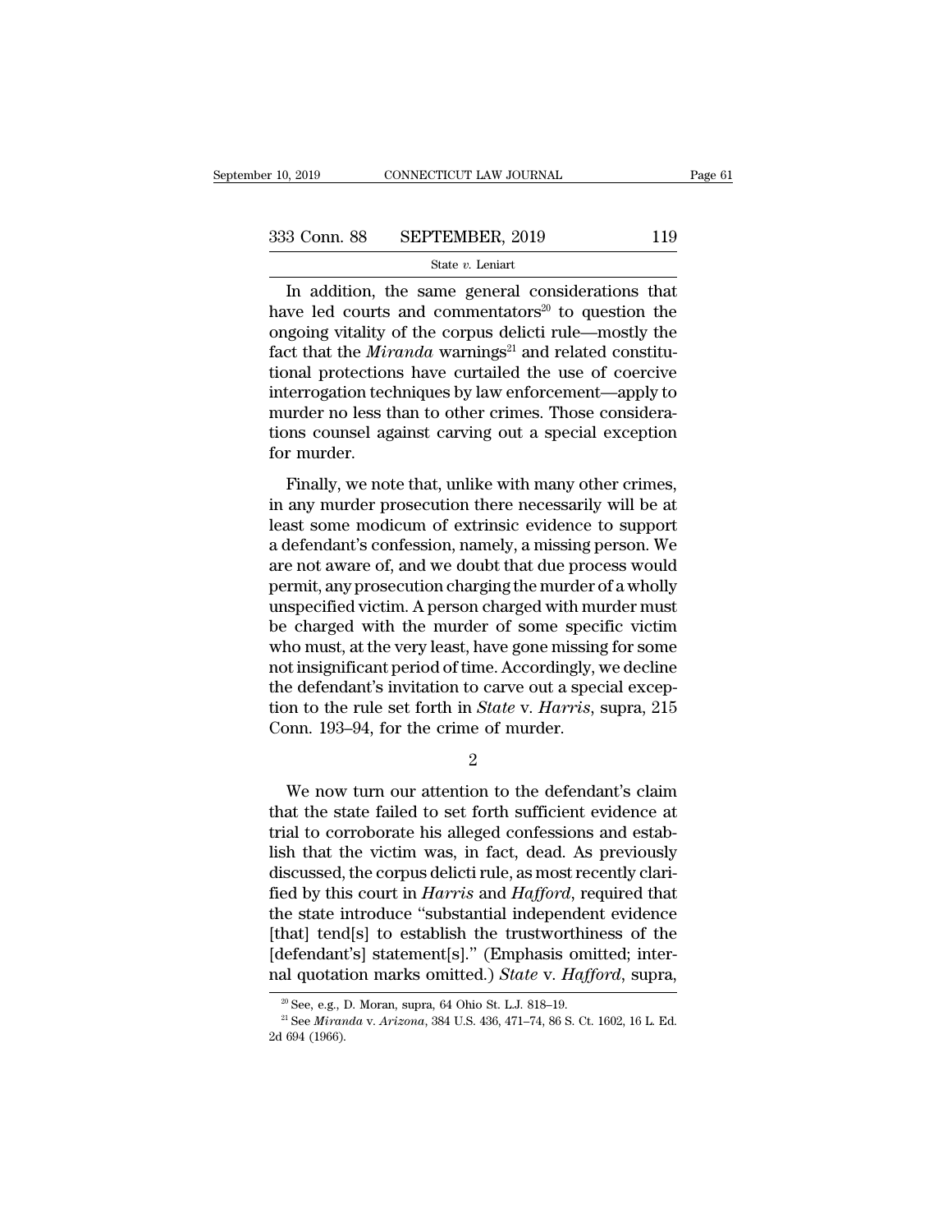In addition, the same general considerations that have led courts and commentators[20] to question the ongoing vitality of the corpus delicti rule—mostly the fact that the *Miranda* warnings[21] and related constitutional protections have curtailed the use of coercive interrogation techniques by law enforcement—apply to murder no less than to other crimes. Those considerations counsel against carving out a special exception for murder.

Finally, we note that, unlike with many other crimes, in any murder prosecution there necessarily will be at least some modicum of extrinsic evidence to support a defendant's confession, namely, a missing person. We are not aware of, and we doubt that due process would permit, any prosecution charging the murder of a wholly unspecified victim. A person charged with murder must be charged with the murder of some specific victim who must, at the very least, have gone missing for some not insignificant period of time. Accordingly, we decline the defendant's invitation to carve out a special exception to the rule set forth in *State* v. *Harris*, supra, 215 Conn. 193–94, for the crime of murder.

2

We now turn our attention to the defendant's claim that the state failed to set forth sufficient evidence at trial to corroborate his alleged confessions and establish that the victim was, in fact, dead. As previously discussed, the corpus delicti rule, as most recently clarified by this court in *Harris* and *Hafford*, required that the state introduce "substantial independent evidence [that] tend[s] to establish the trustworthiness of the [defendant's] statement[s]." (Emphasis omitted; internal quotation marks omitted.) *State* v. *Hafford*, supra,

[20] See, e.g., D. Moran, supra, 64 Ohio St. L.J. 818–19.

[21] See *Miranda* v. *Arizona*, 384 U.S. 436, 471–74, 86 S. Ct. 1602, 16 L. Ed. 2d 694 (1966).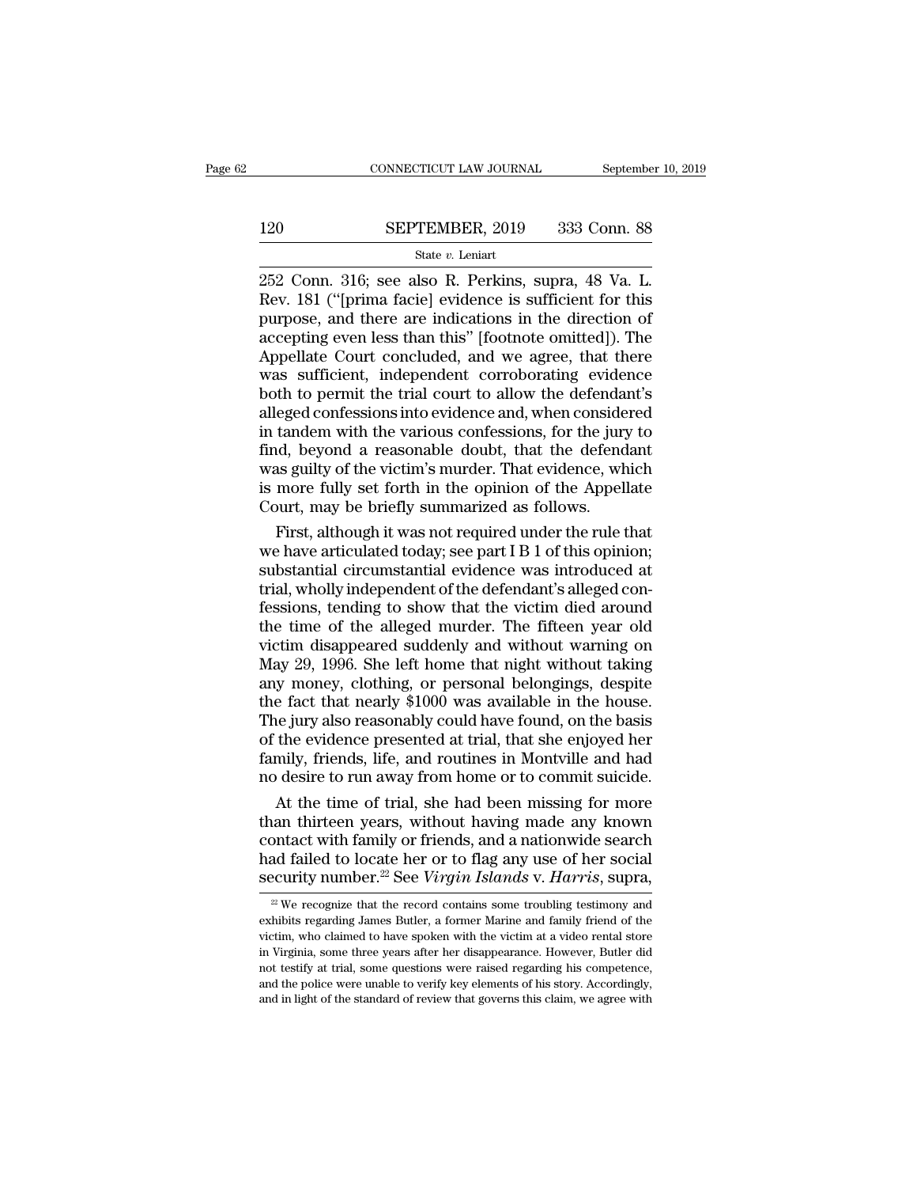252 Conn. 316; see also R. Perkins, supra, 48 Va. L. Rev. 181 ("[prima facie] evidence is sufficient for this purpose, and there are indications in the direction of accepting even less than this" [footnote omitted]). The Appellate Court concluded, and we agree, that there was sufficient, independent corroborating evidence both to permit the trial court to allow the defendant's alleged confessions into evidence and, when considered in tandem with the various confessions, for the jury to find, beyond a reasonable doubt, that the defendant was guilty of the victim's murder. That evidence, which is more fully set forth in the opinion of the Appellate Court, may be briefly summarized as follows.

First, although it was not required under the rule that we have articulated today; see part I B 1 of this opinion; substantial circumstantial evidence was introduced at trial, wholly independent of the defendant's alleged confessions, tending to show that the victim died around the time of the alleged murder. The fifteen year old victim disappeared suddenly and without warning on May 29, 1996. She left home that night without taking any money, clothing, or personal belongings, despite the fact that nearly $1000 was available in the house. The jury also reasonably could have found, on the basis of the evidence presented at trial, that she enjoyed her family, friends, life, and routines in Montville and had no desire to run away from home or to commit suicide.

At the time of trial, she had been missing for more than thirteen years, without having made any known contact with family or friends, and a nationwide search had failed to locate her or to flag any use of her social security number.[22] See *Virgin Islands* v. *Harris*, supra,

[22] We recognize that the record contains some troubling testimony and exhibits regarding James Butler, a former Marine and family friend of the victim, who claimed to have spoken with the victim at a video rental store in Virginia, some three years after her disappearance. However, Butler did not testify at trial, some questions were raised regarding his competence, and the police were unable to verify key elements of his story. Accordingly, and in light of the standard of review that governs this claim, we agree with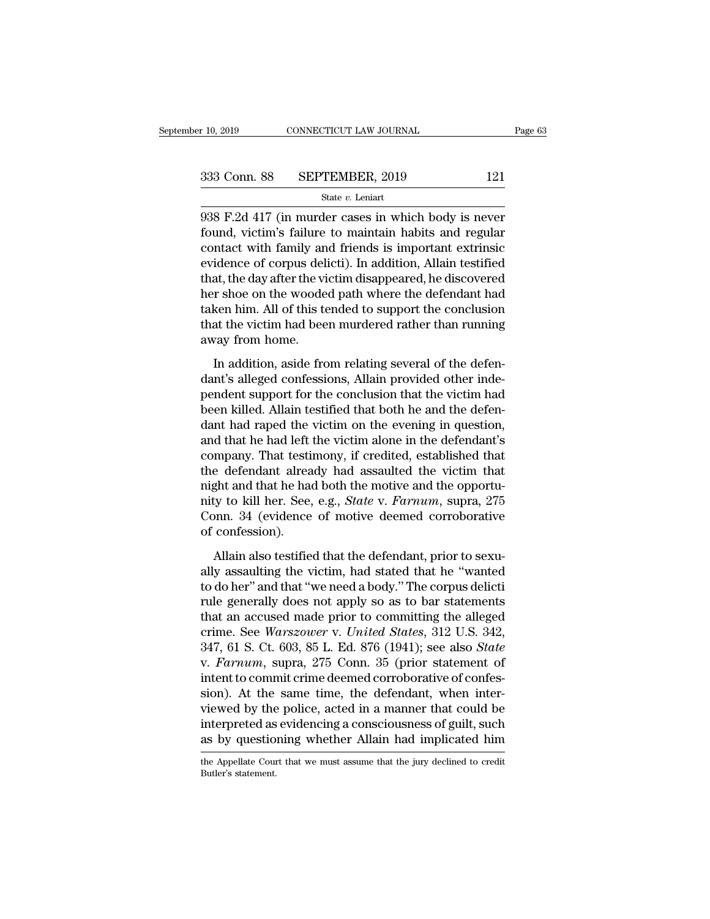938 F.2d 417 (in murder cases in which body is never found, victim's failure to maintain habits and regular contact with family and friends is important extrinsic evidence of corpus delicti). In addition, Allain testified that, the day after the victim disappeared, he discovered her shoe on the wooded path where the defendant had taken him. All of this tended to support the conclusion that the victim had been murdered rather than running away from home.

In addition, aside from relating several of the defendant's alleged confessions, Allain provided other independent support for the conclusion that the victim had been killed. Allain testified that both he and the defendant had raped the victim on the evening in question, and that he had left the victim alone in the defendant's company. That testimony, if credited, established that the defendant already had assaulted the victim that night and that he had both the motive and the opportunity to kill her. See, e.g., *State* v. *Farnum*, supra, 275 Conn. 34 (evidence of motive deemed corroborative of confession).

Allain also testified that the defendant, prior to sexually assaulting the victim, had stated that he "wanted to do her" and that "we need a body." The corpus delicti rule generally does not apply so as to bar statements that an accused made prior to committing the alleged crime. See *Warszower* v. *United States*, 312 U.S. 342, 347, 61 S. Ct. 603, 85 L. Ed. 876 (1941); see also *State* v. *Farnum*, supra, 275 Conn. 35 (prior statement of intent to commit crime deemed corroborative of confession). At the same time, the defendant, when interviewed by the police, acted in a manner that could be interpreted as evidencing a consciousness of guilt, such as by questioning whether Allain had implicated him

the Appellate Court that we must assume that the jury declined to credit Butler's statement.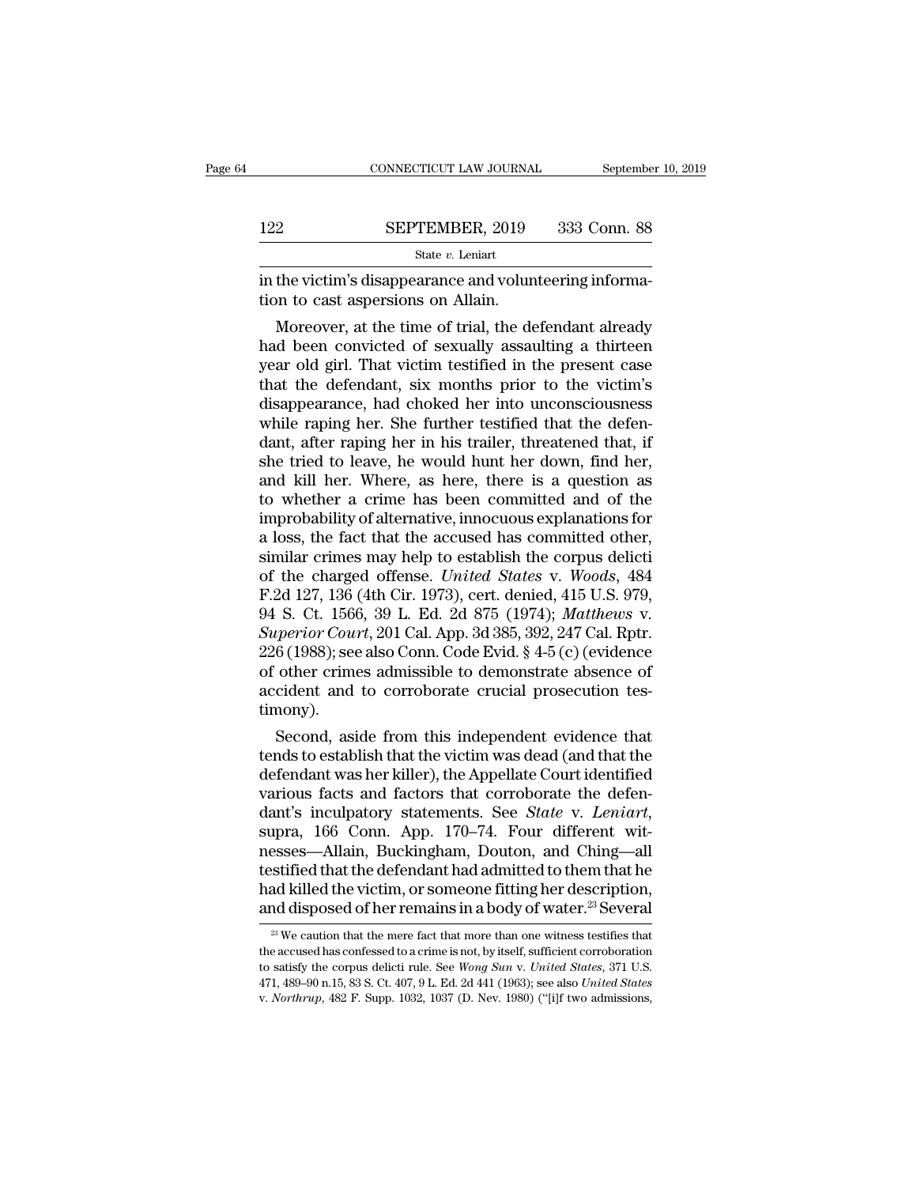in the victim's disappearance and volunteering information to cast aspersions on Allain.

Moreover, at the time of trial, the defendant already had been convicted of sexually assaulting a thirteen year old girl. That victim testified in the present case that the defendant, six months prior to the victim's disappearance, had choked her into unconsciousness while raping her. She further testified that the defendant, after raping her in his trailer, threatened that, if she tried to leave, he would hunt her down, find her, and kill her. Where, as here, there is a question as to whether a crime has been committed and of the improbability of alternative, innocuous explanations for a loss, the fact that the accused has committed other, similar crimes may help to establish the corpus delicti of the charged offense. *United States* v. *Woods*, 484 F.2d 127, 136 (4th Cir. 1973), cert. denied, 415 U.S. 979, 94 S. Ct. 1566, 39 L. Ed. 2d 875 (1974); *Matthews* v. *Superior Court*, 201 Cal. App. 3d 385, 392, 247 Cal. Rptr. 226 (1988); see also Conn. Code Evid. § 4-5 (c) (evidence of other crimes admissible to demonstrate absence of accident and to corroborate crucial prosecution testimony).

Second, aside from this independent evidence that tends to establish that the victim was dead (and that the defendant was her killer), the Appellate Court identified various facts and factors that corroborate the defendant's inculpatory statements. See *State* v. *Leniart*, supra, 166 Conn. App. 170–74. Four different witnesses—Allain, Buckingham, Douton, and Ching—all testified that the defendant had admitted to them that he had killed the victim, or someone fitting her description, and disposed of her remains in a body of water.[23] Several

[23] We caution that the mere fact that more than one witness testifies that the accused has confessed to a crime is not, by itself, sufficient corroboration to satisfy the corpus delicti rule. See *Wong Sun* v. *United States*, 371 U.S. 471, 489–90 n.15, 83 S. Ct. 407, 9 L. Ed. 2d 441 (1963); see also *United States* v. *Northrup*, 482 F. Supp. 1032, 1037 (D. Nev. 1980) ("[i]f two admissions,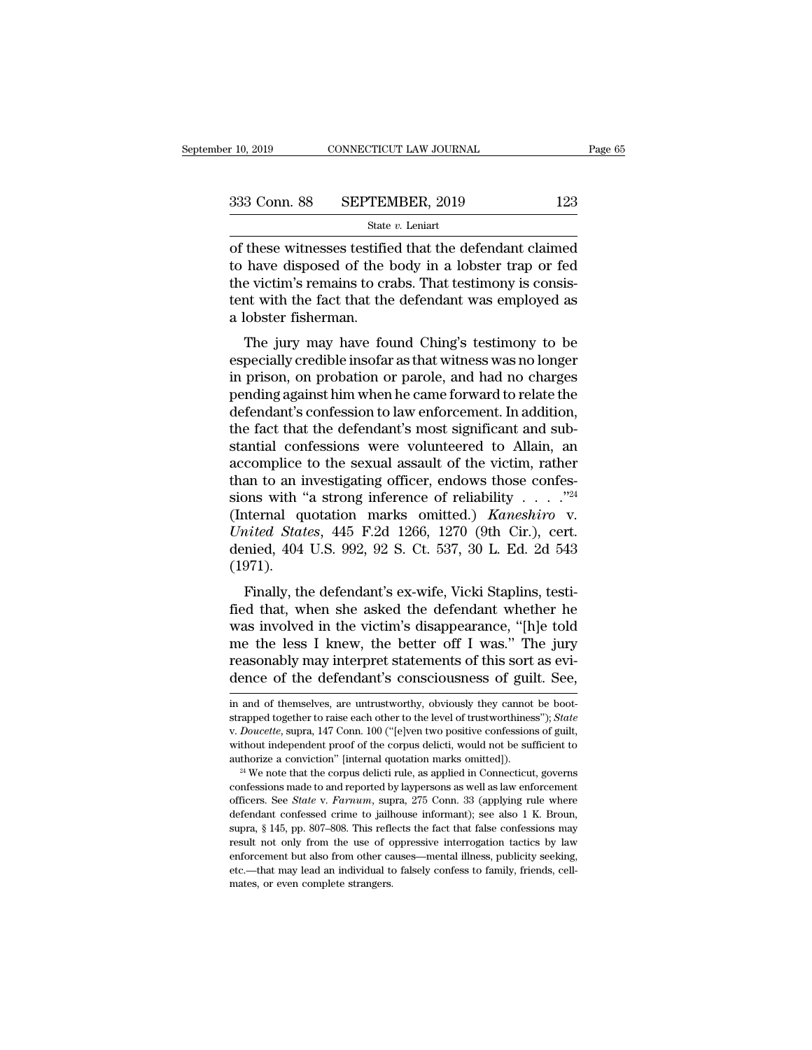of these witnesses testified that the defendant claimed to have disposed of the body in a lobster trap or fed the victim's remains to crabs. That testimony is consistent with the fact that the defendant was employed as a lobster fisherman.

The jury may have found Ching's testimony to be especially credible insofar as that witness was no longer in prison, on probation or parole, and had no charges pending against him when he came forward to relate the defendant's confession to law enforcement. In addition, the fact that the defendant's most significant and substantial confessions were volunteered to Allain, an accomplice to the sexual assault of the victim, rather than to an investigating officer, endows those confessions with "a strong inference of reliability . . . ."[24] (Internal quotation marks omitted.) *Kaneshiro* v. *United States*, 445 F.2d 1266, 1270 (9th Cir.), cert. denied, 404 U.S. 992, 92 S. Ct. 537, 30 L. Ed. 2d 543 (1971).

Finally, the defendant's ex-wife, Vicki Staplins, testified that, when she asked the defendant whether he was involved in the victim's disappearance, "[h]e told me the less I knew, the better off I was." The jury reasonably may interpret statements of this sort as evidence of the defendant's consciousness of guilt. See,

---

in and of themselves, are untrustworthy, obviously they cannot be bootstrapped together to raise each other to the level of trustworthiness"); *State* v. *Doucette*, supra, 147 Conn. 100 ("[e]ven two positive confessions of guilt, without independent proof of the corpus delicti, would not be sufficient to authorize a conviction" [internal quotation marks omitted]).

[24] We note that the corpus delicti rule, as applied in Connecticut, governs confessions made to and reported by laypersons as well as law enforcement officers. See *State* v. *Farnum*, supra, 275 Conn. 33 (applying rule where defendant confessed crime to jailhouse informant); see also 1 K. Broun, supra, § 145, pp. 807–808. This reflects the fact that false confessions may result not only from the use of oppressive interrogation tactics by law enforcement but also from other causes—mental illness, publicity seeking, etc.—that may lead an individual to falsely confess to family, friends, cellmates, or even complete strangers.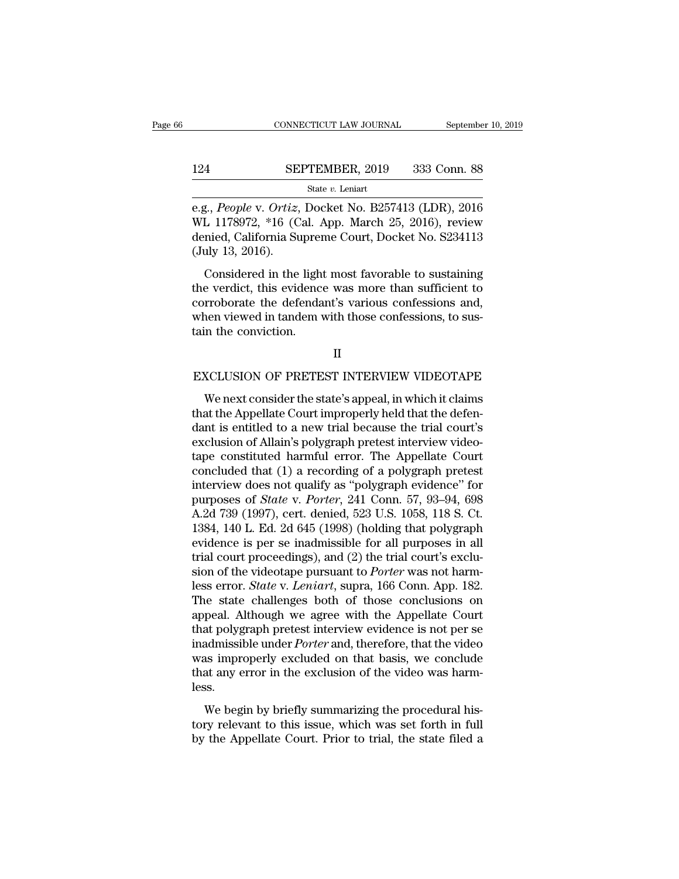e.g., *People* v. *Ortiz*, Docket No. B257413 (LDR), 2016 WL 1178972, *16 (Cal. App. March 25, 2016), review denied, California Supreme Court, Docket No. S234113 (July 13, 2016).

Considered in the light most favorable to sustaining the verdict, this evidence was more than sufficient to corroborate the defendant's various confessions and, when viewed in tandem with those confessions, to sustain the conviction.

## II

## EXCLUSION OF PRETEST INTERVIEW VIDEOTAPE

We next consider the state's appeal, in which it claims that the Appellate Court improperly held that the defendant is entitled to a new trial because the trial court's exclusion of Allain's polygraph pretest interview videotape constituted harmful error. The Appellate Court concluded that (1) a recording of a polygraph pretest interview does not qualify as "polygraph evidence" for purposes of *State* v. *Porter*, 241 Conn. 57, 93–94, 698 A.2d 739 (1997), cert. denied, 523 U.S. 1058, 118 S. Ct. 1384, 140 L. Ed. 2d 645 (1998) (holding that polygraph evidence is per se inadmissible for all purposes in all trial court proceedings), and (2) the trial court's exclusion of the videotape pursuant to *Porter* was not harmless error. *State* v. *Leniart*, supra, 166 Conn. App. 182. The state challenges both of those conclusions on appeal. Although we agree with the Appellate Court that polygraph pretest interview evidence is not per se inadmissible under *Porter* and, therefore, that the video was improperly excluded on that basis, we conclude that any error in the exclusion of the video was harmless.

We begin by briefly summarizing the procedural history relevant to this issue, which was set forth in full by the Appellate Court. Prior to trial, the state filed a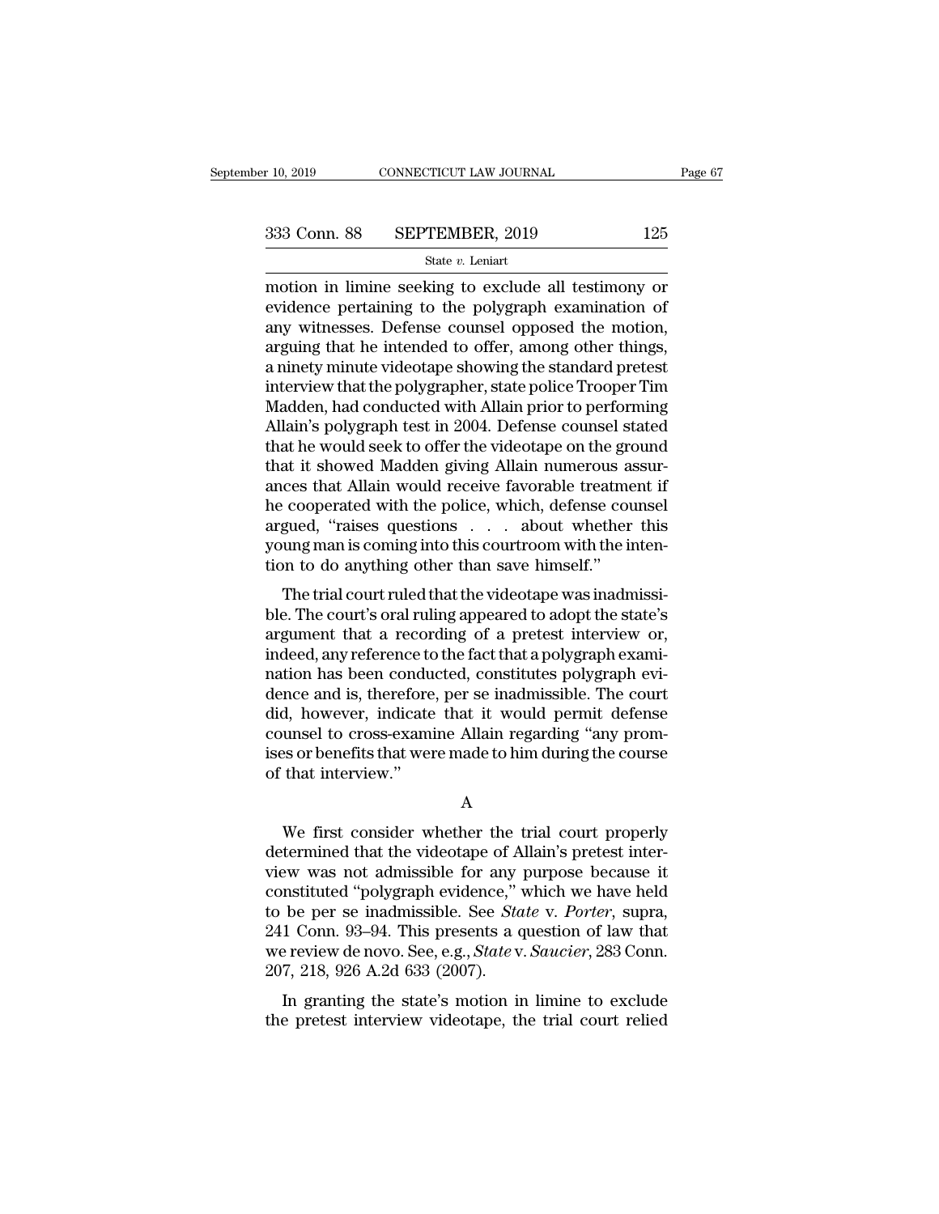motion in limine seeking to exclude all testimony or evidence pertaining to the polygraph examination of any witnesses. Defense counsel opposed the motion, arguing that he intended to offer, among other things, a ninety minute videotape showing the standard pretest interview that the polygrapher, state police Trooper Tim Madden, had conducted with Allain prior to performing Allain's polygraph test in 2004. Defense counsel stated that he would seek to offer the videotape on the ground that it showed Madden giving Allain numerous assurances that Allain would receive favorable treatment if he cooperated with the police, which, defense counsel argued, "raises questions . . . about whether this young man is coming into this courtroom with the intention to do anything other than save himself."

The trial court ruled that the videotape was inadmissible. The court's oral ruling appeared to adopt the state's argument that a recording of a pretest interview or, indeed, any reference to the fact that a polygraph examination has been conducted, constitutes polygraph evidence and is, therefore, per se inadmissible. The court did, however, indicate that it would permit defense counsel to cross-examine Allain regarding "any promises or benefits that were made to him during the course of that interview."

A

We first consider whether the trial court properly determined that the videotape of Allain's pretest interview was not admissible for any purpose because it constituted "polygraph evidence," which we have held to be per se inadmissible. See *State* v. *Porter*, supra, 241 Conn. 93–94. This presents a question of law that we review de novo. See, e.g., *State* v. *Saucier*, 283 Conn. 207, 218, 926 A.2d 633 (2007).

In granting the state's motion in limine to exclude the pretest interview videotape, the trial court relied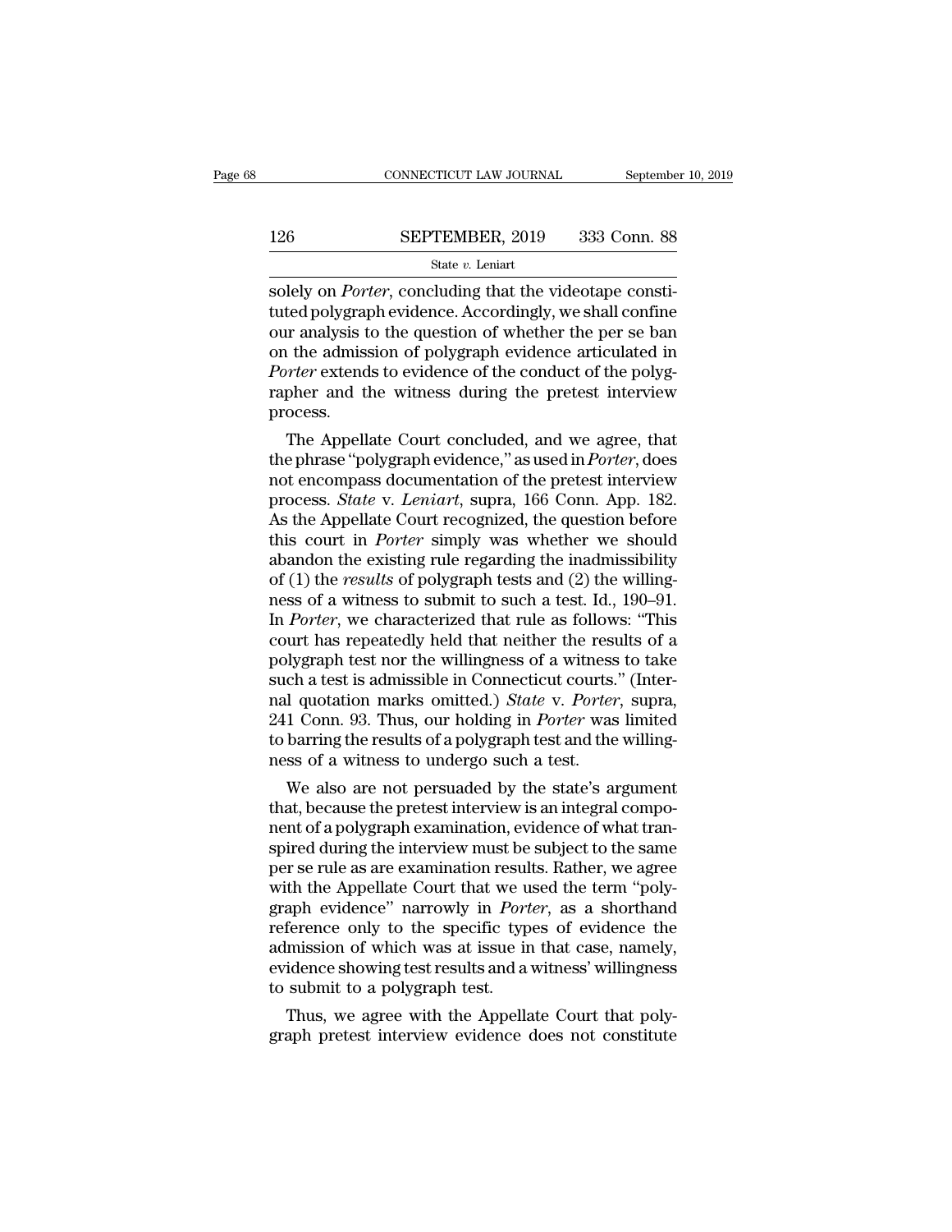solely on *Porter*, concluding that the videotape constituted polygraph evidence. Accordingly, we shall confine our analysis to the question of whether the per se ban on the admission of polygraph evidence articulated in *Porter* extends to evidence of the conduct of the polygrapher and the witness during the pretest interview process.

The Appellate Court concluded, and we agree, that the phrase "polygraph evidence," as used in *Porter*, does not encompass documentation of the pretest interview process. *State* v. *Leniart*, supra, 166 Conn. App. 182. As the Appellate Court recognized, the question before this court in *Porter* simply was whether we should abandon the existing rule regarding the inadmissibility of (1) the *results* of polygraph tests and (2) the willingness of a witness to submit to such a test. Id., 190–91. In *Porter*, we characterized that rule as follows: "This court has repeatedly held that neither the results of a polygraph test nor the willingness of a witness to take such a test is admissible in Connecticut courts." (Internal quotation marks omitted.) *State* v. *Porter*, supra, 241 Conn. 93. Thus, our holding in *Porter* was limited to barring the results of a polygraph test and the willingness of a witness to undergo such a test.

We also are not persuaded by the state's argument that, because the pretest interview is an integral component of a polygraph examination, evidence of what transpired during the interview must be subject to the same per se rule as are examination results. Rather, we agree with the Appellate Court that we used the term "polygraph evidence" narrowly in *Porter*, as a shorthand reference only to the specific types of evidence the admission of which was at issue in that case, namely, evidence showing test results and a witness' willingness to submit to a polygraph test.

Thus, we agree with the Appellate Court that polygraph pretest interview evidence does not constitute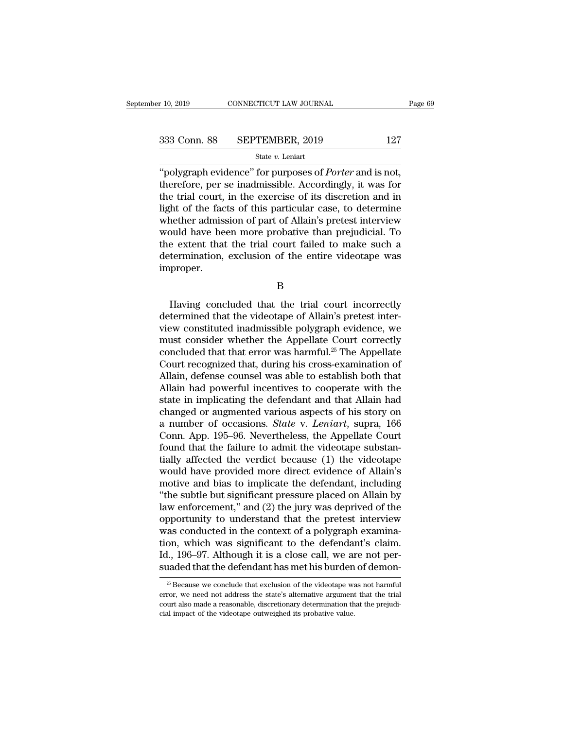"polygraph evidence" for purposes of *Porter* and is not, therefore, per se inadmissible. Accordingly, it was for the trial court, in the exercise of its discretion and in light of the facts of this particular case, to determine whether admission of part of Allain's pretest interview would have been more probative than prejudicial. To the extent that the trial court failed to make such a determination, exclusion of the entire videotape was improper.

B

Having concluded that the trial court incorrectly determined that the videotape of Allain's pretest interview constituted inadmissible polygraph evidence, we must consider whether the Appellate Court correctly concluded that that error was harmful.[25] The Appellate Court recognized that, during his cross-examination of Allain, defense counsel was able to establish both that Allain had powerful incentives to cooperate with the state in implicating the defendant and that Allain had changed or augmented various aspects of his story on a number of occasions. *State* v. *Leniart*, supra, 166 Conn. App. 195–96. Nevertheless, the Appellate Court found that the failure to admit the videotape substantially affected the verdict because (1) the videotape would have provided more direct evidence of Allain's motive and bias to implicate the defendant, including "the subtle but significant pressure placed on Allain by law enforcement," and (2) the jury was deprived of the opportunity to understand that the pretest interview was conducted in the context of a polygraph examination, which was significant to the defendant's claim. Id., 196–97. Although it is a close call, we are not persuaded that the defendant has met his burden of demon-

[25] Because we conclude that exclusion of the videotape was not harmful error, we need not address the state's alternative argument that the trial court also made a reasonable, discretionary determination that the prejudicial impact of the videotape outweighed its probative value.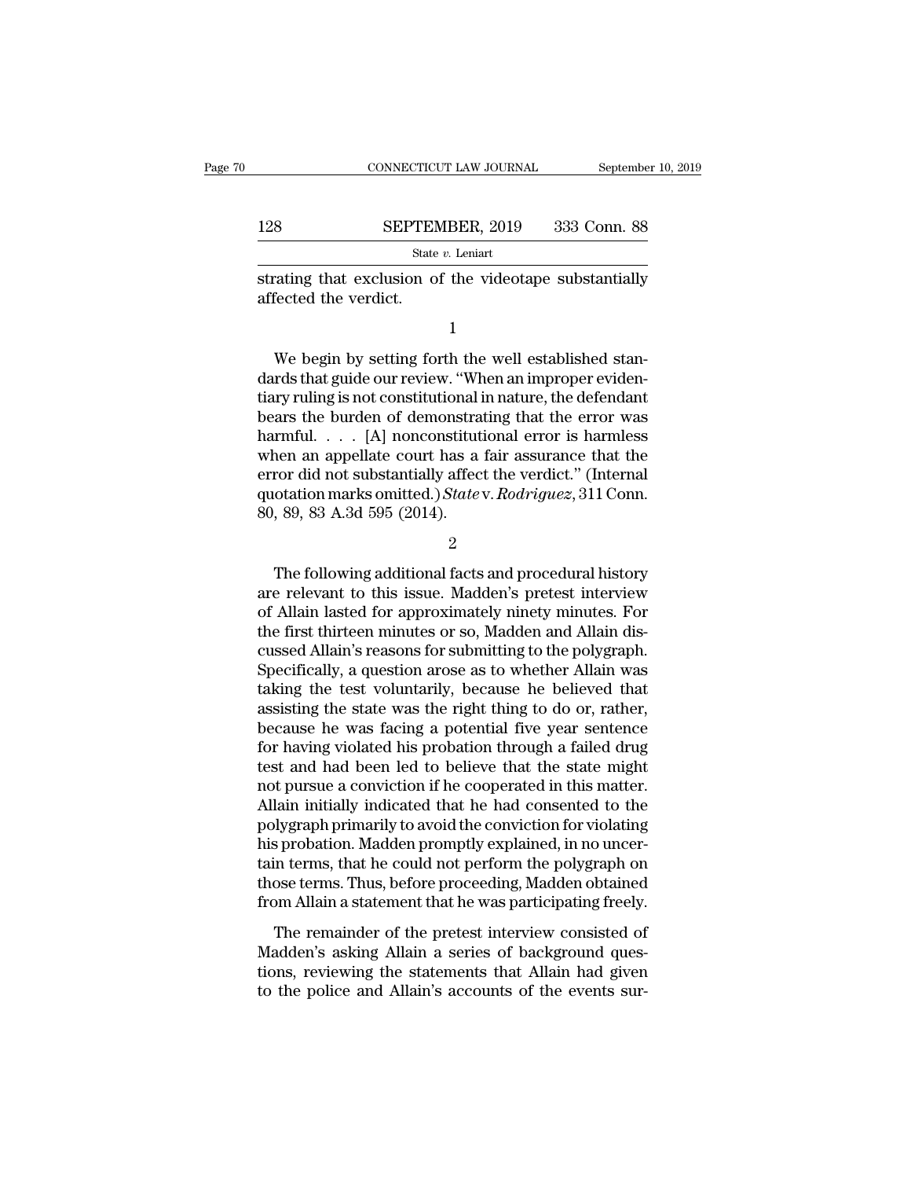strating that exclusion of the videotape substantially affected the verdict.

1

We begin by setting forth the well established standards that guide our review. "When an improper evidentiary ruling is not constitutional in nature, the defendant bears the burden of demonstrating that the error was harmful. . . . [A] nonconstitutional error is harmless when an appellate court has a fair assurance that the error did not substantially affect the verdict." (Internal quotation marks omitted.) *State* v. *Rodriguez*, 311 Conn. 80, 89, 83 A.3d 595 (2014).

2

The following additional facts and procedural history are relevant to this issue. Madden's pretest interview of Allain lasted for approximately ninety minutes. For the first thirteen minutes or so, Madden and Allain discussed Allain's reasons for submitting to the polygraph. Specifically, a question arose as to whether Allain was taking the test voluntarily, because he believed that assisting the state was the right thing to do or, rather, because he was facing a potential five year sentence for having violated his probation through a failed drug test and had been led to believe that the state might not pursue a conviction if he cooperated in this matter. Allain initially indicated that he had consented to the polygraph primarily to avoid the conviction for violating his probation. Madden promptly explained, in no uncertain terms, that he could not perform the polygraph on those terms. Thus, before proceeding, Madden obtained from Allain a statement that he was participating freely.

The remainder of the pretest interview consisted of Madden's asking Allain a series of background questions, reviewing the statements that Allain had given to the police and Allain's accounts of the events sur-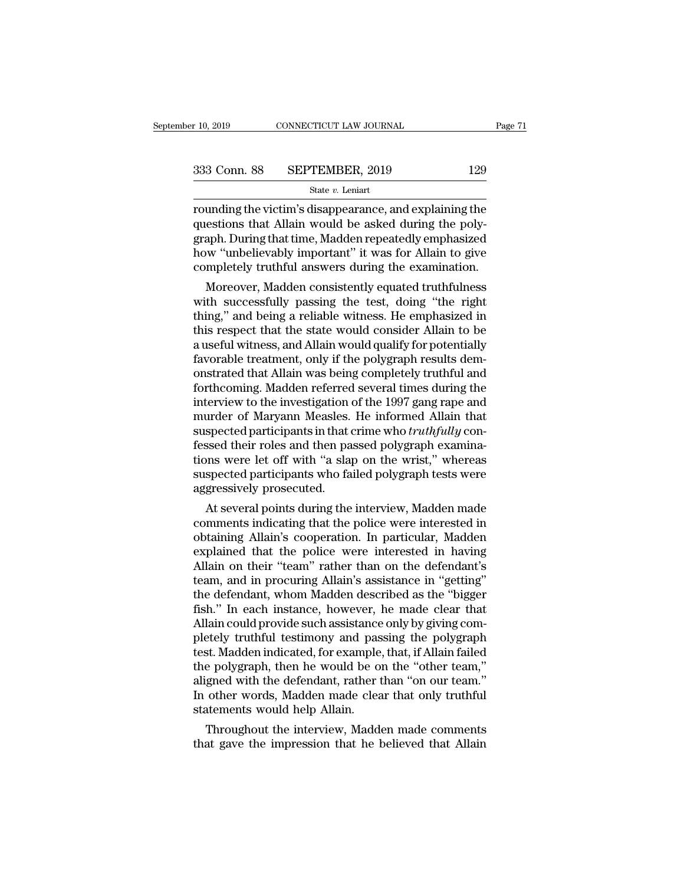rounding the victim's disappearance, and explaining the questions that Allain would be asked during the polygraph. During that time, Madden repeatedly emphasized how "unbelievably important" it was for Allain to give completely truthful answers during the examination.

Moreover, Madden consistently equated truthfulness with successfully passing the test, doing "the right thing," and being a reliable witness. He emphasized in this respect that the state would consider Allain to be a useful witness, and Allain would qualify for potentially favorable treatment, only if the polygraph results demonstrated that Allain was being completely truthful and forthcoming. Madden referred several times during the interview to the investigation of the 1997 gang rape and murder of Maryann Measles. He informed Allain that suspected participants in that crime who *truthfully* confessed their roles and then passed polygraph examinations were let off with "a slap on the wrist," whereas suspected participants who failed polygraph tests were aggressively prosecuted.

At several points during the interview, Madden made comments indicating that the police were interested in obtaining Allain's cooperation. In particular, Madden explained that the police were interested in having Allain on their "team" rather than on the defendant's team, and in procuring Allain's assistance in "getting" the defendant, whom Madden described as the "bigger fish." In each instance, however, he made clear that Allain could provide such assistance only by giving completely truthful testimony and passing the polygraph test. Madden indicated, for example, that, if Allain failed the polygraph, then he would be on the "other team," aligned with the defendant, rather than "on our team." In other words, Madden made clear that only truthful statements would help Allain.

Throughout the interview, Madden made comments that gave the impression that he believed that Allain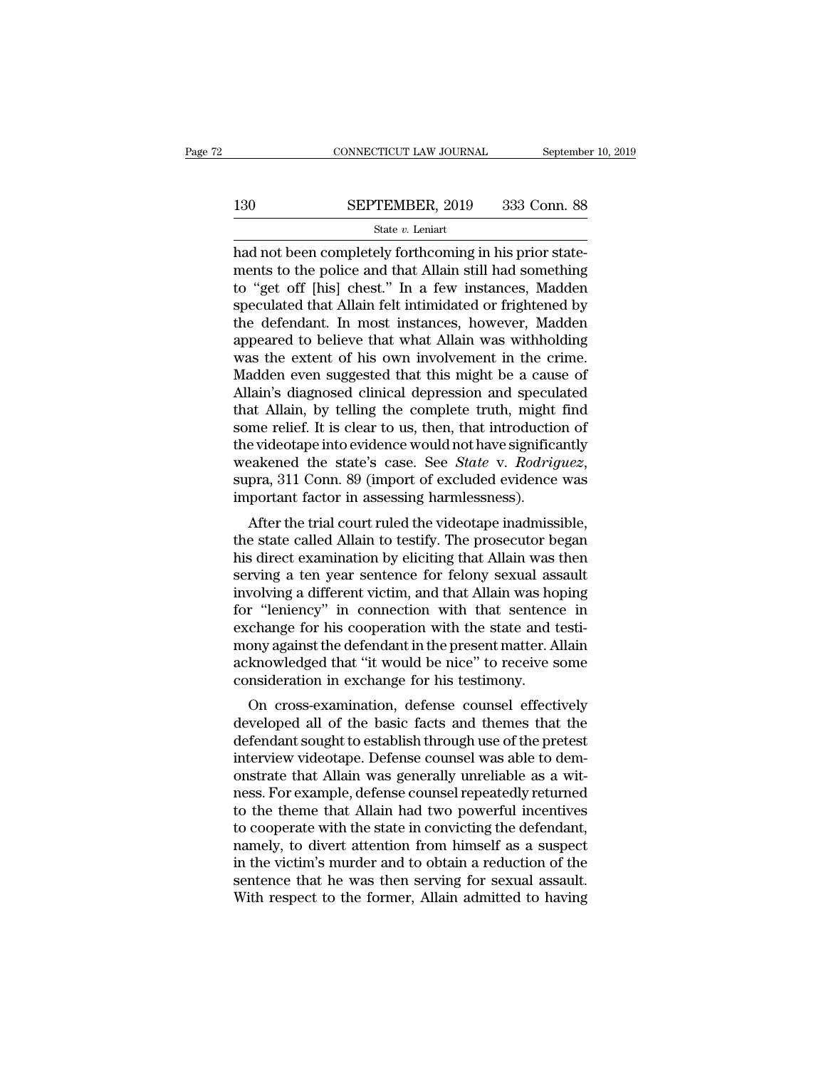had not been completely forthcoming in his prior statements to the police and that Allain still had something to "get off [his] chest." In a few instances, Madden speculated that Allain felt intimidated or frightened by the defendant. In most instances, however, Madden appeared to believe that what Allain was withholding was the extent of his own involvement in the crime. Madden even suggested that this might be a cause of Allain's diagnosed clinical depression and speculated that Allain, by telling the complete truth, might find some relief. It is clear to us, then, that introduction of the videotape into evidence would not have significantly weakened the state's case. See *State* v. *Rodriguez*, supra, 311 Conn. 89 (import of excluded evidence was important factor in assessing harmlessness).

After the trial court ruled the videotape inadmissible, the state called Allain to testify. The prosecutor began his direct examination by eliciting that Allain was then serving a ten year sentence for felony sexual assault involving a different victim, and that Allain was hoping for "leniency" in connection with that sentence in exchange for his cooperation with the state and testimony against the defendant in the present matter. Allain acknowledged that "it would be nice" to receive some consideration in exchange for his testimony.

On cross-examination, defense counsel effectively developed all of the basic facts and themes that the defendant sought to establish through use of the pretest interview videotape. Defense counsel was able to demonstrate that Allain was generally unreliable as a witness. For example, defense counsel repeatedly returned to the theme that Allain had two powerful incentives to cooperate with the state in convicting the defendant, namely, to divert attention from himself as a suspect in the victim's murder and to obtain a reduction of the sentence that he was then serving for sexual assault. With respect to the former, Allain admitted to having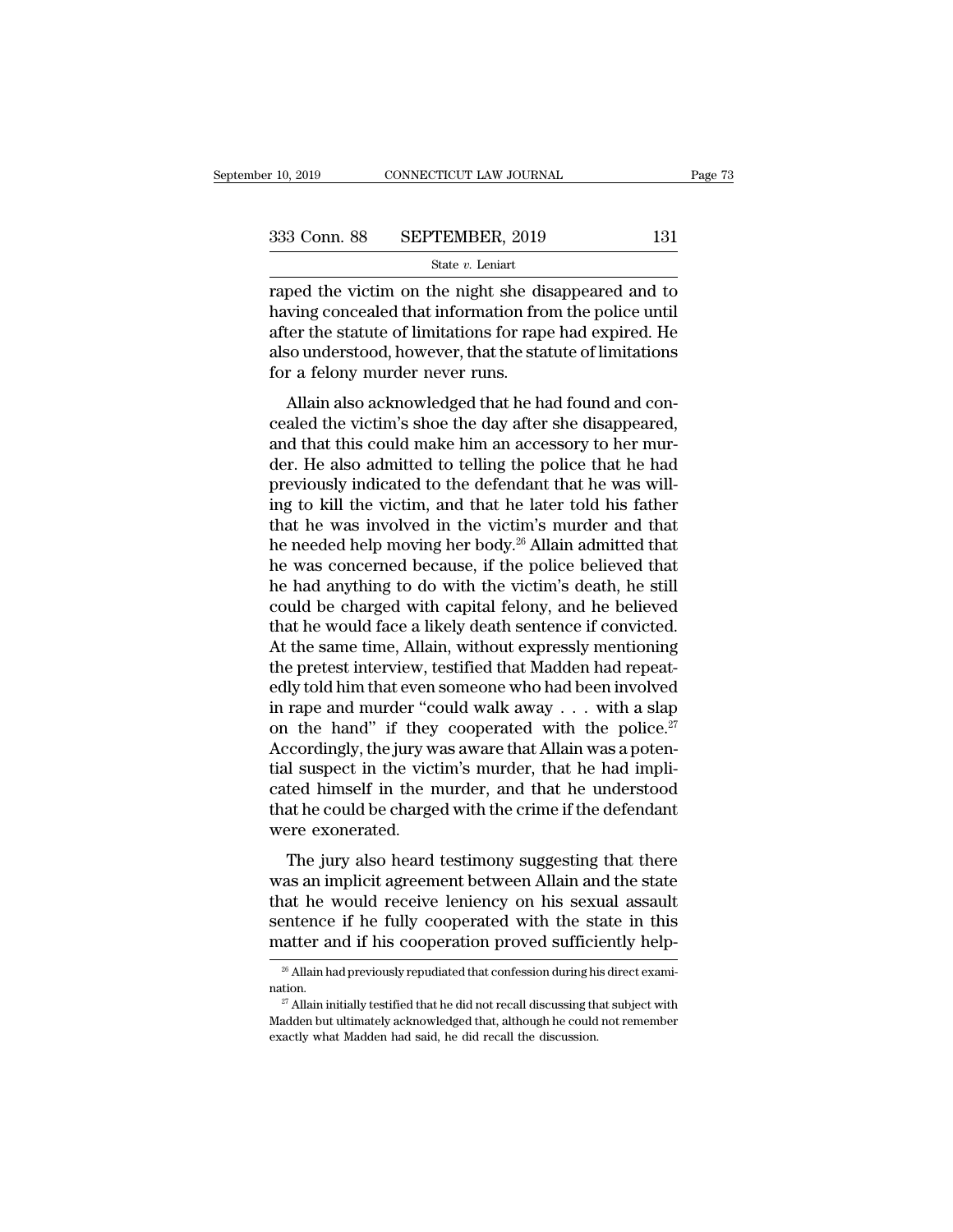raped the victim on the night she disappeared and to having concealed that information from the police until after the statute of limitations for rape had expired. He also understood, however, that the statute of limitations for a felony murder never runs.

Allain also acknowledged that he had found and concealed the victim's shoe the day after she disappeared, and that this could make him an accessory to her murder. He also admitted to telling the police that he had previously indicated to the defendant that he was willing to kill the victim, and that he later told his father that he was involved in the victim's murder and that he needed help moving her body.[26] Allain admitted that he was concerned because, if the police believed that he had anything to do with the victim's death, he still could be charged with capital felony, and he believed that he would face a likely death sentence if convicted. At the same time, Allain, without expressly mentioning the pretest interview, testified that Madden had repeatedly told him that even someone who had been involved in rape and murder "could walk away . . . with a slap on the hand" if they cooperated with the police.[27] Accordingly, the jury was aware that Allain was a potential suspect in the victim's murder, that he had implicated himself in the murder, and that he understood that he could be charged with the crime if the defendant were exonerated.

The jury also heard testimony suggesting that there was an implicit agreement between Allain and the state that he would receive leniency on his sexual assault sentence if he fully cooperated with the state in this matter and if his cooperation proved sufficiently help-

[26] Allain had previously repudiated that confession during his direct examination.

[27] Allain initially testified that he did not recall discussing that subject with Madden but ultimately acknowledged that, although he could not remember exactly what Madden had said, he did recall the discussion.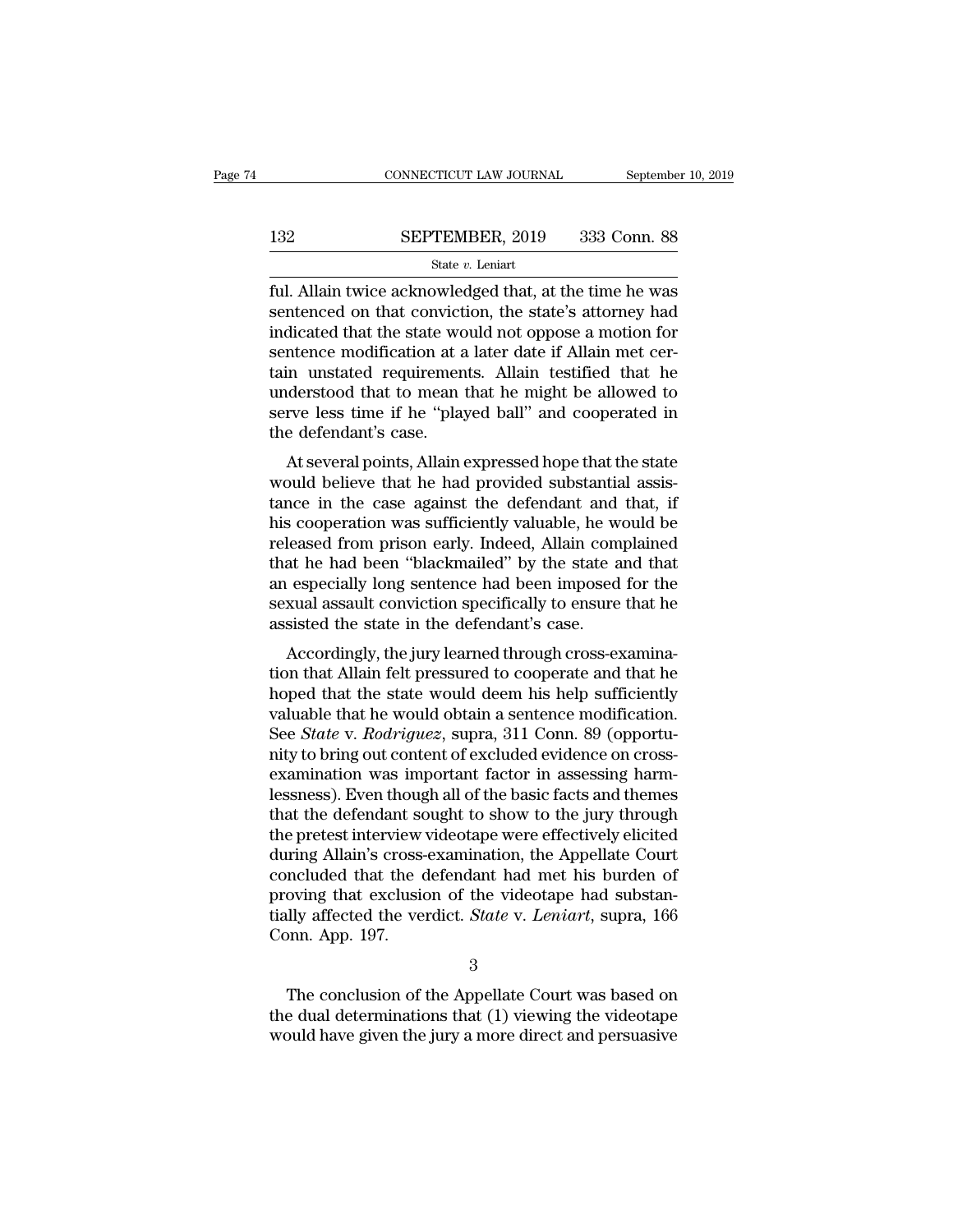ful. Allain twice acknowledged that, at the time he was sentenced on that conviction, the state's attorney had indicated that the state would not oppose a motion for sentence modification at a later date if Allain met certain unstated requirements. Allain testified that he understood that to mean that he might be allowed to serve less time if he "played ball" and cooperated in the defendant's case.

At several points, Allain expressed hope that the state would believe that he had provided substantial assistance in the case against the defendant and that, if his cooperation was sufficiently valuable, he would be released from prison early. Indeed, Allain complained that he had been "blackmailed" by the state and that an especially long sentence had been imposed for the sexual assault conviction specifically to ensure that he assisted the state in the defendant's case.

Accordingly, the jury learned through cross-examination that Allain felt pressured to cooperate and that he hoped that the state would deem his help sufficiently valuable that he would obtain a sentence modification. See *State* v. *Rodriguez*, supra, 311 Conn. 89 (opportunity to bring out content of excluded evidence on cross-examination was important factor in assessing harmlessness). Even though all of the basic facts and themes that the defendant sought to show to the jury through the pretest interview videotape were effectively elicited during Allain's cross-examination, the Appellate Court concluded that the defendant had met his burden of proving that exclusion of the videotape had substantially affected the verdict. *State* v. *Leniart*, supra, 166 Conn. App. 197.

3

The conclusion of the Appellate Court was based on the dual determinations that (1) viewing the videotape would have given the jury a more direct and persuasive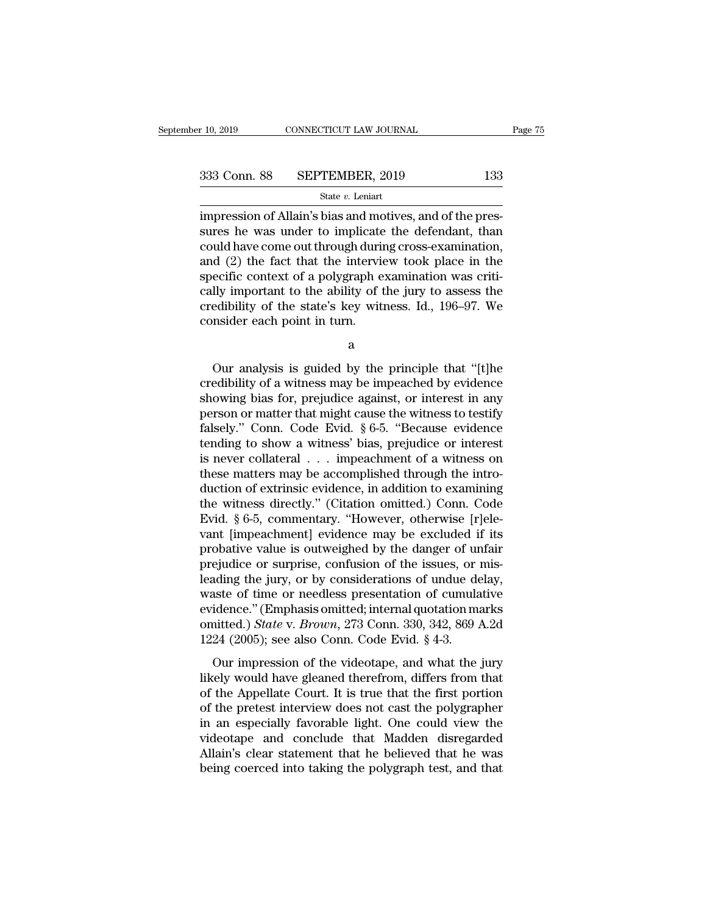impression of Allain's bias and motives, and of the pressures he was under to implicate the defendant, than could have come out through during cross-examination, and (2) the fact that the interview took place in the specific context of a polygraph examination was critically important to the ability of the jury to assess the credibility of the state's key witness. Id., 196–97. We consider each point in turn.

a

Our analysis is guided by the principle that "[t]he credibility of a witness may be impeached by evidence showing bias for, prejudice against, or interest in any person or matter that might cause the witness to testify falsely." Conn. Code Evid. § 6-5. "Because evidence tending to show a witness' bias, prejudice or interest is never collateral . . . impeachment of a witness on these matters may be accomplished through the introduction of extrinsic evidence, in addition to examining the witness directly." (Citation omitted.) Conn. Code Evid. § 6-5, commentary. "However, otherwise [r]elevant [impeachment] evidence may be excluded if its probative value is outweighed by the danger of unfair prejudice or surprise, confusion of the issues, or misleading the jury, or by considerations of undue delay, waste of time or needless presentation of cumulative evidence." (Emphasis omitted; internal quotation marks omitted.) *State* v. *Brown*, 273 Conn. 330, 342, 869 A.2d 1224 (2005); see also Conn. Code Evid. § 4-3.

Our impression of the videotape, and what the jury likely would have gleaned therefrom, differs from that of the Appellate Court. It is true that the first portion of the pretest interview does not cast the polygrapher in an especially favorable light. One could view the videotape and conclude that Madden disregarded Allain's clear statement that he believed that he was being coerced into taking the polygraph test, and that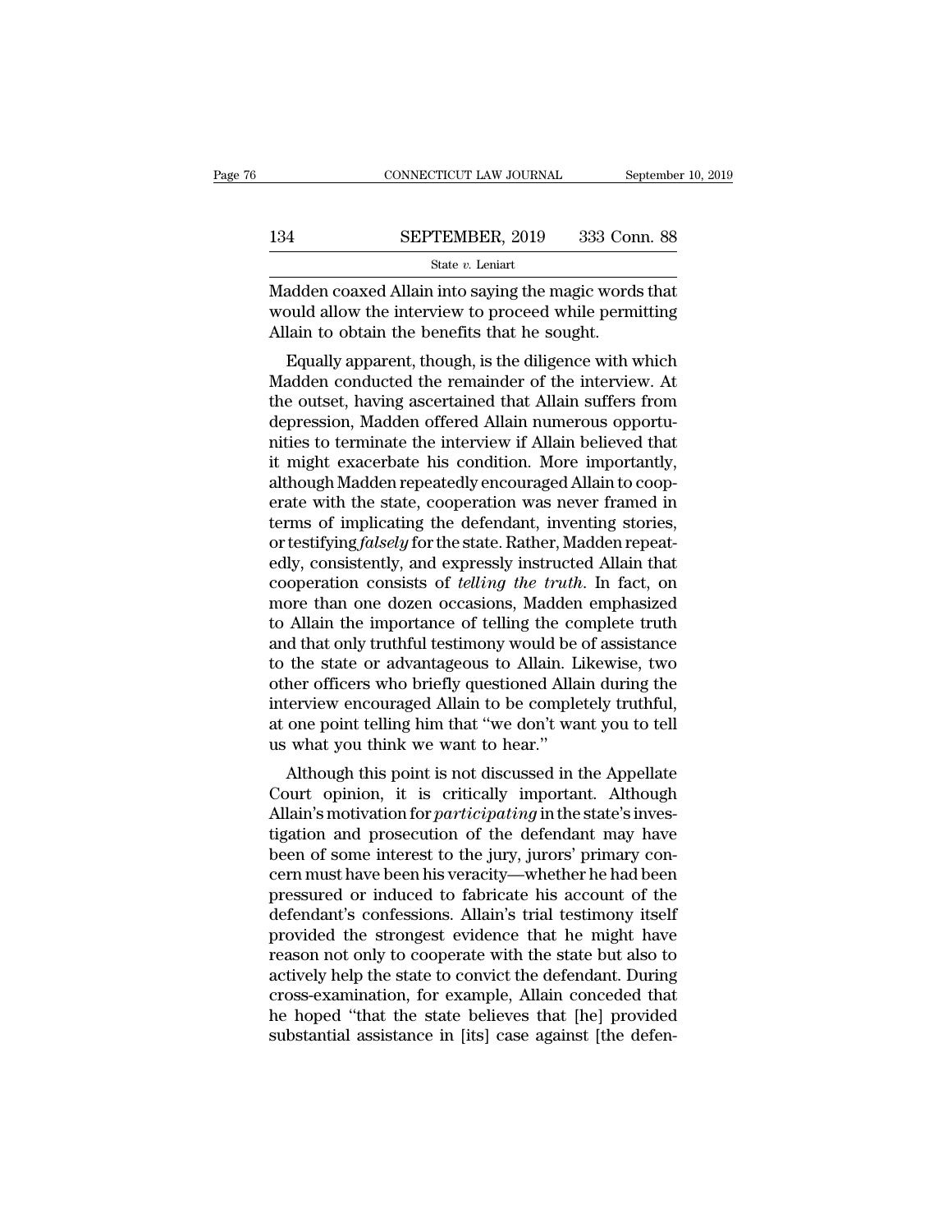Madden coaxed Allain into saying the magic words that would allow the interview to proceed while permitting Allain to obtain the benefits that he sought.

Equally apparent, though, is the diligence with which Madden conducted the remainder of the interview. At the outset, having ascertained that Allain suffers from depression, Madden offered Allain numerous opportunities to terminate the interview if Allain believed that it might exacerbate his condition. More importantly, although Madden repeatedly encouraged Allain to cooperate with the state, cooperation was never framed in terms of implicating the defendant, inventing stories, or testifying *falsely* for the state. Rather, Madden repeatedly, consistently, and expressly instructed Allain that cooperation consists of *telling the truth*. In fact, on more than one dozen occasions, Madden emphasized to Allain the importance of telling the complete truth and that only truthful testimony would be of assistance to the state or advantageous to Allain. Likewise, two other officers who briefly questioned Allain during the interview encouraged Allain to be completely truthful, at one point telling him that "we don't want you to tell us what you think we want to hear."

Although this point is not discussed in the Appellate Court opinion, it is critically important. Although Allain's motivation for *participating* in the state's investigation and prosecution of the defendant may have been of some interest to the jury, jurors' primary concern must have been his veracity—whether he had been pressured or induced to fabricate his account of the defendant's confessions. Allain's trial testimony itself provided the strongest evidence that he might have reason not only to cooperate with the state but also to actively help the state to convict the defendant. During cross-examination, for example, Allain conceded that he hoped "that the state believes that [he] provided substantial assistance in [its] case against [the defen-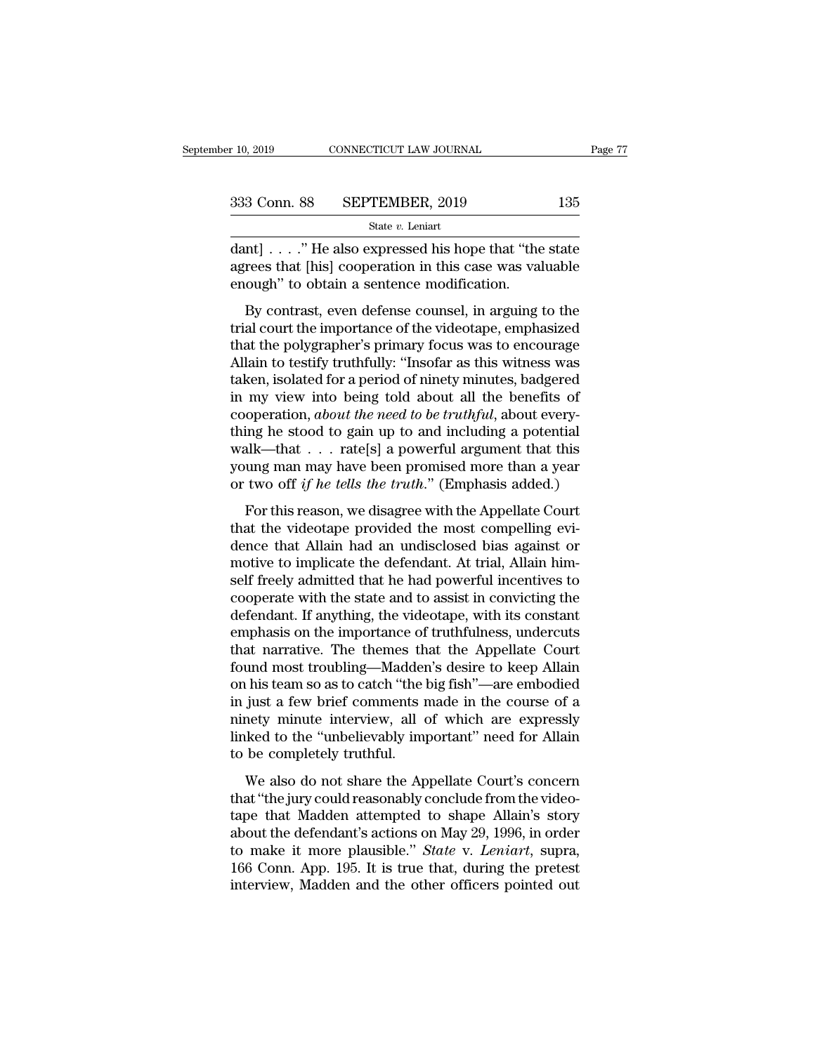dant] . . . ." He also expressed his hope that "the state agrees that [his] cooperation in this case was valuable enough" to obtain a sentence modification.

By contrast, even defense counsel, in arguing to the trial court the importance of the videotape, emphasized that the polygrapher's primary focus was to encourage Allain to testify truthfully: "Insofar as this witness was taken, isolated for a period of ninety minutes, badgered in my view into being told about all the benefits of cooperation, *about the need to be truthful*, about everything he stood to gain up to and including a potential walk—that . . . rate[s] a powerful argument that this young man may have been promised more than a year or two off *if he tells the truth*." (Emphasis added.)

For this reason, we disagree with the Appellate Court that the videotape provided the most compelling evidence that Allain had an undisclosed bias against or motive to implicate the defendant. At trial, Allain himself freely admitted that he had powerful incentives to cooperate with the state and to assist in convicting the defendant. If anything, the videotape, with its constant emphasis on the importance of truthfulness, undercuts that narrative. The themes that the Appellate Court found most troubling—Madden's desire to keep Allain on his team so as to catch "the big fish"—are embodied in just a few brief comments made in the course of a ninety minute interview, all of which are expressly linked to the "unbelievably important" need for Allain to be completely truthful.

We also do not share the Appellate Court's concern that "the jury could reasonably conclude from the videotape that Madden attempted to shape Allain's story about the defendant's actions on May 29, 1996, in order to make it more plausible." *State* v. *Leniart*, supra, 166 Conn. App. 195. It is true that, during the pretest interview, Madden and the other officers pointed out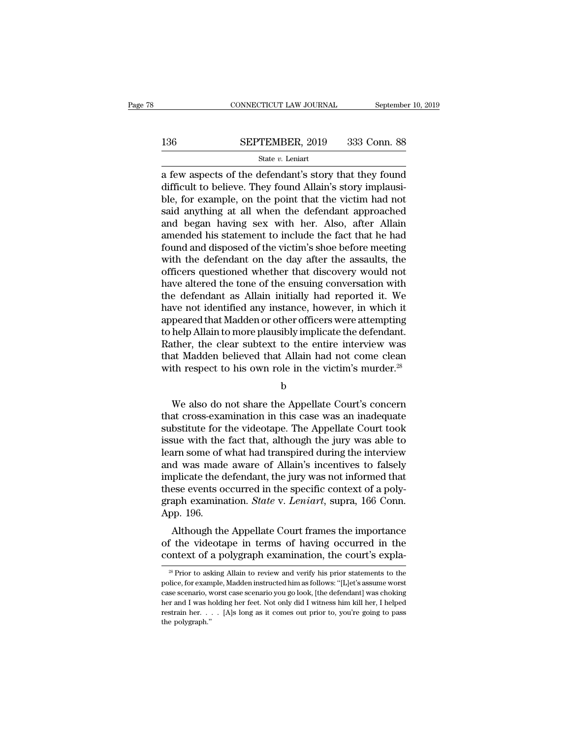a few aspects of the defendant's story that they found difficult to believe. They found Allain's story implausible, for example, on the point that the victim had not said anything at all when the defendant approached and began having sex with her. Also, after Allain amended his statement to include the fact that he had found and disposed of the victim's shoe before meeting with the defendant on the day after the assaults, the officers questioned whether that discovery would not have altered the tone of the ensuing conversation with the defendant as Allain initially had reported it. We have not identified any instance, however, in which it appeared that Madden or other officers were attempting to help Allain to more plausibly implicate the defendant. Rather, the clear subtext to the entire interview was that Madden believed that Allain had not come clean with respect to his own role in the victim's murder.[28]

b

We also do not share the Appellate Court's concern that cross-examination in this case was an inadequate substitute for the videotape. The Appellate Court took issue with the fact that, although the jury was able to learn some of what had transpired during the interview and was made aware of Allain's incentives to falsely implicate the defendant, the jury was not informed that these events occurred in the specific context of a polygraph examination. *State* v. *Leniart*, supra, 166 Conn. App. 196.

Although the Appellate Court frames the importance of the videotape in terms of having occurred in the context of a polygraph examination, the court's expla-

[28] Prior to asking Allain to review and verify his prior statements to the police, for example, Madden instructed him as follows: "[L]et's assume worst case scenario, worst case scenario you go look, [the defendant] was choking her and I was holding her feet. Not only did I witness him kill her, I helped restrain her. . . . [A]s long as it comes out prior to, you're going to pass the polygraph."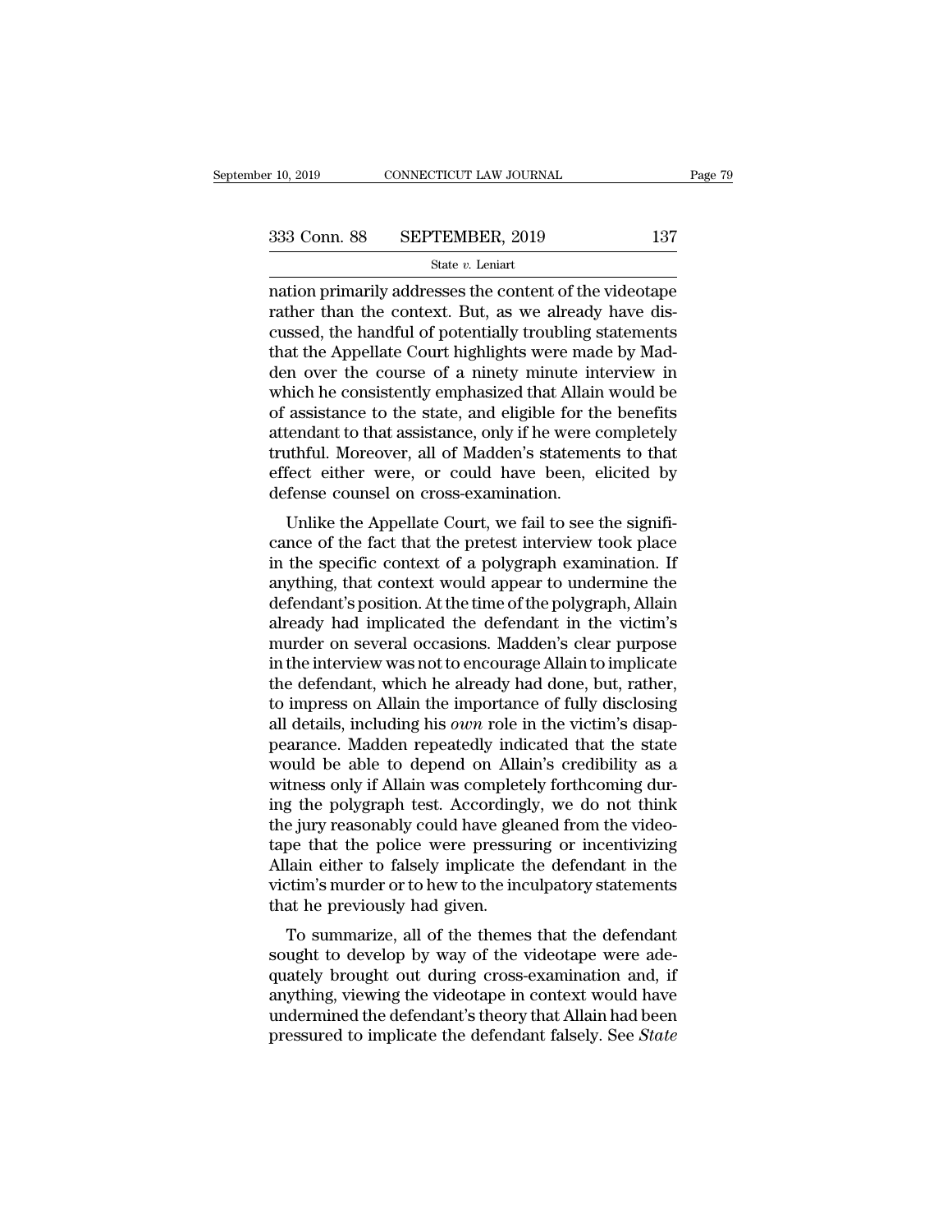nation primarily addresses the content of the videotape rather than the context. But, as we already have discussed, the handful of potentially troubling statements that the Appellate Court highlights were made by Madden over the course of a ninety minute interview in which he consistently emphasized that Allain would be of assistance to the state, and eligible for the benefits attendant to that assistance, only if he were completely truthful. Moreover, all of Madden's statements to that effect either were, or could have been, elicited by defense counsel on cross-examination.

Unlike the Appellate Court, we fail to see the significance of the fact that the pretest interview took place in the specific context of a polygraph examination. If anything, that context would appear to undermine the defendant's position. At the time of the polygraph, Allain already had implicated the defendant in the victim's murder on several occasions. Madden's clear purpose in the interview was not to encourage Allain to implicate the defendant, which he already had done, but, rather, to impress on Allain the importance of fully disclosing all details, including his *own* role in the victim's disappearance. Madden repeatedly indicated that the state would be able to depend on Allain's credibility as a witness only if Allain was completely forthcoming during the polygraph test. Accordingly, we do not think the jury reasonably could have gleaned from the videotape that the police were pressuring or incentivizing Allain either to falsely implicate the defendant in the victim's murder or to hew to the inculpatory statements that he previously had given.

To summarize, all of the themes that the defendant sought to develop by way of the videotape were adequately brought out during cross-examination and, if anything, viewing the videotape in context would have undermined the defendant's theory that Allain had been pressured to implicate the defendant falsely. See *State*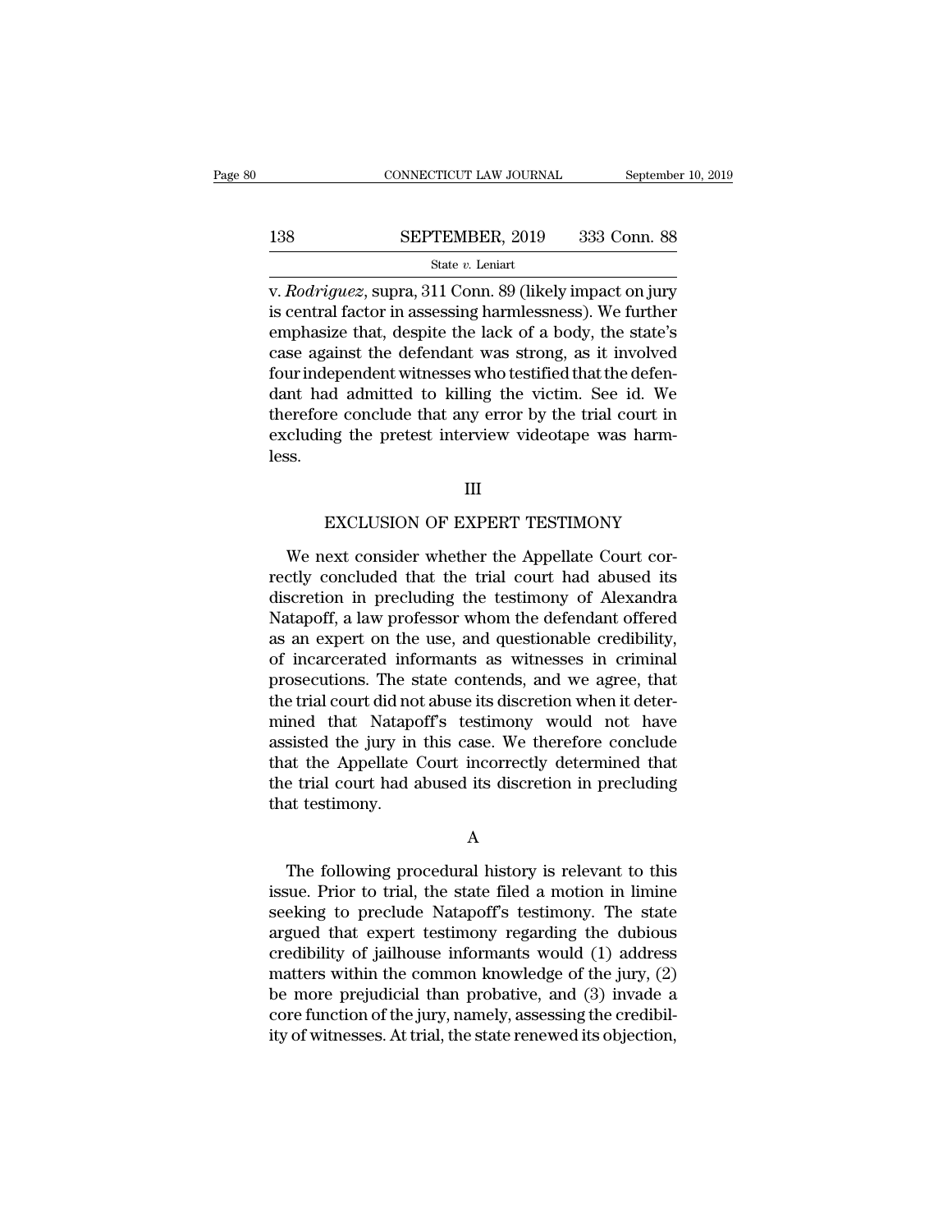v. *Rodriguez*, supra, 311 Conn. 89 (likely impact on jury is central factor in assessing harmlessness). We further emphasize that, despite the lack of a body, the state's case against the defendant was strong, as it involved four independent witnesses who testified that the defendant had admitted to killing the victim. See id. We therefore conclude that any error by the trial court in excluding the pretest interview videotape was harmless.

## III

## EXCLUSION OF EXPERT TESTIMONY

We next consider whether the Appellate Court correctly concluded that the trial court had abused its discretion in precluding the testimony of Alexandra Natapoff, a law professor whom the defendant offered as an expert on the use, and questionable credibility, of incarcerated informants as witnesses in criminal prosecutions. The state contends, and we agree, that the trial court did not abuse its discretion when it determined that Natapoff's testimony would not have assisted the jury in this case. We therefore conclude that the Appellate Court incorrectly determined that the trial court had abused its discretion in precluding that testimony.

### A

The following procedural history is relevant to this issue. Prior to trial, the state filed a motion in limine seeking to preclude Natapoff's testimony. The state argued that expert testimony regarding the dubious credibility of jailhouse informants would (1) address matters within the common knowledge of the jury, (2) be more prejudicial than probative, and (3) invade a core function of the jury, namely, assessing the credibility of witnesses. At trial, the state renewed its objection,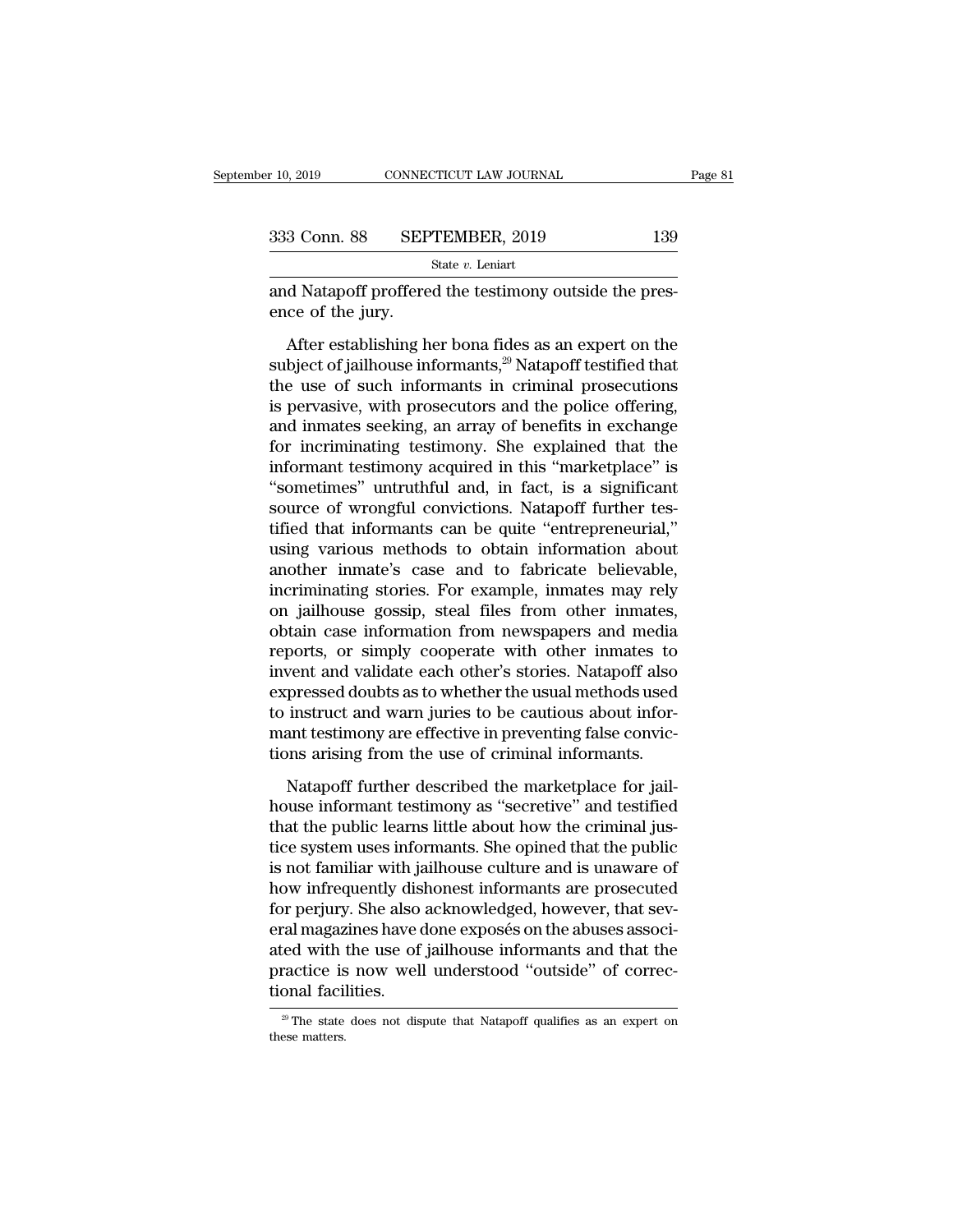and Natapoff proffered the testimony outside the presence of the jury.

After establishing her bona fides as an expert on the subject of jailhouse informants,[29] Natapoff testified that the use of such informants in criminal prosecutions is pervasive, with prosecutors and the police offering, and inmates seeking, an array of benefits in exchange for incriminating testimony. She explained that the informant testimony acquired in this "marketplace" is "sometimes" untruthful and, in fact, is a significant source of wrongful convictions. Natapoff further testified that informants can be quite "entrepreneurial," using various methods to obtain information about another inmate's case and to fabricate believable, incriminating stories. For example, inmates may rely on jailhouse gossip, steal files from other inmates, obtain case information from newspapers and media reports, or simply cooperate with other inmates to invent and validate each other's stories. Natapoff also expressed doubts as to whether the usual methods used to instruct and warn juries to be cautious about informant testimony are effective in preventing false convictions arising from the use of criminal informants.

Natapoff further described the marketplace for jailhouse informant testimony as "secretive" and testified that the public learns little about how the criminal justice system uses informants. She opined that the public is not familiar with jailhouse culture and is unaware of how infrequently dishonest informants are prosecuted for perjury. She also acknowledged, however, that several magazines have done exposés on the abuses associated with the use of jailhouse informants and that the practice is now well understood "outside" of correctional facilities.

[29] The state does not dispute that Natapoff qualifies as an expert on these matters.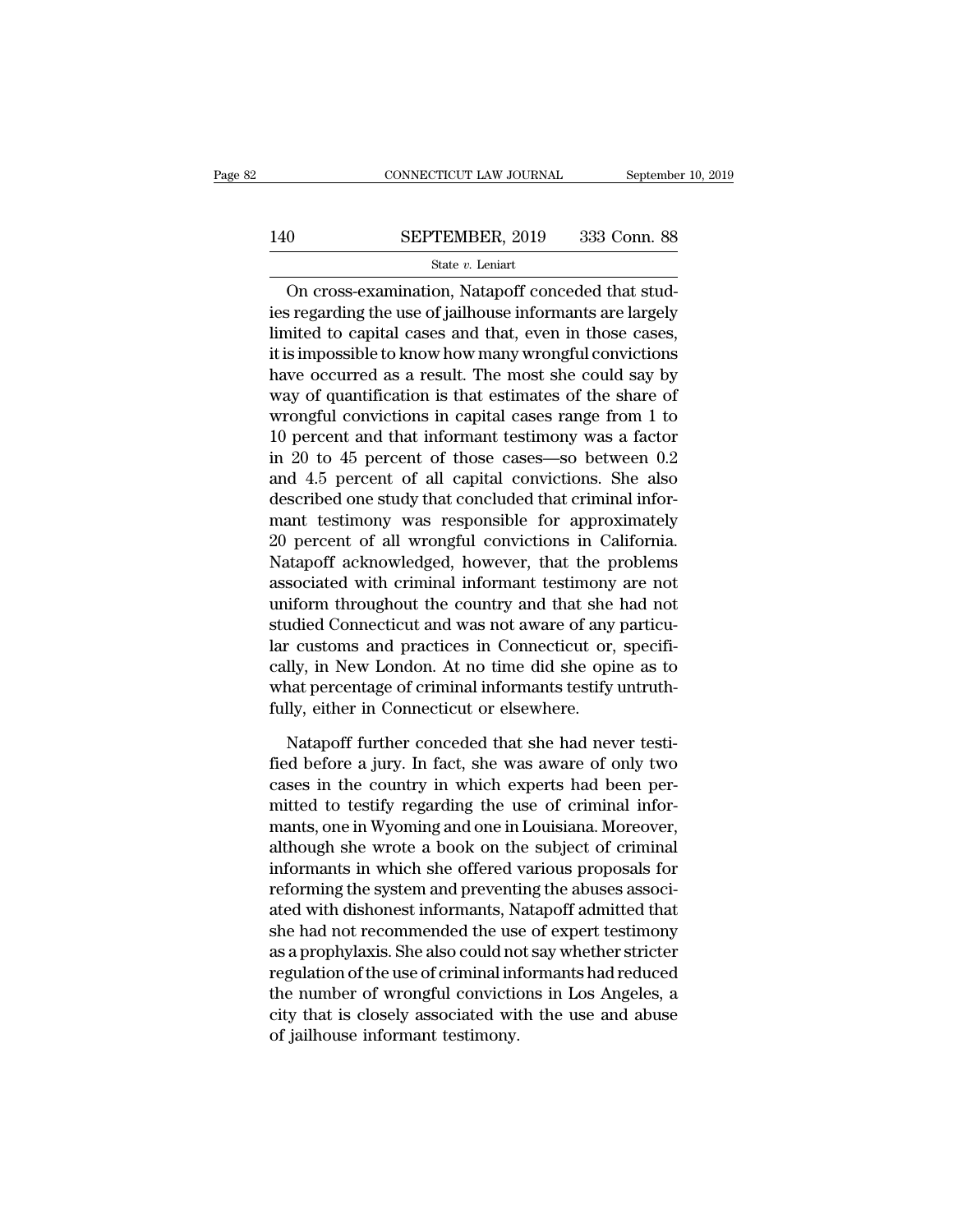On cross-examination, Natapoff conceded that studies regarding the use of jailhouse informants are largely limited to capital cases and that, even in those cases, it is impossible to know how many wrongful convictions have occurred as a result. The most she could say by way of quantification is that estimates of the share of wrongful convictions in capital cases range from 1 to 10 percent and that informant testimony was a factor in 20 to 45 percent of those cases—so between 0.2 and 4.5 percent of all capital convictions. She also described one study that concluded that criminal informant testimony was responsible for approximately 20 percent of all wrongful convictions in California. Natapoff acknowledged, however, that the problems associated with criminal informant testimony are not uniform throughout the country and that she had not studied Connecticut and was not aware of any particular customs and practices in Connecticut or, specifically, in New London. At no time did she opine as to what percentage of criminal informants testify untruthfully, either in Connecticut or elsewhere.

Natapoff further conceded that she had never testified before a jury. In fact, she was aware of only two cases in the country in which experts had been permitted to testify regarding the use of criminal informants, one in Wyoming and one in Louisiana. Moreover, although she wrote a book on the subject of criminal informants in which she offered various proposals for reforming the system and preventing the abuses associated with dishonest informants, Natapoff admitted that she had not recommended the use of expert testimony as a prophylaxis. She also could not say whether stricter regulation of the use of criminal informants had reduced the number of wrongful convictions in Los Angeles, a city that is closely associated with the use and abuse of jailhouse informant testimony.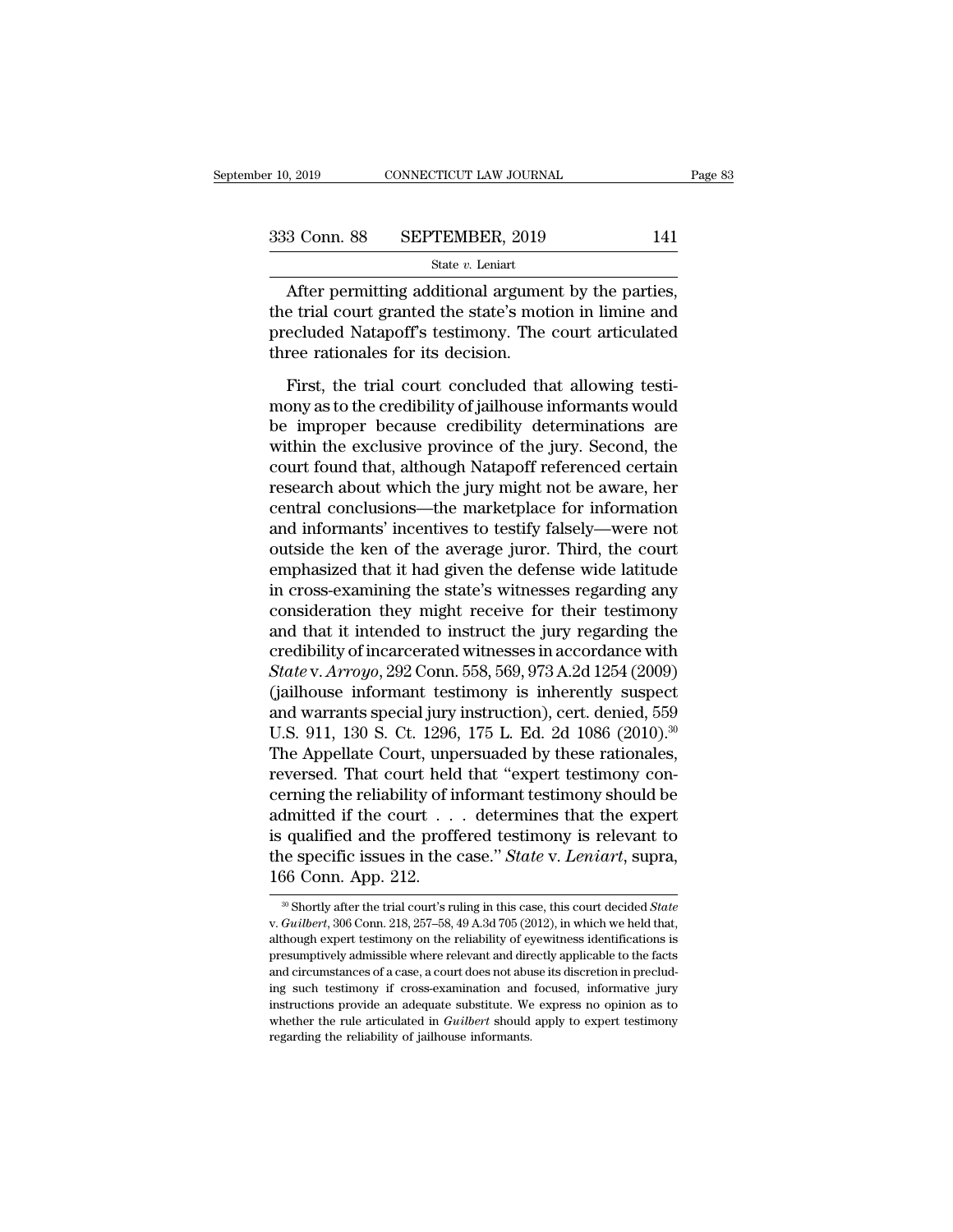After permitting additional argument by the parties, the trial court granted the state's motion in limine and precluded Natapoff's testimony. The court articulated three rationales for its decision.

First, the trial court concluded that allowing testimony as to the credibility of jailhouse informants would be improper because credibility determinations are within the exclusive province of the jury. Second, the court found that, although Natapoff referenced certain research about which the jury might not be aware, her central conclusions—the marketplace for information and informants' incentives to testify falsely—were not outside the ken of the average juror. Third, the court emphasized that it had given the defense wide latitude in cross-examining the state's witnesses regarding any consideration they might receive for their testimony and that it intended to instruct the jury regarding the credibility of incarcerated witnesses in accordance with *State* v. *Arroyo*, 292 Conn. 558, 569, 973 A.2d 1254 (2009) (jailhouse informant testimony is inherently suspect and warrants special jury instruction), cert. denied, 559 U.S. 911, 130 S. Ct. 1296, 175 L. Ed. 2d 1086 (2010).[30] The Appellate Court, unpersuaded by these rationales, reversed. That court held that "expert testimony concerning the reliability of informant testimony should be admitted if the court . . . determines that the expert is qualified and the proffered testimony is relevant to the specific issues in the case." *State* v. *Leniart*, supra, 166 Conn. App. 212.

---

[30] Shortly after the trial court's ruling in this case, this court decided *State* v. *Guilbert*, 306 Conn. 218, 257–58, 49 A.3d 705 (2012), in which we held that, although expert testimony on the reliability of eyewitness identifications is presumptively admissible where relevant and directly applicable to the facts and circumstances of a case, a court does not abuse its discretion in precluding such testimony if cross-examination and focused, informative jury instructions provide an adequate substitute. We express no opinion as to whether the rule articulated in *Guilbert* should apply to expert testimony regarding the reliability of jailhouse informants.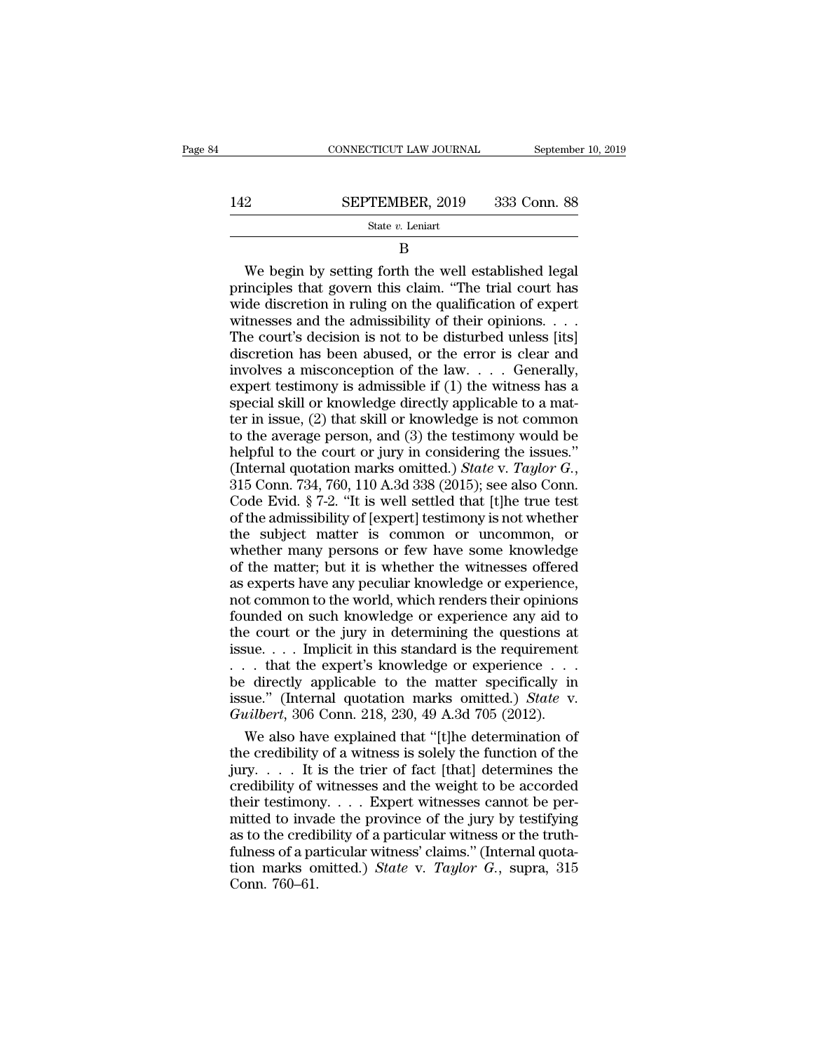B

We begin by setting forth the well established legal principles that govern this claim. "The trial court has wide discretion in ruling on the qualification of expert witnesses and the admissibility of their opinions. . . . The court's decision is not to be disturbed unless [its] discretion has been abused, or the error is clear and involves a misconception of the law. . . . Generally, expert testimony is admissible if (1) the witness has a special skill or knowledge directly applicable to a matter in issue, (2) that skill or knowledge is not common to the average person, and (3) the testimony would be helpful to the court or jury in considering the issues." (Internal quotation marks omitted.) *State* v. *Taylor G.*, 315 Conn. 734, 760, 110 A.3d 338 (2015); see also Conn. Code Evid. § 7-2. "It is well settled that [t]he true test of the admissibility of [expert] testimony is not whether the subject matter is common or uncommon, or whether many persons or few have some knowledge of the matter; but it is whether the witnesses offered as experts have any peculiar knowledge or experience, not common to the world, which renders their opinions founded on such knowledge or experience any aid to the court or the jury in determining the questions at issue. . . . Implicit in this standard is the requirement . . . that the expert's knowledge or experience . . . be directly applicable to the matter specifically in issue." (Internal quotation marks omitted.) *State* v. *Guilbert*, 306 Conn. 218, 230, 49 A.3d 705 (2012).

We also have explained that "[t]he determination of the credibility of a witness is solely the function of the jury. . . . It is the trier of fact [that] determines the credibility of witnesses and the weight to be accorded their testimony. . . . Expert witnesses cannot be permitted to invade the province of the jury by testifying as to the credibility of a particular witness or the truthfulness of a particular witness' claims." (Internal quotation marks omitted.) *State* v. *Taylor G.*, supra, 315 Conn. 760–61.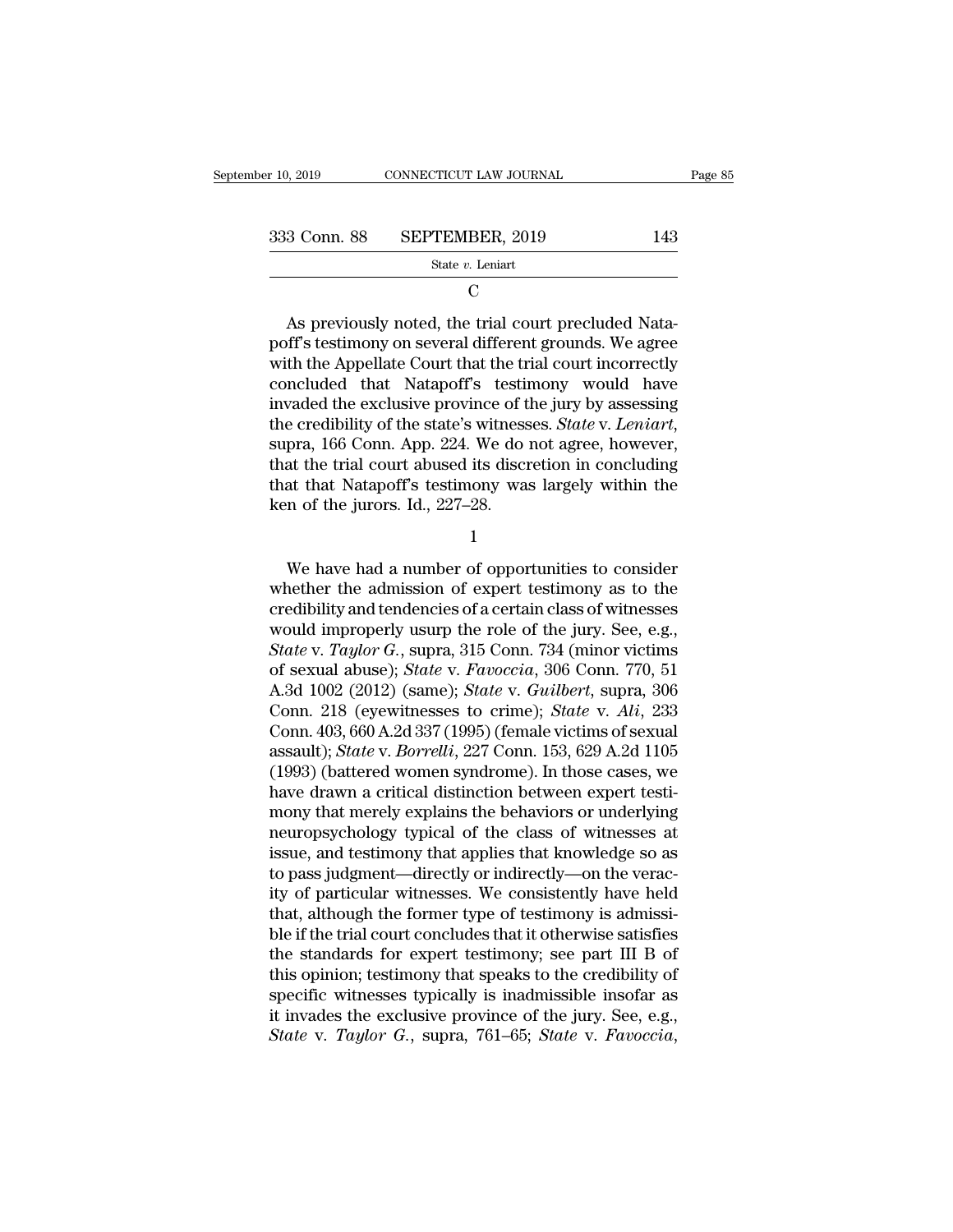C

As previously noted, the trial court precluded Natapoff's testimony on several different grounds. We agree with the Appellate Court that the trial court incorrectly concluded that Natapoff's testimony would have invaded the exclusive province of the jury by assessing the credibility of the state's witnesses. *State* v. *Leniart*, supra, 166 Conn. App. 224. We do not agree, however, that the trial court abused its discretion in concluding that that Natapoff's testimony was largely within the ken of the jurors. Id., 227–28.

1

We have had a number of opportunities to consider whether the admission of expert testimony as to the credibility and tendencies of a certain class of witnesses would improperly usurp the role of the jury. See, e.g., *State* v. *Taylor G.*, supra, 315 Conn. 734 (minor victims of sexual abuse); *State* v. *Favoccia*, 306 Conn. 770, 51 A.3d 1002 (2012) (same); *State* v. *Guilbert*, supra, 306 Conn. 218 (eyewitnesses to crime); *State* v. *Ali*, 233 Conn. 403, 660 A.2d 337 (1995) (female victims of sexual assault); *State* v. *Borrelli*, 227 Conn. 153, 629 A.2d 1105 (1993) (battered women syndrome). In those cases, we have drawn a critical distinction between expert testimony that merely explains the behaviors or underlying neuropsychology typical of the class of witnesses at issue, and testimony that applies that knowledge so as to pass judgment—directly or indirectly—on the veracity of particular witnesses. We consistently have held that, although the former type of testimony is admissible if the trial court concludes that it otherwise satisfies the standards for expert testimony; see part III B of this opinion; testimony that speaks to the credibility of specific witnesses typically is inadmissible insofar as it invades the exclusive province of the jury. See, e.g., *State* v. *Taylor G.*, supra, 761–65; *State* v. *Favoccia*,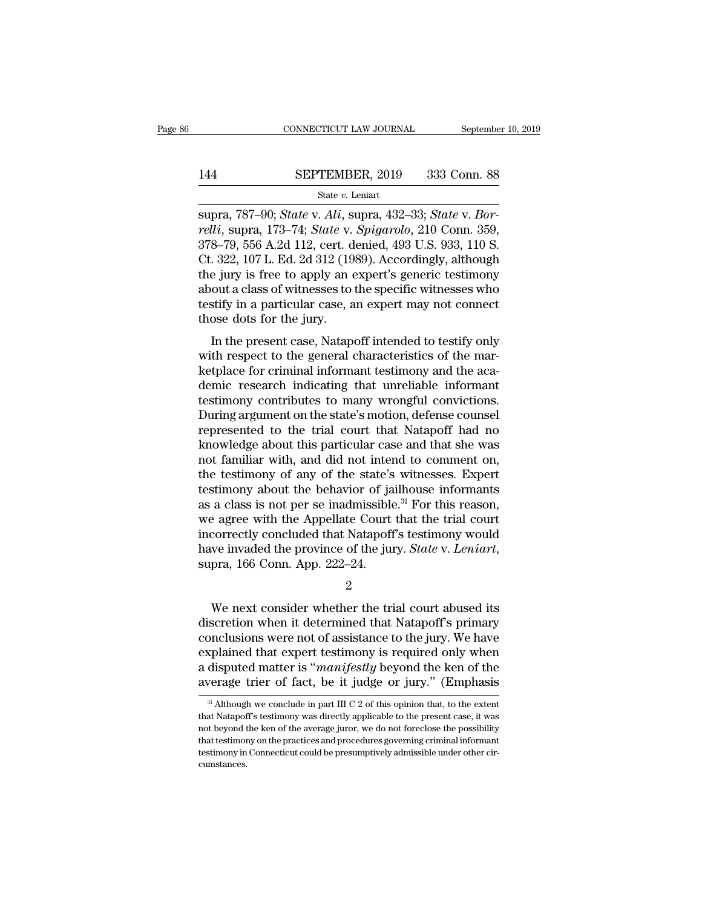supra, 787–90; *State* v. *Ali*, supra, 432–33; *State* v. *Borrelli*, supra, 173–74; *State* v. *Spigarolo*, 210 Conn. 359, 378–79, 556 A.2d 112, cert. denied, 493 U.S. 933, 110 S. Ct. 322, 107 L. Ed. 2d 312 (1989). Accordingly, although the jury is free to apply an expert's generic testimony about a class of witnesses to the specific witnesses who testify in a particular case, an expert may not connect those dots for the jury.

In the present case, Natapoff intended to testify only with respect to the general characteristics of the marketplace for criminal informant testimony and the academic research indicating that unreliable informant testimony contributes to many wrongful convictions. During argument on the state's motion, defense counsel represented to the trial court that Natapoff had no knowledge about this particular case and that she was not familiar with, and did not intend to comment on, the testimony of any of the state's witnesses. Expert testimony about the behavior of jailhouse informants as a class is not per se inadmissible.[31] For this reason, we agree with the Appellate Court that the trial court incorrectly concluded that Natapoff's testimony would have invaded the province of the jury. *State* v. *Leniart*, supra, 166 Conn. App. 222–24.

2

We next consider whether the trial court abused its discretion when it determined that Natapoff's primary conclusions were not of assistance to the jury. We have explained that expert testimony is required only when a disputed matter is "*manifestly* beyond the ken of the average trier of fact, be it judge or jury." (Emphasis

[31] Although we conclude in part III C 2 of this opinion that, to the extent that Natapoff's testimony was directly applicable to the present case, it was not beyond the ken of the average juror, we do not foreclose the possibility that testimony on the practices and procedures governing criminal informant testimony in Connecticut could be presumptively admissible under other circumstances.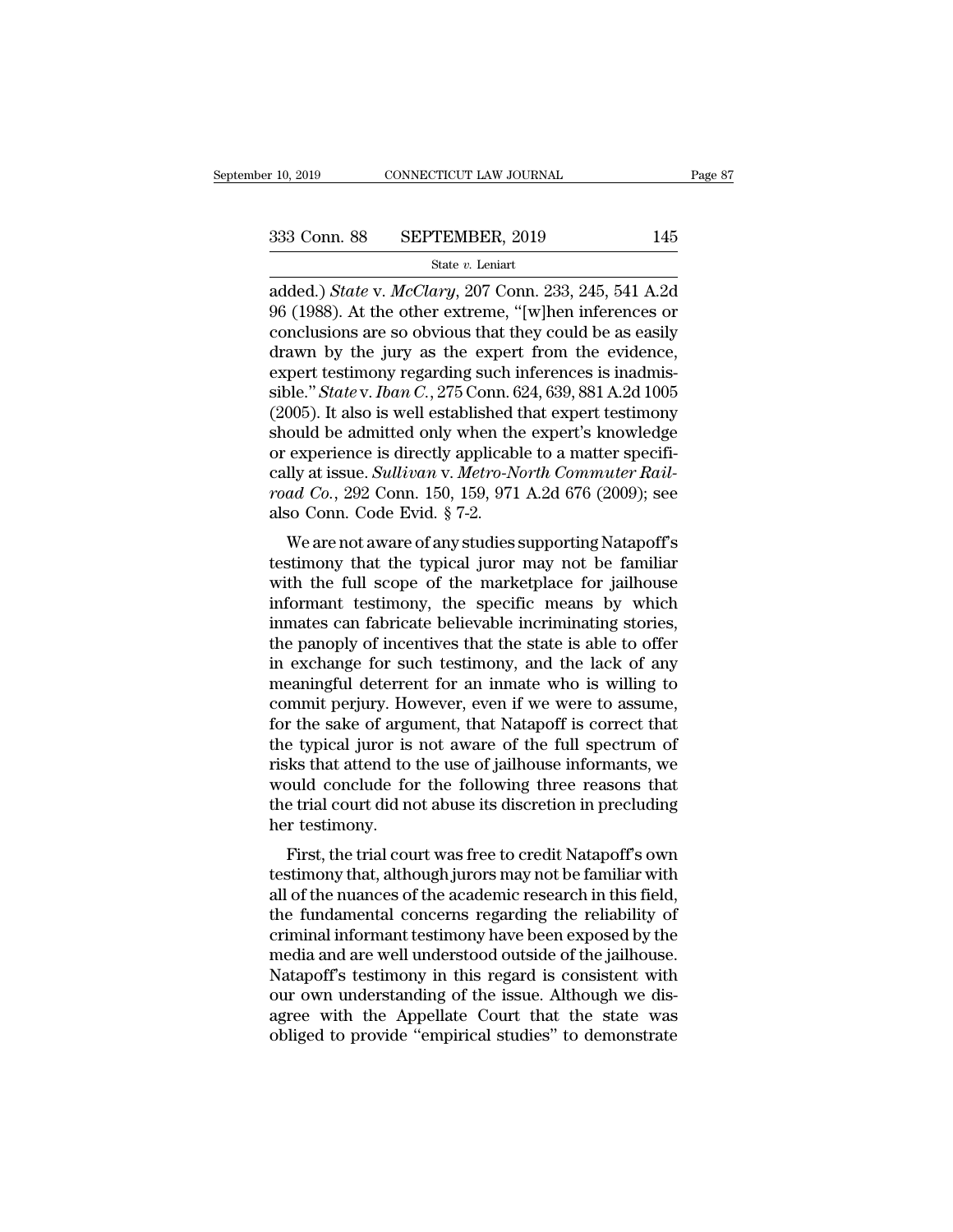added.) *State* v. *McClary*, 207 Conn. 233, 245, 541 A.2d 96 (1988). At the other extreme, "[w]hen inferences or conclusions are so obvious that they could be as easily drawn by the jury as the expert from the evidence, expert testimony regarding such inferences is inadmissible." *State* v. *Iban C.*, 275 Conn. 624, 639, 881 A.2d 1005 (2005). It also is well established that expert testimony should be admitted only when the expert's knowledge or experience is directly applicable to a matter specifically at issue. *Sullivan* v. *Metro-North Commuter Railroad Co.*, 292 Conn. 150, 159, 971 A.2d 676 (2009); see also Conn. Code Evid. § 7-2.

We are not aware of any studies supporting Natapoff's testimony that the typical juror may not be familiar with the full scope of the marketplace for jailhouse informant testimony, the specific means by which inmates can fabricate believable incriminating stories, the panoply of incentives that the state is able to offer in exchange for such testimony, and the lack of any meaningful deterrent for an inmate who is willing to commit perjury. However, even if we were to assume, for the sake of argument, that Natapoff is correct that the typical juror is not aware of the full spectrum of risks that attend to the use of jailhouse informants, we would conclude for the following three reasons that the trial court did not abuse its discretion in precluding her testimony.

First, the trial court was free to credit Natapoff's own testimony that, although jurors may not be familiar with all of the nuances of the academic research in this field, the fundamental concerns regarding the reliability of criminal informant testimony have been exposed by the media and are well understood outside of the jailhouse. Natapoff's testimony in this regard is consistent with our own understanding of the issue. Although we disagree with the Appellate Court that the state was obliged to provide "empirical studies" to demonstrate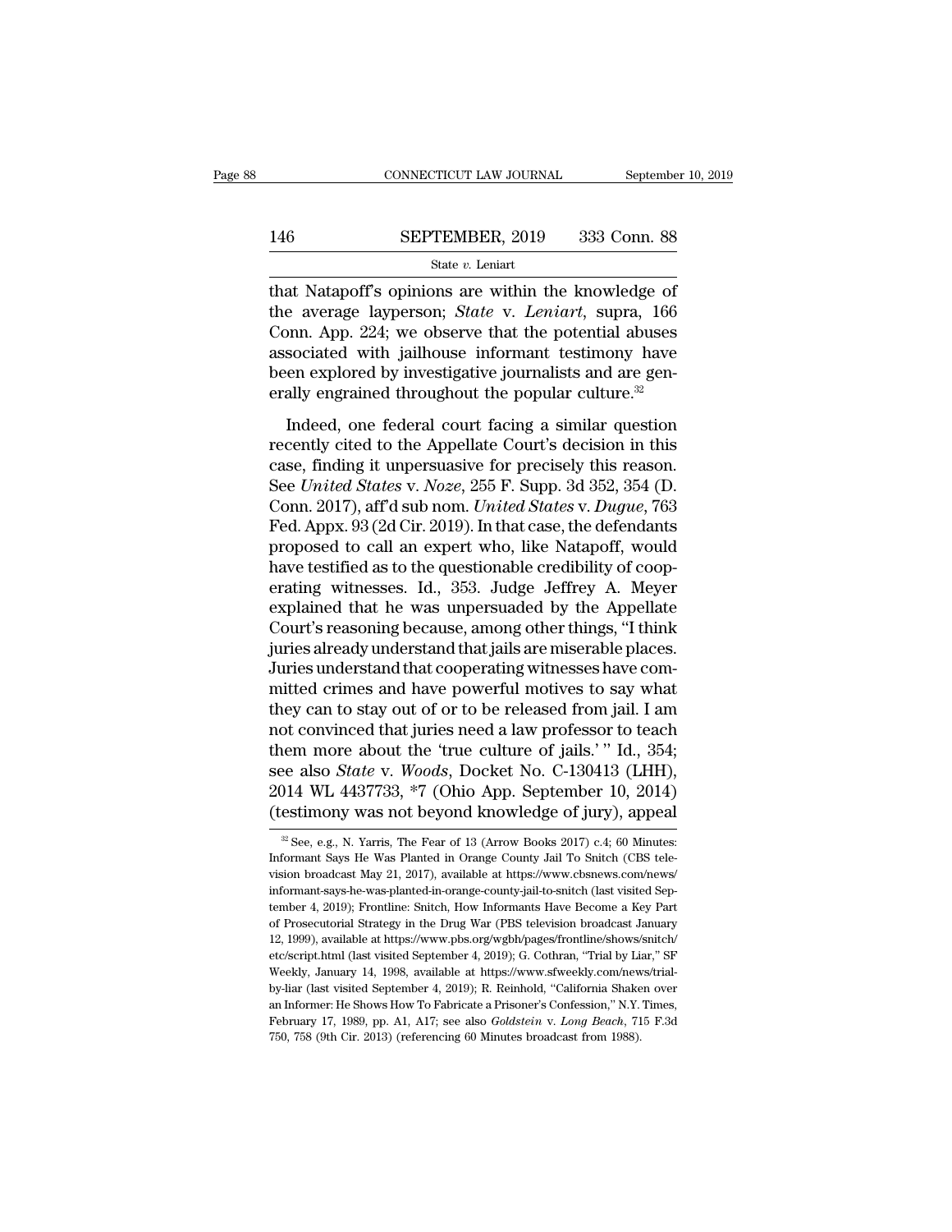that Natapoff's opinions are within the knowledge of the average layperson; *State* v. *Leniart*, supra, 166 Conn. App. 224; we observe that the potential abuses associated with jailhouse informant testimony have been explored by investigative journalists and are generally engrained throughout the popular culture.[32]

Indeed, one federal court facing a similar question recently cited to the Appellate Court's decision in this case, finding it unpersuasive for precisely this reason. See *United States* v. *Noze*, 255 F. Supp. 3d 352, 354 (D. Conn. 2017), aff'd sub nom. *United States* v. *Dugue*, 763 Fed. Appx. 93 (2d Cir. 2019). In that case, the defendants proposed to call an expert who, like Natapoff, would have testified as to the questionable credibility of cooperating witnesses. Id., 353. Judge Jeffrey A. Meyer explained that he was unpersuaded by the Appellate Court's reasoning because, among other things, "I think juries already understand that jails are miserable places. Juries understand that cooperating witnesses have committed crimes and have powerful motives to say what they can to stay out of or to be released from jail. I am not convinced that juries need a law professor to teach them more about the 'true culture of jails.' " Id., 354; see also *State* v. *Woods*, Docket No. C-130413 (LHH), 2014 WL 4437733, *7 (Ohio App. September 10, 2014) (testimony was not beyond knowledge of jury), appeal

---

[32] See, e.g., N. Yarris, The Fear of 13 (Arrow Books 2017) c.4; 60 Minutes: Informant Says He Was Planted in Orange County Jail To Snitch (CBS television broadcast May 21, 2017), available at https://www.cbsnews.com/news/informant-says-he-was-planted-in-orange-county-jail-to-snitch (last visited September 4, 2019); Frontline: Snitch, How Informants Have Become a Key Part of Prosecutorial Strategy in the Drug War (PBS television broadcast January 12, 1999), available at https://www.pbs.org/wgbh/pages/frontline/shows/snitch/etc/script.html (last visited September 4, 2019); G. Cothran, "Trial by Liar," SF Weekly, January 14, 1998, available at https://www.sfweekly.com/news/trial-by-liar (last visited September 4, 2019); R. Reinhold, "California Shaken over an Informer: He Shows How To Fabricate a Prisoner's Confession," N.Y. Times, February 17, 1989, pp. A1, A17; see also *Goldstein* v. *Long Beach*, 715 F.3d 750, 758 (9th Cir. 2013) (referencing 60 Minutes broadcast from 1988).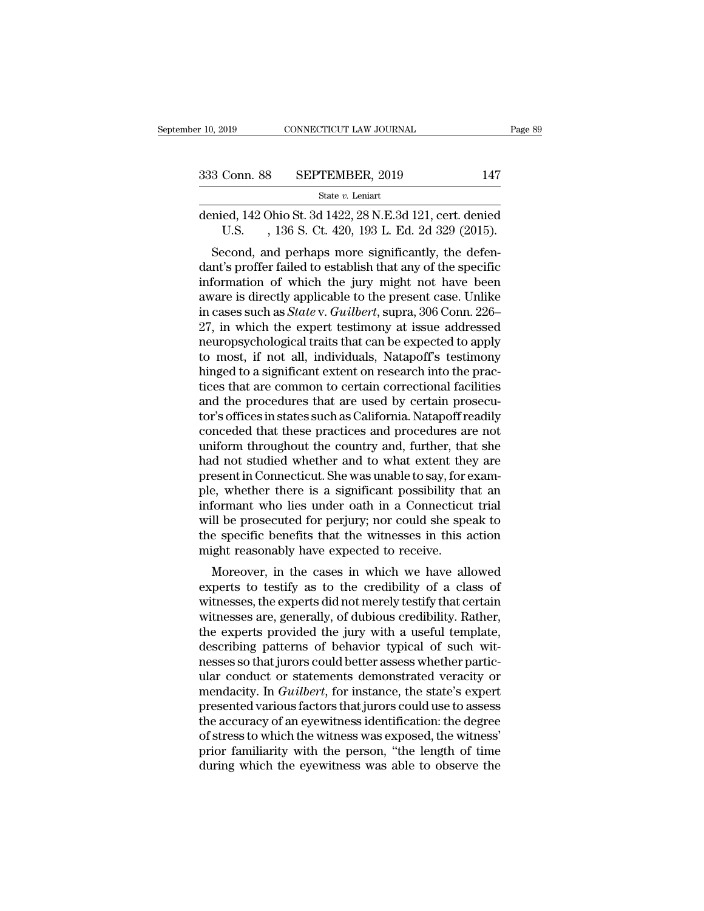denied, 142 Ohio St. 3d 1422, 28 N.E.3d 121, cert. denied U.S. , 136 S. Ct. 420, 193 L. Ed. 2d 329 (2015).

Second, and perhaps more significantly, the defendant's proffer failed to establish that any of the specific information of which the jury might not have been aware is directly applicable to the present case. Unlike in cases such as *State* v. *Guilbert*, supra, 306 Conn. 226–27, in which the expert testimony at issue addressed neuropsychological traits that can be expected to apply to most, if not all, individuals, Natapoff's testimony hinged to a significant extent on research into the practices that are common to certain correctional facilities and the procedures that are used by certain prosecutor's offices in states such as California. Natapoff readily conceded that these practices and procedures are not uniform throughout the country and, further, that she had not studied whether and to what extent they are present in Connecticut. She was unable to say, for example, whether there is a significant possibility that an informant who lies under oath in a Connecticut trial will be prosecuted for perjury; nor could she speak to the specific benefits that the witnesses in this action might reasonably have expected to receive.

Moreover, in the cases in which we have allowed experts to testify as to the credibility of a class of witnesses, the experts did not merely testify that certain witnesses are, generally, of dubious credibility. Rather, the experts provided the jury with a useful template, describing patterns of behavior typical of such witnesses so that jurors could better assess whether particular conduct or statements demonstrated veracity or mendacity. In *Guilbert*, for instance, the state's expert presented various factors that jurors could use to assess the accuracy of an eyewitness identification: the degree of stress to which the witness was exposed, the witness' prior familiarity with the person, "the length of time during which the eyewitness was able to observe the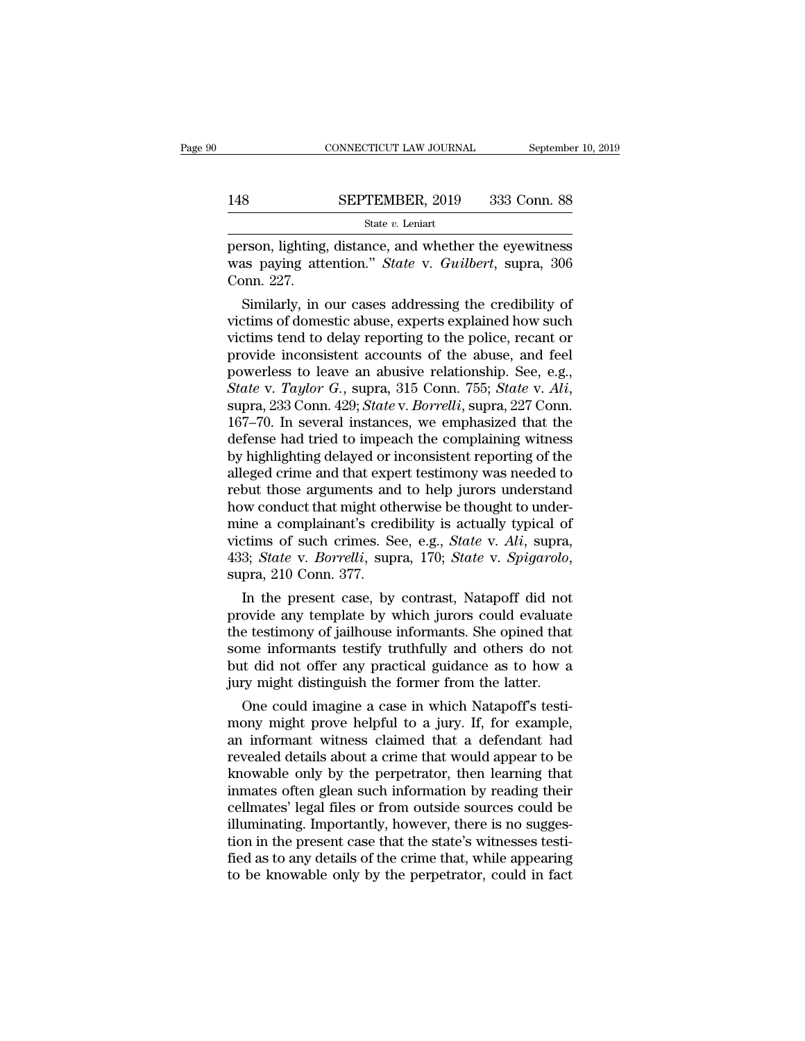person, lighting, distance, and whether the eyewitness was paying attention." *State* v. *Guilbert*, supra, 306 Conn. 227.

Similarly, in our cases addressing the credibility of victims of domestic abuse, experts explained how such victims tend to delay reporting to the police, recant or provide inconsistent accounts of the abuse, and feel powerless to leave an abusive relationship. See, e.g., *State* v. *Taylor G.*, supra, 315 Conn. 755; *State* v. *Ali*, supra, 233 Conn. 429; *State* v. *Borrelli*, supra, 227 Conn. 167–70. In several instances, we emphasized that the defense had tried to impeach the complaining witness by highlighting delayed or inconsistent reporting of the alleged crime and that expert testimony was needed to rebut those arguments and to help jurors understand how conduct that might otherwise be thought to undermine a complainant's credibility is actually typical of victims of such crimes. See, e.g., *State* v. *Ali*, supra, 433; *State* v. *Borrelli*, supra, 170; *State* v. *Spigarolo*, supra, 210 Conn. 377.

In the present case, by contrast, Natapoff did not provide any template by which jurors could evaluate the testimony of jailhouse informants. She opined that some informants testify truthfully and others do not but did not offer any practical guidance as to how a jury might distinguish the former from the latter.

One could imagine a case in which Natapoff's testimony might prove helpful to a jury. If, for example, an informant witness claimed that a defendant had revealed details about a crime that would appear to be knowable only by the perpetrator, then learning that inmates often glean such information by reading their cellmates' legal files or from outside sources could be illuminating. Importantly, however, there is no suggestion in the present case that the state's witnesses testified as to any details of the crime that, while appearing to be knowable only by the perpetrator, could in fact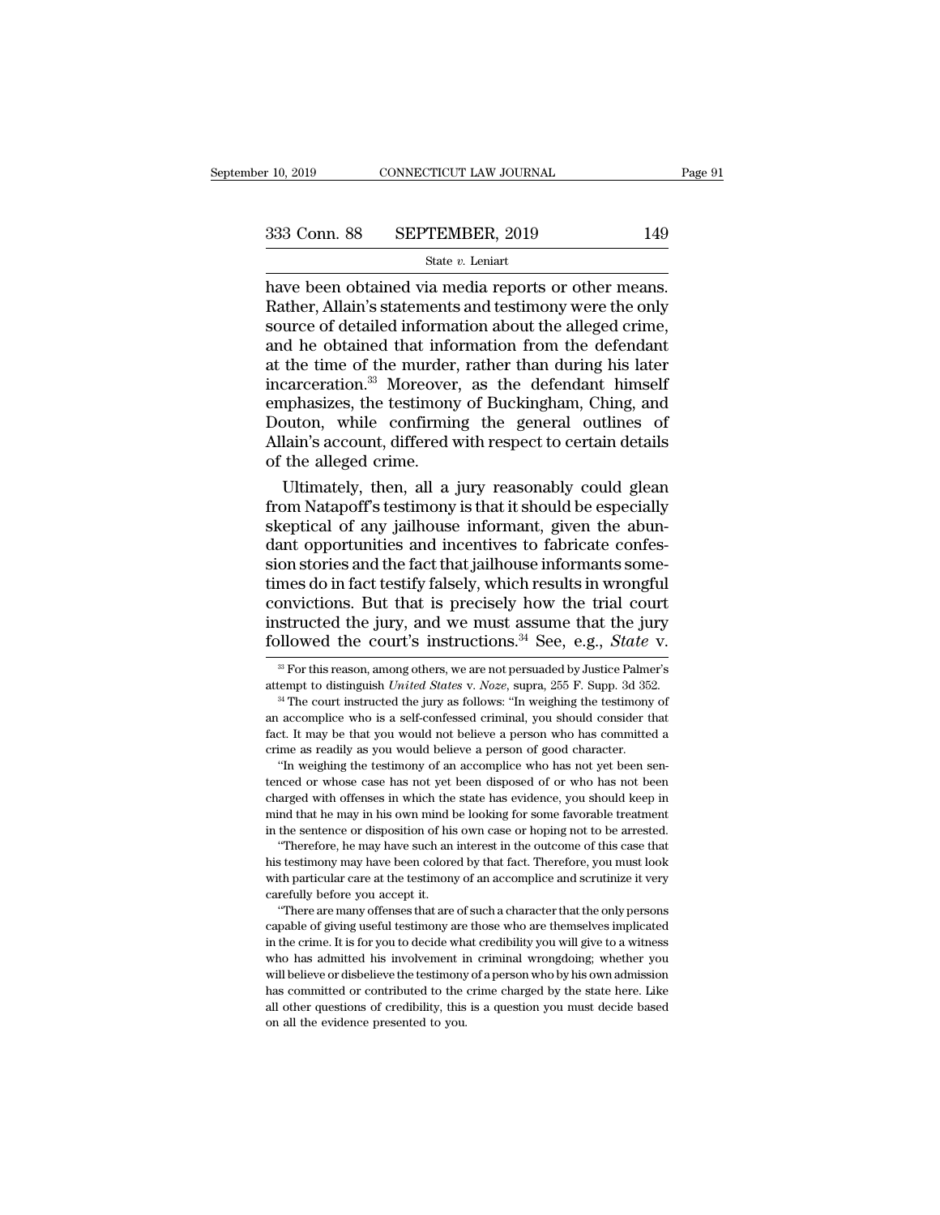have been obtained via media reports or other means. Rather, Allain's statements and testimony were the only source of detailed information about the alleged crime, and he obtained that information from the defendant at the time of the murder, rather than during his later incarceration.[33] Moreover, as the defendant himself emphasizes, the testimony of Buckingham, Ching, and Douton, while confirming the general outlines of Allain's account, differed with respect to certain details of the alleged crime.

Ultimately, then, all a jury reasonably could glean from Natapoff's testimony is that it should be especially skeptical of any jailhouse informant, given the abundant opportunities and incentives to fabricate confession stories and the fact that jailhouse informants sometimes do in fact testify falsely, which results in wrongful convictions. But that is precisely how the trial court instructed the jury, and we must assume that the jury followed the court's instructions.[34] See, e.g., *State* v.

---

[33] For this reason, among others, we are not persuaded by Justice Palmer's attempt to distinguish *United States* v. *Noze*, supra, 255 F. Supp. 3d 352.

[34] The court instructed the jury as follows: "In weighing the testimony of an accomplice who is a self-confessed criminal, you should consider that fact. It may be that you would not believe a person who has committed a crime as readily as you would believe a person of good character.

"In weighing the testimony of an accomplice who has not yet been sentenced or whose case has not yet been disposed of or who has not been charged with offenses in which the state has evidence, you should keep in mind that he may in his own mind be looking for some favorable treatment in the sentence or disposition of his own case or hoping not to be arrested.

"Therefore, he may have such an interest in the outcome of this case that his testimony may have been colored by that fact. Therefore, you must look with particular care at the testimony of an accomplice and scrutinize it very carefully before you accept it.

"There are many offenses that are of such a character that the only persons capable of giving useful testimony are those who are themselves implicated in the crime. It is for you to decide what credibility you will give to a witness who has admitted his involvement in criminal wrongdoing; whether you will believe or disbelieve the testimony of a person who by his own admission has committed or contributed to the crime charged by the state here. Like all other questions of credibility, this is a question you must decide based on all the evidence presented to you.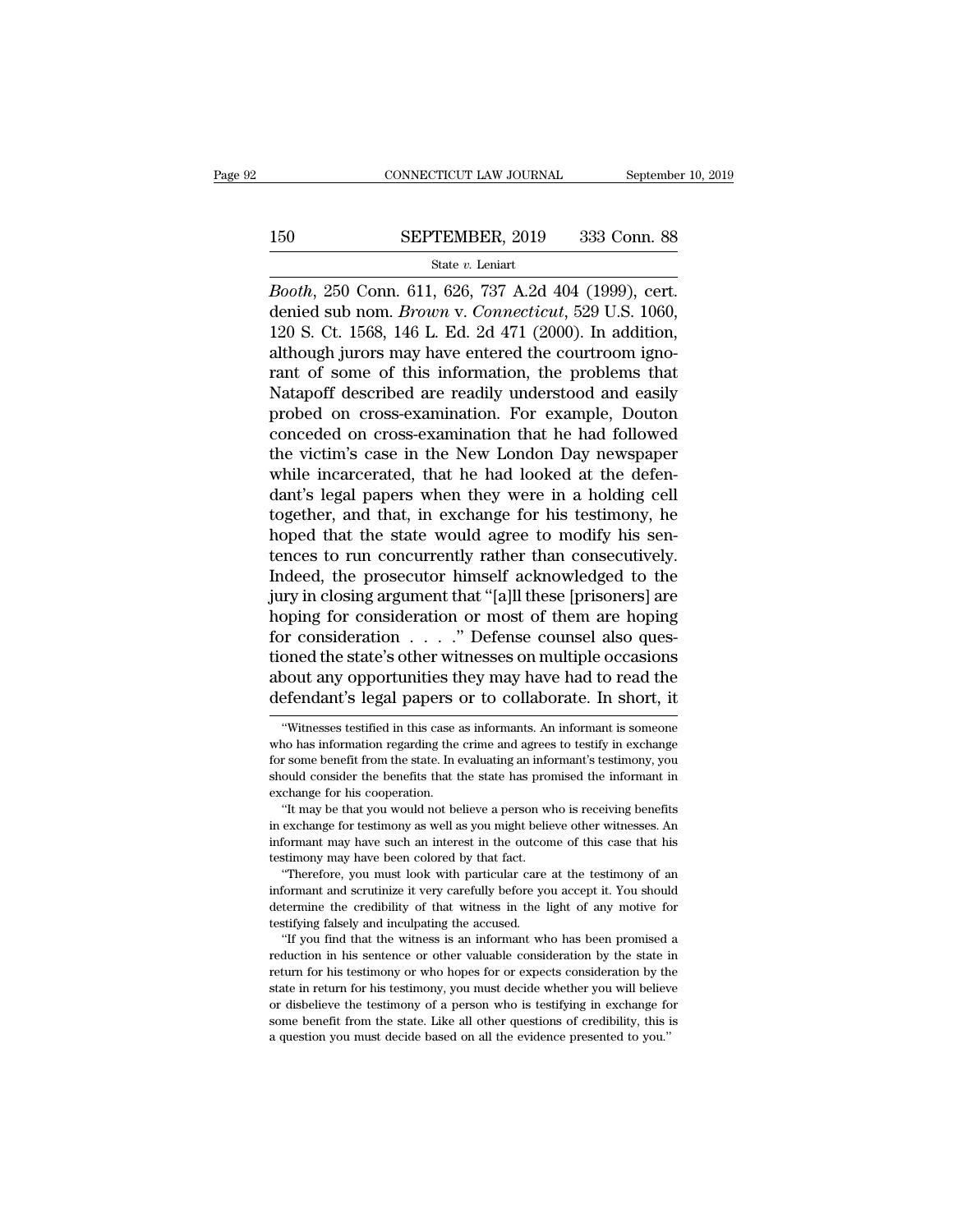*Booth*, 250 Conn. 611, 626, 737 A.2d 404 (1999), cert. denied sub nom. *Brown* v. *Connecticut*, 529 U.S. 1060, 120 S. Ct. 1568, 146 L. Ed. 2d 471 (2000). In addition, although jurors may have entered the courtroom ignorant of some of this information, the problems that Natapoff described are readily understood and easily probed on cross-examination. For example, Douton conceded on cross-examination that he had followed the victim's case in the New London Day newspaper while incarcerated, that he had looked at the defendant's legal papers when they were in a holding cell together, and that, in exchange for his testimony, he hoped that the state would agree to modify his sentences to run concurrently rather than consecutively. Indeed, the prosecutor himself acknowledged to the jury in closing argument that "[a]ll these [prisoners] are hoping for consideration or most of them are hoping for consideration . . . ." Defense counsel also questioned the state's other witnesses on multiple occasions about any opportunities they may have had to read the defendant's legal papers or to collaborate. In short, it

---

"Witnesses testified in this case as informants. An informant is someone who has information regarding the crime and agrees to testify in exchange for some benefit from the state. In evaluating an informant's testimony, you should consider the benefits that the state has promised the informant in exchange for his cooperation.

"It may be that you would not believe a person who is receiving benefits in exchange for testimony as well as you might believe other witnesses. An informant may have such an interest in the outcome of this case that his testimony may have been colored by that fact.

"Therefore, you must look with particular care at the testimony of an informant and scrutinize it very carefully before you accept it. You should determine the credibility of that witness in the light of any motive for testifying falsely and inculpating the accused.

"If you find that the witness is an informant who has been promised a reduction in his sentence or other valuable consideration by the state in return for his testimony or who hopes for or expects consideration by the state in return for his testimony, you must decide whether you will believe or disbelieve the testimony of a person who is testifying in exchange for some benefit from the state. Like all other questions of credibility, this is a question you must decide based on all the evidence presented to you."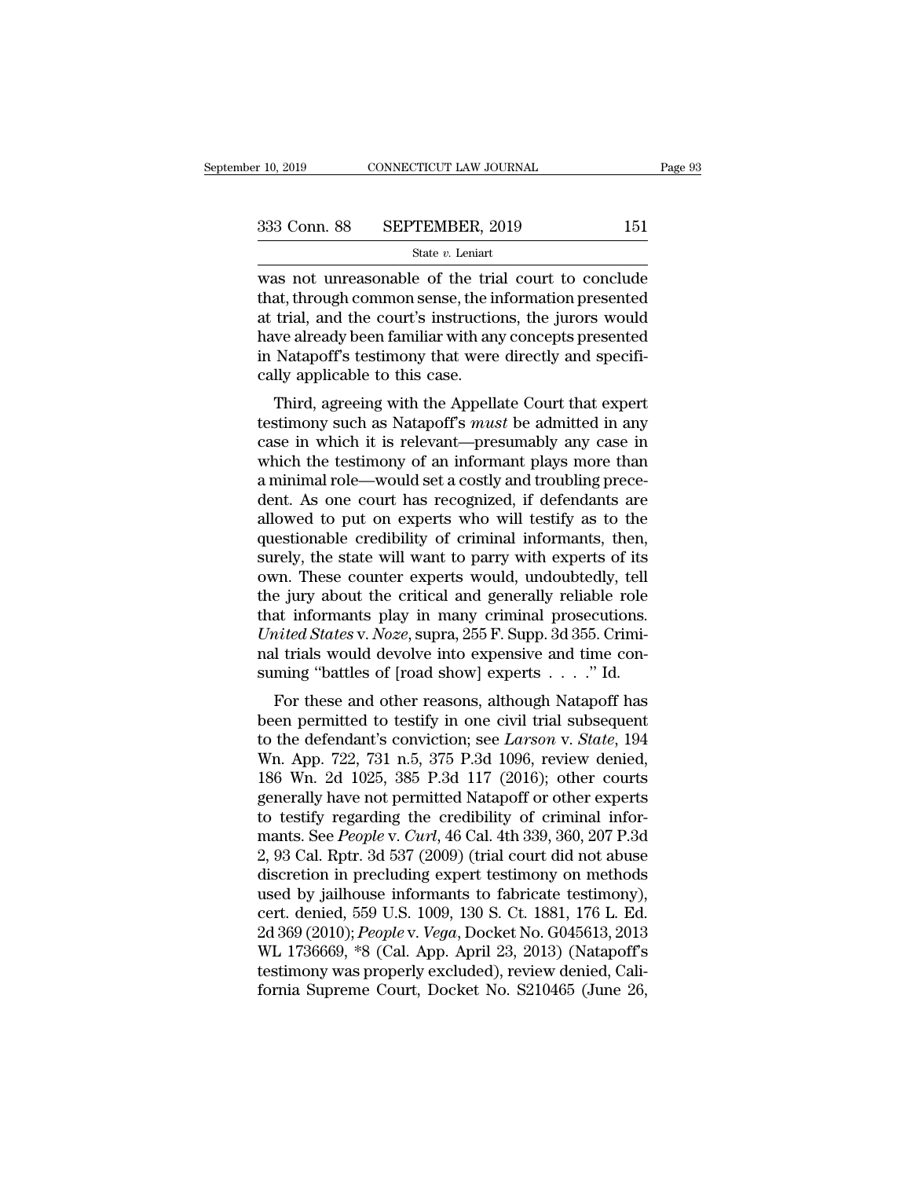was not unreasonable of the trial court to conclude that, through common sense, the information presented at trial, and the court's instructions, the jurors would have already been familiar with any concepts presented in Natapoff's testimony that were directly and specifically applicable to this case.

Third, agreeing with the Appellate Court that expert testimony such as Natapoff's *must* be admitted in any case in which it is relevant—presumably any case in which the testimony of an informant plays more than a minimal role—would set a costly and troubling precedent. As one court has recognized, if defendants are allowed to put on experts who will testify as to the questionable credibility of criminal informants, then, surely, the state will want to parry with experts of its own. These counter experts would, undoubtedly, tell the jury about the critical and generally reliable role that informants play in many criminal prosecutions. *United States* v. *Noze*, supra, 255 F. Supp. 3d 355. Criminal trials would devolve into expensive and time consuming "battles of [road show] experts . . . ." Id.

For these and other reasons, although Natapoff has been permitted to testify in one civil trial subsequent to the defendant's conviction; see *Larson* v. *State*, 194 Wn. App. 722, 731 n.5, 375 P.3d 1096, review denied, 186 Wn. 2d 1025, 385 P.3d 117 (2016); other courts generally have not permitted Natapoff or other experts to testify regarding the credibility of criminal informants. See *People* v. *Curl*, 46 Cal. 4th 339, 360, 207 P.3d 2, 93 Cal. Rptr. 3d 537 (2009) (trial court did not abuse discretion in precluding expert testimony on methods used by jailhouse informants to fabricate testimony), cert. denied, 559 U.S. 1009, 130 S. Ct. 1881, 176 L. Ed. 2d 369 (2010); *People* v. *Vega*, Docket No. G045613, 2013 WL 1736669, *8 (Cal. App. April 23, 2013) (Natapoff's testimony was properly excluded), review denied, California Supreme Court, Docket No. S210465 (June 26,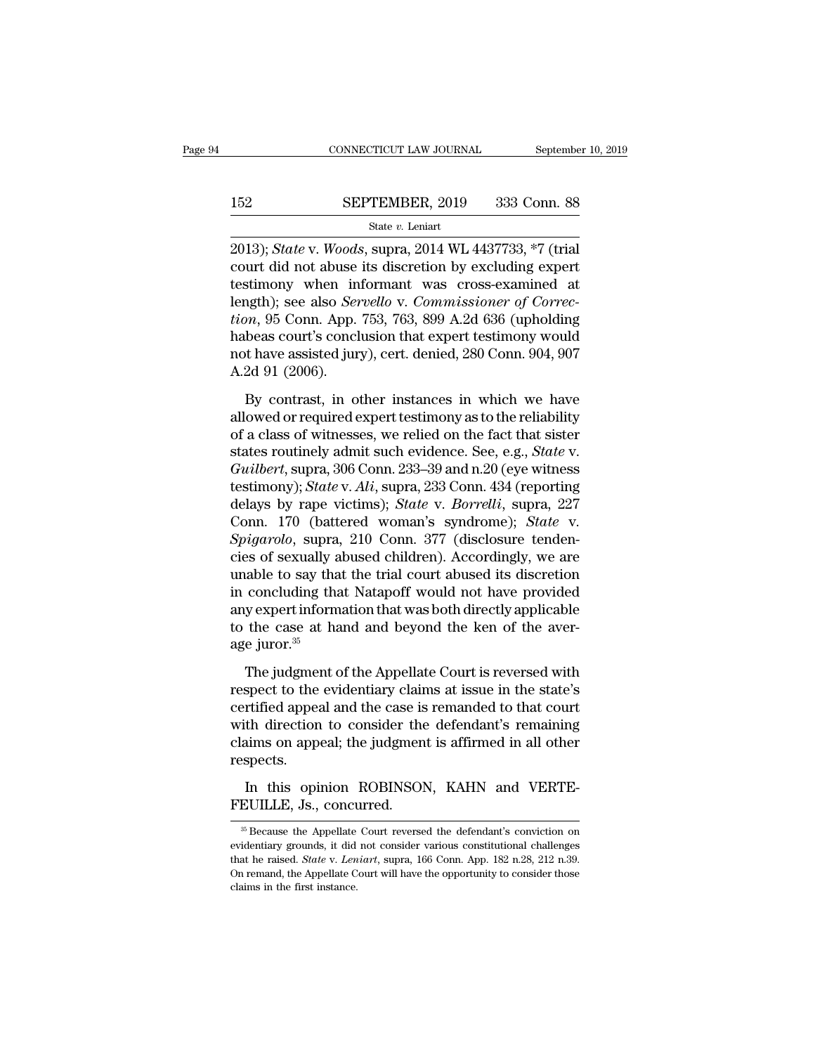2013); *State* v. *Woods*, supra, 2014 WL 4437733, *7 (trial court did not abuse its discretion by excluding expert testimony when informant was cross-examined at length); see also *Servello* v. *Commissioner of Correction*, 95 Conn. App. 753, 763, 899 A.2d 636 (upholding habeas court's conclusion that expert testimony would not have assisted jury), cert. denied, 280 Conn. 904, 907 A.2d 91 (2006).

By contrast, in other instances in which we have allowed or required expert testimony as to the reliability of a class of witnesses, we relied on the fact that sister states routinely admit such evidence. See, e.g., *State* v. *Guilbert*, supra, 306 Conn. 233–39 and n.20 (eye witness testimony); *State* v. *Ali*, supra, 233 Conn. 434 (reporting delays by rape victims); *State* v. *Borrelli*, supra, 227 Conn. 170 (battered woman's syndrome); *State* v. *Spigarolo*, supra, 210 Conn. 377 (disclosure tendencies of sexually abused children). Accordingly, we are unable to say that the trial court abused its discretion in concluding that Natapoff would not have provided any expert information that was both directly applicable to the case at hand and beyond the ken of the average juror.[35]

The judgment of the Appellate Court is reversed with respect to the evidentiary claims at issue in the state's certified appeal and the case is remanded to that court with direction to consider the defendant's remaining claims on appeal; the judgment is affirmed in all other respects.

In this opinion ROBINSON, KAHN and VERTEFEUILLE, Js., concurred.

[35] Because the Appellate Court reversed the defendant's conviction on evidentiary grounds, it did not consider various constitutional challenges that he raised. *State* v. *Leniart*, supra, 166 Conn. App. 182 n.28, 212 n.39. On remand, the Appellate Court will have the opportunity to consider those claims in the first instance.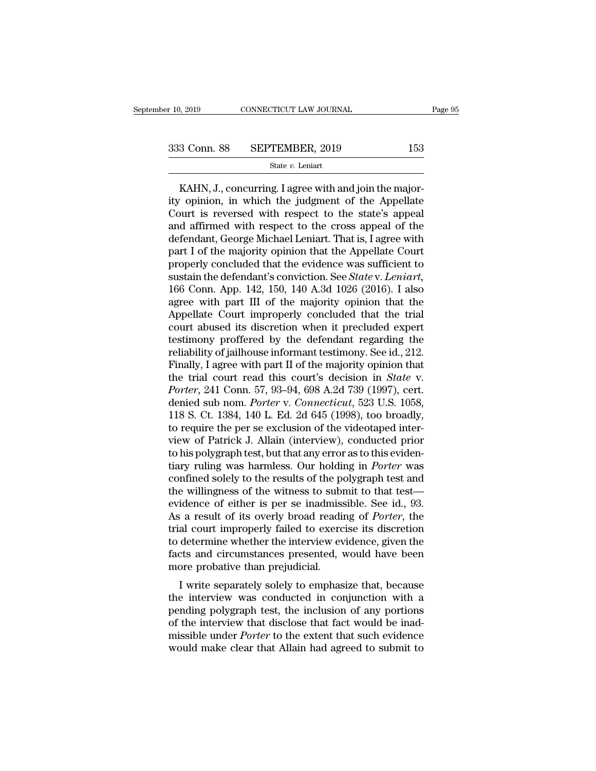KAHN, J., concurring. I agree with and join the majority opinion, in which the judgment of the Appellate Court is reversed with respect to the state's appeal and affirmed with respect to the cross appeal of the defendant, George Michael Leniart. That is, I agree with part I of the majority opinion that the Appellate Court properly concluded that the evidence was sufficient to sustain the defendant's conviction. See *State* v. *Leniart*, 166 Conn. App. 142, 150, 140 A.3d 1026 (2016). I also agree with part III of the majority opinion that the Appellate Court improperly concluded that the trial court abused its discretion when it precluded expert testimony proffered by the defendant regarding the reliability of jailhouse informant testimony. See id., 212. Finally, I agree with part II of the majority opinion that the trial court read this court's decision in *State* v. *Porter*, 241 Conn. 57, 93–94, 698 A.2d 739 (1997), cert. denied sub nom. *Porter* v. *Connecticut*, 523 U.S. 1058, 118 S. Ct. 1384, 140 L. Ed. 2d 645 (1998), too broadly, to require the per se exclusion of the videotaped interview of Patrick J. Allain (interview), conducted prior to his polygraph test, but that any error as to this evidentiary ruling was harmless. Our holding in *Porter* was confined solely to the results of the polygraph test and the willingness of the witness to submit to that test—evidence of either is per se inadmissible. See id., 93. As a result of its overly broad reading of *Porter*, the trial court improperly failed to exercise its discretion to determine whether the interview evidence, given the facts and circumstances presented, would have been more probative than prejudicial.

I write separately solely to emphasize that, because the interview was conducted in conjunction with a pending polygraph test, the inclusion of any portions of the interview that disclose that fact would be inadmissible under *Porter* to the extent that such evidence would make clear that Allain had agreed to submit to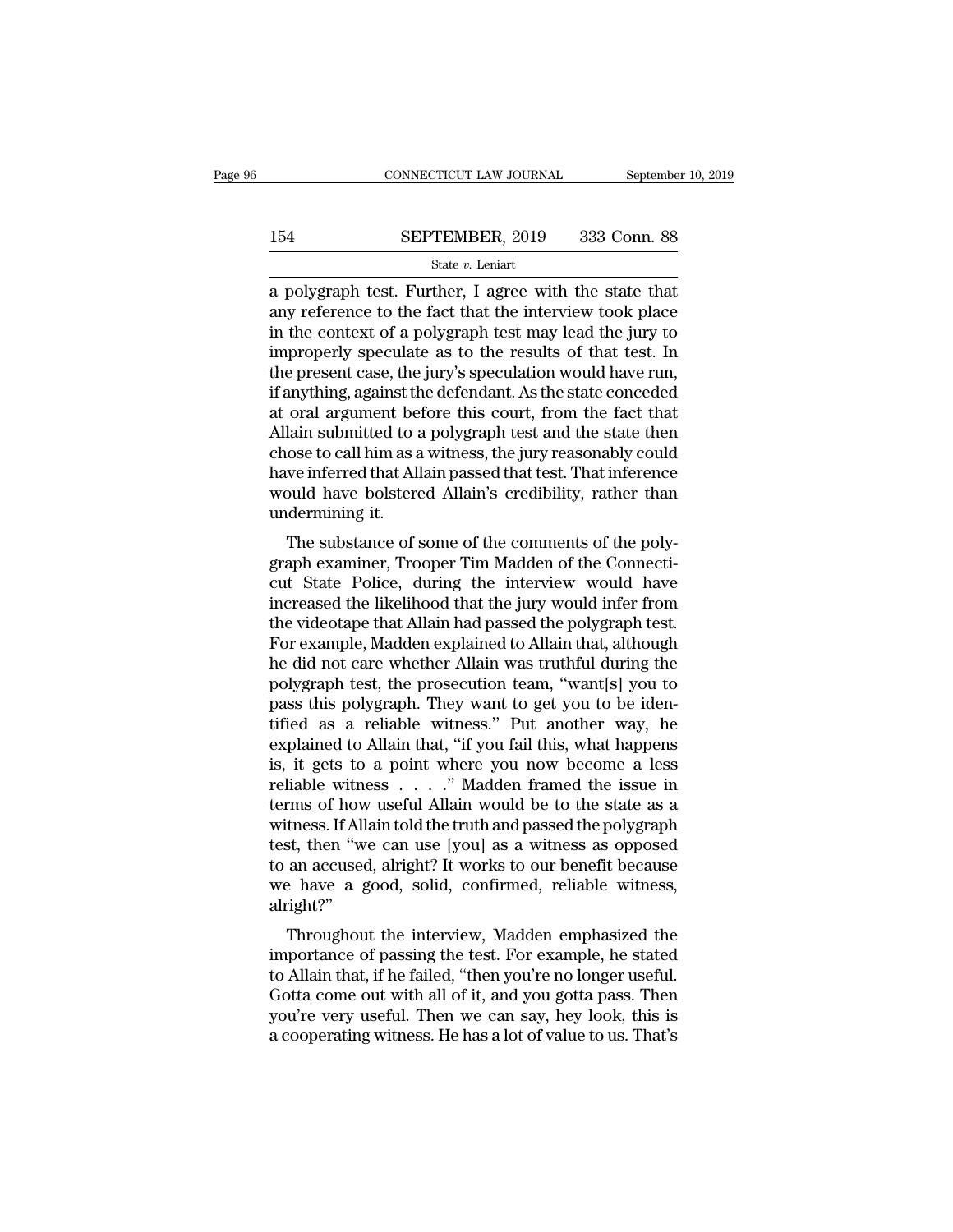a polygraph test. Further, I agree with the state that any reference to the fact that the interview took place in the context of a polygraph test may lead the jury to improperly speculate as to the results of that test. In the present case, the jury's speculation would have run, if anything, against the defendant. As the state conceded at oral argument before this court, from the fact that Allain submitted to a polygraph test and the state then chose to call him as a witness, the jury reasonably could have inferred that Allain passed that test. That inference would have bolstered Allain's credibility, rather than undermining it.

The substance of some of the comments of the polygraph examiner, Trooper Tim Madden of the Connecticut State Police, during the interview would have increased the likelihood that the jury would infer from the videotape that Allain had passed the polygraph test. For example, Madden explained to Allain that, although he did not care whether Allain was truthful during the polygraph test, the prosecution team, "want[s] you to pass this polygraph. They want to get you to be identified as a reliable witness." Put another way, he explained to Allain that, "if you fail this, what happens is, it gets to a point where you now become a less reliable witness . . . ." Madden framed the issue in terms of how useful Allain would be to the state as a witness. If Allain told the truth and passed the polygraph test, then "we can use [you] as a witness as opposed to an accused, alright? It works to our benefit because we have a good, solid, confirmed, reliable witness, alright?"

Throughout the interview, Madden emphasized the importance of passing the test. For example, he stated to Allain that, if he failed, "then you're no longer useful. Gotta come out with all of it, and you gotta pass. Then you're very useful. Then we can say, hey look, this is a cooperating witness. He has a lot of value to us. That's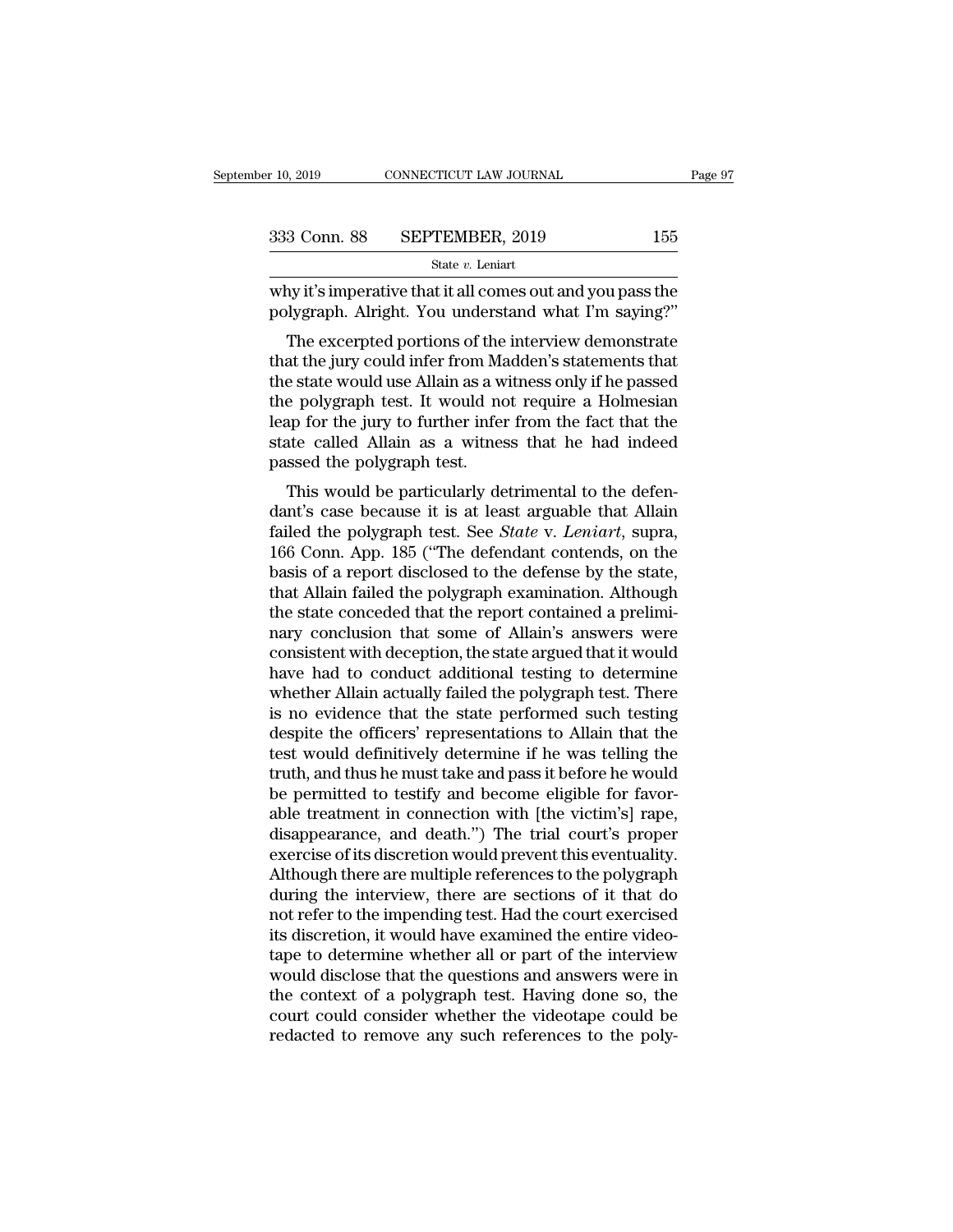why it's imperative that it all comes out and you pass the polygraph. Alright. You understand what I'm saying?"

The excerpted portions of the interview demonstrate that the jury could infer from Madden's statements that the state would use Allain as a witness only if he passed the polygraph test. It would not require a Holmesian leap for the jury to further infer from the fact that the state called Allain as a witness that he had indeed passed the polygraph test.

This would be particularly detrimental to the defendant's case because it is at least arguable that Allain failed the polygraph test. See *State* v. *Leniart*, supra, 166 Conn. App. 185 ("The defendant contends, on the basis of a report disclosed to the defense by the state, that Allain failed the polygraph examination. Although the state conceded that the report contained a preliminary conclusion that some of Allain's answers were consistent with deception, the state argued that it would have had to conduct additional testing to determine whether Allain actually failed the polygraph test. There is no evidence that the state performed such testing despite the officers' representations to Allain that the test would definitively determine if he was telling the truth, and thus he must take and pass it before he would be permitted to testify and become eligible for favorable treatment in connection with [the victim's] rape, disappearance, and death.") The trial court's proper exercise of its discretion would prevent this eventuality. Although there are multiple references to the polygraph during the interview, there are sections of it that do not refer to the impending test. Had the court exercised its discretion, it would have examined the entire videotape to determine whether all or part of the interview would disclose that the questions and answers were in the context of a polygraph test. Having done so, the court could consider whether the videotape could be redacted to remove any such references to the poly-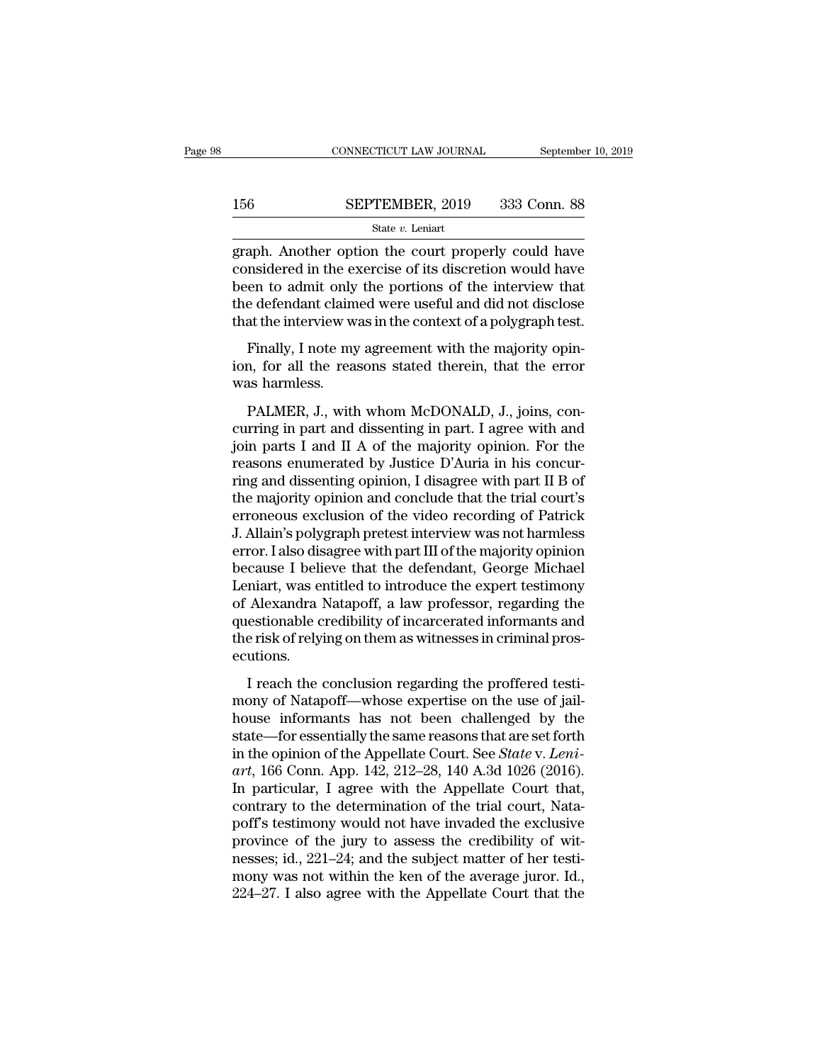graph. Another option the court properly could have considered in the exercise of its discretion would have been to admit only the portions of the interview that the defendant claimed were useful and did not disclose that the interview was in the context of a polygraph test.

Finally, I note my agreement with the majority opinion, for all the reasons stated therein, that the error was harmless.

PALMER, J., with whom McDONALD, J., joins, concurring in part and dissenting in part. I agree with and join parts I and II A of the majority opinion. For the reasons enumerated by Justice D'Auria in his concurring and dissenting opinion, I disagree with part II B of the majority opinion and conclude that the trial court's erroneous exclusion of the video recording of Patrick J. Allain's polygraph pretest interview was not harmless error. I also disagree with part III of the majority opinion because I believe that the defendant, George Michael Leniart, was entitled to introduce the expert testimony of Alexandra Natapoff, a law professor, regarding the questionable credibility of incarcerated informants and the risk of relying on them as witnesses in criminal prosecutions.

I reach the conclusion regarding the proffered testimony of Natapoff—whose expertise on the use of jailhouse informants has not been challenged by the state—for essentially the same reasons that are set forth in the opinion of the Appellate Court. See *State* v. *Leniart*, 166 Conn. App. 142, 212–28, 140 A.3d 1026 (2016). In particular, I agree with the Appellate Court that, contrary to the determination of the trial court, Natapoff's testimony would not have invaded the exclusive province of the jury to assess the credibility of witnesses; id., 221–24; and the subject matter of her testimony was not within the ken of the average juror. Id., 224–27. I also agree with the Appellate Court that the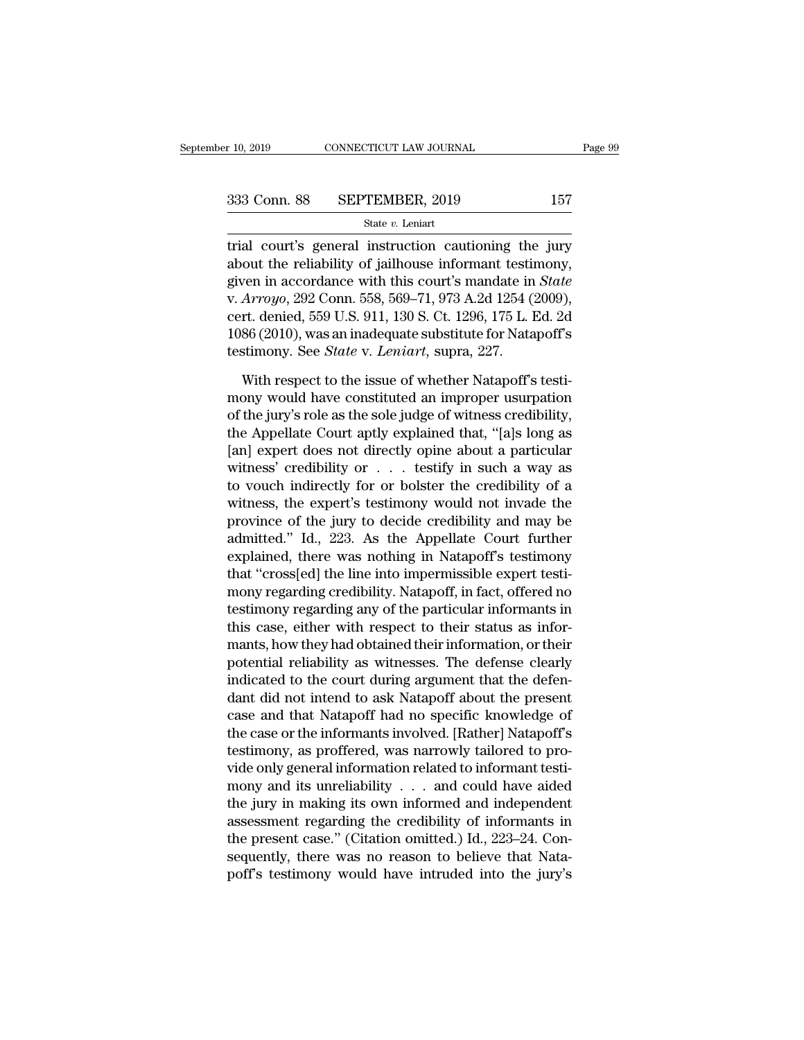trial court's general instruction cautioning the jury about the reliability of jailhouse informant testimony, given in accordance with this court's mandate in *State* v. *Arroyo*, 292 Conn. 558, 569–71, 973 A.2d 1254 (2009), cert. denied, 559 U.S. 911, 130 S. Ct. 1296, 175 L. Ed. 2d 1086 (2010), was an inadequate substitute for Natapoff's testimony. See *State* v. *Leniart*, supra, 227.

With respect to the issue of whether Natapoff's testimony would have constituted an improper usurpation of the jury's role as the sole judge of witness credibility, the Appellate Court aptly explained that, "[a]s long as [an] expert does not directly opine about a particular witness' credibility or . . . testify in such a way as to vouch indirectly for or bolster the credibility of a witness, the expert's testimony would not invade the province of the jury to decide credibility and may be admitted." Id., 223. As the Appellate Court further explained, there was nothing in Natapoff's testimony that "cross[ed] the line into impermissible expert testimony regarding credibility. Natapoff, in fact, offered no testimony regarding any of the particular informants in this case, either with respect to their status as informants, how they had obtained their information, or their potential reliability as witnesses. The defense clearly indicated to the court during argument that the defendant did not intend to ask Natapoff about the present case and that Natapoff had no specific knowledge of the case or the informants involved. [Rather] Natapoff's testimony, as proffered, was narrowly tailored to provide only general information related to informant testimony and its unreliability . . . and could have aided the jury in making its own informed and independent assessment regarding the credibility of informants in the present case." (Citation omitted.) Id., 223–24. Consequently, there was no reason to believe that Natapoff's testimony would have intruded into the jury's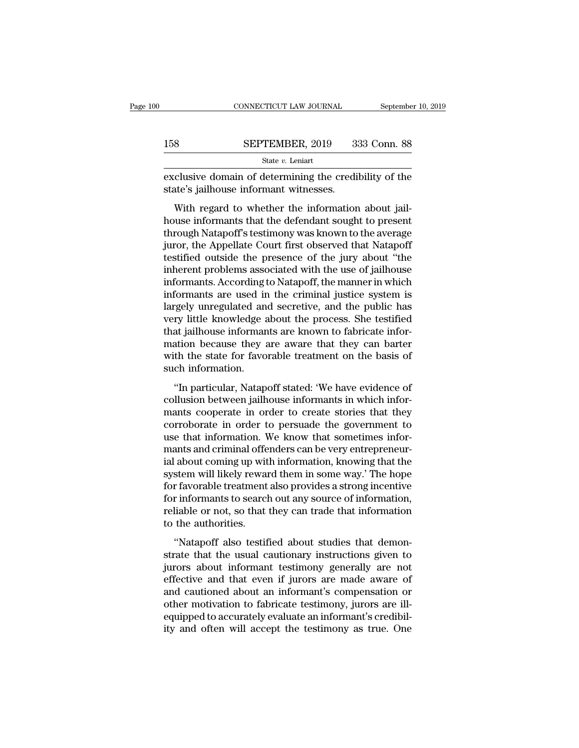exclusive domain of determining the credibility of the state's jailhouse informant witnesses.

With regard to whether the information about jailhouse informants that the defendant sought to present through Natapoff's testimony was known to the average juror, the Appellate Court first observed that Natapoff testified outside the presence of the jury about "the inherent problems associated with the use of jailhouse informants. According to Natapoff, the manner in which informants are used in the criminal justice system is largely unregulated and secretive, and the public has very little knowledge about the process. She testified that jailhouse informants are known to fabricate information because they are aware that they can barter with the state for favorable treatment on the basis of such information.

"In particular, Natapoff stated: 'We have evidence of collusion between jailhouse informants in which informants cooperate in order to create stories that they corroborate in order to persuade the government to use that information. We know that sometimes informants and criminal offenders can be very entrepreneurial about coming up with information, knowing that the system will likely reward them in some way.' The hope for favorable treatment also provides a strong incentive for informants to search out any source of information, reliable or not, so that they can trade that information to the authorities.

"Natapoff also testified about studies that demonstrate that the usual cautionary instructions given to jurors about informant testimony generally are not effective and that even if jurors are made aware of and cautioned about an informant's compensation or other motivation to fabricate testimony, jurors are ill-equipped to accurately evaluate an informant's credibility and often will accept the testimony as true. One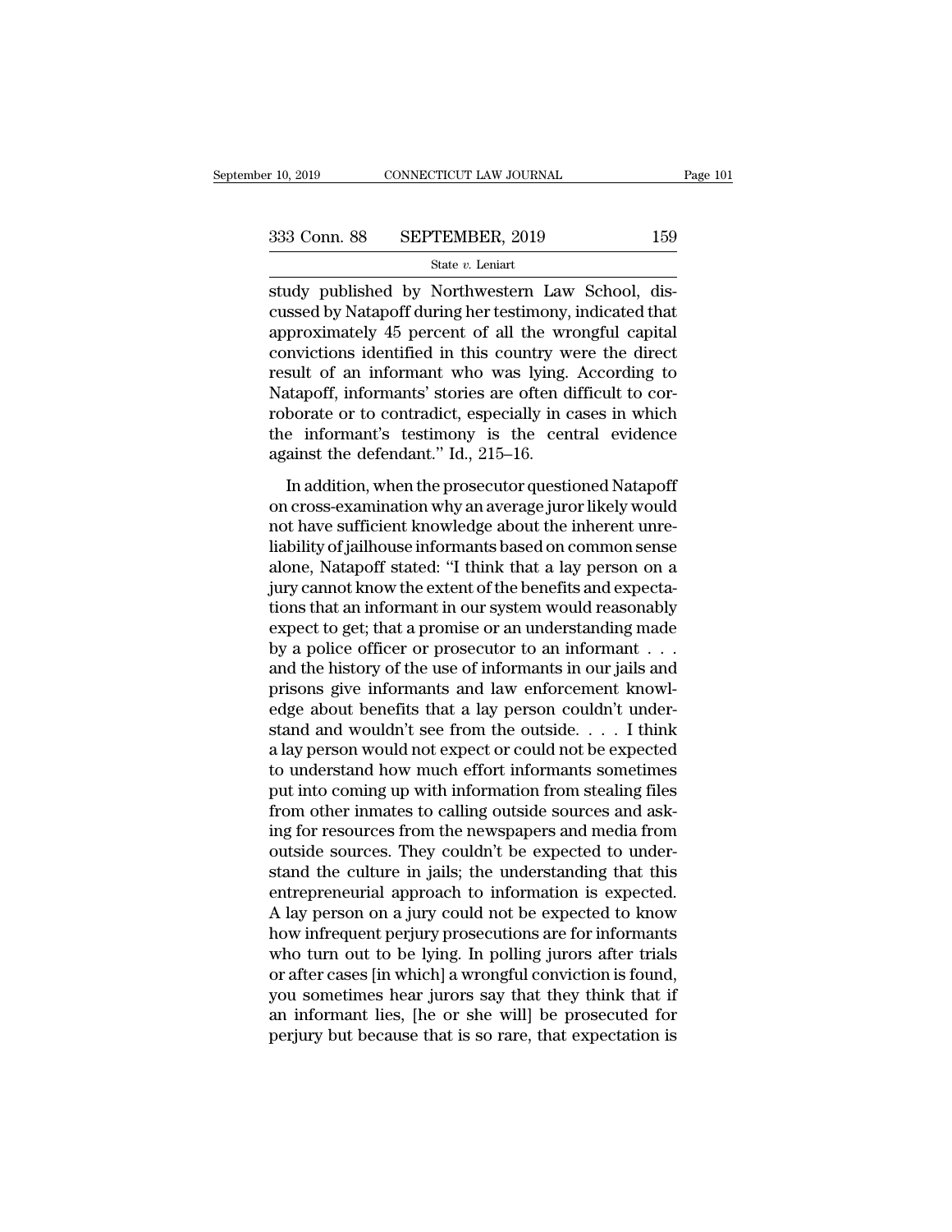study published by Northwestern Law School, discussed by Natapoff during her testimony, indicated that approximately 45 percent of all the wrongful capital convictions identified in this country were the direct result of an informant who was lying. According to Natapoff, informants' stories are often difficult to corroborate or to contradict, especially in cases in which the informant's testimony is the central evidence against the defendant." Id., 215–16.

In addition, when the prosecutor questioned Natapoff on cross-examination why an average juror likely would not have sufficient knowledge about the inherent unreliability of jailhouse informants based on common sense alone, Natapoff stated: "I think that a lay person on a jury cannot know the extent of the benefits and expectations that an informant in our system would reasonably expect to get; that a promise or an understanding made by a police officer or prosecutor to an informant . . . and the history of the use of informants in our jails and prisons give informants and law enforcement knowledge about benefits that a lay person couldn't understand and wouldn't see from the outside. . . . I think a lay person would not expect or could not be expected to understand how much effort informants sometimes put into coming up with information from stealing files from other inmates to calling outside sources and asking for resources from the newspapers and media from outside sources. They couldn't be expected to understand the culture in jails; the understanding that this entrepreneurial approach to information is expected. A lay person on a jury could not be expected to know how infrequent perjury prosecutions are for informants who turn out to be lying. In polling jurors after trials or after cases [in which] a wrongful conviction is found, you sometimes hear jurors say that they think that if an informant lies, [he or she will] be prosecuted for perjury but because that is so rare, that expectation is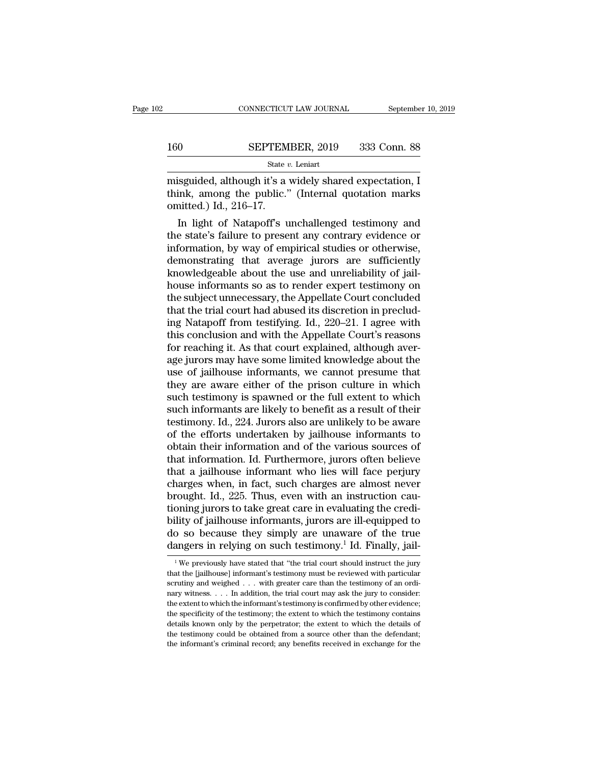misguided, although it's a widely shared expectation, I think, among the public." (Internal quotation marks omitted.) Id., 216–17.

In light of Natapoff's unchallenged testimony and the state's failure to present any contrary evidence or information, by way of empirical studies or otherwise, demonstrating that average jurors are sufficiently knowledgeable about the use and unreliability of jailhouse informants so as to render expert testimony on the subject unnecessary, the Appellate Court concluded that the trial court had abused its discretion in precluding Natapoff from testifying. Id., 220–21. I agree with this conclusion and with the Appellate Court's reasons for reaching it. As that court explained, although average jurors may have some limited knowledge about the use of jailhouse informants, we cannot presume that they are aware either of the prison culture in which such testimony is spawned or the full extent to which such informants are likely to benefit as a result of their testimony. Id., 224. Jurors also are unlikely to be aware of the efforts undertaken by jailhouse informants to obtain their information and of the various sources of that information. Id. Furthermore, jurors often believe that a jailhouse informant who lies will face perjury charges when, in fact, such charges are almost never brought. Id., 225. Thus, even with an instruction cautioning jurors to take great care in evaluating the credibility of jailhouse informants, jurors are ill-equipped to do so because they simply are unaware of the true dangers in relying on such testimony.[1] Id. Finally, jail-

[1] We previously have stated that "the trial court should instruct the jury that the [jailhouse] informant's testimony must be reviewed with particular scrutiny and weighed . . . with greater care than the testimony of an ordinary witness. . . . In addition, the trial court may ask the jury to consider: the extent to which the informant's testimony is confirmed by other evidence; the specificity of the testimony; the extent to which the testimony contains details known only by the perpetrator; the extent to which the details of the testimony could be obtained from a source other than the defendant; the informant's criminal record; any benefits received in exchange for the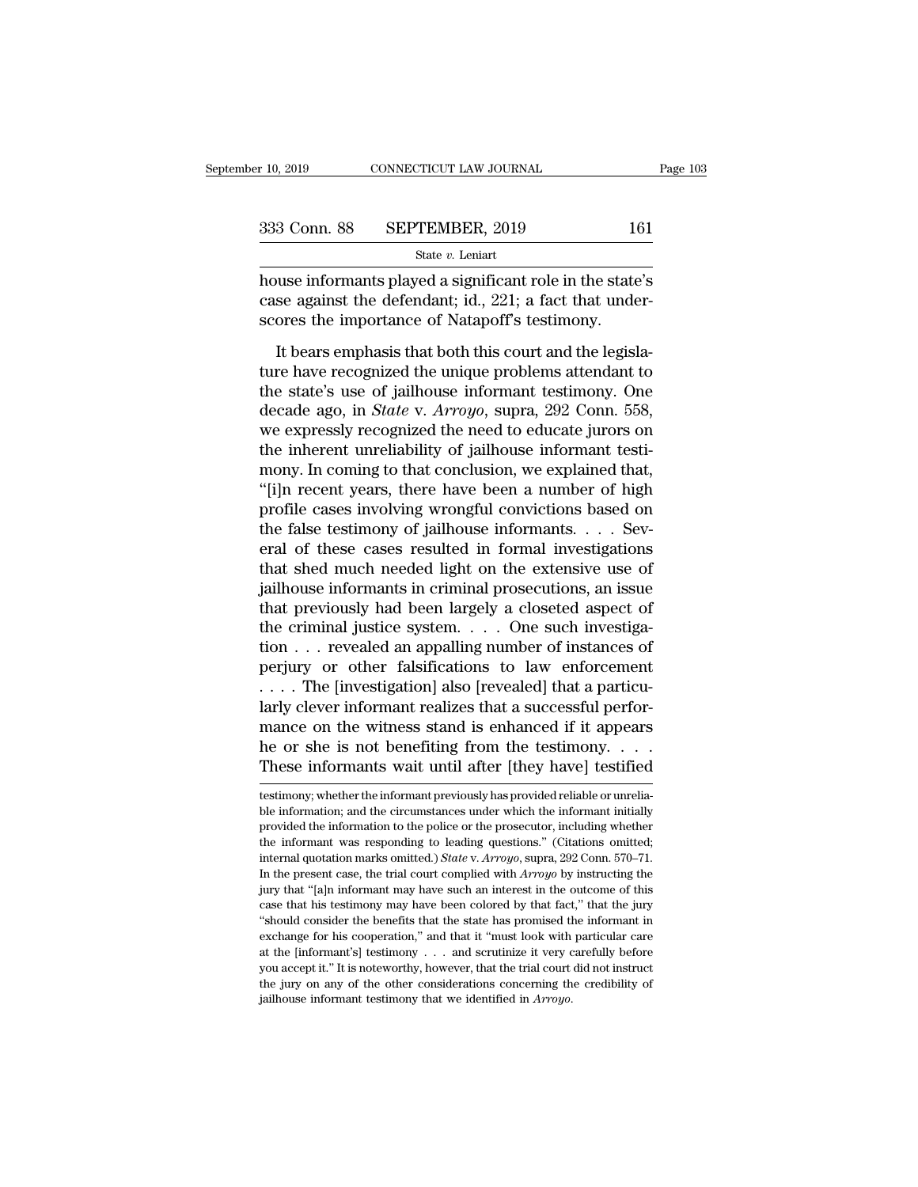house informants played a significant role in the state's case against the defendant; id., 221; a fact that underscores the importance of Natapoff's testimony.

It bears emphasis that both this court and the legislature have recognized the unique problems attendant to the state's use of jailhouse informant testimony. One decade ago, in *State* v. *Arroyo*, supra, 292 Conn. 558, we expressly recognized the need to educate jurors on the inherent unreliability of jailhouse informant testimony. In coming to that conclusion, we explained that, "[i]n recent years, there have been a number of high profile cases involving wrongful convictions based on the false testimony of jailhouse informants. . . . Several of these cases resulted in formal investigations that shed much needed light on the extensive use of jailhouse informants in criminal prosecutions, an issue that previously had been largely a closeted aspect of the criminal justice system. . . . One such investigation . . . revealed an appalling number of instances of perjury or other falsifications to law enforcement . . . . The [investigation] also [revealed] that a particularly clever informant realizes that a successful performance on the witness stand is enhanced if it appears he or she is not benefiting from the testimony. . . . These informants wait until after [they have] testified

testimony; whether the informant previously has provided reliable or unreliable information; and the circumstances under which the informant initially provided the information to the police or the prosecutor, including whether the informant was responding to leading questions." (Citations omitted; internal quotation marks omitted.) *State* v. *Arroyo*, supra, 292 Conn. 570–71. In the present case, the trial court complied with *Arroyo* by instructing the jury that "[a]n informant may have such an interest in the outcome of this case that his testimony may have been colored by that fact," that the jury "should consider the benefits that the state has promised the informant in exchange for his cooperation," and that it "must look with particular care at the [informant's] testimony . . . and scrutinize it very carefully before you accept it." It is noteworthy, however, that the trial court did not instruct the jury on any of the other considerations concerning the credibility of jailhouse informant testimony that we identified in *Arroyo*.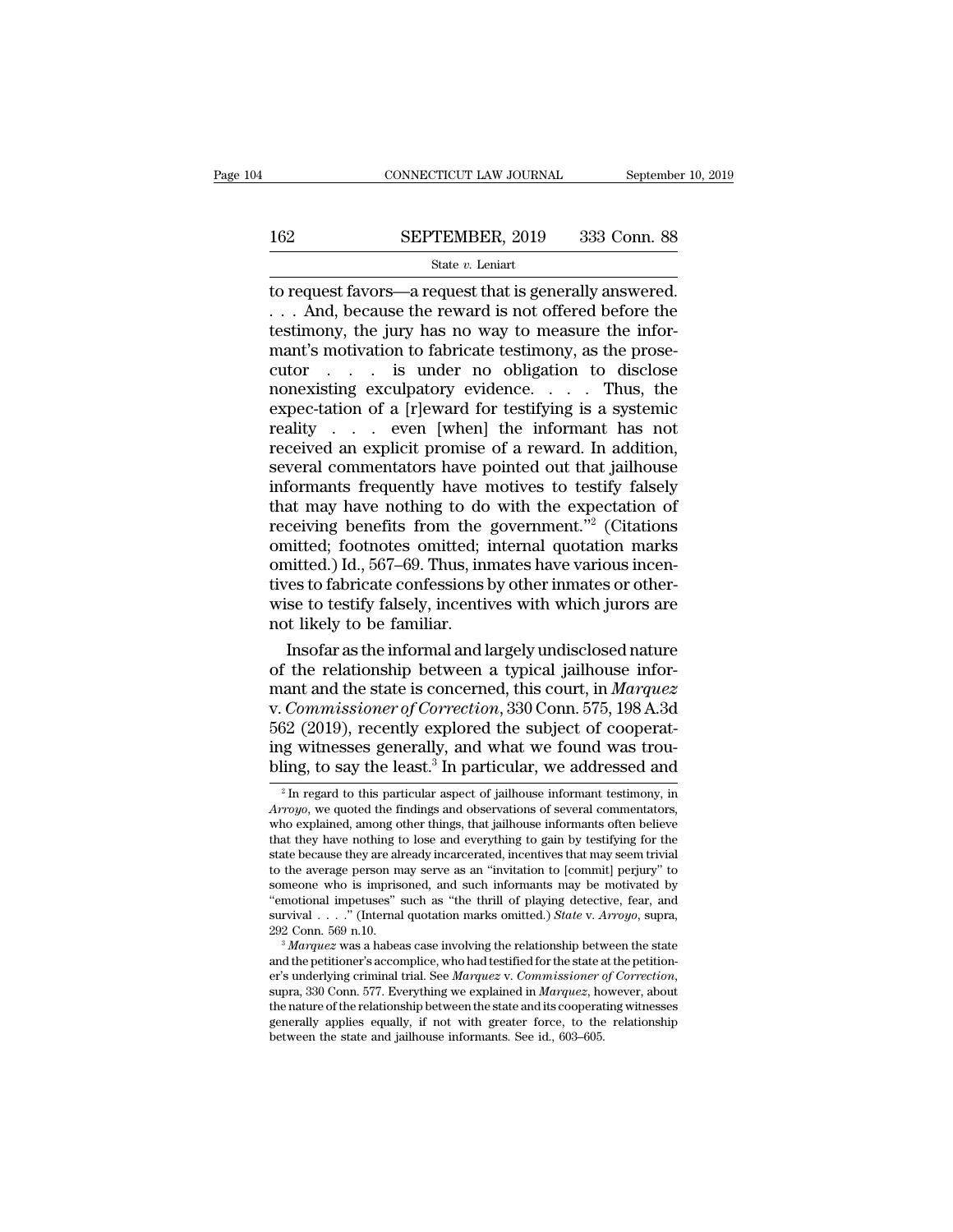to request favors—a request that is generally answered. . . . And, because the reward is not offered before the testimony, the jury has no way to measure the informant's motivation to fabricate testimony, as the prosecutor . . . is under no obligation to disclose nonexisting exculpatory evidence. . . . Thus, the expec-tation of a [r]eward for testifying is a systemic reality . . . even [when] the informant has not received an explicit promise of a reward. In addition, several commentators have pointed out that jailhouse informants frequently have motives to testify falsely that may have nothing to do with the expectation of receiving benefits from the government."[2] (Citations omitted; footnotes omitted; internal quotation marks omitted.) Id., 567–69. Thus, inmates have various incentives to fabricate confessions by other inmates or otherwise to testify falsely, incentives with which jurors are not likely to be familiar.

Insofar as the informal and largely undisclosed nature of the relationship between a typical jailhouse informant and the state is concerned, this court, in *Marquez* v. *Commissioner of Correction*, 330 Conn. 575, 198 A.3d 562 (2019), recently explored the subject of cooperating witnesses generally, and what we found was troubling, to say the least.[3] In particular, we addressed and

---

[2] In regard to this particular aspect of jailhouse informant testimony, in *Arroyo*, we quoted the findings and observations of several commentators, who explained, among other things, that jailhouse informants often believe that they have nothing to lose and everything to gain by testifying for the state because they are already incarcerated, incentives that may seem trivial to the average person may serve as an "invitation to [commit] perjury" to someone who is imprisoned, and such informants may be motivated by "emotional impetuses" such as "the thrill of playing detective, fear, and survival . . . ." (Internal quotation marks omitted.) *State* v. *Arroyo*, supra, 292 Conn. 569 n.10.

[3] *Marquez* was a habeas case involving the relationship between the state and the petitioner's accomplice, who had testified for the state at the petitioner's underlying criminal trial. See *Marquez* v. *Commissioner of Correction*, supra, 330 Conn. 577. Everything we explained in *Marquez*, however, about the nature of the relationship between the state and its cooperating witnesses generally applies equally, if not with greater force, to the relationship between the state and jailhouse informants. See id., 603–605.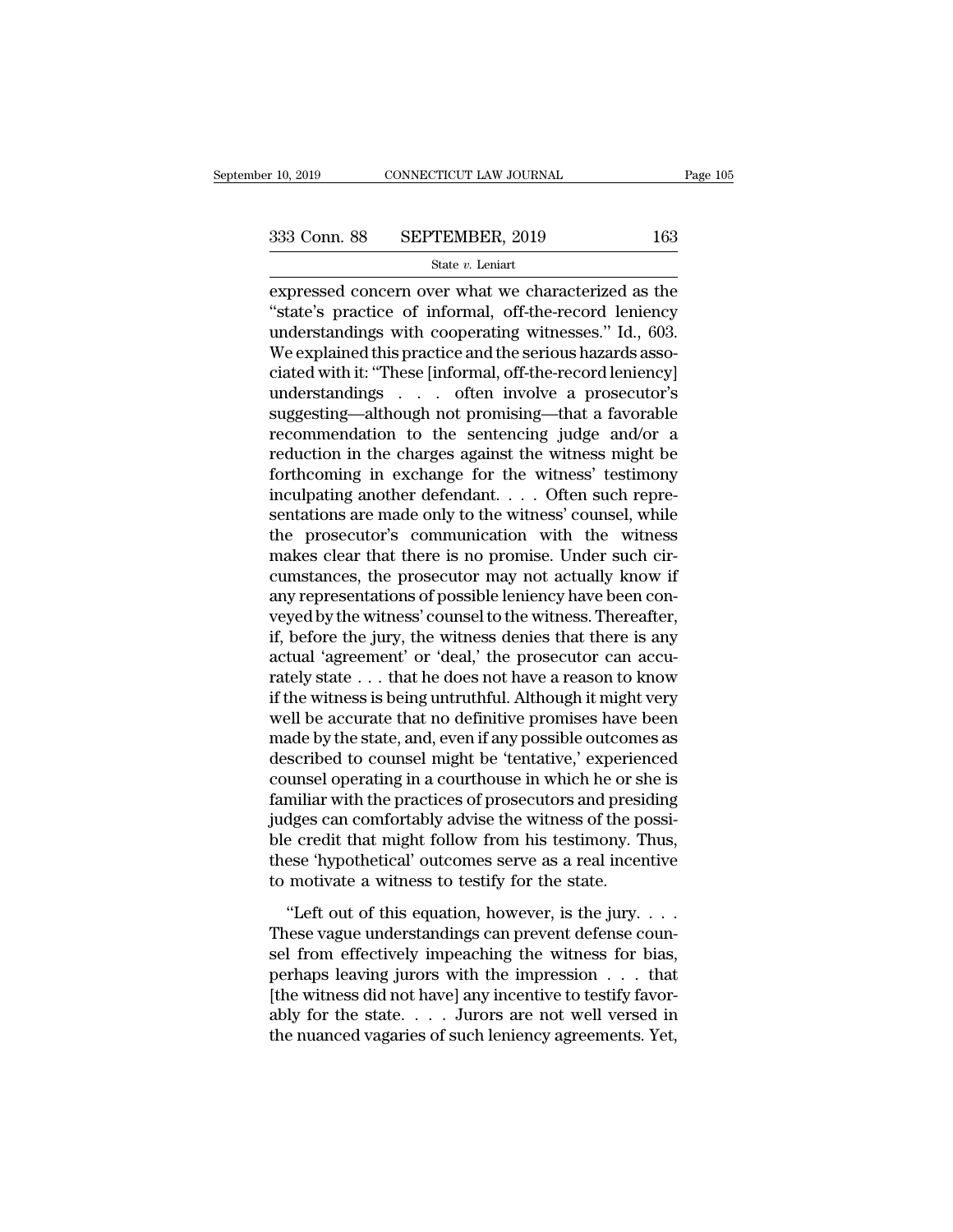expressed concern over what we characterized as the "state's practice of informal, off-the-record leniency understandings with cooperating witnesses." Id., 603. We explained this practice and the serious hazards associated with it: "These [informal, off-the-record leniency] understandings . . . often involve a prosecutor's suggesting—although not promising—that a favorable recommendation to the sentencing judge and/or a reduction in the charges against the witness might be forthcoming in exchange for the witness' testimony inculpating another defendant. . . . Often such representations are made only to the witness' counsel, while the prosecutor's communication with the witness makes clear that there is no promise. Under such circumstances, the prosecutor may not actually know if any representations of possible leniency have been conveyed by the witness' counsel to the witness. Thereafter, if, before the jury, the witness denies that there is any actual 'agreement' or 'deal,' the prosecutor can accurately state . . . that he does not have a reason to know if the witness is being untruthful. Although it might very well be accurate that no definitive promises have been made by the state, and, even if any possible outcomes as described to counsel might be 'tentative,' experienced counsel operating in a courthouse in which he or she is familiar with the practices of prosecutors and presiding judges can comfortably advise the witness of the possible credit that might follow from his testimony. Thus, these 'hypothetical' outcomes serve as a real incentive to motivate a witness to testify for the state.

"Left out of this equation, however, is the jury. . . . These vague understandings can prevent defense counsel from effectively impeaching the witness for bias, perhaps leaving jurors with the impression . . . that [the witness did not have] any incentive to testify favorably for the state. . . . Jurors are not well versed in the nuanced vagaries of such leniency agreements. Yet,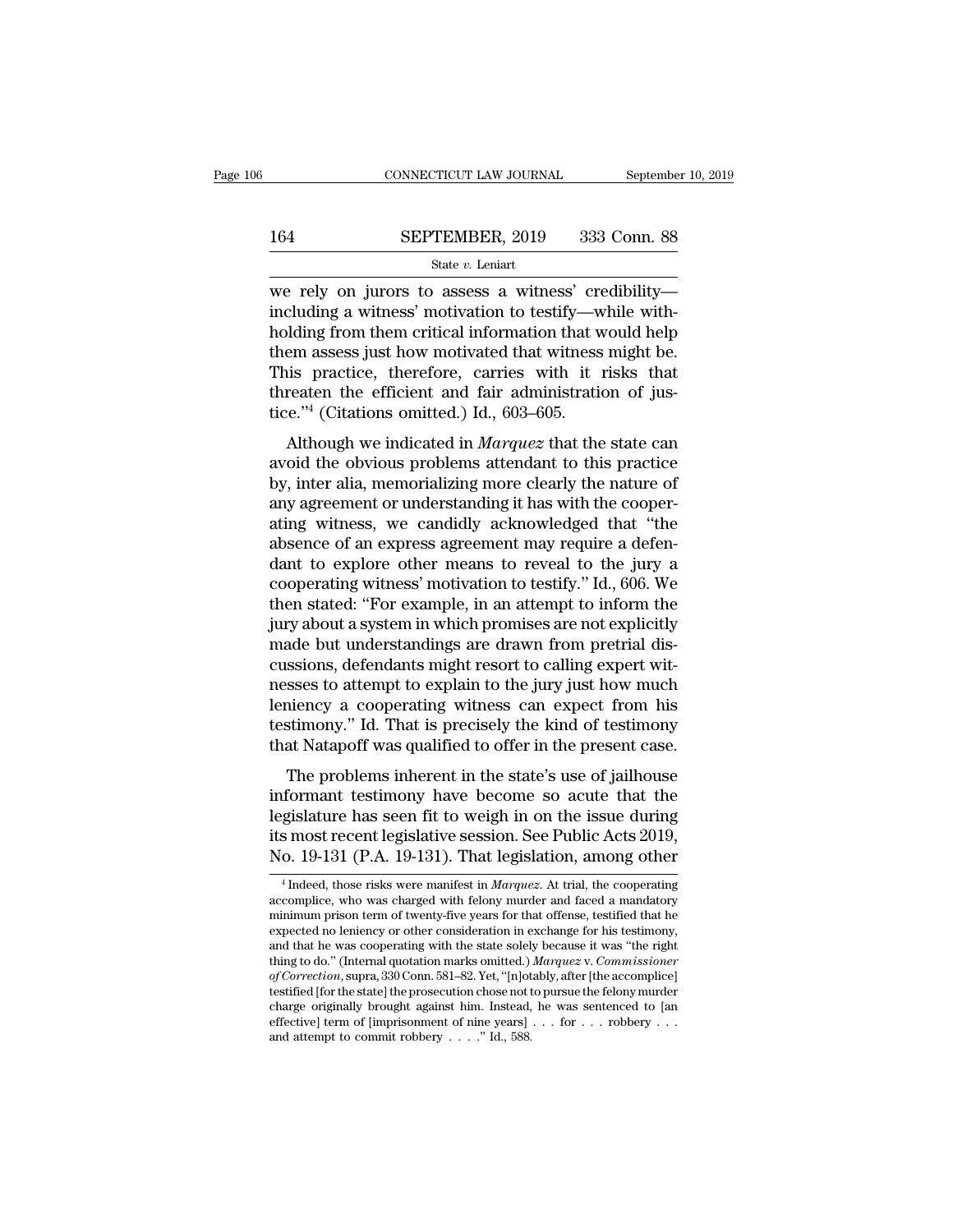we rely on jurors to assess a witness' credibility—including a witness' motivation to testify—while withholding from them critical information that would help them assess just how motivated that witness might be. This practice, therefore, carries with it risks that threaten the efficient and fair administration of justice."[4] (Citations omitted.) Id., 603–605.

Although we indicated in *Marquez* that the state can avoid the obvious problems attendant to this practice by, inter alia, memorializing more clearly the nature of any agreement or understanding it has with the cooperating witness, we candidly acknowledged that "the absence of an express agreement may require a defendant to explore other means to reveal to the jury a cooperating witness' motivation to testify." Id., 606. We then stated: "For example, in an attempt to inform the jury about a system in which promises are not explicitly made but understandings are drawn from pretrial discussions, defendants might resort to calling expert witnesses to attempt to explain to the jury just how much leniency a cooperating witness can expect from his testimony." Id. That is precisely the kind of testimony that Natapoff was qualified to offer in the present case.

The problems inherent in the state's use of jailhouse informant testimony have become so acute that the legislature has seen fit to weigh in on the issue during its most recent legislative session. See Public Acts 2019, No. 19-131 (P.A. 19-131). That legislation, among other

---

[4] Indeed, those risks were manifest in *Marquez*. At trial, the cooperating accomplice, who was charged with felony murder and faced a mandatory minimum prison term of twenty-five years for that offense, testified that he expected no leniency or other consideration in exchange for his testimony, and that he was cooperating with the state solely because it was "the right thing to do." (Internal quotation marks omitted.) *Marquez* v. *Commissioner of Correction*, supra, 330 Conn. 581–82. Yet, "[n]otably, after [the accomplice] testified [for the state] the prosecution chose not to pursue the felony murder charge originally brought against him. Instead, he was sentenced to [an effective] term of [imprisonment of nine years] . . . for . . . robbery . . . and attempt to commit robbery . . . ." Id., 588.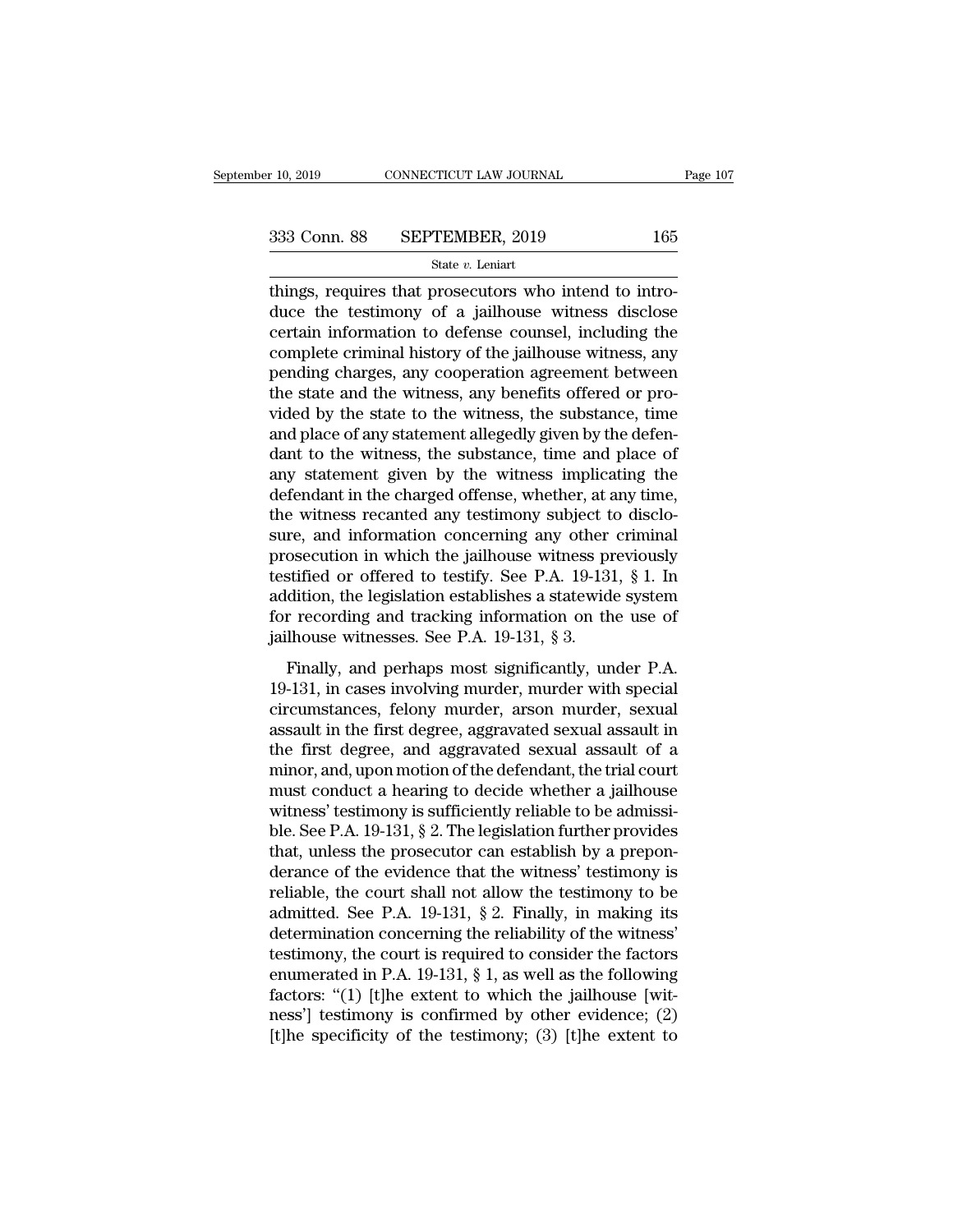things, requires that prosecutors who intend to introduce the testimony of a jailhouse witness disclose certain information to defense counsel, including the complete criminal history of the jailhouse witness, any pending charges, any cooperation agreement between the state and the witness, any benefits offered or provided by the state to the witness, the substance, time and place of any statement allegedly given by the defendant to the witness, the substance, time and place of any statement given by the witness implicating the defendant in the charged offense, whether, at any time, the witness recanted any testimony subject to disclosure, and information concerning any other criminal prosecution in which the jailhouse witness previously testified or offered to testify. See P.A. 19-131, § 1. In addition, the legislation establishes a statewide system for recording and tracking information on the use of jailhouse witnesses. See P.A. 19-131, § 3.

Finally, and perhaps most significantly, under P.A. 19-131, in cases involving murder, murder with special circumstances, felony murder, arson murder, sexual assault in the first degree, aggravated sexual assault in the first degree, and aggravated sexual assault of a minor, and, upon motion of the defendant, the trial court must conduct a hearing to decide whether a jailhouse witness' testimony is sufficiently reliable to be admissible. See P.A. 19-131, § 2. The legislation further provides that, unless the prosecutor can establish by a preponderance of the evidence that the witness' testimony is reliable, the court shall not allow the testimony to be admitted. See P.A. 19-131, § 2. Finally, in making its determination concerning the reliability of the witness' testimony, the court is required to consider the factors enumerated in P.A. 19-131, § 1, as well as the following factors: "(1) [t]he extent to which the jailhouse [witness'] testimony is confirmed by other evidence; (2) [t]he specificity of the testimony; (3) [t]he extent to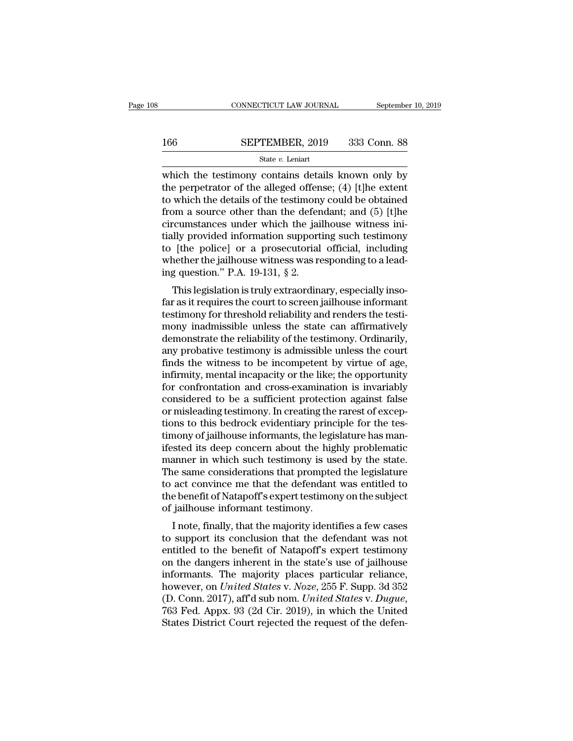which the testimony contains details known only by the perpetrator of the alleged offense; (4) [t]he extent to which the details of the testimony could be obtained from a source other than the defendant; and (5) [t]he circumstances under which the jailhouse witness initially provided information supporting such testimony to [the police] or a prosecutorial official, including whether the jailhouse witness was responding to a leading question." P.A. 19-131, § 2.

This legislation is truly extraordinary, especially insofar as it requires the court to screen jailhouse informant testimony for threshold reliability and renders the testimony inadmissible unless the state can affirmatively demonstrate the reliability of the testimony. Ordinarily, any probative testimony is admissible unless the court finds the witness to be incompetent by virtue of age, infirmity, mental incapacity or the like; the opportunity for confrontation and cross-examination is invariably considered to be a sufficient protection against false or misleading testimony. In creating the rarest of exceptions to this bedrock evidentiary principle for the testimony of jailhouse informants, the legislature has manifested its deep concern about the highly problematic manner in which such testimony is used by the state. The same considerations that prompted the legislature to act convince me that the defendant was entitled to the benefit of Natapoff's expert testimony on the subject of jailhouse informant testimony.

I note, finally, that the majority identifies a few cases to support its conclusion that the defendant was not entitled to the benefit of Natapoff's expert testimony on the dangers inherent in the state's use of jailhouse informants. The majority places particular reliance, however, on *United States* v. *Noze*, 255 F. Supp. 3d 352 (D. Conn. 2017), aff'd sub nom. *United States* v. *Dugue*, 763 Fed. Appx. 93 (2d Cir. 2019), in which the United States District Court rejected the request of the defen-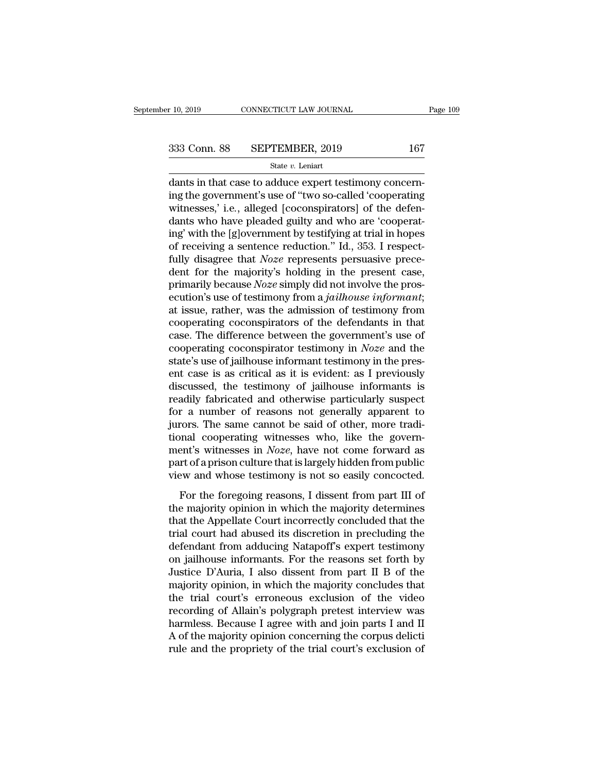dants in that case to adduce expert testimony concerning the government's use of "two so-called 'cooperating witnesses,' i.e., alleged [coconspirators] of the defendants who have pleaded guilty and who are 'cooperating' with the [g]overnment by testifying at trial in hopes of receiving a sentence reduction." Id., 353. I respectfully disagree that *Noze* represents persuasive precedent for the majority's holding in the present case, primarily because *Noze* simply did not involve the prosecution's use of testimony from a *jailhouse informant*; at issue, rather, was the admission of testimony from cooperating coconspirators of the defendants in that case. The difference between the government's use of cooperating coconspirator testimony in *Noze* and the state's use of jailhouse informant testimony in the present case is as critical as it is evident: as I previously discussed, the testimony of jailhouse informants is readily fabricated and otherwise particularly suspect for a number of reasons not generally apparent to jurors. The same cannot be said of other, more traditional cooperating witnesses who, like the government's witnesses in *Noze*, have not come forward as part of a prison culture that is largely hidden from public view and whose testimony is not so easily concocted.

For the foregoing reasons, I dissent from part III of the majority opinion in which the majority determines that the Appellate Court incorrectly concluded that the trial court had abused its discretion in precluding the defendant from adducing Natapoff's expert testimony on jailhouse informants. For the reasons set forth by Justice D'Auria, I also dissent from part II B of the majority opinion, in which the majority concludes that the trial court's erroneous exclusion of the video recording of Allain's polygraph pretest interview was harmless. Because I agree with and join parts I and II A of the majority opinion concerning the corpus delicti rule and the propriety of the trial court's exclusion of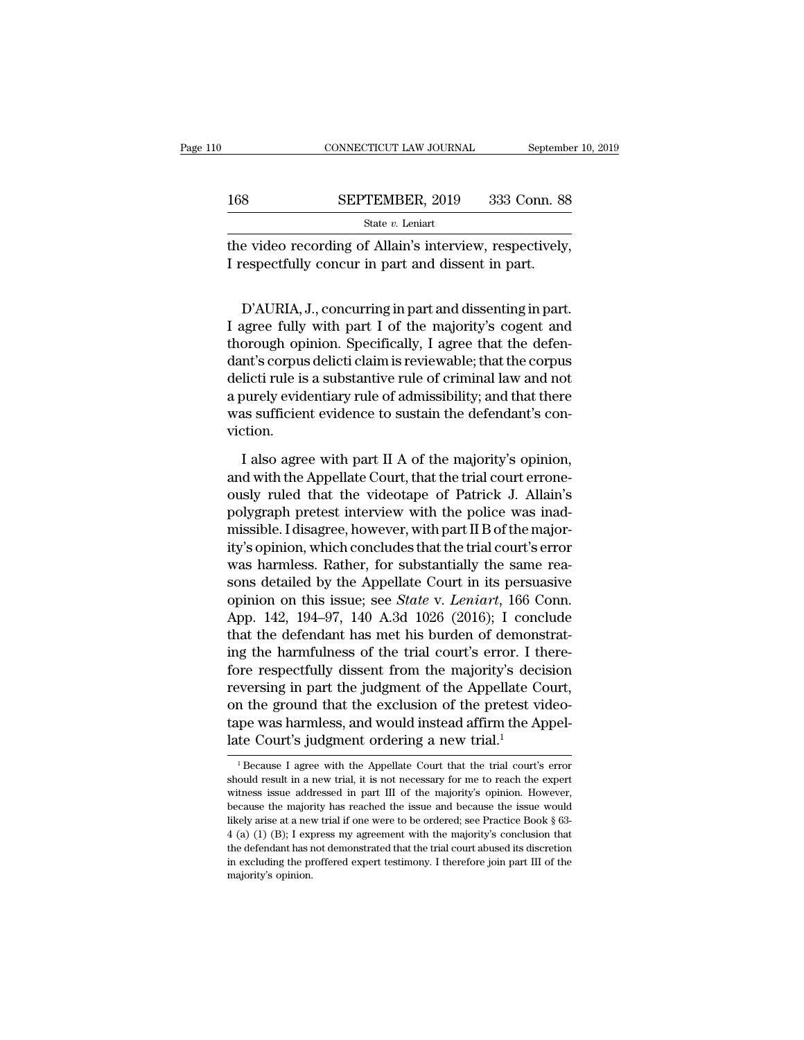the video recording of Allain's interview, respectively, I respectfully concur in part and dissent in part.

D'AURIA, J., concurring in part and dissenting in part. I agree fully with part I of the majority's cogent and thorough opinion. Specifically, I agree that the defendant's corpus delicti claim is reviewable; that the corpus delicti rule is a substantive rule of criminal law and not a purely evidentiary rule of admissibility; and that there was sufficient evidence to sustain the defendant's conviction.

I also agree with part II A of the majority's opinion, and with the Appellate Court, that the trial court erroneously ruled that the videotape of Patrick J. Allain's polygraph pretest interview with the police was inadmissible. I disagree, however, with part II B of the majority's opinion, which concludes that the trial court's error was harmless. Rather, for substantially the same reasons detailed by the Appellate Court in its persuasive opinion on this issue; see *State* v. *Leniart*, 166 Conn. App. 142, 194–97, 140 A.3d 1026 (2016); I conclude that the defendant has met his burden of demonstrating the harmfulness of the trial court's error. I therefore respectfully dissent from the majority's decision reversing in part the judgment of the Appellate Court, on the ground that the exclusion of the pretest videotape was harmless, and would instead affirm the Appellate Court's judgment ordering a new trial.[1]

[1] Because I agree with the Appellate Court that the trial court's error should result in a new trial, it is not necessary for me to reach the expert witness issue addressed in part III of the majority's opinion. However, because the majority has reached the issue and because the issue would likely arise at a new trial if one were to be ordered; see Practice Book § 63-4 (a) (1) (B); I express my agreement with the majority's conclusion that the defendant has not demonstrated that the trial court abused its discretion in excluding the proffered expert testimony. I therefore join part III of the majority's opinion.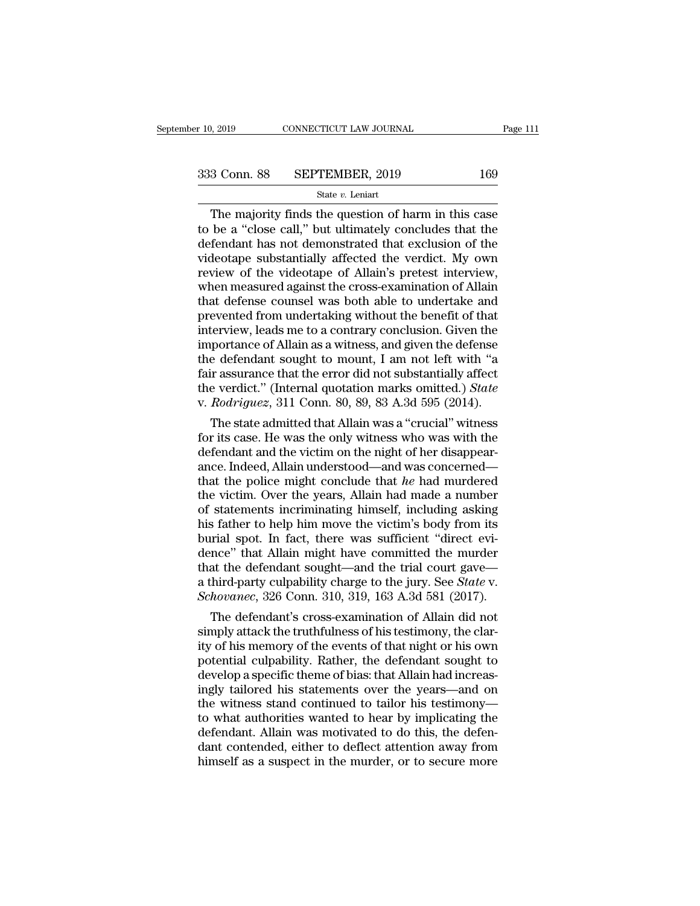The majority finds the question of harm in this case to be a "close call," but ultimately concludes that the defendant has not demonstrated that exclusion of the videotape substantially affected the verdict. My own review of the videotape of Allain's pretest interview, when measured against the cross-examination of Allain that defense counsel was both able to undertake and prevented from undertaking without the benefit of that interview, leads me to a contrary conclusion. Given the importance of Allain as a witness, and given the defense the defendant sought to mount, I am not left with "a fair assurance that the error did not substantially affect the verdict." (Internal quotation marks omitted.) *State* v. *Rodriguez*, 311 Conn. 80, 89, 83 A.3d 595 (2014).

The state admitted that Allain was a "crucial" witness for its case. He was the only witness who was with the defendant and the victim on the night of her disappearance. Indeed, Allain understood—and was concerned—that the police might conclude that *he* had murdered the victim. Over the years, Allain had made a number of statements incriminating himself, including asking his father to help him move the victim's body from its burial spot. In fact, there was sufficient "direct evidence" that Allain might have committed the murder that the defendant sought—and the trial court gave—a third-party culpability charge to the jury. See *State* v. *Schovanec*, 326 Conn. 310, 319, 163 A.3d 581 (2017).

The defendant's cross-examination of Allain did not simply attack the truthfulness of his testimony, the clarity of his memory of the events of that night or his own potential culpability. Rather, the defendant sought to develop a specific theme of bias: that Allain had increasingly tailored his statements over the years—and on the witness stand continued to tailor his testimony—to what authorities wanted to hear by implicating the defendant. Allain was motivated to do this, the defendant contended, either to deflect attention away from himself as a suspect in the murder, or to secure more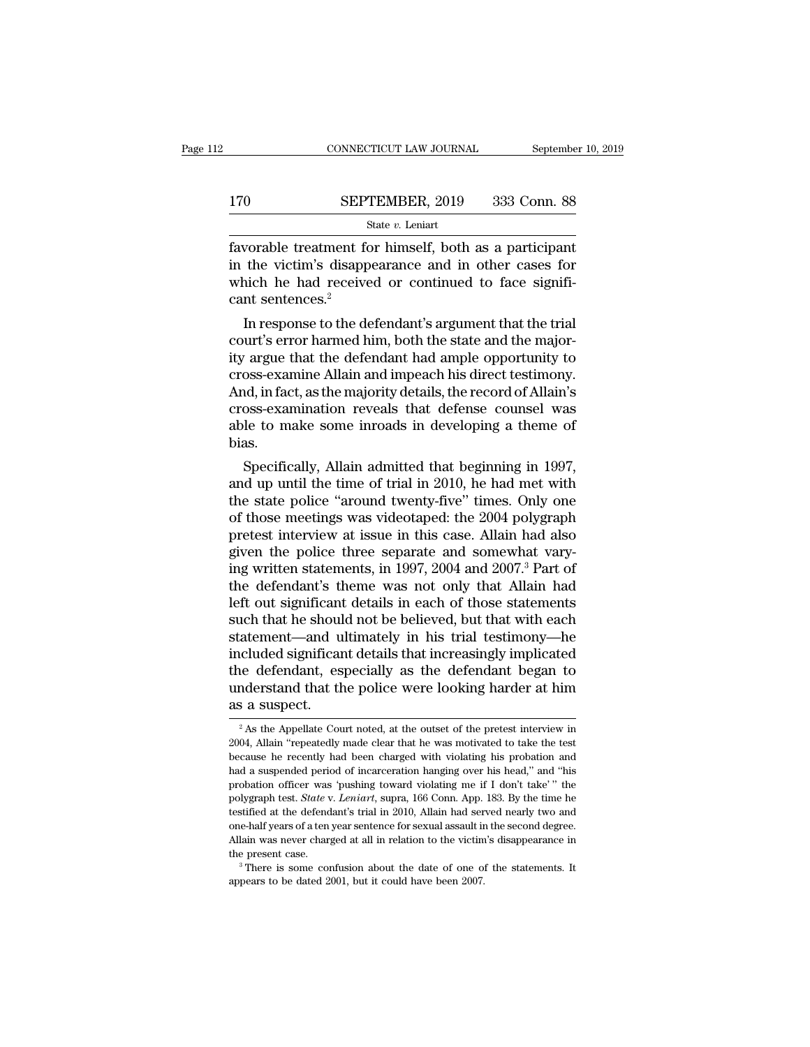favorable treatment for himself, both as a participant in the victim's disappearance and in other cases for which he had received or continued to face significant sentences.[2]

In response to the defendant's argument that the trial court's error harmed him, both the state and the majority argue that the defendant had ample opportunity to cross-examine Allain and impeach his direct testimony. And, in fact, as the majority details, the record of Allain's cross-examination reveals that defense counsel was able to make some inroads in developing a theme of bias.

Specifically, Allain admitted that beginning in 1997, and up until the time of trial in 2010, he had met with the state police "around twenty-five" times. Only one of those meetings was videotaped: the 2004 polygraph pretest interview at issue in this case. Allain had also given the police three separate and somewhat varying written statements, in 1997, 2004 and 2007.[3] Part of the defendant's theme was not only that Allain had left out significant details in each of those statements such that he should not be believed, but that with each statement—and ultimately in his trial testimony—he included significant details that increasingly implicated the defendant, especially as the defendant began to understand that the police were looking harder at him as a suspect.

[2] As the Appellate Court noted, at the outset of the pretest interview in 2004, Allain "repeatedly made clear that he was motivated to take the test because he recently had been charged with violating his probation and had a suspended period of incarceration hanging over his head," and "his probation officer was 'pushing toward violating me if I don't take' " the polygraph test. *State* v. *Leniart*, supra, 166 Conn. App. 183. By the time he testified at the defendant's trial in 2010, Allain had served nearly two and one-half years of a ten year sentence for sexual assault in the second degree. Allain was never charged at all in relation to the victim's disappearance in the present case.

[3] There is some confusion about the date of one of the statements. It appears to be dated 2001, but it could have been 2007.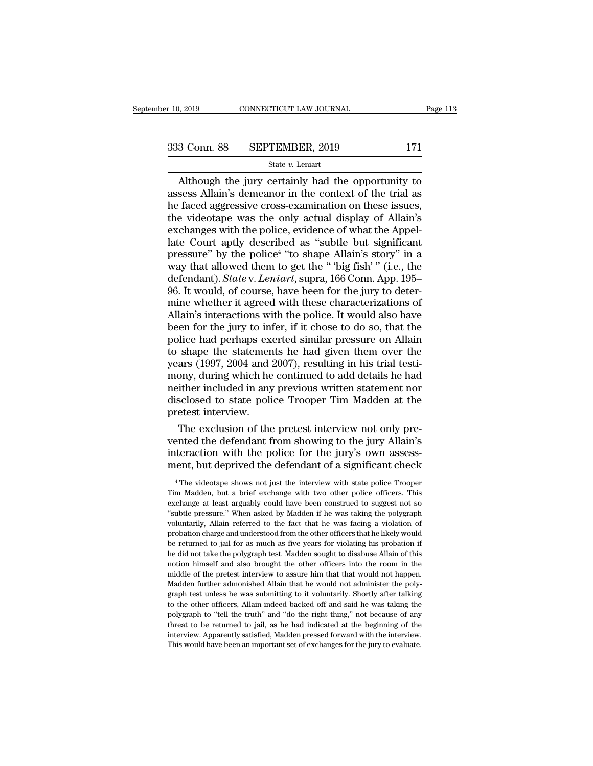Although the jury certainly had the opportunity to assess Allain's demeanor in the context of the trial as he faced aggressive cross-examination on these issues, the videotape was the only actual display of Allain's exchanges with the police, evidence of what the Appellate Court aptly described as "subtle but significant pressure" by the police[4] "to shape Allain's story" in a way that allowed them to get the " 'big fish' " (i.e., the defendant). *State* v. *Leniart*, supra, 166 Conn. App. 195–96. It would, of course, have been for the jury to determine whether it agreed with these characterizations of Allain's interactions with the police. It would also have been for the jury to infer, if it chose to do so, that the police had perhaps exerted similar pressure on Allain to shape the statements he had given them over the years (1997, 2004 and 2007), resulting in his trial testimony, during which he continued to add details he had neither included in any previous written statement nor disclosed to state police Trooper Tim Madden at the pretest interview.

The exclusion of the pretest interview not only prevented the defendant from showing to the jury Allain's interaction with the police for the jury's own assessment, but deprived the defendant of a significant check

---

[4] The videotape shows not just the interview with state police Trooper Tim Madden, but a brief exchange with two other police officers. This exchange at least arguably could have been construed to suggest not so "subtle pressure." When asked by Madden if he was taking the polygraph voluntarily, Allain referred to the fact that he was facing a violation of probation charge and understood from the other officers that he likely would be returned to jail for as much as five years for violating his probation if he did not take the polygraph test. Madden sought to disabuse Allain of this notion himself and also brought the other officers into the room in the middle of the pretest interview to assure him that that would not happen. Madden further admonished Allain that he would not administer the polygraph test unless he was submitting to it voluntarily. Shortly after talking to the other officers, Allain indeed backed off and said he was taking the polygraph to "tell the truth" and "do the right thing," not because of any threat to be returned to jail, as he had indicated at the beginning of the interview. Apparently satisfied, Madden pressed forward with the interview. This would have been an important set of exchanges for the jury to evaluate.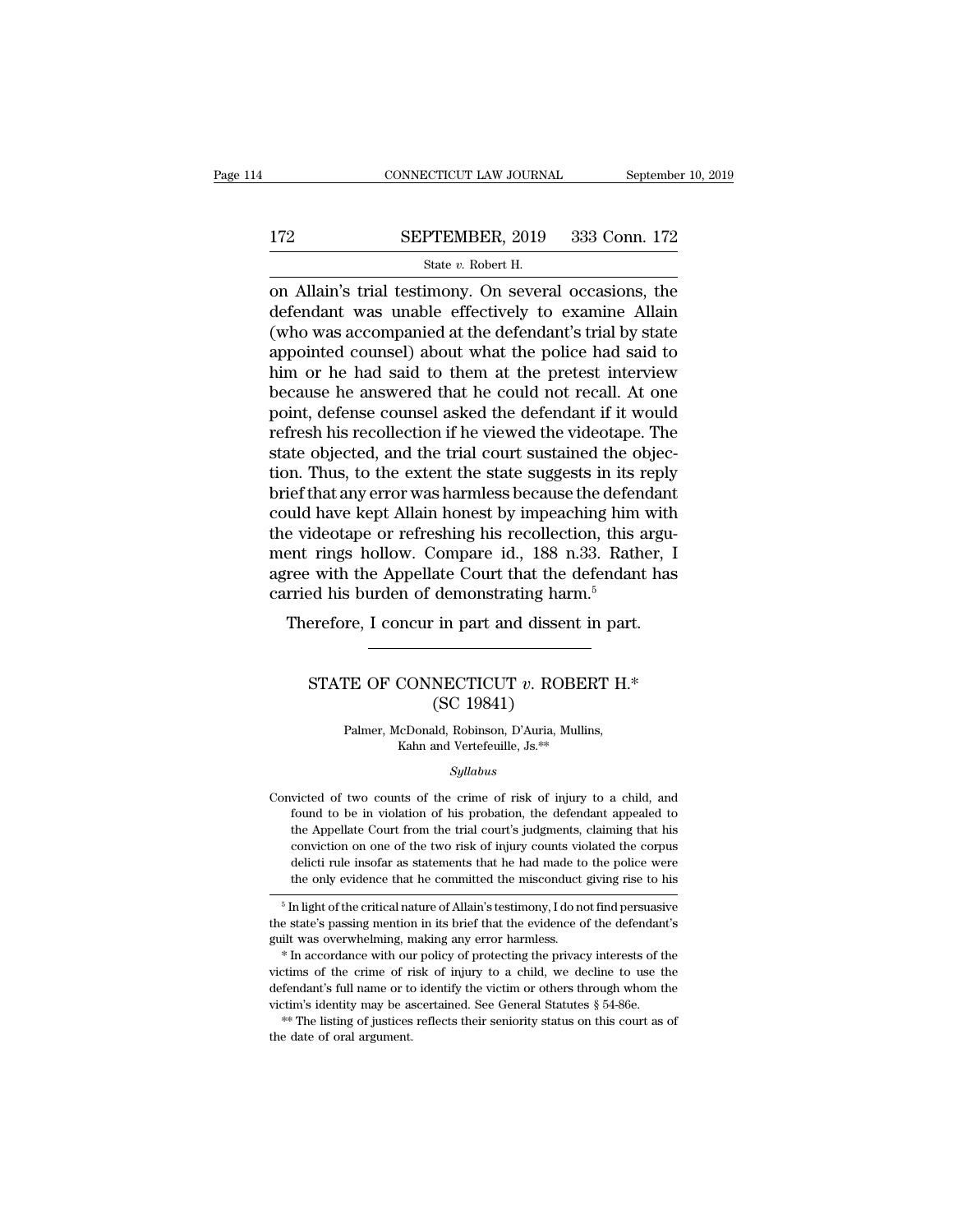on Allain's trial testimony. On several occasions, the defendant was unable effectively to examine Allain (who was accompanied at the defendant's trial by state appointed counsel) about what the police had said to him or he had said to them at the pretest interview because he answered that he could not recall. At one point, defense counsel asked the defendant if it would refresh his recollection if he viewed the videotape. The state objected, and the trial court sustained the objection. Thus, to the extent the state suggests in its reply brief that any error was harmless because the defendant could have kept Allain honest by impeaching him with the videotape or refreshing his recollection, this argument rings hollow. Compare id., 188 n.33. Rather, I agree with the Appellate Court that the defendant has carried his burden of demonstrating harm.[5]

Therefore, I concur in part and dissent in part.

---

# STATE OF CONNECTICUT *v.* ROBERT H.*
## (SC 19841)

Palmer, McDonald, Robinson, D'Auria, Mullins, Kahn and Vertefeuille, Js.**

*Syllabus*

Convicted of two counts of the crime of risk of injury to a child, and found to be in violation of his probation, the defendant appealed to the Appellate Court from the trial court's judgments, claiming that his conviction on one of the two risk of injury counts violated the corpus delicti rule insofar as statements that he had made to the police were the only evidence that he committed the misconduct giving rise to his

---

[5] In light of the critical nature of Allain's testimony, I do not find persuasive the state's passing mention in its brief that the evidence of the defendant's guilt was overwhelming, making any error harmless.

* In accordance with our policy of protecting the privacy interests of the victims of the crime of risk of injury to a child, we decline to use the defendant's full name or to identify the victim or others through whom the victim's identity may be ascertained. See General Statutes § 54-86e.

** The listing of justices reflects their seniority status on this court as of the date of oral argument.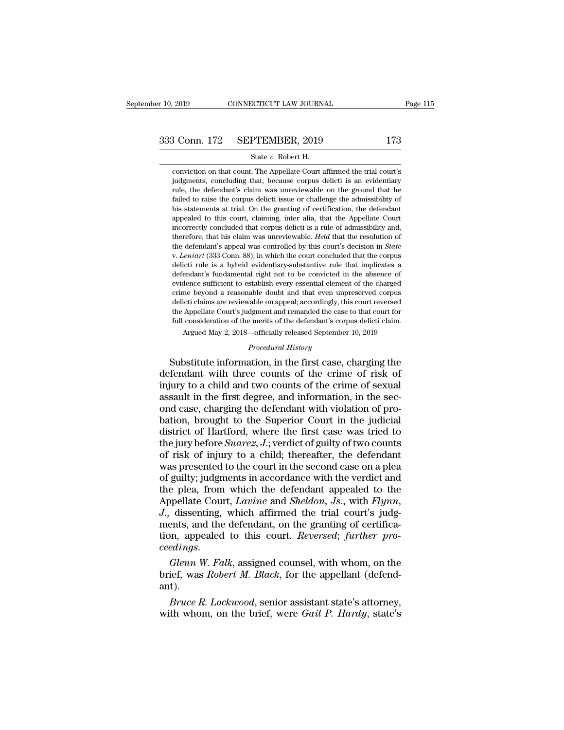conviction on that count. The Appellate Court affirmed the trial court's judgments, concluding that, because corpus delicti is an evidentiary rule, the defendant's claim was unreviewable on the ground that he failed to raise the corpus delicti issue or challenge the admissibility of his statements at trial. On the granting of certification, the defendant appealed to this court, claiming, inter alia, that the Appellate Court incorrectly concluded that corpus delicti is a rule of admissibility and, therefore, that his claim was unreviewable. *Held* that the resolution of the defendant's appeal was controlled by this court's decision in *State* v. *Leniart* (333 Conn. 88), in which the court concluded that the corpus delicti rule is a hybrid evidentiary-substantive rule that implicates a defendant's fundamental right not to be convicted in the absence of evidence sufficient to establish every essential element of the charged crime beyond a reasonable doubt and that even unpreserved corpus delicti claims are reviewable on appeal; accordingly, this court reversed the Appellate Court's judgment and remanded the case to that court for full consideration of the merits of the defendant's corpus delicti claim.

Argued May 2, 2018—officially released September 10, 2019

*Procedural History*

Substitute information, in the first case, charging the defendant with three counts of the crime of risk of injury to a child and two counts of the crime of sexual assault in the first degree, and information, in the second case, charging the defendant with violation of probation, brought to the Superior Court in the judicial district of Hartford, where the first case was tried to the jury before *Suarez, J.*; verdict of guilty of two counts of risk of injury to a child; thereafter, the defendant was presented to the court in the second case on a plea of guilty; judgments in accordance with the verdict and the plea, from which the defendant appealed to the Appellate Court, *Lavine* and *Sheldon, Js.*, with *Flynn, J.*, dissenting, which affirmed the trial court's judgments, and the defendant, on the granting of certification, appealed to this court. *Reversed*; *further proceedings*.

*Glenn W. Falk*, assigned counsel, with whom, on the brief, was *Robert M. Black*, for the appellant (defendant).

*Bruce R. Lockwood*, senior assistant state's attorney, with whom, on the brief, were *Gail P. Hardy*, state's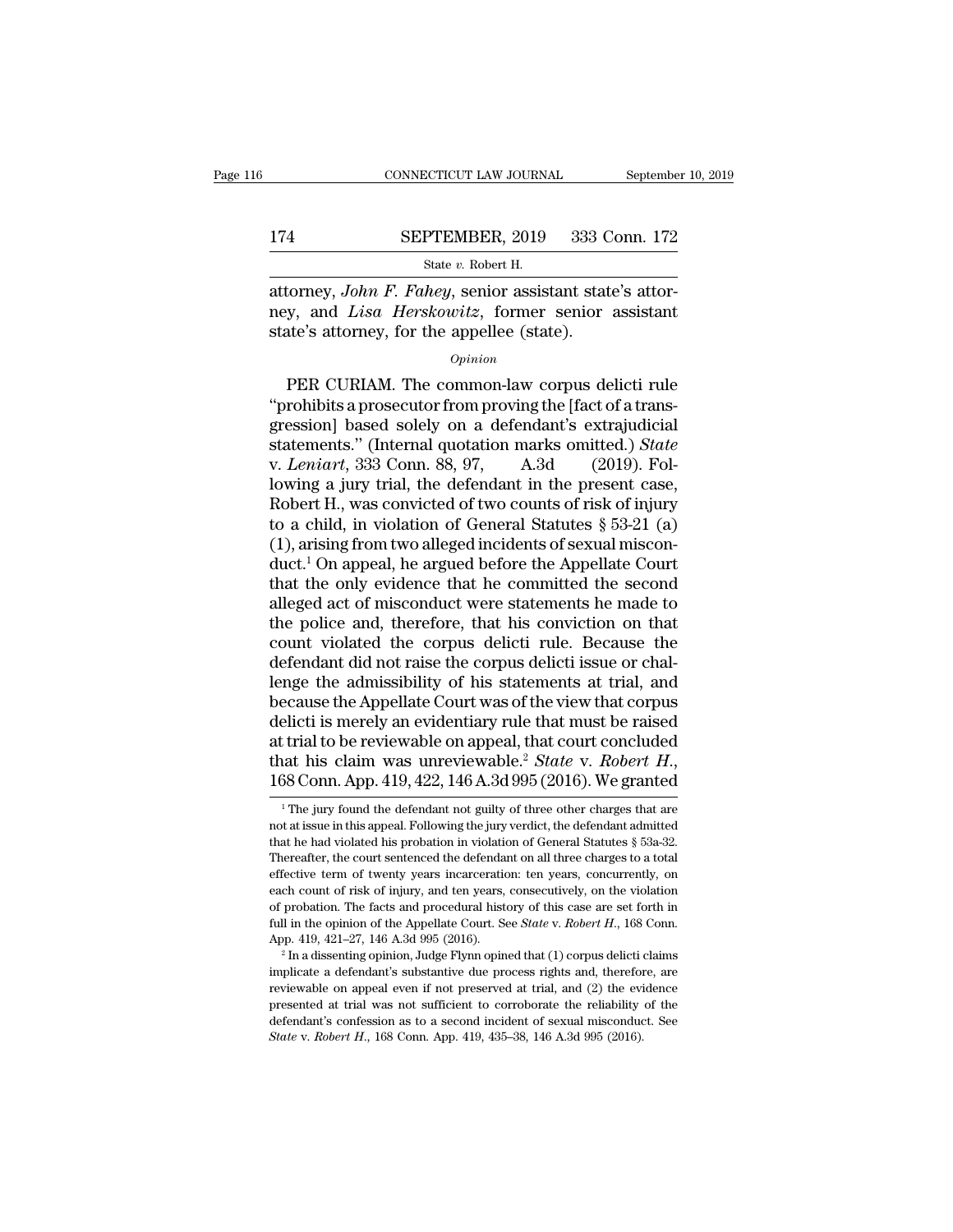attorney, *John F. Fahey*, senior assistant state's attorney, and *Lisa Herskowitz*, former senior assistant state's attorney, for the appellee (state).

*Opinion*

PER CURIAM. The common-law corpus delicti rule "prohibits a prosecutor from proving the [fact of a transgression] based solely on a defendant's extrajudicial statements." (Internal quotation marks omitted.) *State* v. *Leniart*, 333 Conn. 88, 97, A.3d (2019). Following a jury trial, the defendant in the present case, Robert H., was convicted of two counts of risk of injury to a child, in violation of General Statutes § 53-21 (a) (1), arising from two alleged incidents of sexual misconduct.[1] On appeal, he argued before the Appellate Court that the only evidence that he committed the second alleged act of misconduct were statements he made to the police and, therefore, that his conviction on that count violated the corpus delicti rule. Because the defendant did not raise the corpus delicti issue or challenge the admissibility of his statements at trial, and because the Appellate Court was of the view that corpus delicti is merely an evidentiary rule that must be raised at trial to be reviewable on appeal, that court concluded that his claim was unreviewable.[2] *State* v. *Robert H.*, 168 Conn. App. 419, 422, 146 A.3d 995 (2016). We granted

---

[1] The jury found the defendant not guilty of three other charges that are not at issue in this appeal. Following the jury verdict, the defendant admitted that he had violated his probation in violation of General Statutes § 53a-32. Thereafter, the court sentenced the defendant on all three charges to a total effective term of twenty years incarceration: ten years, concurrently, on each count of risk of injury, and ten years, consecutively, on the violation of probation. The facts and procedural history of this case are set forth in full in the opinion of the Appellate Court. See *State* v. *Robert H.*, 168 Conn. App. 419, 421–27, 146 A.3d 995 (2016).

[2] In a dissenting opinion, Judge Flynn opined that (1) corpus delicti claims implicate a defendant's substantive due process rights and, therefore, are reviewable on appeal even if not preserved at trial, and (2) the evidence presented at trial was not sufficient to corroborate the reliability of the defendant's confession as to a second incident of sexual misconduct. See *State* v. *Robert H.*, 168 Conn. App. 419, 435–38, 146 A.3d 995 (2016).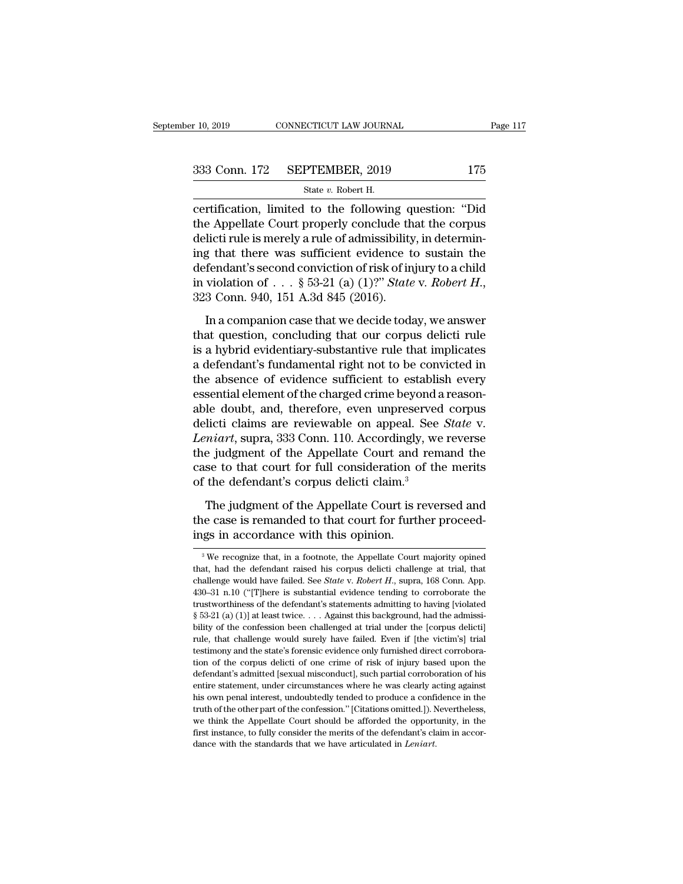certification, limited to the following question: "Did the Appellate Court properly conclude that the corpus delicti rule is merely a rule of admissibility, in determining that there was sufficient evidence to sustain the defendant's second conviction of risk of injury to a child in violation of . . . § 53-21 (a) (1)?" *State* v. *Robert H.*, 323 Conn. 940, 151 A.3d 845 (2016).

In a companion case that we decide today, we answer that question, concluding that our corpus delicti rule is a hybrid evidentiary-substantive rule that implicates a defendant's fundamental right not to be convicted in the absence of evidence sufficient to establish every essential element of the charged crime beyond a reasonable doubt, and, therefore, even unpreserved corpus delicti claims are reviewable on appeal. See *State* v. *Leniart*, supra, 333 Conn. 110. Accordingly, we reverse the judgment of the Appellate Court and remand the case to that court for full consideration of the merits of the defendant's corpus delicti claim.[3]

The judgment of the Appellate Court is reversed and the case is remanded to that court for further proceedings in accordance with this opinion.

[3] We recognize that, in a footnote, the Appellate Court majority opined that, had the defendant raised his corpus delicti challenge at trial, that challenge would have failed. See *State* v. *Robert H.*, supra, 168 Conn. App. 430–31 n.10 ("[T]here is substantial evidence tending to corroborate the trustworthiness of the defendant's statements admitting to having [violated § 53-21 (a) (1)] at least twice. . . . Against this background, had the admissibility of the confession been challenged at trial under the [corpus delicti] rule, that challenge would surely have failed. Even if [the victim's] trial testimony and the state's forensic evidence only furnished direct corroboration of the corpus delicti of one crime of risk of injury based upon the defendant's admitted [sexual misconduct], such partial corroboration of his entire statement, under circumstances where he was clearly acting against his own penal interest, undoubtedly tended to produce a confidence in the truth of the other part of the confession." [Citations omitted.]). Nevertheless, we think the Appellate Court should be afforded the opportunity, in the first instance, to fully consider the merits of the defendant's claim in accordance with the standards that we have articulated in *Leniart*.